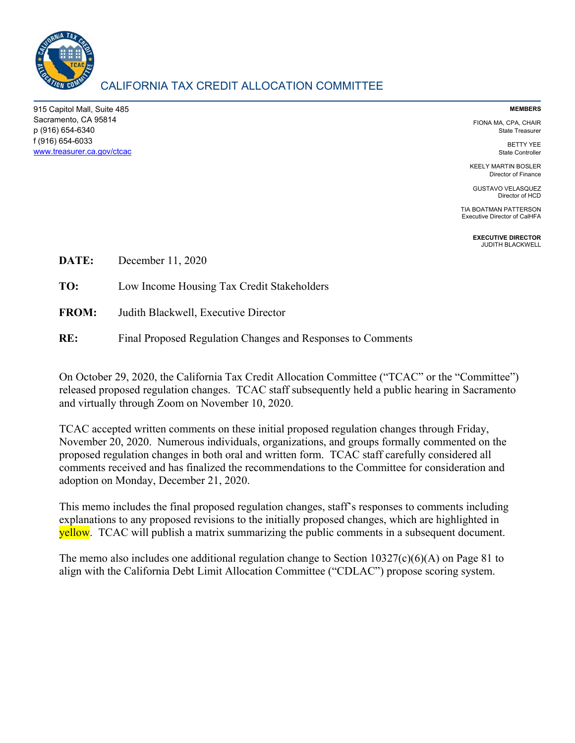# CALIFORNIA TAX CREDIT ALLOCATION COMMITTEE

915 Capitol Mall, Suite 485
Sacramento, CA 95814
p (916) 654-6340
f (916) 654-6033
www.treasurer.ca.gov/ctcac

**MEMBERS**

FIONA MA, CPA, CHAIR
State Treasurer

BETTY YEE
State Controller

KEELY MARTIN BOSLER
Director of Finance

GUSTAVO VELASQUEZ
Director of HCD

TIA BOATMAN PATTERSON
Executive Director of CalHFA

**EXECUTIVE DIRECTOR**
JUDITH BLACKWELL

**DATE:** December 11, 2020

**TO:** Low Income Housing Tax Credit Stakeholders

**FROM:** Judith Blackwell, Executive Director

**RE:** Final Proposed Regulation Changes and Responses to Comments

On October 29, 2020, the California Tax Credit Allocation Committee ("TCAC" or the "Committee") released proposed regulation changes. TCAC staff subsequently held a public hearing in Sacramento and virtually through Zoom on November 10, 2020.

TCAC accepted written comments on these initial proposed regulation changes through Friday, November 20, 2020. Numerous individuals, organizations, and groups formally commented on the proposed regulation changes in both oral and written form. TCAC staff carefully considered all comments received and has finalized the recommendations to the Committee for consideration and adoption on Monday, December 21, 2020.

This memo includes the final proposed regulation changes, staff's responses to comments including explanations to any proposed revisions to the initially proposed changes, which are highlighted in yellow. TCAC will publish a matrix summarizing the public comments in a subsequent document.

The memo also includes one additional regulation change to Section 10327(c)(6)(A) on Page 81 to align with the California Debt Limit Allocation Committee ("CDLAC") propose scoring system.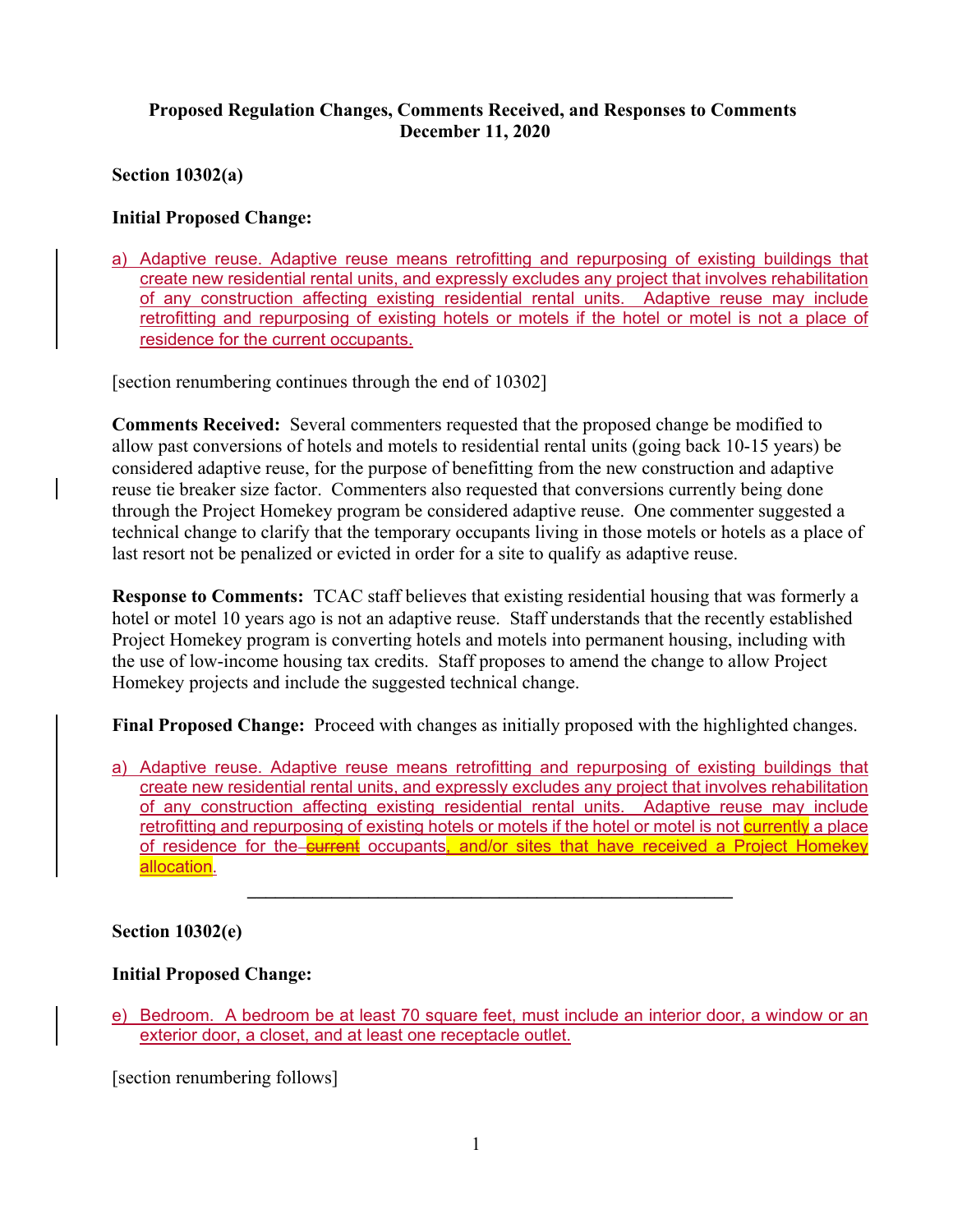**Proposed Regulation Changes, Comments Received, and Responses to Comments**
**December 11, 2020**

**Section 10302(a)**

**Initial Proposed Change:**

a) Adaptive reuse. Adaptive reuse means retrofitting and repurposing of existing buildings that create new residential rental units, and expressly excludes any project that involves rehabilitation of any construction affecting existing residential rental units. Adaptive reuse may include retrofitting and repurposing of existing hotels or motels if the hotel or motel is not a place of residence for the current occupants.

[section renumbering continues through the end of 10302]

**Comments Received:** Several commenters requested that the proposed change be modified to allow past conversions of hotels and motels to residential rental units (going back 10-15 years) be considered adaptive reuse, for the purpose of benefitting from the new construction and adaptive reuse tie breaker size factor. Commenters also requested that conversions currently being done through the Project Homekey program be considered adaptive reuse. One commenter suggested a technical change to clarify that the temporary occupants living in those motels or hotels as a place of last resort not be penalized or evicted in order for a site to qualify as adaptive reuse.

**Response to Comments:** TCAC staff believes that existing residential housing that was formerly a hotel or motel 10 years ago is not an adaptive reuse. Staff understands that the recently established Project Homekey program is converting hotels and motels into permanent housing, including with the use of low-income housing tax credits. Staff proposes to amend the change to allow Project Homekey projects and include the suggested technical change.

**Final Proposed Change:** Proceed with changes as initially proposed with the highlighted changes.

a) Adaptive reuse. Adaptive reuse means retrofitting and repurposing of existing buildings that create new residential rental units, and expressly excludes any project that involves rehabilitation of any construction affecting existing residential rental units. Adaptive reuse may include retrofitting and repurposing of existing hotels or motels if the hotel or motel is not currently a place of residence for the ~~current~~ occupants, and/or sites that have received a Project Homekey allocation.

---

**Section 10302(e)**

**Initial Proposed Change:**

e) Bedroom. A bedroom be at least 70 square feet, must include an interior door, a window or an exterior door, a closet, and at least one receptacle outlet.

[section renumbering follows]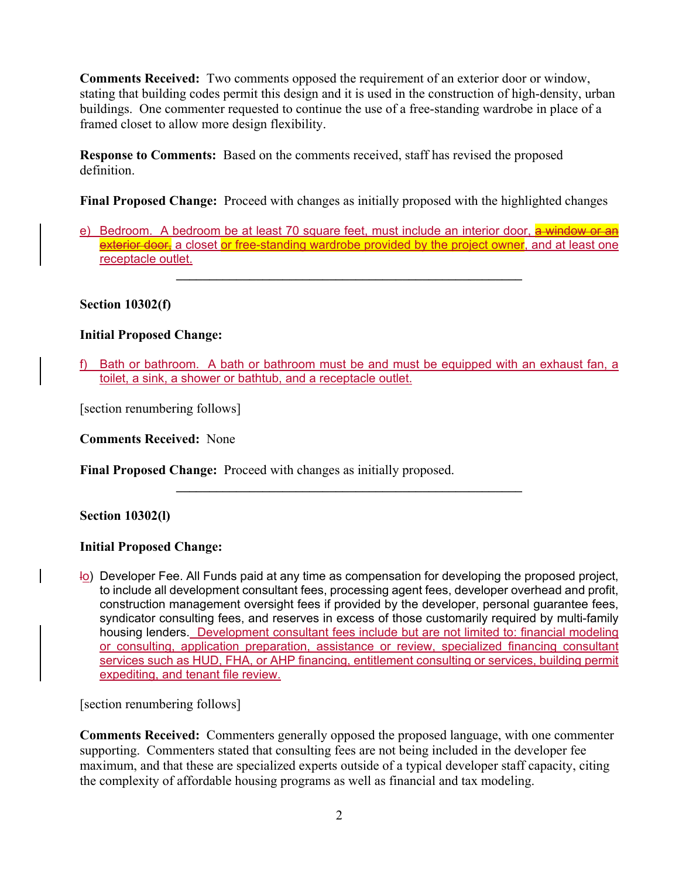**Comments Received:** Two comments opposed the requirement of an exterior door or window, stating that building codes permit this design and it is used in the construction of high-density, urban buildings. One commenter requested to continue the use of a free-standing wardrobe in place of a framed closet to allow more design flexibility.

**Response to Comments:** Based on the comments received, staff has revised the proposed definition.

**Final Proposed Change:** Proceed with changes as initially proposed with the highlighted changes

e) Bedroom. A bedroom be at least 70 square feet, must include an interior door, ~~a window or an exterior door,~~ a closet or free-standing wardrobe provided by the project owner, and at least one receptacle outlet.

---

**Section 10302(f)**

**Initial Proposed Change:**

f) Bath or bathroom. A bath or bathroom must be and must be equipped with an exhaust fan, a toilet, a sink, a shower or bathtub, and a receptacle outlet.

[section renumbering follows]

**Comments Received:** None

**Final Proposed Change:** Proceed with changes as initially proposed.

---

**Section 10302(l)**

**Initial Proposed Change:**

~~l~~o) Developer Fee. All Funds paid at any time as compensation for developing the proposed project, to include all development consultant fees, processing agent fees, developer overhead and profit, construction management oversight fees if provided by the developer, personal guarantee fees, syndicator consulting fees, and reserves in excess of those customarily required by multi-family housing lenders. Development consultant fees include but are not limited to: financial modeling or consulting, application preparation, assistance or review, specialized financing consultant services such as HUD, FHA, or AHP financing, entitlement consulting or services, building permit expediting, and tenant file review.

[section renumbering follows]

**Comments Received:** Commenters generally opposed the proposed language, with one commenter supporting. Commenters stated that consulting fees are not being included in the developer fee maximum, and that these are specialized experts outside of a typical developer staff capacity, citing the complexity of affordable housing programs as well as financial and tax modeling.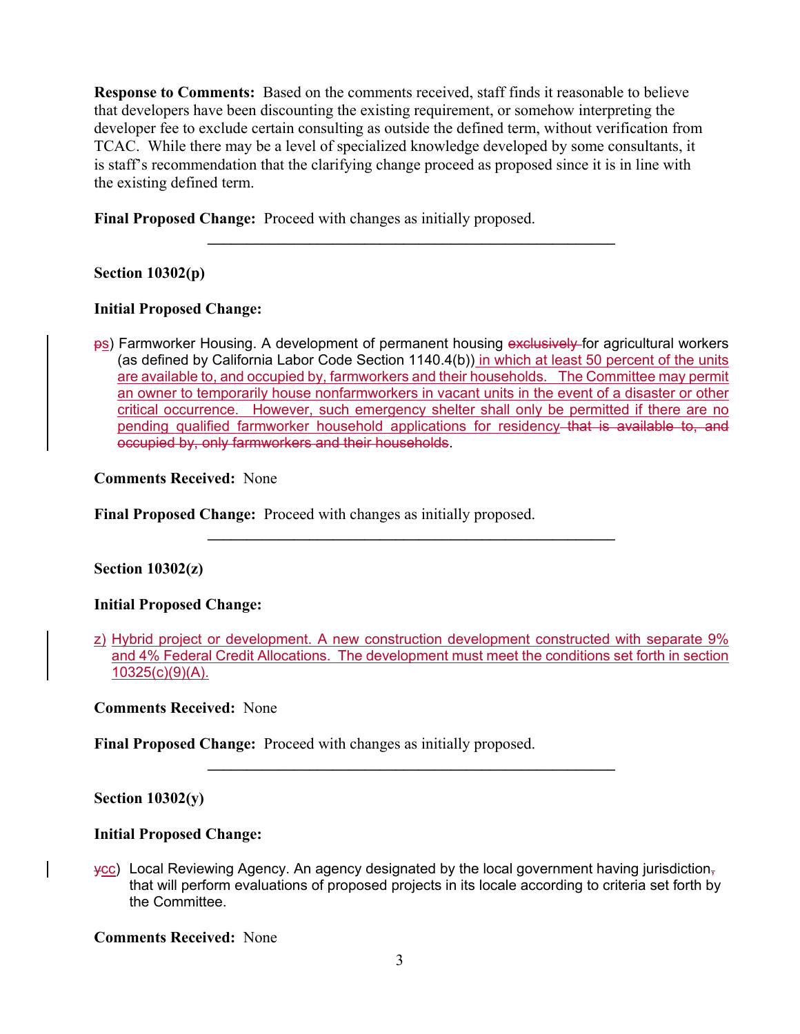**Response to Comments:** Based on the comments received, staff finds it reasonable to believe that developers have been discounting the existing requirement, or somehow interpreting the developer fee to exclude certain consulting as outside the defined term, without verification from TCAC. While there may be a level of specialized knowledge developed by some consultants, it is staff's recommendation that the clarifying change proceed as proposed since it is in line with the existing defined term.

**Final Proposed Change:** Proceed with changes as initially proposed.

---

**Section 10302(p)**

**Initial Proposed Change:**

~~p~~s) Farmworker Housing. A development of permanent housing ~~exclusively~~ for agricultural workers (as defined by California Labor Code Section 1140.4(b)) in which at least 50 percent of the units are available to, and occupied by, farmworkers and their households. The Committee may permit an owner to temporarily house nonfarmworkers in vacant units in the event of a disaster or other critical occurrence. However, such emergency shelter shall only be permitted if there are no pending qualified farmworker household applications for residency ~~that is available to, and occupied by, only farmworkers and their households~~.

**Comments Received:** None

**Final Proposed Change:** Proceed with changes as initially proposed.

---

**Section 10302(z)**

**Initial Proposed Change:**

z) Hybrid project or development. A new construction development constructed with separate 9% and 4% Federal Credit Allocations. The development must meet the conditions set forth in section 10325(c)(9)(A).

**Comments Received:** None

**Final Proposed Change:** Proceed with changes as initially proposed.

---

**Section 10302(y)**

**Initial Proposed Change:**

~~y~~cc) Local Reviewing Agency. An agency designated by the local government having jurisdiction~~,~~ that will perform evaluations of proposed projects in its locale according to criteria set forth by the Committee.

**Comments Received:** None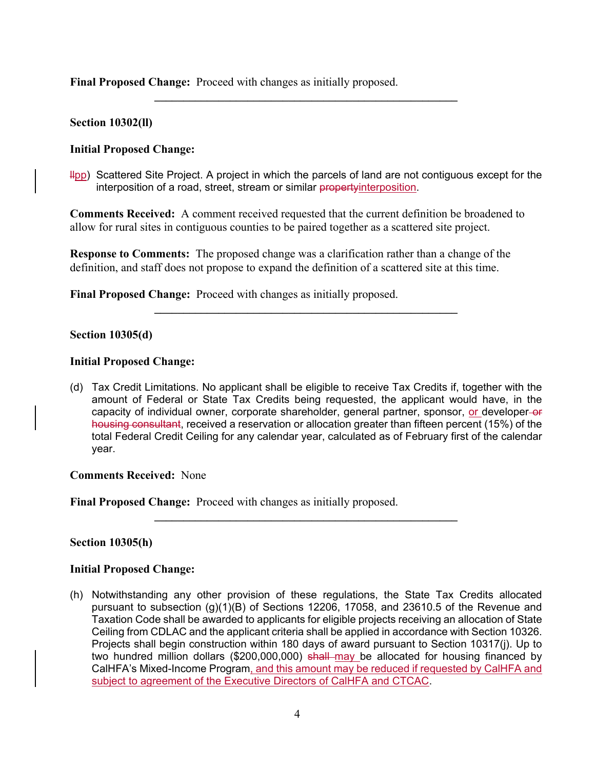**Final Proposed Change:** Proceed with changes as initially proposed.

---

**Section 10302(ll)**

**Initial Proposed Change:**

~~ll~~pp) Scattered Site Project. A project in which the parcels of land are not contiguous except for the interposition of a road, street, stream or similar ~~property~~interposition.

**Comments Received:** A comment received requested that the current definition be broadened to allow for rural sites in contiguous counties to be paired together as a scattered site project.

**Response to Comments:** The proposed change was a clarification rather than a change of the definition, and staff does not propose to expand the definition of a scattered site at this time.

**Final Proposed Change:** Proceed with changes as initially proposed.

---

**Section 10305(d)**

**Initial Proposed Change:**

(d) Tax Credit Limitations. No applicant shall be eligible to receive Tax Credits if, together with the amount of Federal or State Tax Credits being requested, the applicant would have, in the capacity of individual owner, corporate shareholder, general partner, sponsor, or developer ~~or housing consultant~~, received a reservation or allocation greater than fifteen percent (15%) of the total Federal Credit Ceiling for any calendar year, calculated as of February first of the calendar year.

**Comments Received:** None

**Final Proposed Change:** Proceed with changes as initially proposed.

---

**Section 10305(h)**

**Initial Proposed Change:**

(h) Notwithstanding any other provision of these regulations, the State Tax Credits allocated pursuant to subsection (g)(1)(B) of Sections 12206, 17058, and 23610.5 of the Revenue and Taxation Code shall be awarded to applicants for eligible projects receiving an allocation of State Ceiling from CDLAC and the applicant criteria shall be applied in accordance with Section 10326. Projects shall begin construction within 180 days of award pursuant to Section 10317(j). Up to two hundred million dollars ($200,000,000) ~~shall~~ may be allocated for housing financed by CalHFA's Mixed-Income Program, and this amount may be reduced if requested by CalHFA and subject to agreement of the Executive Directors of CalHFA and CTCAC.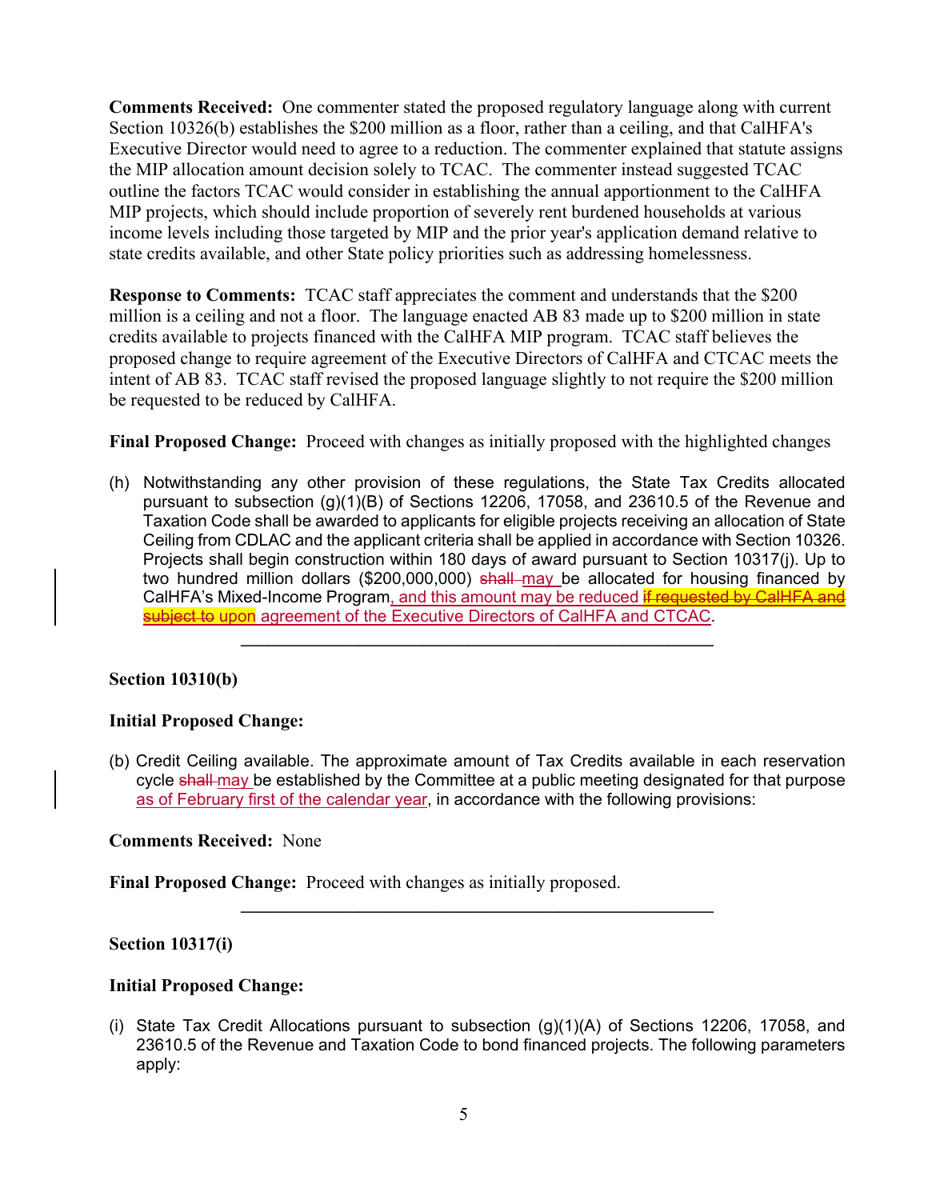**Comments Received:** One commenter stated the proposed regulatory language along with current Section 10326(b) establishes the $200 million as a floor, rather than a ceiling, and that CalHFA's Executive Director would need to agree to a reduction. The commenter explained that statute assigns the MIP allocation amount decision solely to TCAC. The commenter instead suggested TCAC outline the factors TCAC would consider in establishing the annual apportionment to the CalHFA MIP projects, which should include proportion of severely rent burdened households at various income levels including those targeted by MIP and the prior year's application demand relative to state credits available, and other State policy priorities such as addressing homelessness.

**Response to Comments:** TCAC staff appreciates the comment and understands that the $200 million is a ceiling and not a floor. The language enacted AB 83 made up to $200 million in state credits available to projects financed with the CalHFA MIP program. TCAC staff believes the proposed change to require agreement of the Executive Directors of CalHFA and CTCAC meets the intent of AB 83. TCAC staff revised the proposed language slightly to not require the $200 million be requested to be reduced by CalHFA.

**Final Proposed Change:** Proceed with changes as initially proposed with the highlighted changes

(h) Notwithstanding any other provision of these regulations, the State Tax Credits allocated pursuant to subsection (g)(1)(B) of Sections 12206, 17058, and 23610.5 of the Revenue and Taxation Code shall be awarded to applicants for eligible projects receiving an allocation of State Ceiling from CDLAC and the applicant criteria shall be applied in accordance with Section 10326. Projects shall begin construction within 180 days of award pursuant to Section 10317(j). Up to two hundred million dollars ($200,000,000) ~~shall~~ may be allocated for housing financed by CalHFA's Mixed-Income Program, and this amount may be reduced ~~if requested by CalHFA and subject to~~ upon agreement of the Executive Directors of CalHFA and CTCAC.

---

**Section 10310(b)**

**Initial Proposed Change:**

(b) Credit Ceiling available. The approximate amount of Tax Credits available in each reservation cycle ~~shall~~ may be established by the Committee at a public meeting designated for that purpose as of February first of the calendar year, in accordance with the following provisions:

**Comments Received:** None

**Final Proposed Change:** Proceed with changes as initially proposed.

---

**Section 10317(i)**

**Initial Proposed Change:**

(i) State Tax Credit Allocations pursuant to subsection (g)(1)(A) of Sections 12206, 17058, and 23610.5 of the Revenue and Taxation Code to bond financed projects. The following parameters apply: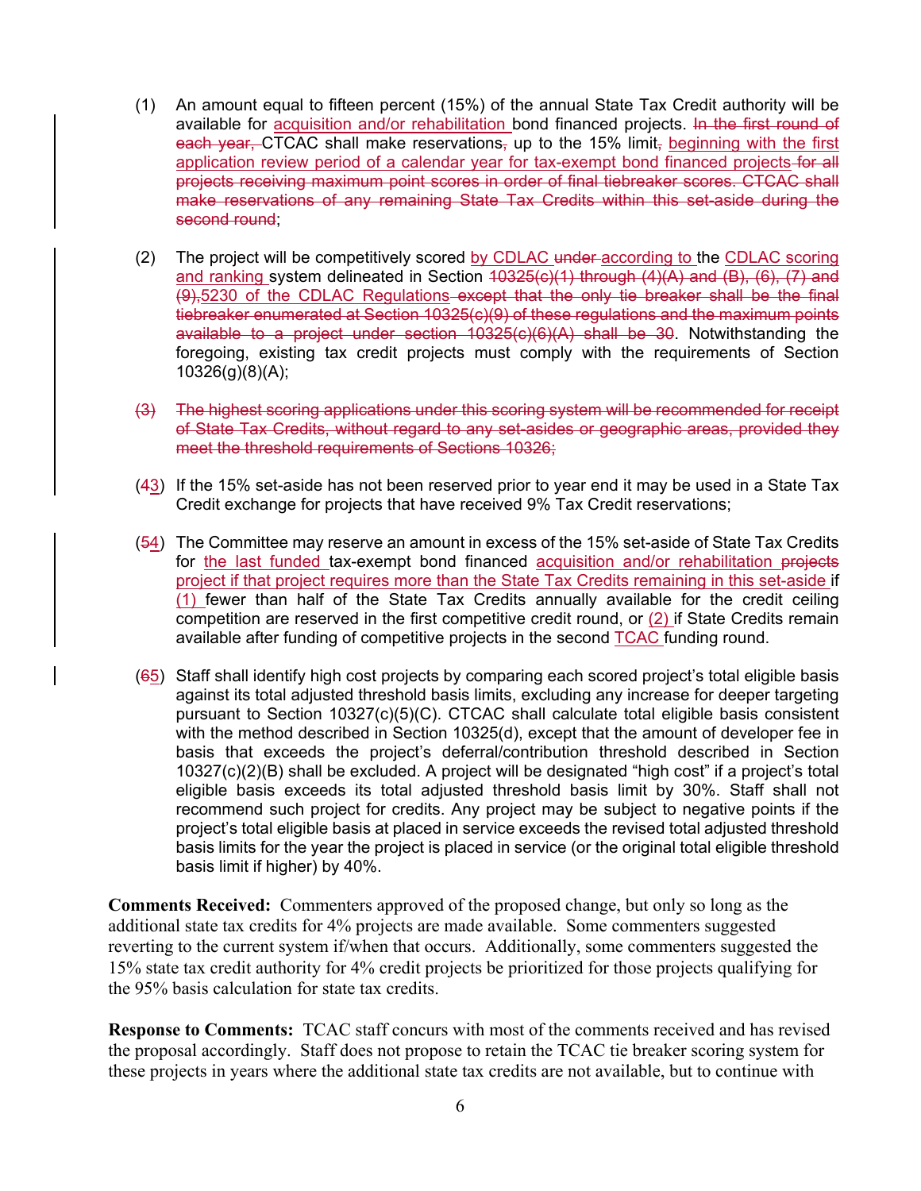(1) An amount equal to fifteen percent (15%) of the annual State Tax Credit authority will be available for acquisition and/or rehabilitation bond financed projects. ~~In the first round of each year,~~ CTCAC shall make reservations~~,~~ up to the 15% limit~~,~~ beginning with the first application review period of a calendar year for tax-exempt bond financed projects ~~for all projects receiving maximum point scores in order of final tiebreaker scores. CTCAC shall make reservations of any remaining State Tax Credits within this set-aside during the second round~~;

(2) The project will be competitively scored by CDLAC ~~under~~ according to the CDLAC scoring and ranking system delineated in Section ~~10325(c)(1) through (4)(A) and (B), (6), (7) and (9),~~5230 of the CDLAC Regulations ~~except that the only tie breaker shall be the final tiebreaker enumerated at Section 10325(c)(9) of these regulations and the maximum points available to a project under section 10325(c)(6)(A) shall be 30~~. Notwithstanding the foregoing, existing tax credit projects must comply with the requirements of Section 10326(g)(8)(A);

~~(3) The highest scoring applications under this scoring system will be recommended for receipt of State Tax Credits, without regard to any set-asides or geographic areas, provided they meet the threshold requirements of Sections 10326;~~

(~~4~~3) If the 15% set-aside has not been reserved prior to year end it may be used in a State Tax Credit exchange for projects that have received 9% Tax Credit reservations;

(~~5~~4) The Committee may reserve an amount in excess of the 15% set-aside of State Tax Credits for the last funded tax-exempt bond financed acquisition and/or rehabilitation ~~projects~~ project if that project requires more than the State Tax Credits remaining in this set-aside if (1) fewer than half of the State Tax Credits annually available for the credit ceiling competition are reserved in the first competitive credit round, or (2) if State Credits remain available after funding of competitive projects in the second TCAC funding round.

(~~6~~5) Staff shall identify high cost projects by comparing each scored project's total eligible basis against its total adjusted threshold basis limits, excluding any increase for deeper targeting pursuant to Section 10327(c)(5)(C). CTCAC shall calculate total eligible basis consistent with the method described in Section 10325(d), except that the amount of developer fee in basis that exceeds the project's deferral/contribution threshold described in Section 10327(c)(2)(B) shall be excluded. A project will be designated "high cost" if a project's total eligible basis exceeds its total adjusted threshold basis limit by 30%. Staff shall not recommend such project for credits. Any project may be subject to negative points if the project's total eligible basis at placed in service exceeds the revised total adjusted threshold basis limits for the year the project is placed in service (or the original total eligible threshold basis limit if higher) by 40%.

**Comments Received:** Commenters approved of the proposed change, but only so long as the additional state tax credits for 4% projects are made available. Some commenters suggested reverting to the current system if/when that occurs. Additionally, some commenters suggested the 15% state tax credit authority for 4% credit projects be prioritized for those projects qualifying for the 95% basis calculation for state tax credits.

**Response to Comments:** TCAC staff concurs with most of the comments received and has revised the proposal accordingly. Staff does not propose to retain the TCAC tie breaker scoring system for these projects in years where the additional state tax credits are not available, but to continue with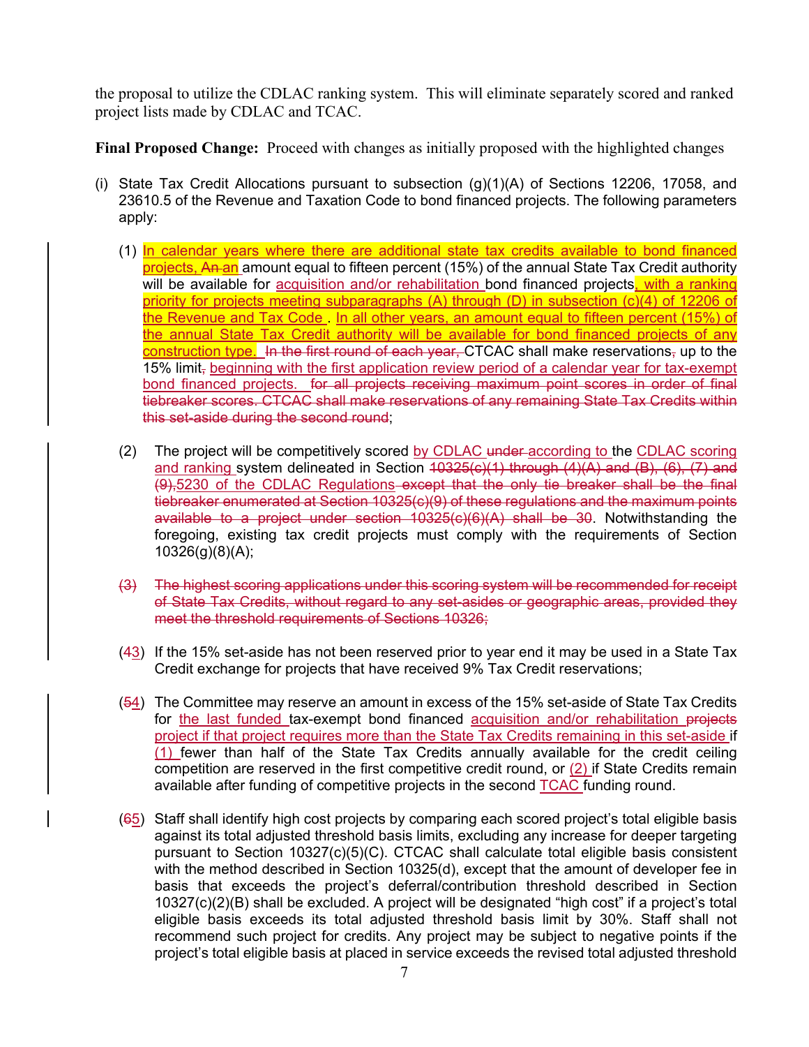the proposal to utilize the CDLAC ranking system. This will eliminate separately scored and ranked project lists made by CDLAC and TCAC.

**Final Proposed Change:** Proceed with changes as initially proposed with the highlighted changes

(i) State Tax Credit Allocations pursuant to subsection (g)(1)(A) of Sections 12206, 17058, and 23610.5 of the Revenue and Taxation Code to bond financed projects. The following parameters apply:

(1) In calendar years where there are additional state tax credits available to bond financed projects, ~~An~~ an amount equal to fifteen percent (15%) of the annual State Tax Credit authority will be available for acquisition and/or rehabilitation bond financed projects, with a ranking priority for projects meeting subparagraphs (A) through (D) in subsection (c)(4) of 12206 of the Revenue and Tax Code . In all other years, an amount equal to fifteen percent (15%) of the annual State Tax Credit authority will be available for bond financed projects of any construction type. ~~In the first round of each year,~~ CTCAC shall make reservations~~,~~ up to the 15% limit~~,~~ beginning with the first application review period of a calendar year for tax-exempt bond financed projects. ~~for all projects receiving maximum point scores in order of final tiebreaker scores. CTCAC shall make reservations of any remaining State Tax Credits within this set-aside during the second round~~;

(2) The project will be competitively scored by CDLAC ~~under~~ according to the CDLAC scoring and ranking system delineated in Section ~~10325(c)(1) through (4)(A) and (B), (6), (7) and (9),~~5230 of the CDLAC Regulations ~~except that the only tie breaker shall be the final tiebreaker enumerated at Section 10325(c)(9) of these regulations and the maximum points available to a project under section 10325(c)(6)(A) shall be 30~~. Notwithstanding the foregoing, existing tax credit projects must comply with the requirements of Section 10326(g)(8)(A);

~~(3) The highest scoring applications under this scoring system will be recommended for receipt of State Tax Credits, without regard to any set-asides or geographic areas, provided they meet the threshold requirements of Sections 10326;~~

(~~4~~3) If the 15% set-aside has not been reserved prior to year end it may be used in a State Tax Credit exchange for projects that have received 9% Tax Credit reservations;

(~~5~~4) The Committee may reserve an amount in excess of the 15% set-aside of State Tax Credits for the last funded tax-exempt bond financed acquisition and/or rehabilitation ~~projects~~ project if that project requires more than the State Tax Credits remaining in this set-aside if (1) fewer than half of the State Tax Credits annually available for the credit ceiling competition are reserved in the first competitive credit round, or (2) if State Credits remain available after funding of competitive projects in the second TCAC funding round.

(~~6~~5) Staff shall identify high cost projects by comparing each scored project's total eligible basis against its total adjusted threshold basis limits, excluding any increase for deeper targeting pursuant to Section 10327(c)(5)(C). CTCAC shall calculate total eligible basis consistent with the method described in Section 10325(d), except that the amount of developer fee in basis that exceeds the project's deferral/contribution threshold described in Section 10327(c)(2)(B) shall be excluded. A project will be designated "high cost" if a project's total eligible basis exceeds its total adjusted threshold basis limit by 30%. Staff shall not recommend such project for credits. Any project may be subject to negative points if the project's total eligible basis at placed in service exceeds the revised total adjusted threshold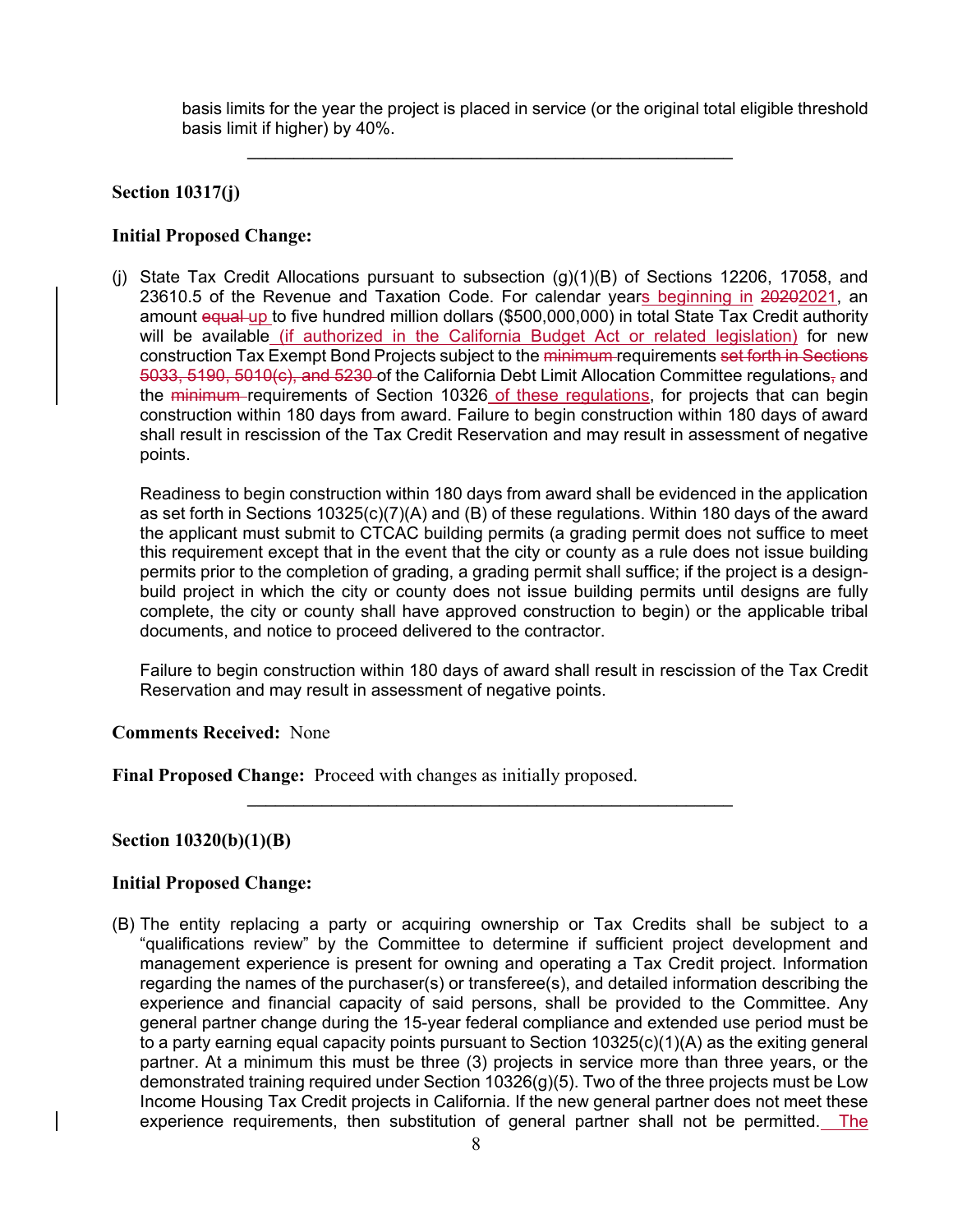basis limits for the year the project is placed in service (or the original total eligible threshold basis limit if higher) by 40%.

---

**Section 10317(j)**

**Initial Proposed Change:**

(j) State Tax Credit Allocations pursuant to subsection (g)(1)(B) of Sections 12206, 17058, and 23610.5 of the Revenue and Taxation Code. For calendar years beginning in ~~2020~~2021, an amount ~~equal~~ up to five hundred million dollars ($500,000,000) in total State Tax Credit authority will be available (if authorized in the California Budget Act or related legislation) for new construction Tax Exempt Bond Projects subject to the ~~minimum~~ requirements ~~set forth in Sections 5033, 5190, 5010(c), and 5230~~ of the California Debt Limit Allocation Committee regulations~~,~~ and the ~~minimum~~ requirements of Section 10326 of these regulations, for projects that can begin construction within 180 days from award. Failure to begin construction within 180 days of award shall result in rescission of the Tax Credit Reservation and may result in assessment of negative points.

Readiness to begin construction within 180 days from award shall be evidenced in the application as set forth in Sections 10325(c)(7)(A) and (B) of these regulations. Within 180 days of the award the applicant must submit to CTCAC building permits (a grading permit does not suffice to meet this requirement except that in the event that the city or county as a rule does not issue building permits prior to the completion of grading, a grading permit shall suffice; if the project is a design-build project in which the city or county does not issue building permits until designs are fully complete, the city or county shall have approved construction to begin) or the applicable tribal documents, and notice to proceed delivered to the contractor.

Failure to begin construction within 180 days of award shall result in rescission of the Tax Credit Reservation and may result in assessment of negative points.

**Comments Received:** None

**Final Proposed Change:** Proceed with changes as initially proposed.

---

**Section 10320(b)(1)(B)**

**Initial Proposed Change:**

(B) The entity replacing a party or acquiring ownership or Tax Credits shall be subject to a "qualifications review" by the Committee to determine if sufficient project development and management experience is present for owning and operating a Tax Credit project. Information regarding the names of the purchaser(s) or transferee(s), and detailed information describing the experience and financial capacity of said persons, shall be provided to the Committee. Any general partner change during the 15-year federal compliance and extended use period must be to a party earning equal capacity points pursuant to Section 10325(c)(1)(A) as the exiting general partner. At a minimum this must be three (3) projects in service more than three years, or the demonstrated training required under Section 10326(g)(5). Two of the three projects must be Low Income Housing Tax Credit projects in California. If the new general partner does not meet these experience requirements, then substitution of general partner shall not be permitted. The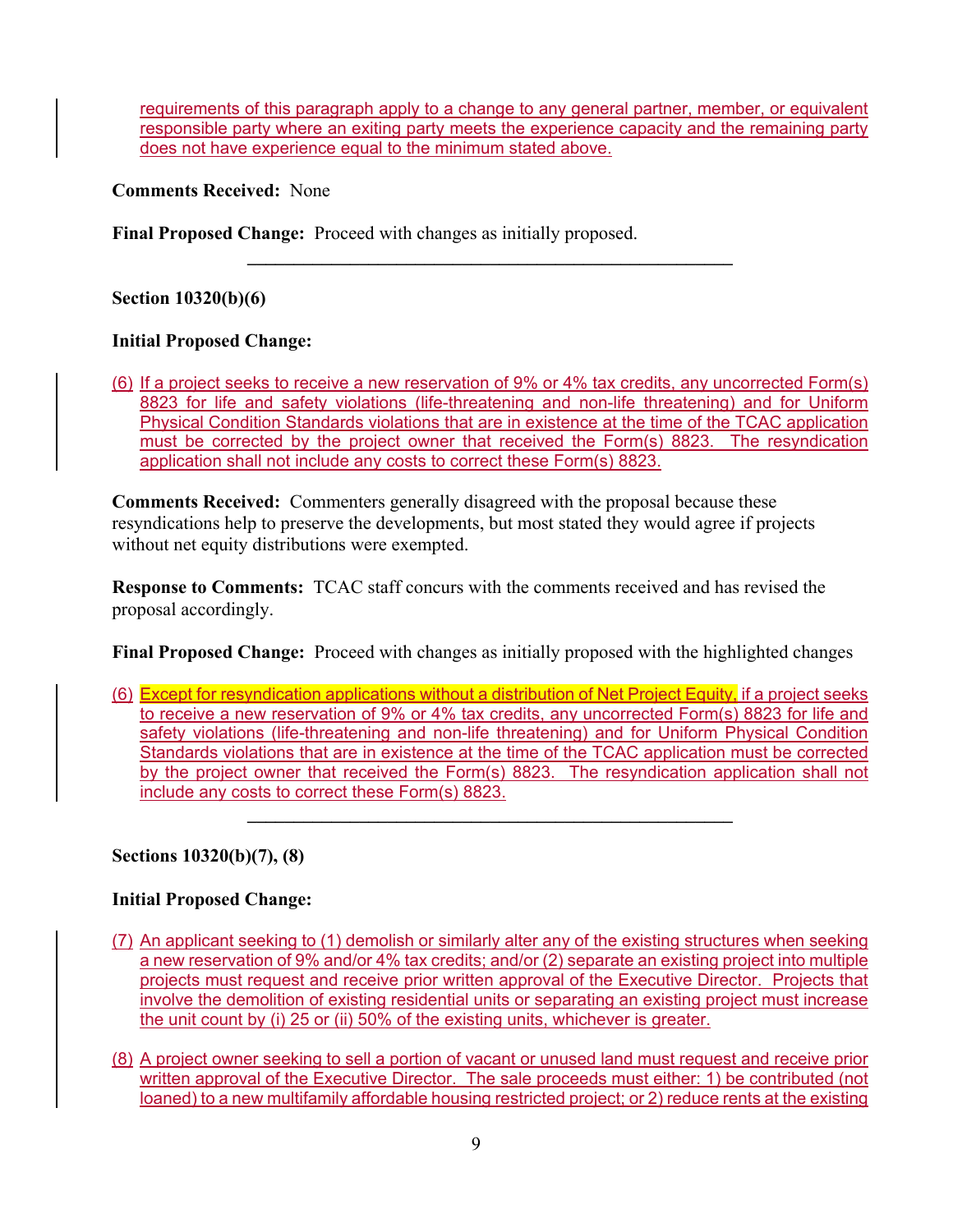requirements of this paragraph apply to a change to any general partner, member, or equivalent responsible party where an exiting party meets the experience capacity and the remaining party does not have experience equal to the minimum stated above.

**Comments Received:** None

**Final Proposed Change:** Proceed with changes as initially proposed.

---

**Section 10320(b)(6)**

**Initial Proposed Change:**

(6) If a project seeks to receive a new reservation of 9% or 4% tax credits, any uncorrected Form(s) 8823 for life and safety violations (life-threatening and non-life threatening) and for Uniform Physical Condition Standards violations that are in existence at the time of the TCAC application must be corrected by the project owner that received the Form(s) 8823. The resyndication application shall not include any costs to correct these Form(s) 8823.

**Comments Received:** Commenters generally disagreed with the proposal because these resyndications help to preserve the developments, but most stated they would agree if projects without net equity distributions were exempted.

**Response to Comments:** TCAC staff concurs with the comments received and has revised the proposal accordingly.

**Final Proposed Change:** Proceed with changes as initially proposed with the highlighted changes

(6) Except for resyndication applications without a distribution of Net Project Equity, if a project seeks to receive a new reservation of 9% or 4% tax credits, any uncorrected Form(s) 8823 for life and safety violations (life-threatening and non-life threatening) and for Uniform Physical Condition Standards violations that are in existence at the time of the TCAC application must be corrected by the project owner that received the Form(s) 8823. The resyndication application shall not include any costs to correct these Form(s) 8823.

---

**Sections 10320(b)(7), (8)**

**Initial Proposed Change:**

(7) An applicant seeking to (1) demolish or similarly alter any of the existing structures when seeking a new reservation of 9% and/or 4% tax credits; and/or (2) separate an existing project into multiple projects must request and receive prior written approval of the Executive Director. Projects that involve the demolition of existing residential units or separating an existing project must increase the unit count by (i) 25 or (ii) 50% of the existing units, whichever is greater.

(8) A project owner seeking to sell a portion of vacant or unused land must request and receive prior written approval of the Executive Director. The sale proceeds must either: 1) be contributed (not loaned) to a new multifamily affordable housing restricted project; or 2) reduce rents at the existing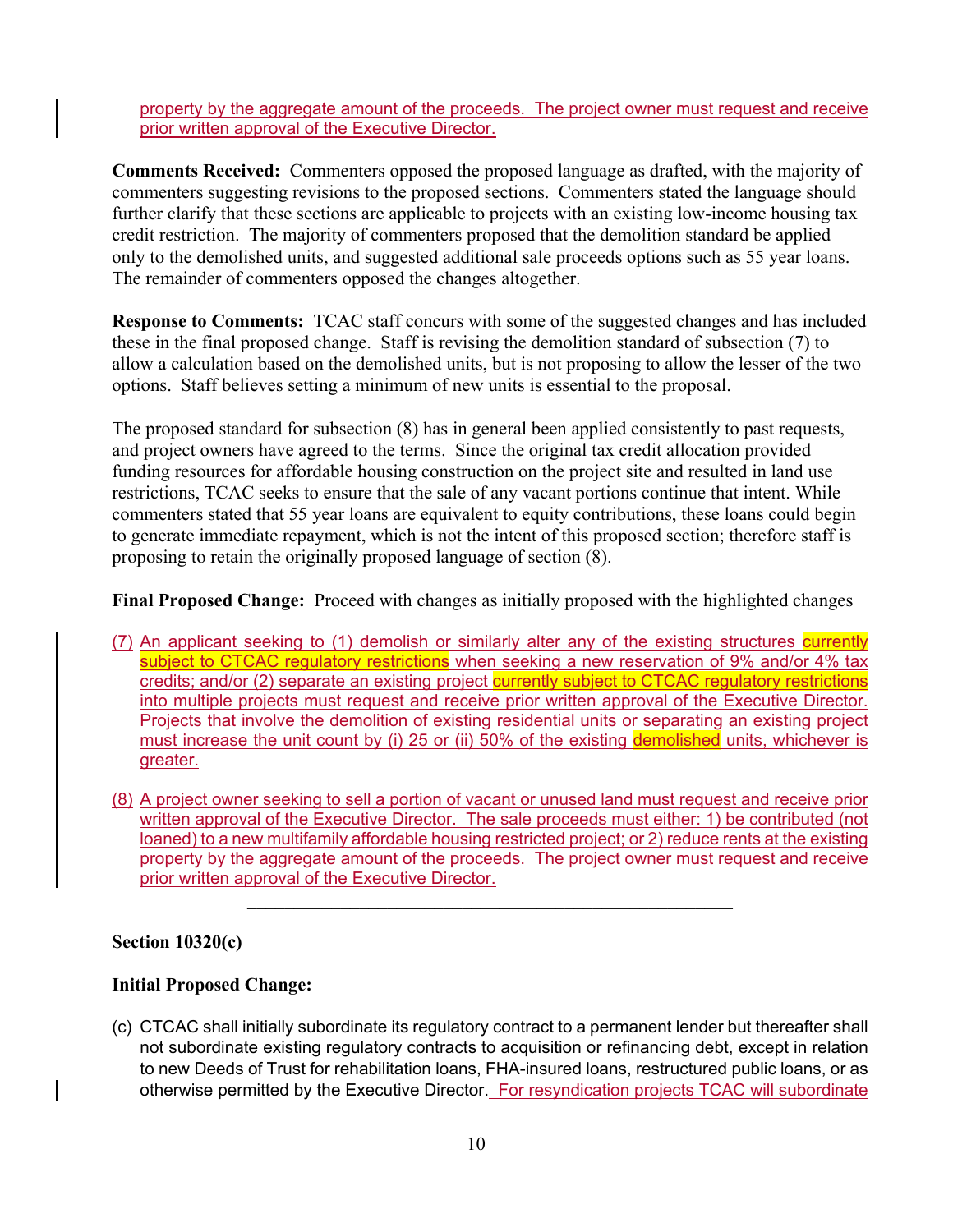property by the aggregate amount of the proceeds. The project owner must request and receive prior written approval of the Executive Director.

**Comments Received:** Commenters opposed the proposed language as drafted, with the majority of commenters suggesting revisions to the proposed sections. Commenters stated the language should further clarify that these sections are applicable to projects with an existing low-income housing tax credit restriction. The majority of commenters proposed that the demolition standard be applied only to the demolished units, and suggested additional sale proceeds options such as 55 year loans. The remainder of commenters opposed the changes altogether.

**Response to Comments:** TCAC staff concurs with some of the suggested changes and has included these in the final proposed change. Staff is revising the demolition standard of subsection (7) to allow a calculation based on the demolished units, but is not proposing to allow the lesser of the two options. Staff believes setting a minimum of new units is essential to the proposal.

The proposed standard for subsection (8) has in general been applied consistently to past requests, and project owners have agreed to the terms. Since the original tax credit allocation provided funding resources for affordable housing construction on the project site and resulted in land use restrictions, TCAC seeks to ensure that the sale of any vacant portions continue that intent. While commenters stated that 55 year loans are equivalent to equity contributions, these loans could begin to generate immediate repayment, which is not the intent of this proposed section; therefore staff is proposing to retain the originally proposed language of section (8).

**Final Proposed Change:** Proceed with changes as initially proposed with the highlighted changes

(7) An applicant seeking to (1) demolish or similarly alter any of the existing structures currently subject to CTCAC regulatory restrictions when seeking a new reservation of 9% and/or 4% tax credits; and/or (2) separate an existing project currently subject to CTCAC regulatory restrictions into multiple projects must request and receive prior written approval of the Executive Director. Projects that involve the demolition of existing residential units or separating an existing project must increase the unit count by (i) 25 or (ii) 50% of the existing demolished units, whichever is greater.

(8) A project owner seeking to sell a portion of vacant or unused land must request and receive prior written approval of the Executive Director. The sale proceeds must either: 1) be contributed (not loaned) to a new multifamily affordable housing restricted project; or 2) reduce rents at the existing property by the aggregate amount of the proceeds. The project owner must request and receive prior written approval of the Executive Director.

---

**Section 10320(c)**

**Initial Proposed Change:**

(c) CTCAC shall initially subordinate its regulatory contract to a permanent lender but thereafter shall not subordinate existing regulatory contracts to acquisition or refinancing debt, except in relation to new Deeds of Trust for rehabilitation loans, FHA-insured loans, restructured public loans, or as otherwise permitted by the Executive Director. For resyndication projects TCAC will subordinate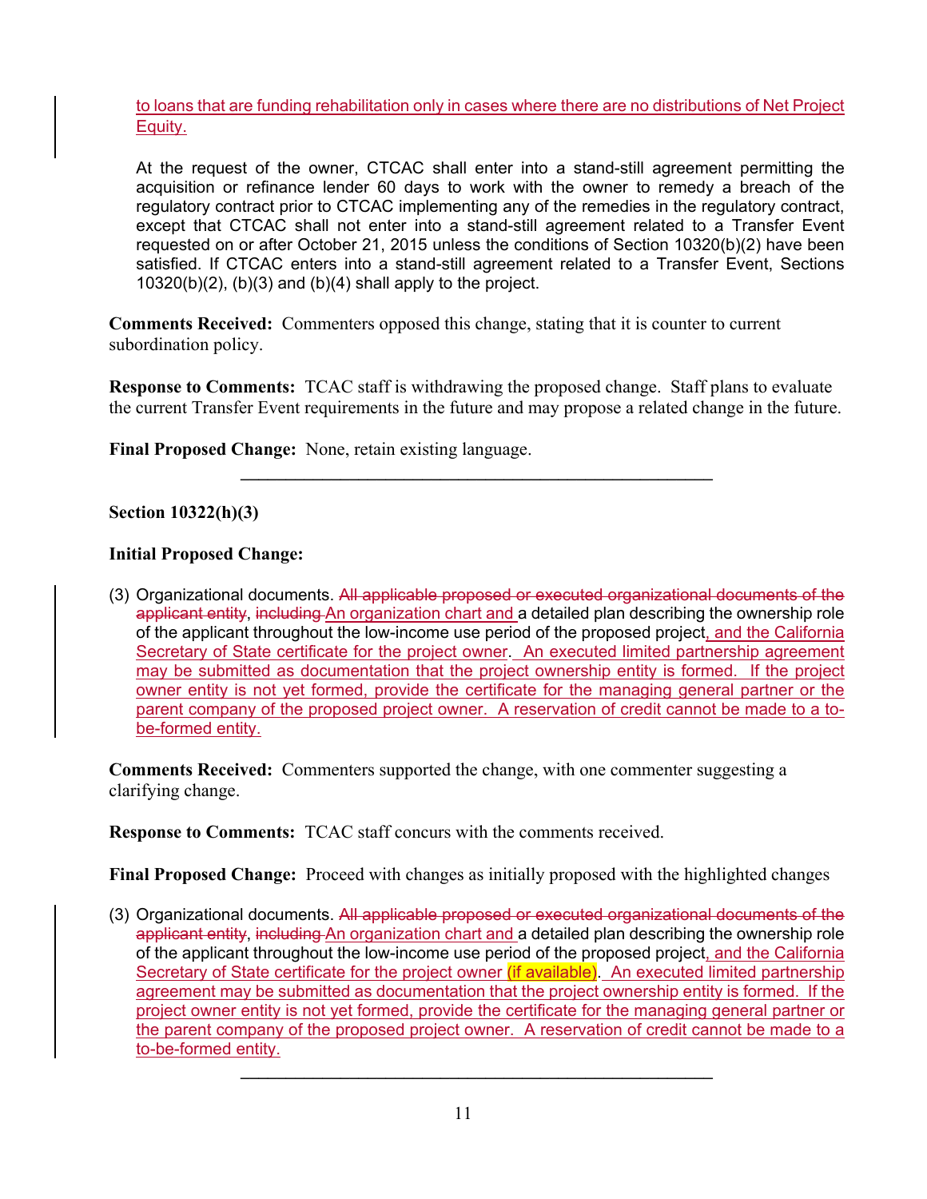to loans that are funding rehabilitation only in cases where there are no distributions of Net Project Equity.

At the request of the owner, CTCAC shall enter into a stand-still agreement permitting the acquisition or refinance lender 60 days to work with the owner to remedy a breach of the regulatory contract prior to CTCAC implementing any of the remedies in the regulatory contract, except that CTCAC shall not enter into a stand-still agreement related to a Transfer Event requested on or after October 21, 2015 unless the conditions of Section 10320(b)(2) have been satisfied. If CTCAC enters into a stand-still agreement related to a Transfer Event, Sections 10320(b)(2), (b)(3) and (b)(4) shall apply to the project.

**Comments Received:** Commenters opposed this change, stating that it is counter to current subordination policy.

**Response to Comments:** TCAC staff is withdrawing the proposed change. Staff plans to evaluate the current Transfer Event requirements in the future and may propose a related change in the future.

**Final Proposed Change:** None, retain existing language.

---

**Section 10322(h)(3)**

**Initial Proposed Change:**

(3) Organizational documents. ~~All applicable proposed or executed organizational documents of the applicant entity~~, ~~including~~ An organization chart and a detailed plan describing the ownership role of the applicant throughout the low-income use period of the proposed project, and the California Secretary of State certificate for the project owner. An executed limited partnership agreement may be submitted as documentation that the project ownership entity is formed. If the project owner entity is not yet formed, provide the certificate for the managing general partner or the parent company of the proposed project owner. A reservation of credit cannot be made to a to-be-formed entity.

**Comments Received:** Commenters supported the change, with one commenter suggesting a clarifying change.

**Response to Comments:** TCAC staff concurs with the comments received.

**Final Proposed Change:** Proceed with changes as initially proposed with the highlighted changes

(3) Organizational documents. ~~All applicable proposed or executed organizational documents of the applicant entity~~, ~~including~~ An organization chart and a detailed plan describing the ownership role of the applicant throughout the low-income use period of the proposed project, and the California Secretary of State certificate for the project owner (if available). An executed limited partnership agreement may be submitted as documentation that the project ownership entity is formed. If the project owner entity is not yet formed, provide the certificate for the managing general partner or the parent company of the proposed project owner. A reservation of credit cannot be made to a to-be-formed entity.

---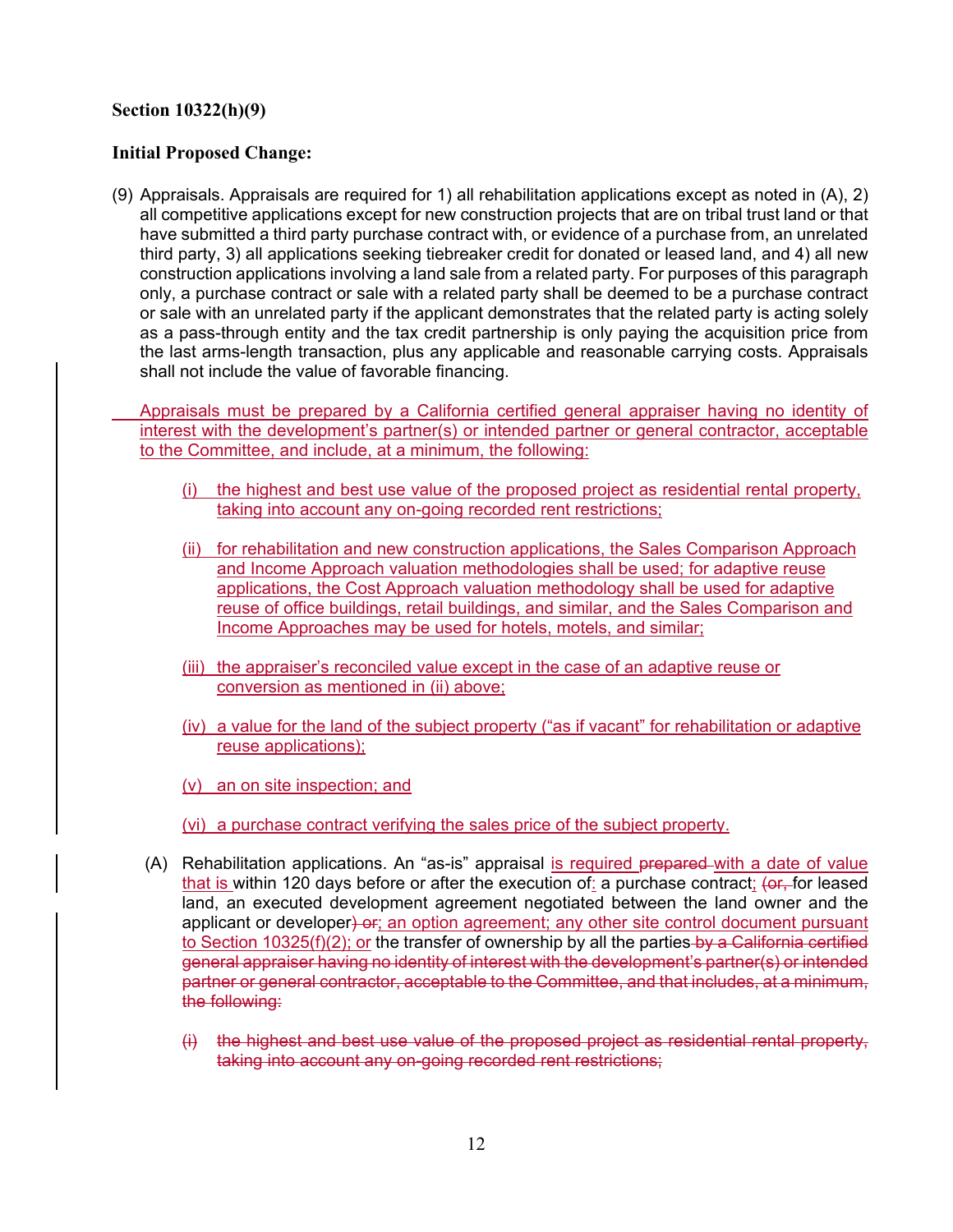**Section 10322(h)(9)**

**Initial Proposed Change:**

(9) Appraisals. Appraisals are required for 1) all rehabilitation applications except as noted in (A), 2) all competitive applications except for new construction projects that are on tribal trust land or that have submitted a third party purchase contract with, or evidence of a purchase from, an unrelated third party, 3) all applications seeking tiebreaker credit for donated or leased land, and 4) all new construction applications involving a land sale from a related party. For purposes of this paragraph only, a purchase contract or sale with a related party shall be deemed to be a purchase contract or sale with an unrelated party if the applicant demonstrates that the related party is acting solely as a pass-through entity and the tax credit partnership is only paying the acquisition price from the last arms-length transaction, plus any applicable and reasonable carrying costs. Appraisals shall not include the value of favorable financing.

<u>Appraisals must be prepared by a California certified general appraiser having no identity of interest with the development's partner(s) or intended partner or general contractor, acceptable to the Committee, and include, at a minimum, the following:</u>

<u>(i) the highest and best use value of the proposed project as residential rental property, taking into account any on-going recorded rent restrictions;</u>

<u>(ii) for rehabilitation and new construction applications, the Sales Comparison Approach and Income Approach valuation methodologies shall be used; for adaptive reuse applications, the Cost Approach valuation methodology shall be used for adaptive reuse of office buildings, retail buildings, and similar, and the Sales Comparison and Income Approaches may be used for hotels, motels, and similar;</u>

<u>(iii) the appraiser's reconciled value except in the case of an adaptive reuse or conversion as mentioned in (ii) above;</u>

<u>(iv) a value for the land of the subject property ("as if vacant" for rehabilitation or adaptive reuse applications);</u>

<u>(v) an on site inspection; and</u>

<u>(vi) a purchase contract verifying the sales price of the subject property.</u>

(A) Rehabilitation applications. An "as-is" appraisal <u>is required</u> ~~prepared~~ <u>with a date of value that is</u> within 120 days before or after the execution of<u>:</u> a purchase contract<u>;</u> ~~(or,~~ for leased land, an executed development agreement negotiated between the land owner and the applicant or developer~~) or~~<u>; an option agreement; any other site control document pursuant to Section 10325(f)(2); or</u> the transfer of ownership by all the parties ~~by a California certified general appraiser having no identity of interest with the development's partner(s) or intended partner or general contractor, acceptable to the Committee, and that includes, at a minimum, the following:~~

~~(i) the highest and best use value of the proposed project as residential rental property, taking into account any on-going recorded rent restrictions;~~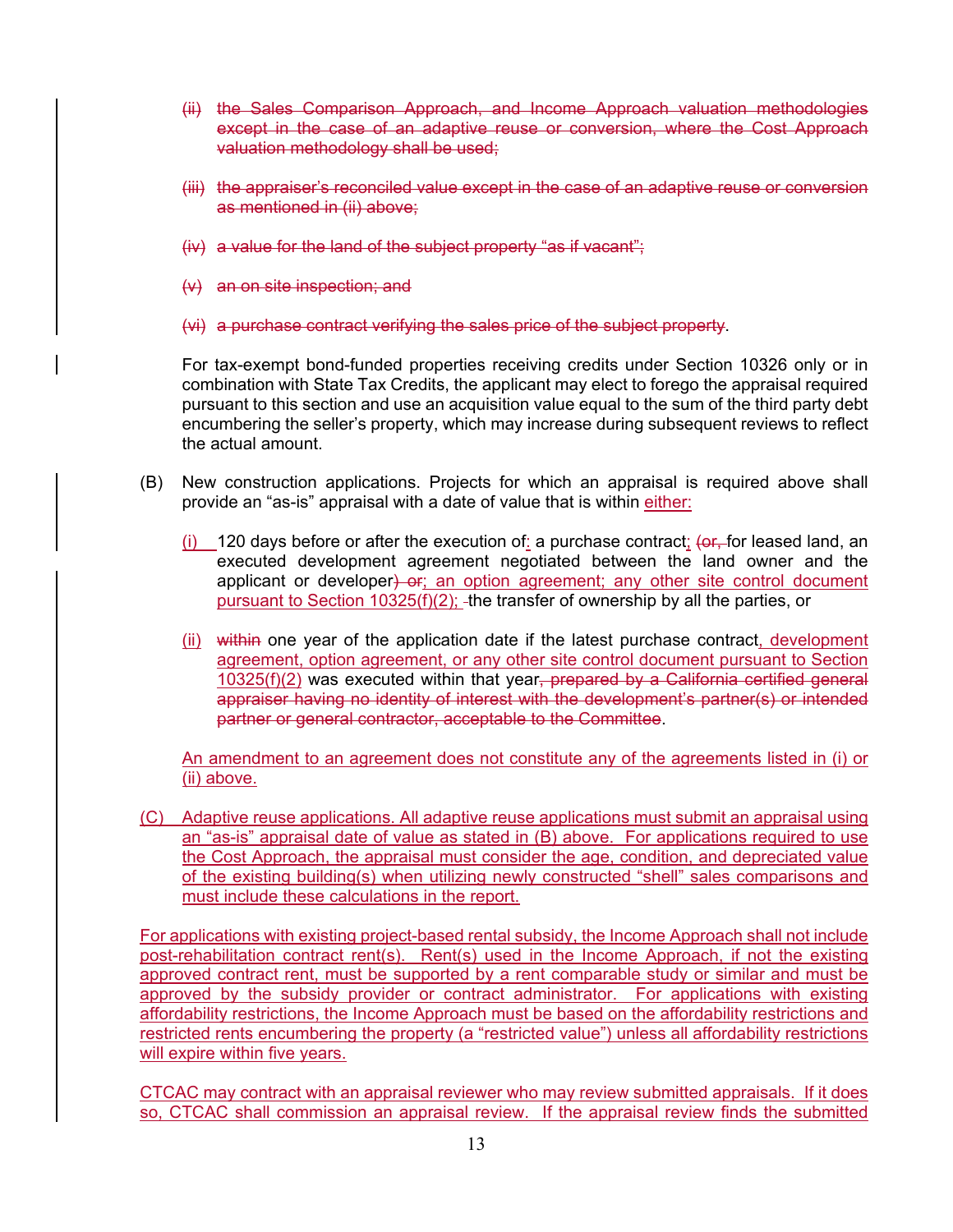(ii) ~~the Sales Comparison Approach, and Income Approach valuation methodologies except in the case of an adaptive reuse or conversion, where the Cost Approach valuation methodology shall be used;~~

(iii) ~~the appraiser's reconciled value except in the case of an adaptive reuse or conversion as mentioned in (ii) above;~~

(iv) ~~a value for the land of the subject property "as if vacant";~~

(v) ~~an on site inspection; and~~

(vi) ~~a purchase contract verifying the sales price of the subject property~~.

For tax-exempt bond-funded properties receiving credits under Section 10326 only or in combination with State Tax Credits, the applicant may elect to forego the appraisal required pursuant to this section and use an acquisition value equal to the sum of the third party debt encumbering the seller's property, which may increase during subsequent reviews to reflect the actual amount.

(B) New construction applications. Projects for which an appraisal is required above shall provide an "as-is" appraisal with a date of value that is within either:

(i) 120 days before or after the execution of: a purchase contract; ~~(or,~~ for leased land, an executed development agreement negotiated between the land owner and the applicant or developer~~) or~~; an option agreement; any other site control document pursuant to Section 10325(f)(2); the transfer of ownership by all the parties, or

(ii) ~~within~~ one year of the application date if the latest purchase contract, development agreement, option agreement, or any other site control document pursuant to Section 10325(f)(2) was executed within that year~~, prepared by a California certified general appraiser having no identity of interest with the development's partner(s) or intended partner or general contractor, acceptable to the Committee~~.

An amendment to an agreement does not constitute any of the agreements listed in (i) or (ii) above.

(C) Adaptive reuse applications. All adaptive reuse applications must submit an appraisal using an "as-is" appraisal date of value as stated in (B) above. For applications required to use the Cost Approach, the appraisal must consider the age, condition, and depreciated value of the existing building(s) when utilizing newly constructed "shell" sales comparisons and must include these calculations in the report.

For applications with existing project-based rental subsidy, the Income Approach shall not include post-rehabilitation contract rent(s). Rent(s) used in the Income Approach, if not the existing approved contract rent, must be supported by a rent comparable study or similar and must be approved by the subsidy provider or contract administrator. For applications with existing affordability restrictions, the Income Approach must be based on the affordability restrictions and restricted rents encumbering the property (a "restricted value") unless all affordability restrictions will expire within five years.

CTCAC may contract with an appraisal reviewer who may review submitted appraisals. If it does so, CTCAC shall commission an appraisal review. If the appraisal review finds the submitted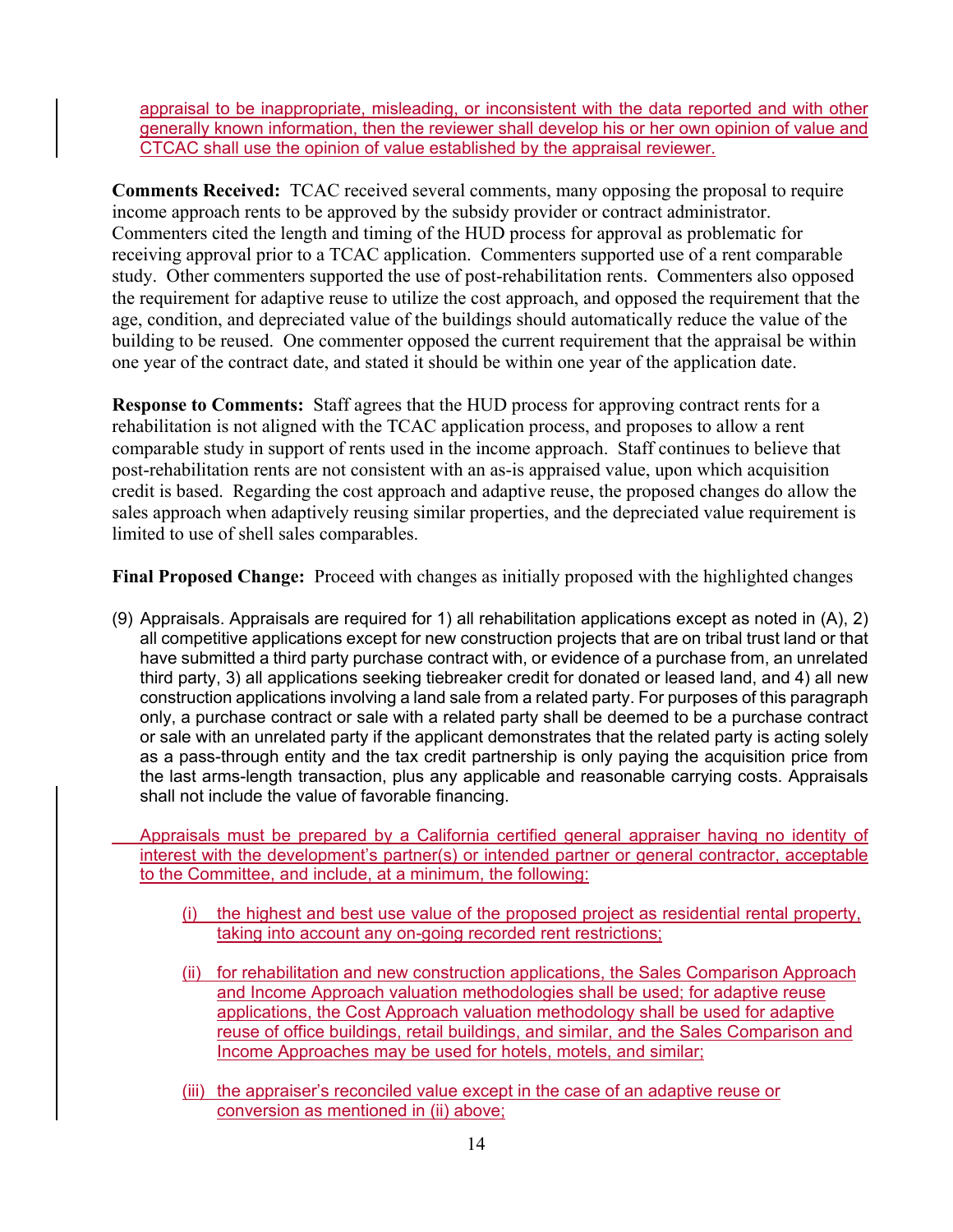appraisal to be inappropriate, misleading, or inconsistent with the data reported and with other generally known information, then the reviewer shall develop his or her own opinion of value and CTCAC shall use the opinion of value established by the appraisal reviewer.

**Comments Received:** TCAC received several comments, many opposing the proposal to require income approach rents to be approved by the subsidy provider or contract administrator. Commenters cited the length and timing of the HUD process for approval as problematic for receiving approval prior to a TCAC application. Commenters supported use of a rent comparable study. Other commenters supported the use of post-rehabilitation rents. Commenters also opposed the requirement for adaptive reuse to utilize the cost approach, and opposed the requirement that the age, condition, and depreciated value of the buildings should automatically reduce the value of the building to be reused. One commenter opposed the current requirement that the appraisal be within one year of the contract date, and stated it should be within one year of the application date.

**Response to Comments:** Staff agrees that the HUD process for approving contract rents for a rehabilitation is not aligned with the TCAC application process, and proposes to allow a rent comparable study in support of rents used in the income approach. Staff continues to believe that post-rehabilitation rents are not consistent with an as-is appraised value, upon which acquisition credit is based. Regarding the cost approach and adaptive reuse, the proposed changes do allow the sales approach when adaptively reusing similar properties, and the depreciated value requirement is limited to use of shell sales comparables.

**Final Proposed Change:** Proceed with changes as initially proposed with the highlighted changes

(9) Appraisals. Appraisals are required for 1) all rehabilitation applications except as noted in (A), 2) all competitive applications except for new construction projects that are on tribal trust land or that have submitted a third party purchase contract with, or evidence of a purchase from, an unrelated third party, 3) all applications seeking tiebreaker credit for donated or leased land, and 4) all new construction applications involving a land sale from a related party. For purposes of this paragraph only, a purchase contract or sale with a related party shall be deemed to be a purchase contract or sale with an unrelated party if the applicant demonstrates that the related party is acting solely as a pass-through entity and the tax credit partnership is only paying the acquisition price from the last arms-length transaction, plus any applicable and reasonable carrying costs. Appraisals shall not include the value of favorable financing.

Appraisals must be prepared by a California certified general appraiser having no identity of interest with the development's partner(s) or intended partner or general contractor, acceptable to the Committee, and include, at a minimum, the following:

(i) the highest and best use value of the proposed project as residential rental property, taking into account any on-going recorded rent restrictions;

(ii) for rehabilitation and new construction applications, the Sales Comparison Approach and Income Approach valuation methodologies shall be used; for adaptive reuse applications, the Cost Approach valuation methodology shall be used for adaptive reuse of office buildings, retail buildings, and similar, and the Sales Comparison and Income Approaches may be used for hotels, motels, and similar;

(iii) the appraiser's reconciled value except in the case of an adaptive reuse or conversion as mentioned in (ii) above;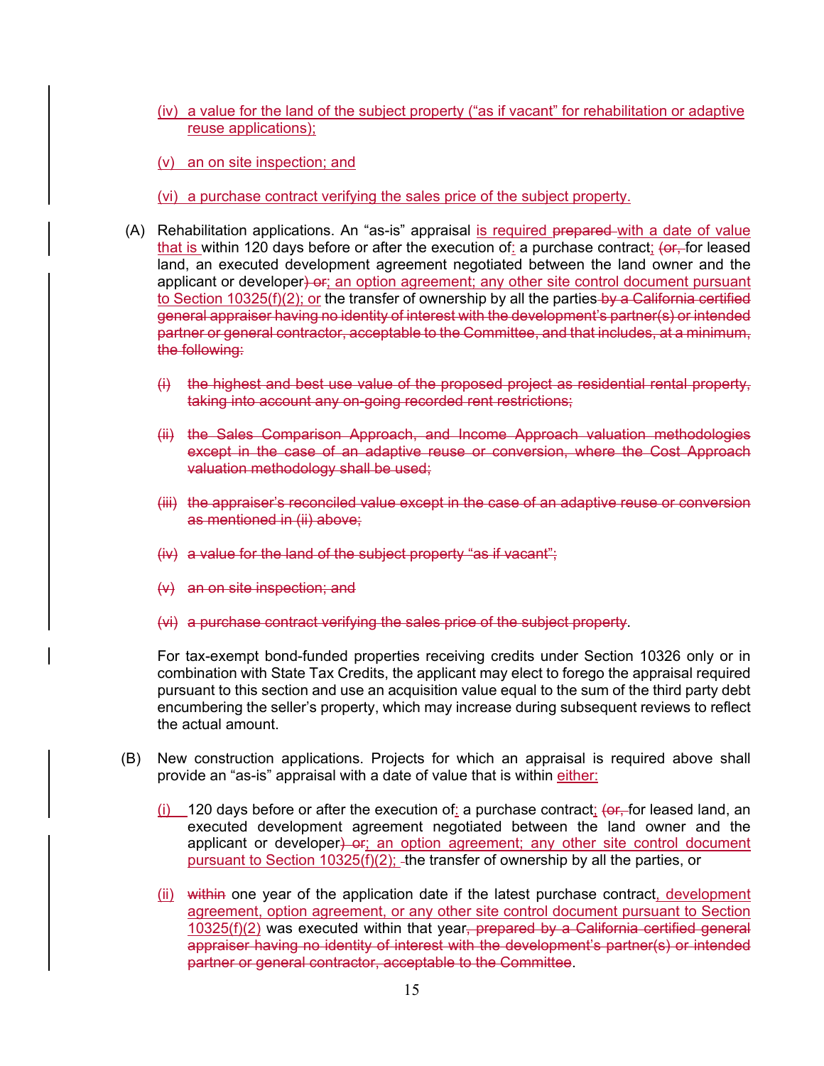(iv) a value for the land of the subject property ("as if vacant" for rehabilitation or adaptive reuse applications);

(v) an on site inspection; and

(vi) a purchase contract verifying the sales price of the subject property.

(A) Rehabilitation applications. An "as-is" appraisal is required ~~prepared~~ with a date of value that is within 120 days before or after the execution of: a purchase contract; ~~(or,~~ for leased land, an executed development agreement negotiated between the land owner and the applicant or developer~~) or~~; an option agreement; any other site control document pursuant to Section 10325(f)(2); or the transfer of ownership by all the parties ~~by a California certified general appraiser having no identity of interest with the development's partner(s) or intended partner or general contractor, acceptable to the Committee, and that includes, at a minimum, the following:~~

~~(i) the highest and best use value of the proposed project as residential rental property, taking into account any on-going recorded rent restrictions;~~

~~(ii) the Sales Comparison Approach, and Income Approach valuation methodologies except in the case of an adaptive reuse or conversion, where the Cost Approach valuation methodology shall be used;~~

~~(iii) the appraiser's reconciled value except in the case of an adaptive reuse or conversion as mentioned in (ii) above;~~

~~(iv) a value for the land of the subject property "as if vacant";~~

~~(v) an on site inspection; and~~

~~(vi) a purchase contract verifying the sales price of the subject property~~.

For tax-exempt bond-funded properties receiving credits under Section 10326 only or in combination with State Tax Credits, the applicant may elect to forego the appraisal required pursuant to this section and use an acquisition value equal to the sum of the third party debt encumbering the seller's property, which may increase during subsequent reviews to reflect the actual amount.

(B) New construction applications. Projects for which an appraisal is required above shall provide an "as-is" appraisal with a date of value that is within either:

(i) 120 days before or after the execution of: a purchase contract; ~~(or,~~ for leased land, an executed development agreement negotiated between the land owner and the applicant or developer~~) or~~; an option agreement; any other site control document pursuant to Section 10325(f)(2); the transfer of ownership by all the parties, or

(ii) ~~within~~ one year of the application date if the latest purchase contract, development agreement, option agreement, or any other site control document pursuant to Section 10325(f)(2) was executed within that year~~, prepared by a California certified general appraiser having no identity of interest with the development's partner(s) or intended partner or general contractor, acceptable to the Committee~~.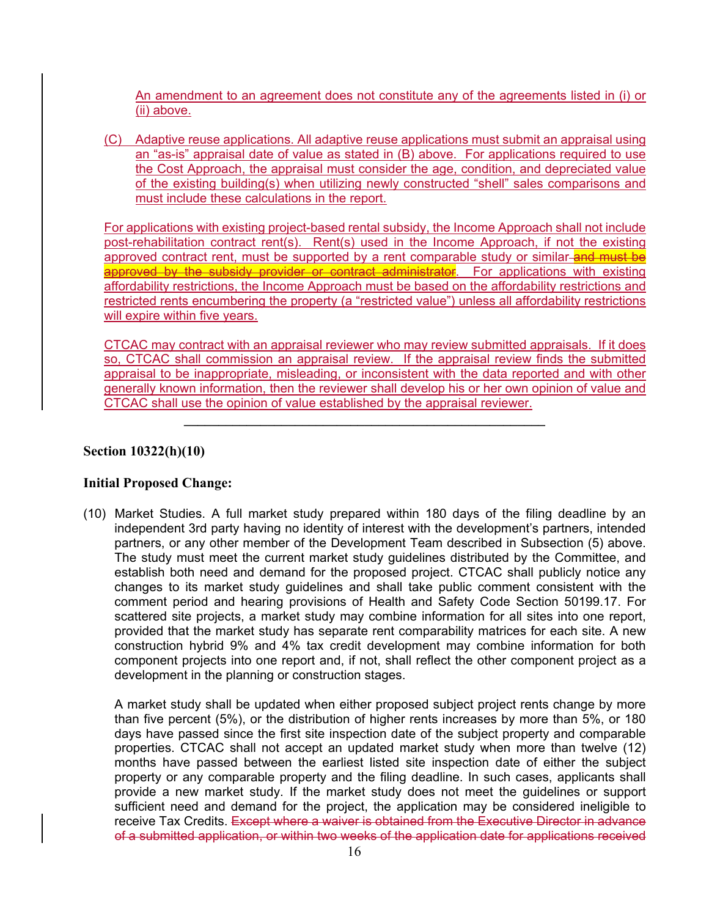An amendment to an agreement does not constitute any of the agreements listed in (i) or (ii) above.

(C) Adaptive reuse applications. All adaptive reuse applications must submit an appraisal using an "as-is" appraisal date of value as stated in (B) above. For applications required to use the Cost Approach, the appraisal must consider the age, condition, and depreciated value of the existing building(s) when utilizing newly constructed "shell" sales comparisons and must include these calculations in the report.

For applications with existing project-based rental subsidy, the Income Approach shall not include post-rehabilitation contract rent(s). Rent(s) used in the Income Approach, if not the existing approved contract rent, must be supported by a rent comparable study or similar ~~and must be approved by the subsidy provider or contract administrator~~. For applications with existing affordability restrictions, the Income Approach must be based on the affordability restrictions and restricted rents encumbering the property (a "restricted value") unless all affordability restrictions will expire within five years.

CTCAC may contract with an appraisal reviewer who may review submitted appraisals. If it does so, CTCAC shall commission an appraisal review. If the appraisal review finds the submitted appraisal to be inappropriate, misleading, or inconsistent with the data reported and with other generally known information, then the reviewer shall develop his or her own opinion of value and CTCAC shall use the opinion of value established by the appraisal reviewer.

---

**Section 10322(h)(10)**

**Initial Proposed Change:**

(10) Market Studies. A full market study prepared within 180 days of the filing deadline by an independent 3rd party having no identity of interest with the development's partners, intended partners, or any other member of the Development Team described in Subsection (5) above. The study must meet the current market study guidelines distributed by the Committee, and establish both need and demand for the proposed project. CTCAC shall publicly notice any changes to its market study guidelines and shall take public comment consistent with the comment period and hearing provisions of Health and Safety Code Section 50199.17. For scattered site projects, a market study may combine information for all sites into one report, provided that the market study has separate rent comparability matrices for each site. A new construction hybrid 9% and 4% tax credit development may combine information for both component projects into one report and, if not, shall reflect the other component project as a development in the planning or construction stages.

A market study shall be updated when either proposed subject project rents change by more than five percent (5%), or the distribution of higher rents increases by more than 5%, or 180 days have passed since the first site inspection date of the subject property and comparable properties. CTCAC shall not accept an updated market study when more than twelve (12) months have passed between the earliest listed site inspection date of either the subject property or any comparable property and the filing deadline. In such cases, applicants shall provide a new market study. If the market study does not meet the guidelines or support sufficient need and demand for the project, the application may be considered ineligible to receive Tax Credits. ~~Except where a waiver is obtained from the Executive Director in advance of a submitted application, or within two weeks of the application date for applications received~~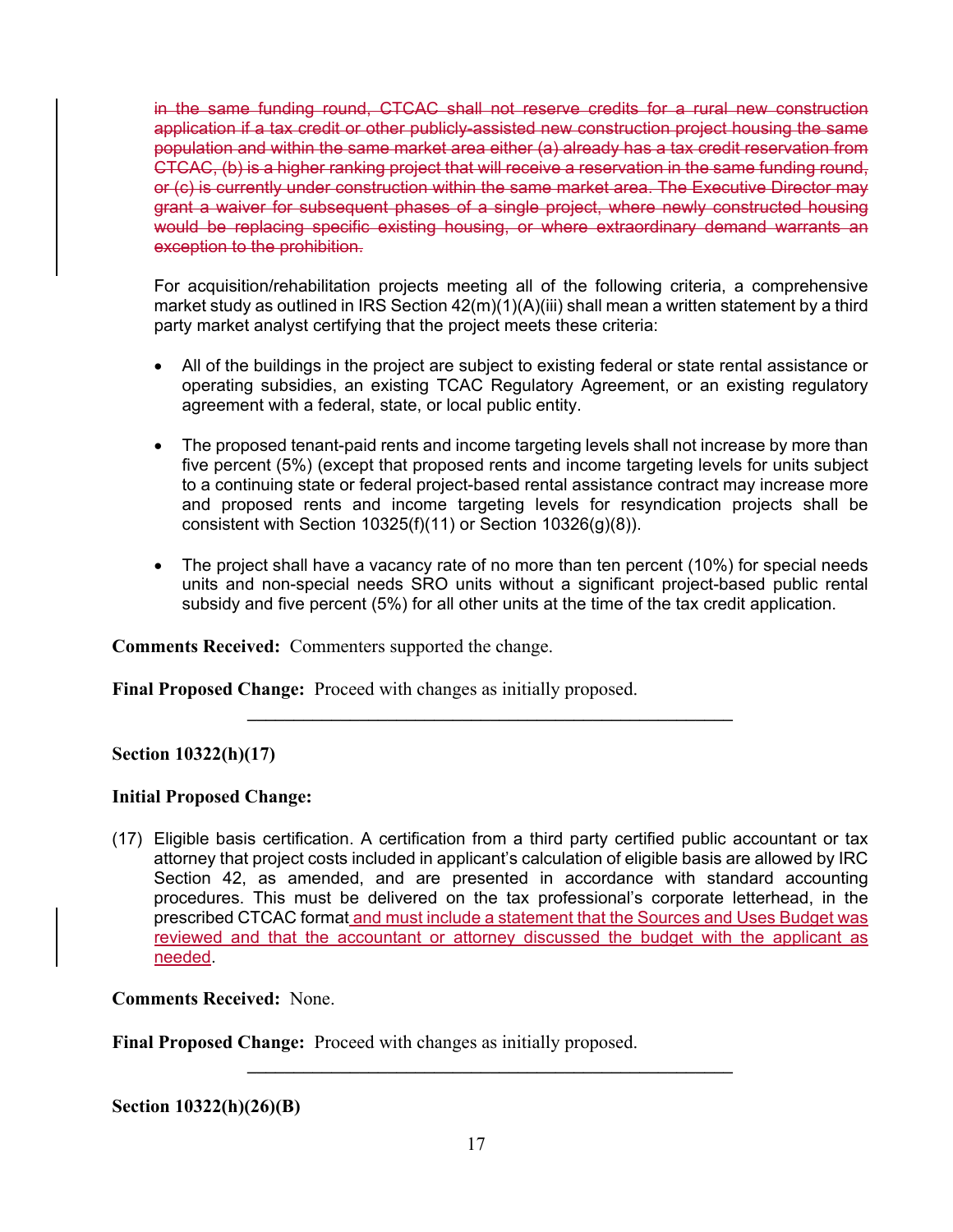~~in the same funding round, CTCAC shall not reserve credits for a rural new construction application if a tax credit or other publicly-assisted new construction project housing the same population and within the same market area either (a) already has a tax credit reservation from CTCAC, (b) is a higher ranking project that will receive a reservation in the same funding round, or (c) is currently under construction within the same market area. The Executive Director may grant a waiver for subsequent phases of a single project, where newly constructed housing would be replacing specific existing housing, or where extraordinary demand warrants an exception to the prohibition.~~

For acquisition/rehabilitation projects meeting all of the following criteria, a comprehensive market study as outlined in IRS Section 42(m)(1)(A)(iii) shall mean a written statement by a third party market analyst certifying that the project meets these criteria:

- All of the buildings in the project are subject to existing federal or state rental assistance or operating subsidies, an existing TCAC Regulatory Agreement, or an existing regulatory agreement with a federal, state, or local public entity.

- The proposed tenant-paid rents and income targeting levels shall not increase by more than five percent (5%) (except that proposed rents and income targeting levels for units subject to a continuing state or federal project-based rental assistance contract may increase more and proposed rents and income targeting levels for resyndication projects shall be consistent with Section 10325(f)(11) or Section 10326(g)(8)).

- The project shall have a vacancy rate of no more than ten percent (10%) for special needs units and non-special needs SRO units without a significant project-based public rental subsidy and five percent (5%) for all other units at the time of the tax credit application.

**Comments Received:** Commenters supported the change.

**Final Proposed Change:** Proceed with changes as initially proposed.

---

**Section 10322(h)(17)**

**Initial Proposed Change:**

(17) Eligible basis certification. A certification from a third party certified public accountant or tax attorney that project costs included in applicant's calculation of eligible basis are allowed by IRC Section 42, as amended, and are presented in accordance with standard accounting procedures. This must be delivered on the tax professional's corporate letterhead, in the prescribed CTCAC format <u>and must include a statement that the Sources and Uses Budget was reviewed and that the accountant or attorney discussed the budget with the applicant as needed</u>.

**Comments Received:** None.

**Final Proposed Change:** Proceed with changes as initially proposed.

---

**Section 10322(h)(26)(B)**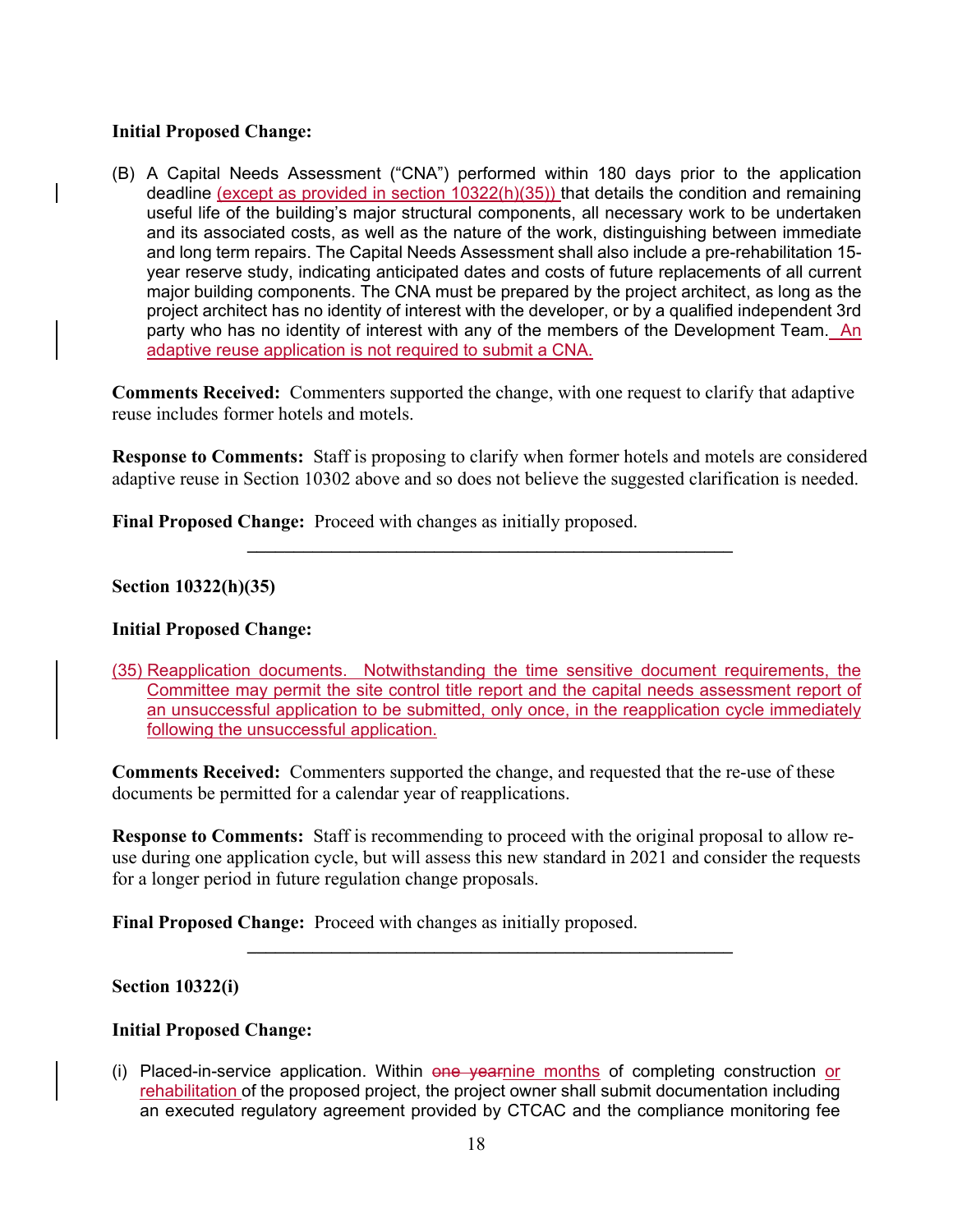**Initial Proposed Change:**

(B) A Capital Needs Assessment ("CNA") performed within 180 days prior to the application deadline (except as provided in section 10322(h)(35)) that details the condition and remaining useful life of the building's major structural components, all necessary work to be undertaken and its associated costs, as well as the nature of the work, distinguishing between immediate and long term repairs. The Capital Needs Assessment shall also include a pre-rehabilitation 15-year reserve study, indicating anticipated dates and costs of future replacements of all current major building components. The CNA must be prepared by the project architect, as long as the project architect has no identity of interest with the developer, or by a qualified independent 3rd party who has no identity of interest with any of the members of the Development Team. An adaptive reuse application is not required to submit a CNA.

**Comments Received:** Commenters supported the change, with one request to clarify that adaptive reuse includes former hotels and motels.

**Response to Comments:** Staff is proposing to clarify when former hotels and motels are considered adaptive reuse in Section 10302 above and so does not believe the suggested clarification is needed.

**Final Proposed Change:** Proceed with changes as initially proposed.

---

**Section 10322(h)(35)**

**Initial Proposed Change:**

(35) Reapplication documents. Notwithstanding the time sensitive document requirements, the Committee may permit the site control title report and the capital needs assessment report of an unsuccessful application to be submitted, only once, in the reapplication cycle immediately following the unsuccessful application.

**Comments Received:** Commenters supported the change, and requested that the re-use of these documents be permitted for a calendar year of reapplications.

**Response to Comments:** Staff is recommending to proceed with the original proposal to allow re-use during one application cycle, but will assess this new standard in 2021 and consider the requests for a longer period in future regulation change proposals.

**Final Proposed Change:** Proceed with changes as initially proposed.

---

**Section 10322(i)**

**Initial Proposed Change:**

(i) Placed-in-service application. Within ~~one year~~nine months of completing construction or rehabilitation of the proposed project, the project owner shall submit documentation including an executed regulatory agreement provided by CTCAC and the compliance monitoring fee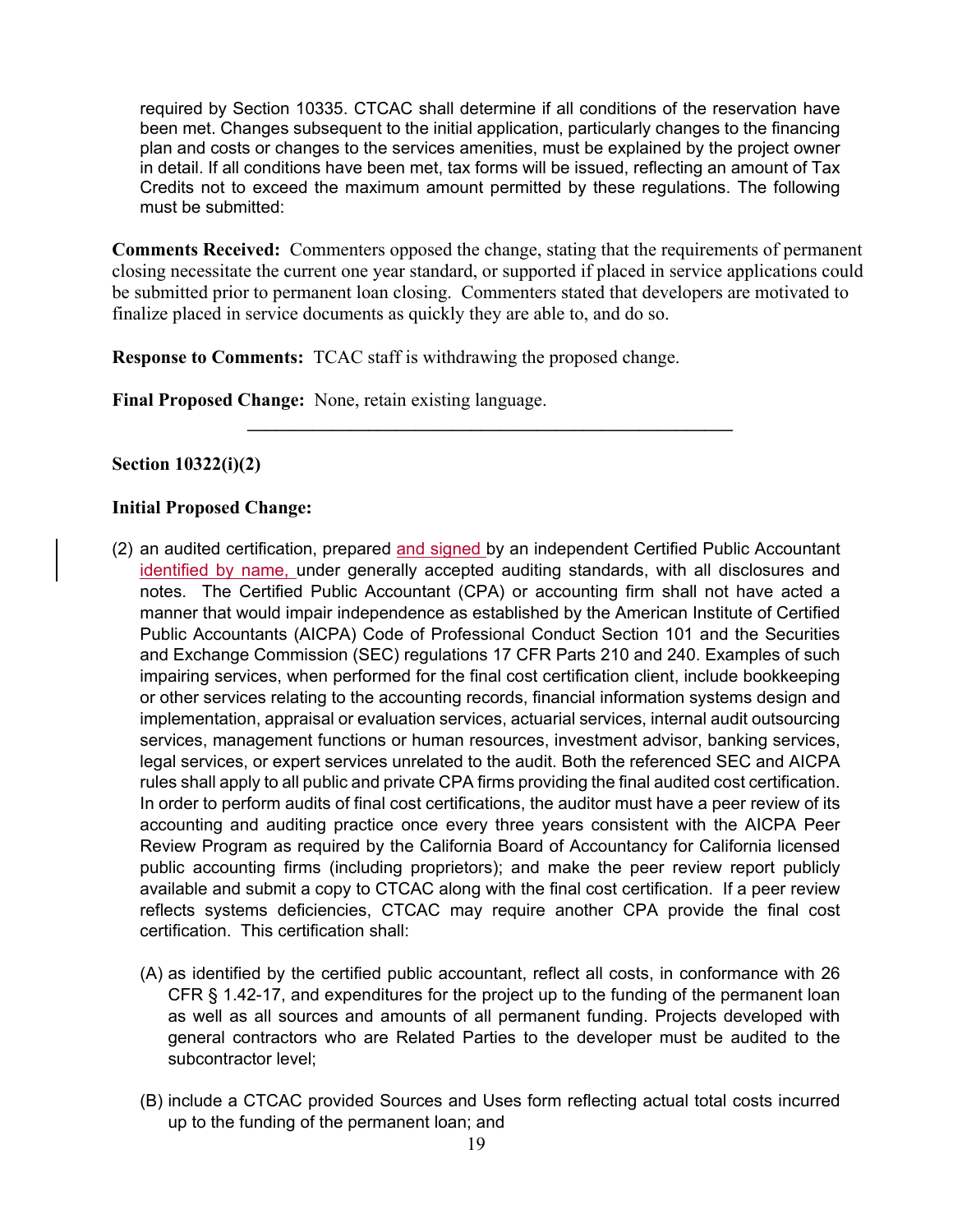required by Section 10335. CTCAC shall determine if all conditions of the reservation have been met. Changes subsequent to the initial application, particularly changes to the financing plan and costs or changes to the services amenities, must be explained by the project owner in detail. If all conditions have been met, tax forms will be issued, reflecting an amount of Tax Credits not to exceed the maximum amount permitted by these regulations. The following must be submitted:

**Comments Received:** Commenters opposed the change, stating that the requirements of permanent closing necessitate the current one year standard, or supported if placed in service applications could be submitted prior to permanent loan closing. Commenters stated that developers are motivated to finalize placed in service documents as quickly they are able to, and do so.

**Response to Comments:** TCAC staff is withdrawing the proposed change.

**Final Proposed Change:** None, retain existing language.

---

**Section 10322(i)(2)**

**Initial Proposed Change:**

(2) an audited certification, prepared and signed by an independent Certified Public Accountant identified by name, under generally accepted auditing standards, with all disclosures and notes. The Certified Public Accountant (CPA) or accounting firm shall not have acted a manner that would impair independence as established by the American Institute of Certified Public Accountants (AICPA) Code of Professional Conduct Section 101 and the Securities and Exchange Commission (SEC) regulations 17 CFR Parts 210 and 240. Examples of such impairing services, when performed for the final cost certification client, include bookkeeping or other services relating to the accounting records, financial information systems design and implementation, appraisal or evaluation services, actuarial services, internal audit outsourcing services, management functions or human resources, investment advisor, banking services, legal services, or expert services unrelated to the audit. Both the referenced SEC and AICPA rules shall apply to all public and private CPA firms providing the final audited cost certification. In order to perform audits of final cost certifications, the auditor must have a peer review of its accounting and auditing practice once every three years consistent with the AICPA Peer Review Program as required by the California Board of Accountancy for California licensed public accounting firms (including proprietors); and make the peer review report publicly available and submit a copy to CTCAC along with the final cost certification. If a peer review reflects systems deficiencies, CTCAC may require another CPA provide the final cost certification. This certification shall:

(A) as identified by the certified public accountant, reflect all costs, in conformance with 26 CFR § 1.42-17, and expenditures for the project up to the funding of the permanent loan as well as all sources and amounts of all permanent funding. Projects developed with general contractors who are Related Parties to the developer must be audited to the subcontractor level;

(B) include a CTCAC provided Sources and Uses form reflecting actual total costs incurred up to the funding of the permanent loan; and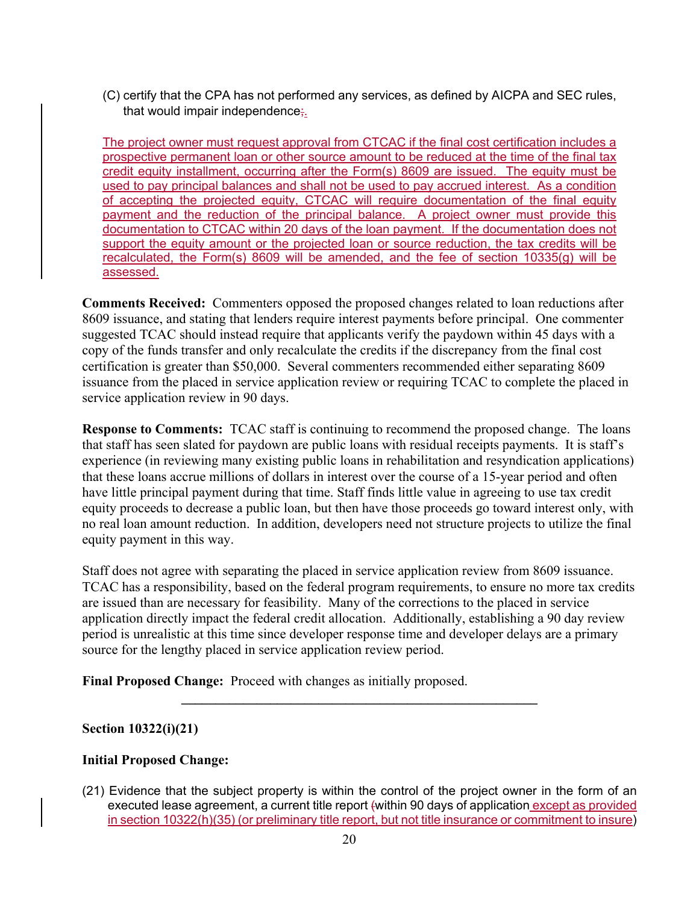(C) certify that the CPA has not performed any services, as defined by AICPA and SEC rules, that would impair independence;.

The project owner must request approval from CTCAC if the final cost certification includes a prospective permanent loan or other source amount to be reduced at the time of the final tax credit equity installment, occurring after the Form(s) 8609 are issued. The equity must be used to pay principal balances and shall not be used to pay accrued interest. As a condition of accepting the projected equity, CTCAC will require documentation of the final equity payment and the reduction of the principal balance. A project owner must provide this documentation to CTCAC within 20 days of the loan payment. If the documentation does not support the equity amount or the projected loan or source reduction, the tax credits will be recalculated, the Form(s) 8609 will be amended, and the fee of section 10335(g) will be assessed.

**Comments Received:** Commenters opposed the proposed changes related to loan reductions after 8609 issuance, and stating that lenders require interest payments before principal. One commenter suggested TCAC should instead require that applicants verify the paydown within 45 days with a copy of the funds transfer and only recalculate the credits if the discrepancy from the final cost certification is greater than $50,000. Several commenters recommended either separating 8609 issuance from the placed in service application review or requiring TCAC to complete the placed in service application review in 90 days.

**Response to Comments:** TCAC staff is continuing to recommend the proposed change. The loans that staff has seen slated for paydown are public loans with residual receipts payments. It is staff's experience (in reviewing many existing public loans in rehabilitation and resyndication applications) that these loans accrue millions of dollars in interest over the course of a 15-year period and often have little principal payment during that time. Staff finds little value in agreeing to use tax credit equity proceeds to decrease a public loan, but then have those proceeds go toward interest only, with no real loan amount reduction. In addition, developers need not structure projects to utilize the final equity payment in this way.

Staff does not agree with separating the placed in service application review from 8609 issuance. TCAC has a responsibility, based on the federal program requirements, to ensure no more tax credits are issued than are necessary for feasibility. Many of the corrections to the placed in service application directly impact the federal credit allocation. Additionally, establishing a 90 day review period is unrealistic at this time since developer response time and developer delays are a primary source for the lengthy placed in service application review period.

**Final Proposed Change:** Proceed with changes as initially proposed.

---

**Section 10322(i)(21)**

**Initial Proposed Change:**

(21) Evidence that the subject property is within the control of the project owner in the form of an executed lease agreement, a current title report (within 90 days of application except as provided in section 10322(h)(35) (or preliminary title report, but not title insurance or commitment to insure)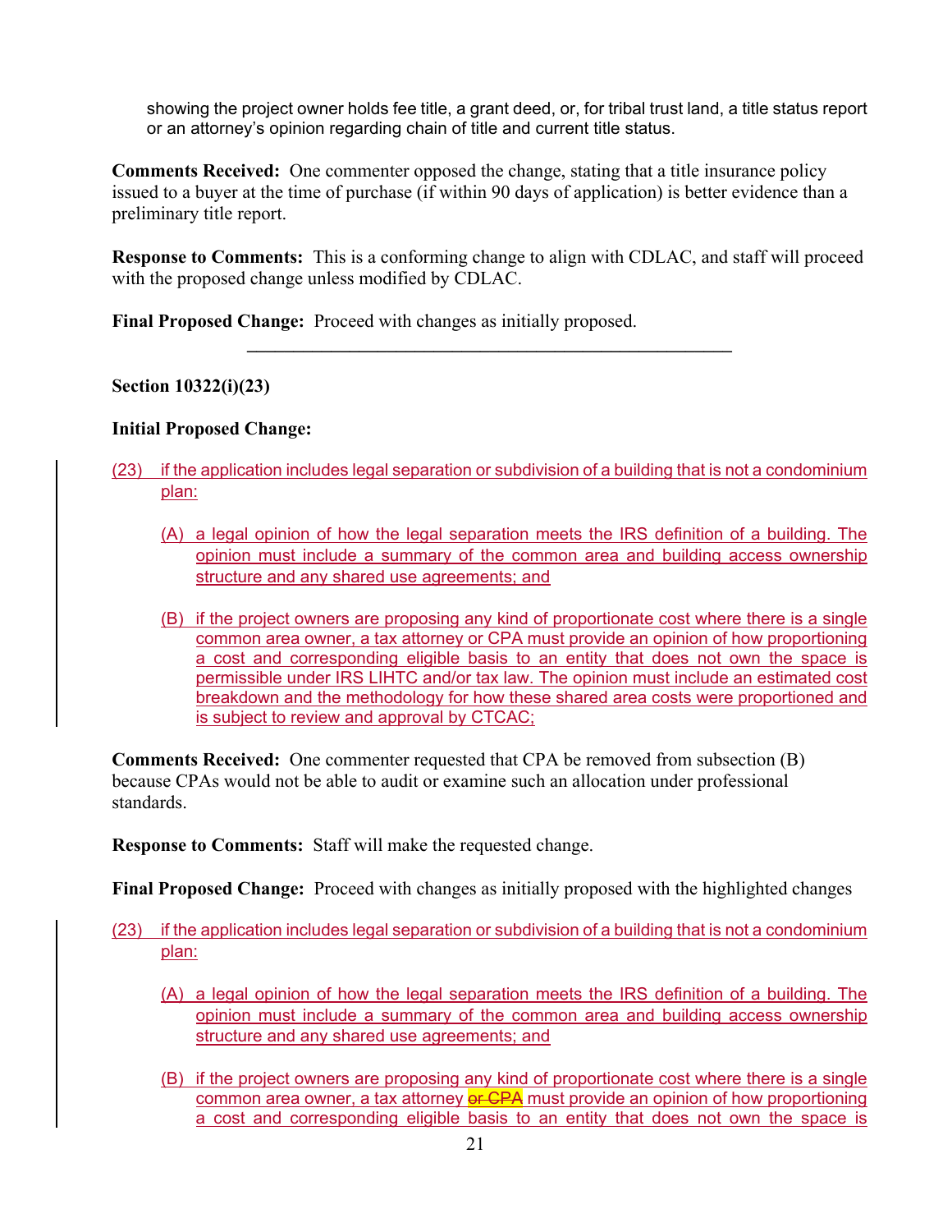showing the project owner holds fee title, a grant deed, or, for tribal trust land, a title status report or an attorney's opinion regarding chain of title and current title status.

**Comments Received:** One commenter opposed the change, stating that a title insurance policy issued to a buyer at the time of purchase (if within 90 days of application) is better evidence than a preliminary title report.

**Response to Comments:** This is a conforming change to align with CDLAC, and staff will proceed with the proposed change unless modified by CDLAC.

**Final Proposed Change:** Proceed with changes as initially proposed.

---

**Section 10322(i)(23)**

**Initial Proposed Change:**

(23) if the application includes legal separation or subdivision of a building that is not a condominium plan:

(A) a legal opinion of how the legal separation meets the IRS definition of a building. The opinion must include a summary of the common area and building access ownership structure and any shared use agreements; and

(B) if the project owners are proposing any kind of proportionate cost where there is a single common area owner, a tax attorney or CPA must provide an opinion of how proportioning a cost and corresponding eligible basis to an entity that does not own the space is permissible under IRS LIHTC and/or tax law. The opinion must include an estimated cost breakdown and the methodology for how these shared area costs were proportioned and is subject to review and approval by CTCAC;

**Comments Received:** One commenter requested that CPA be removed from subsection (B) because CPAs would not be able to audit or examine such an allocation under professional standards.

**Response to Comments:** Staff will make the requested change.

**Final Proposed Change:** Proceed with changes as initially proposed with the highlighted changes

(23) if the application includes legal separation or subdivision of a building that is not a condominium plan:

(A) a legal opinion of how the legal separation meets the IRS definition of a building. The opinion must include a summary of the common area and building access ownership structure and any shared use agreements; and

(B) if the project owners are proposing any kind of proportionate cost where there is a single common area owner, a tax attorney ~~or CPA~~ must provide an opinion of how proportioning a cost and corresponding eligible basis to an entity that does not own the space is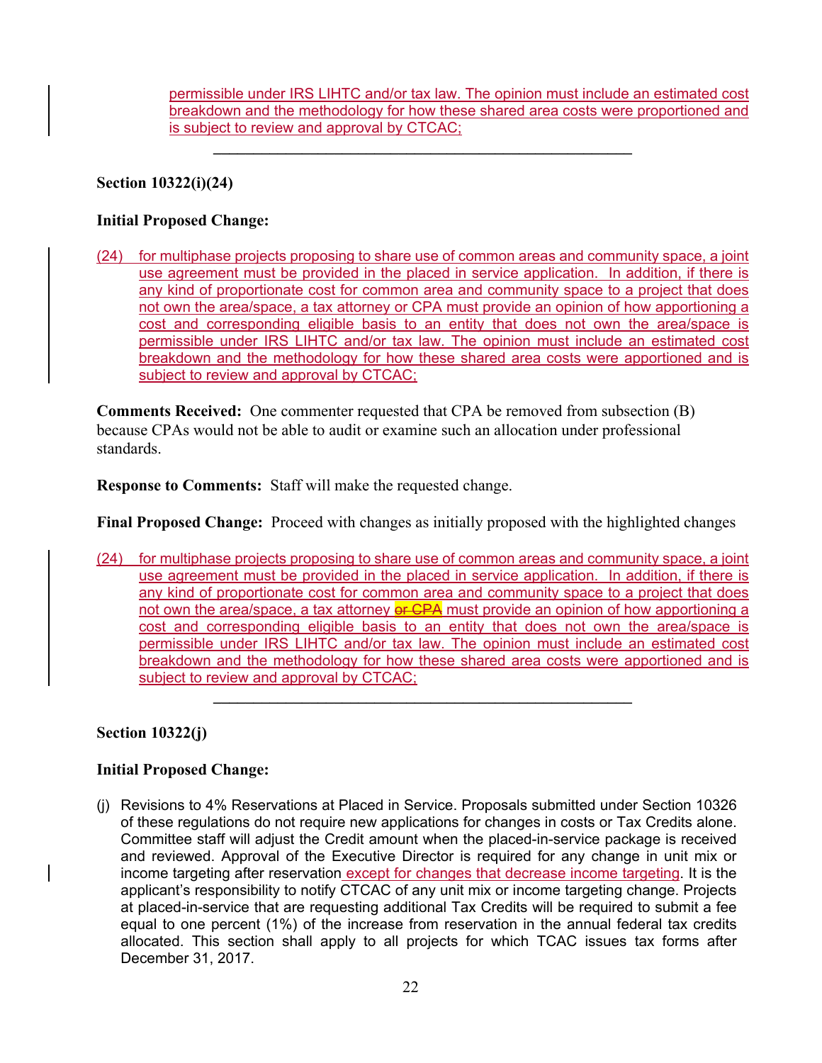permissible under IRS LIHTC and/or tax law. The opinion must include an estimated cost breakdown and the methodology for how these shared area costs were proportioned and is subject to review and approval by CTCAC;

---

**Section 10322(i)(24)**

**Initial Proposed Change:**

(24) for multiphase projects proposing to share use of common areas and community space, a joint use agreement must be provided in the placed in service application. In addition, if there is any kind of proportionate cost for common area and community space to a project that does not own the area/space, a tax attorney or CPA must provide an opinion of how apportioning a cost and corresponding eligible basis to an entity that does not own the area/space is permissible under IRS LIHTC and/or tax law. The opinion must include an estimated cost breakdown and the methodology for how these shared area costs were apportioned and is subject to review and approval by CTCAC;

**Comments Received:** One commenter requested that CPA be removed from subsection (B) because CPAs would not be able to audit or examine such an allocation under professional standards.

**Response to Comments:** Staff will make the requested change.

**Final Proposed Change:** Proceed with changes as initially proposed with the highlighted changes

(24) for multiphase projects proposing to share use of common areas and community space, a joint use agreement must be provided in the placed in service application. In addition, if there is any kind of proportionate cost for common area and community space to a project that does not own the area/space, a tax attorney ~~or CPA~~ must provide an opinion of how apportioning a cost and corresponding eligible basis to an entity that does not own the area/space is permissible under IRS LIHTC and/or tax law. The opinion must include an estimated cost breakdown and the methodology for how these shared area costs were apportioned and is subject to review and approval by CTCAC;

---

**Section 10322(j)**

**Initial Proposed Change:**

(j) Revisions to 4% Reservations at Placed in Service. Proposals submitted under Section 10326 of these regulations do not require new applications for changes in costs or Tax Credits alone. Committee staff will adjust the Credit amount when the placed-in-service package is received and reviewed. Approval of the Executive Director is required for any change in unit mix or income targeting after reservation except for changes that decrease income targeting. It is the applicant's responsibility to notify CTCAC of any unit mix or income targeting change. Projects at placed-in-service that are requesting additional Tax Credits will be required to submit a fee equal to one percent (1%) of the increase from reservation in the annual federal tax credits allocated. This section shall apply to all projects for which TCAC issues tax forms after December 31, 2017.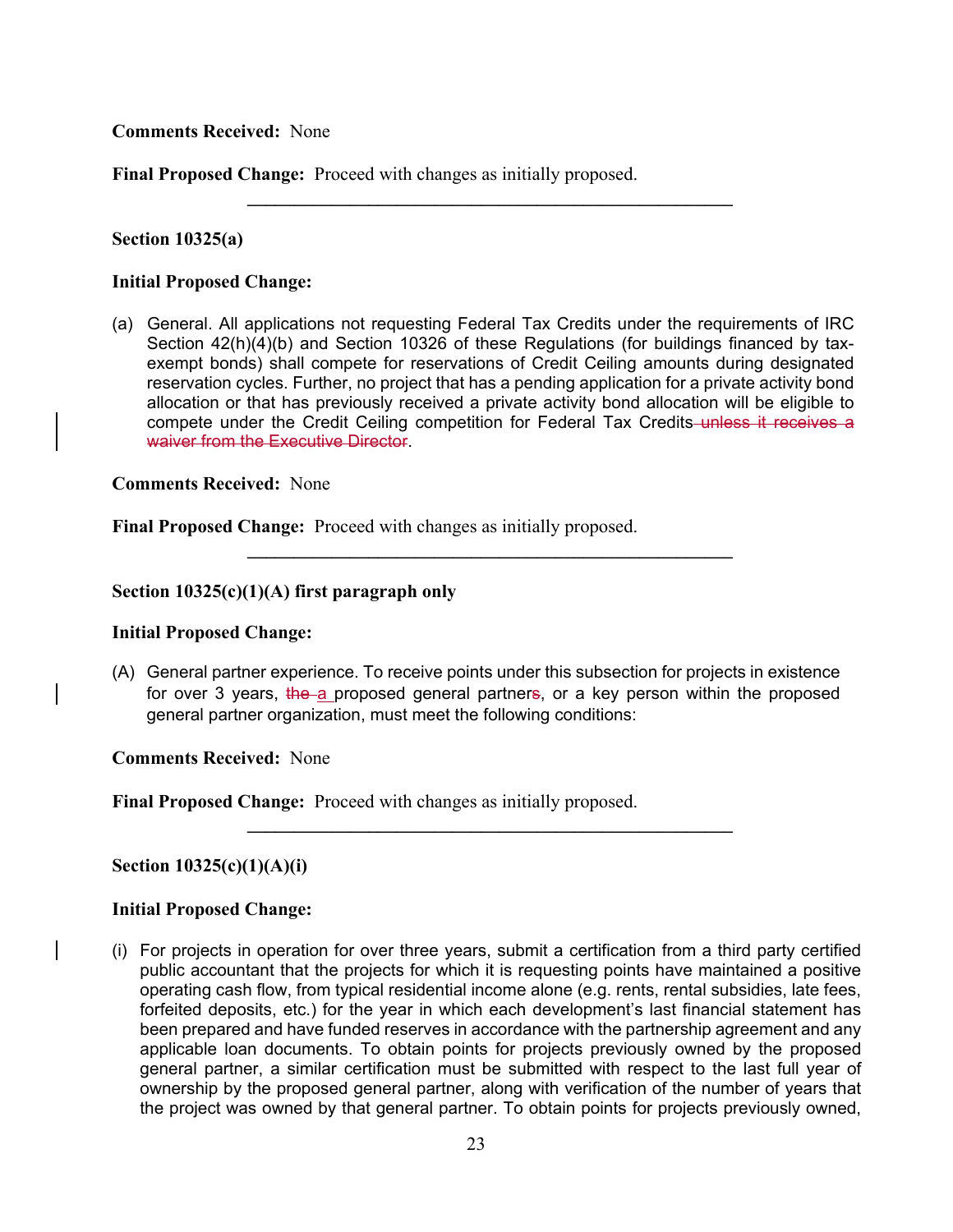**Comments Received:** None

**Final Proposed Change:** Proceed with changes as initially proposed.

---

**Section 10325(a)**

**Initial Proposed Change:**

(a) General. All applications not requesting Federal Tax Credits under the requirements of IRC Section 42(h)(4)(b) and Section 10326 of these Regulations (for buildings financed by tax-exempt bonds) shall compete for reservations of Credit Ceiling amounts during designated reservation cycles. Further, no project that has a pending application for a private activity bond allocation or that has previously received a private activity bond allocation will be eligible to compete under the Credit Ceiling competition for Federal Tax Credits ~~unless it receives a waiver from the Executive Director~~.

**Comments Received:** None

**Final Proposed Change:** Proceed with changes as initially proposed.

---

**Section 10325(c)(1)(A) first paragraph only**

**Initial Proposed Change:**

(A) General partner experience. To receive points under this subsection for projects in existence for over 3 years, ~~the~~ a proposed general partner~~s~~, or a key person within the proposed general partner organization, must meet the following conditions:

**Comments Received:** None

**Final Proposed Change:** Proceed with changes as initially proposed.

---

**Section 10325(c)(1)(A)(i)**

**Initial Proposed Change:**

(i) For projects in operation for over three years, submit a certification from a third party certified public accountant that the projects for which it is requesting points have maintained a positive operating cash flow, from typical residential income alone (e.g. rents, rental subsidies, late fees, forfeited deposits, etc.) for the year in which each development's last financial statement has been prepared and have funded reserves in accordance with the partnership agreement and any applicable loan documents. To obtain points for projects previously owned by the proposed general partner, a similar certification must be submitted with respect to the last full year of ownership by the proposed general partner, along with verification of the number of years that the project was owned by that general partner. To obtain points for projects previously owned,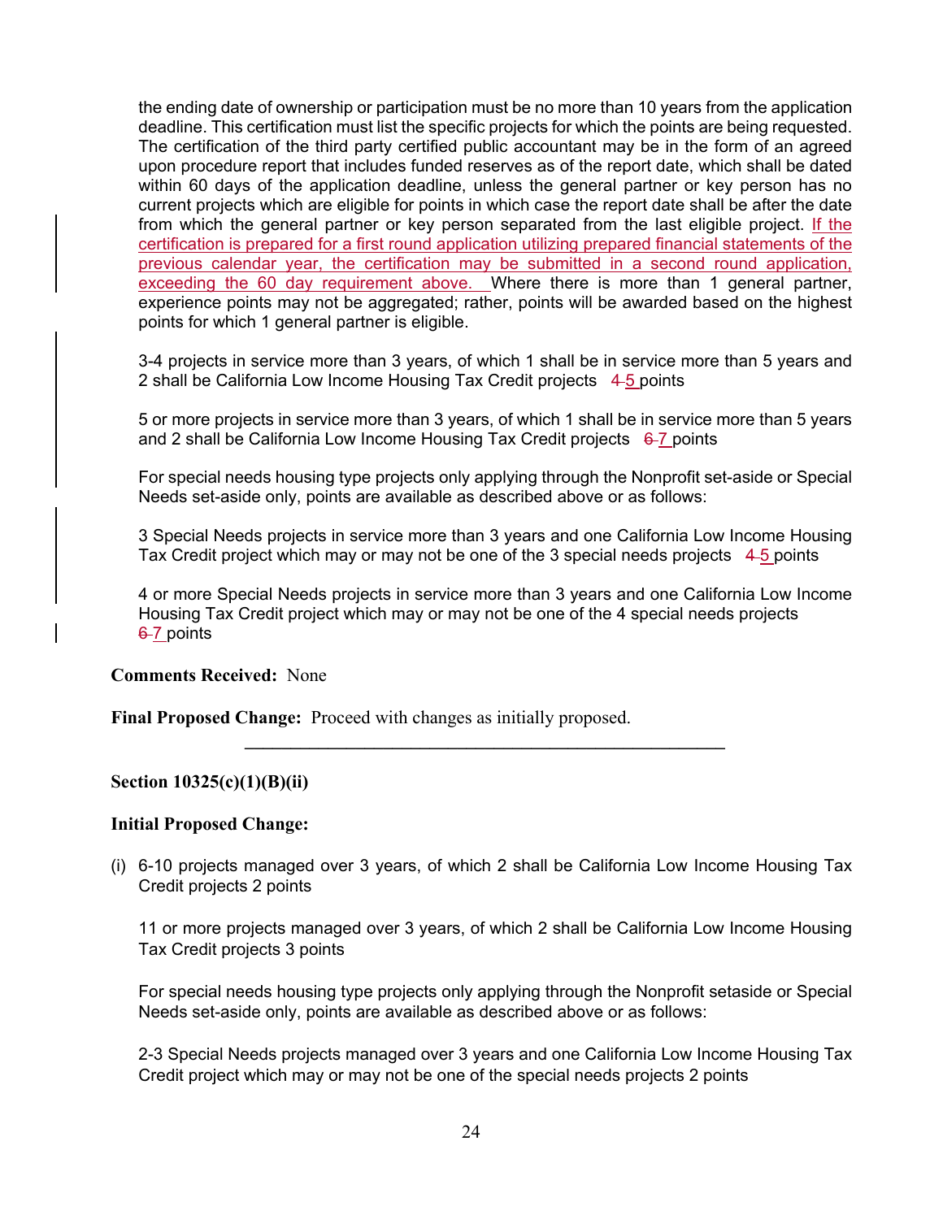the ending date of ownership or participation must be no more than 10 years from the application deadline. This certification must list the specific projects for which the points are being requested. The certification of the third party certified public accountant may be in the form of an agreed upon procedure report that includes funded reserves as of the report date, which shall be dated within 60 days of the application deadline, unless the general partner or key person has no current projects which are eligible for points in which case the report date shall be after the date from which the general partner or key person separated from the last eligible project. If the certification is prepared for a first round application utilizing prepared financial statements of the previous calendar year, the certification may be submitted in a second round application, exceeding the 60 day requirement above. Where there is more than 1 general partner, experience points may not be aggregated; rather, points will be awarded based on the highest points for which 1 general partner is eligible.

3-4 projects in service more than 3 years, of which 1 shall be in service more than 5 years and 2 shall be California Low Income Housing Tax Credit projects ~~4~~ 5 points

5 or more projects in service more than 3 years, of which 1 shall be in service more than 5 years and 2 shall be California Low Income Housing Tax Credit projects ~~6~~ 7 points

For special needs housing type projects only applying through the Nonprofit set-aside or Special Needs set-aside only, points are available as described above or as follows:

3 Special Needs projects in service more than 3 years and one California Low Income Housing Tax Credit project which may or may not be one of the 3 special needs projects ~~4~~ 5 points

4 or more Special Needs projects in service more than 3 years and one California Low Income Housing Tax Credit project which may or may not be one of the 4 special needs projects ~~6~~ 7 points

**Comments Received:** None

**Final Proposed Change:** Proceed with changes as initially proposed.

---

**Section 10325(c)(1)(B)(ii)**

**Initial Proposed Change:**

(i) 6-10 projects managed over 3 years, of which 2 shall be California Low Income Housing Tax Credit projects 2 points

11 or more projects managed over 3 years, of which 2 shall be California Low Income Housing Tax Credit projects 3 points

For special needs housing type projects only applying through the Nonprofit setaside or Special Needs set-aside only, points are available as described above or as follows:

2-3 Special Needs projects managed over 3 years and one California Low Income Housing Tax Credit project which may or may not be one of the special needs projects 2 points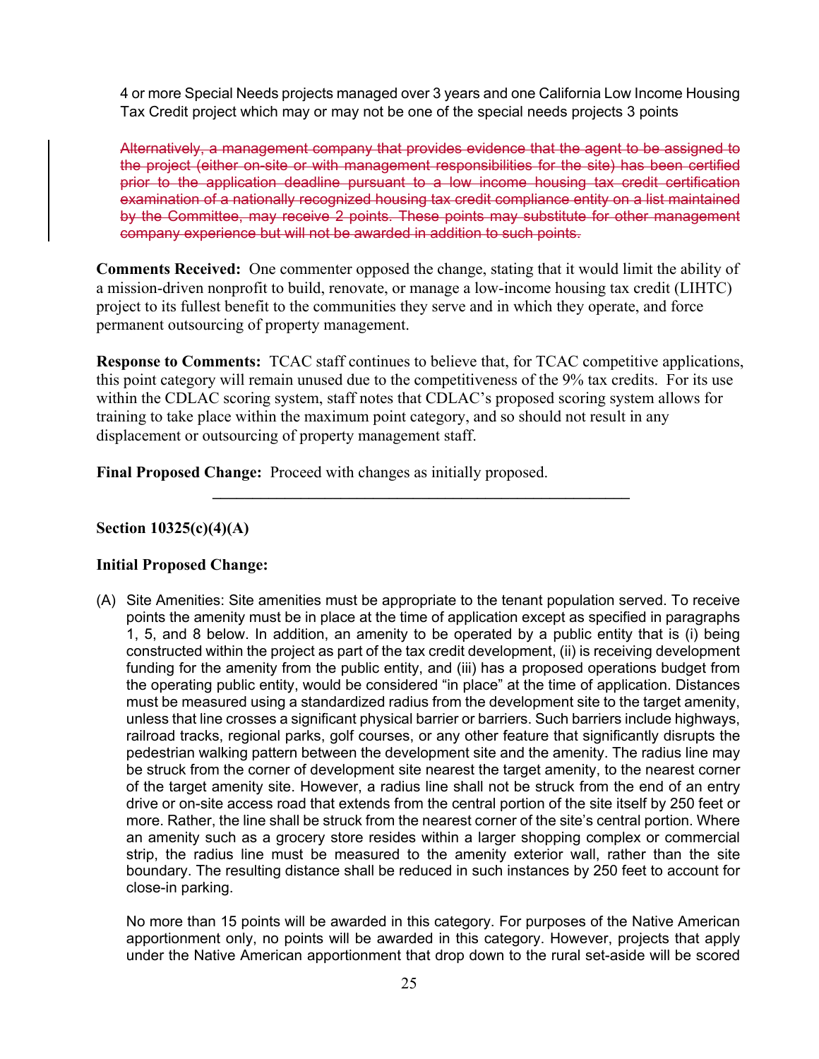4 or more Special Needs projects managed over 3 years and one California Low Income Housing Tax Credit project which may or may not be one of the special needs projects 3 points

~~Alternatively, a management company that provides evidence that the agent to be assigned to the project (either on-site or with management responsibilities for the site) has been certified prior to the application deadline pursuant to a low income housing tax credit certification examination of a nationally recognized housing tax credit compliance entity on a list maintained by the Committee, may receive 2 points. These points may substitute for other management company experience but will not be awarded in addition to such points.~~

**Comments Received:** One commenter opposed the change, stating that it would limit the ability of a mission-driven nonprofit to build, renovate, or manage a low-income housing tax credit (LIHTC) project to its fullest benefit to the communities they serve and in which they operate, and force permanent outsourcing of property management.

**Response to Comments:** TCAC staff continues to believe that, for TCAC competitive applications, this point category will remain unused due to the competitiveness of the 9% tax credits. For its use within the CDLAC scoring system, staff notes that CDLAC's proposed scoring system allows for training to take place within the maximum point category, and so should not result in any displacement or outsourcing of property management staff.

**Final Proposed Change:** Proceed with changes as initially proposed.

---

**Section 10325(c)(4)(A)**

**Initial Proposed Change:**

(A) Site Amenities: Site amenities must be appropriate to the tenant population served. To receive points the amenity must be in place at the time of application except as specified in paragraphs 1, 5, and 8 below. In addition, an amenity to be operated by a public entity that is (i) being constructed within the project as part of the tax credit development, (ii) is receiving development funding for the amenity from the public entity, and (iii) has a proposed operations budget from the operating public entity, would be considered "in place" at the time of application. Distances must be measured using a standardized radius from the development site to the target amenity, unless that line crosses a significant physical barrier or barriers. Such barriers include highways, railroad tracks, regional parks, golf courses, or any other feature that significantly disrupts the pedestrian walking pattern between the development site and the amenity. The radius line may be struck from the corner of development site nearest the target amenity, to the nearest corner of the target amenity site. However, a radius line shall not be struck from the end of an entry drive or on-site access road that extends from the central portion of the site itself by 250 feet or more. Rather, the line shall be struck from the nearest corner of the site's central portion. Where an amenity such as a grocery store resides within a larger shopping complex or commercial strip, the radius line must be measured to the amenity exterior wall, rather than the site boundary. The resulting distance shall be reduced in such instances by 250 feet to account for close-in parking.

No more than 15 points will be awarded in this category. For purposes of the Native American apportionment only, no points will be awarded in this category. However, projects that apply under the Native American apportionment that drop down to the rural set-aside will be scored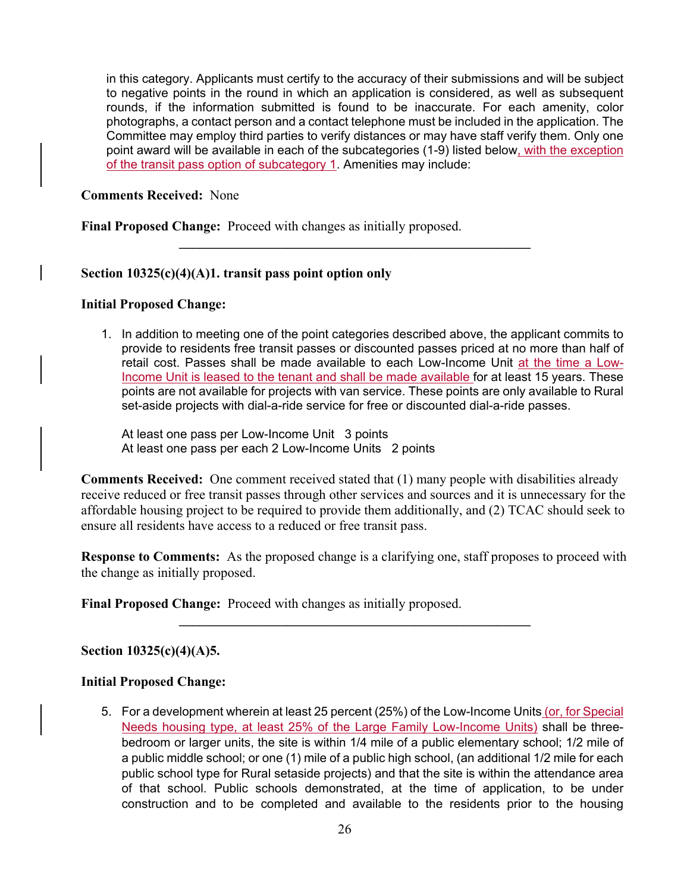in this category. Applicants must certify to the accuracy of their submissions and will be subject to negative points in the round in which an application is considered, as well as subsequent rounds, if the information submitted is found to be inaccurate. For each amenity, color photographs, a contact person and a contact telephone must be included in the application. The Committee may employ third parties to verify distances or may have staff verify them. Only one point award will be available in each of the subcategories (1-9) listed below, with the exception of the transit pass option of subcategory 1. Amenities may include:

**Comments Received:** None

**Final Proposed Change:** Proceed with changes as initially proposed.

---

**Section 10325(c)(4)(A)1. transit pass point option only**

**Initial Proposed Change:**

1. In addition to meeting one of the point categories described above, the applicant commits to provide to residents free transit passes or discounted passes priced at no more than half of retail cost. Passes shall be made available to each Low-Income Unit at the time a Low-Income Unit is leased to the tenant and shall be made available for at least 15 years. These points are not available for projects with van service. These points are only available to Rural set-aside projects with dial-a-ride service for free or discounted dial-a-ride passes.

   At least one pass per Low-Income Unit   3 points
   At least one pass per each 2 Low-Income Units   2 points

**Comments Received:** One comment received stated that (1) many people with disabilities already receive reduced or free transit passes through other services and sources and it is unnecessary for the affordable housing project to be required to provide them additionally, and (2) TCAC should seek to ensure all residents have access to a reduced or free transit pass.

**Response to Comments:** As the proposed change is a clarifying one, staff proposes to proceed with the change as initially proposed.

**Final Proposed Change:** Proceed with changes as initially proposed.

---

**Section 10325(c)(4)(A)5.**

**Initial Proposed Change:**

5. For a development wherein at least 25 percent (25%) of the Low-Income Units (or, for Special Needs housing type, at least 25% of the Large Family Low-Income Units) shall be three-bedroom or larger units, the site is within 1/4 mile of a public elementary school; 1/2 mile of a public middle school; or one (1) mile of a public high school, (an additional 1/2 mile for each public school type for Rural setaside projects) and that the site is within the attendance area of that school. Public schools demonstrated, at the time of application, to be under construction and to be completed and available to the residents prior to the housing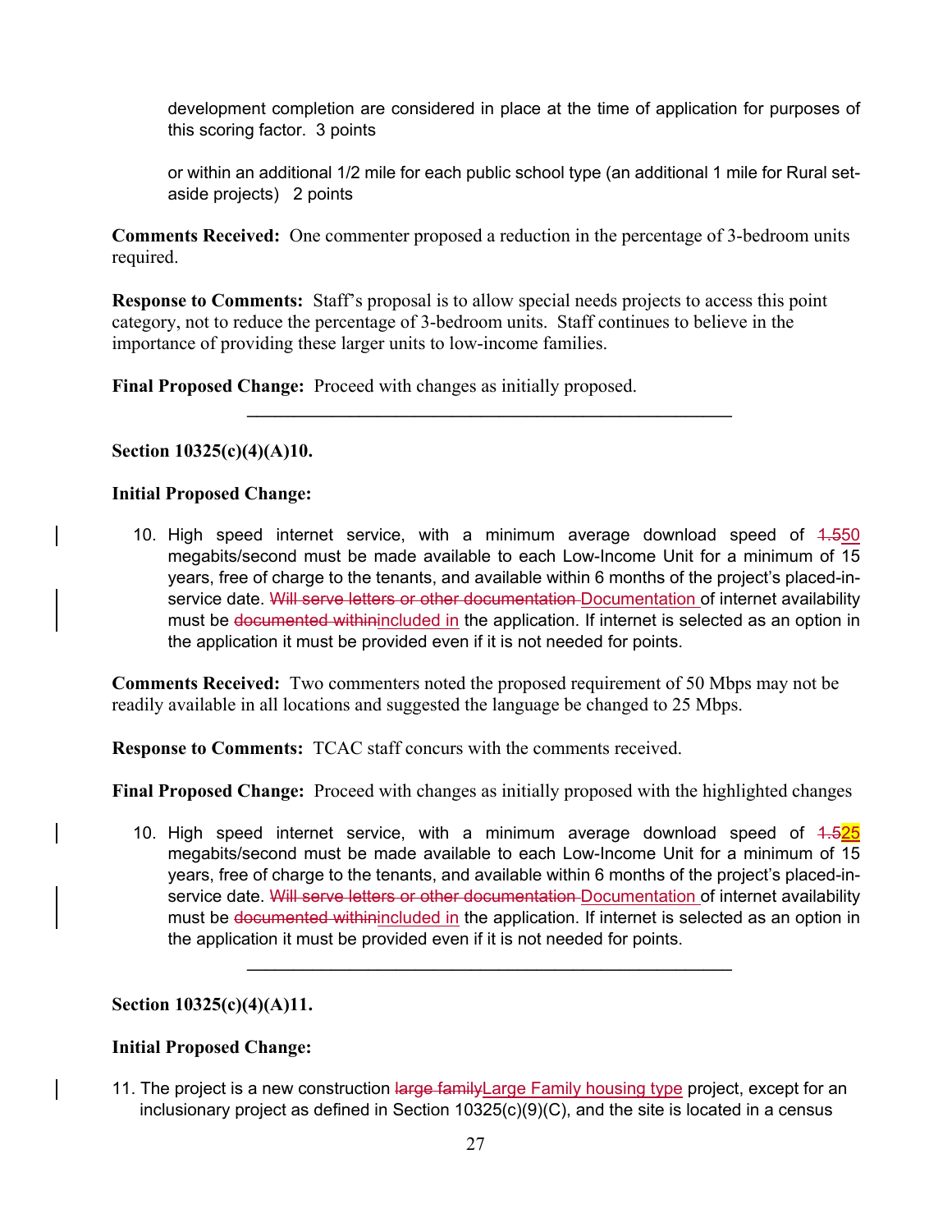development completion are considered in place at the time of application for purposes of this scoring factor. 3 points

or within an additional 1/2 mile for each public school type (an additional 1 mile for Rural set-aside projects) 2 points

**Comments Received:** One commenter proposed a reduction in the percentage of 3-bedroom units required.

**Response to Comments:** Staff's proposal is to allow special needs projects to access this point category, not to reduce the percentage of 3-bedroom units. Staff continues to believe in the importance of providing these larger units to low-income families.

**Final Proposed Change:** Proceed with changes as initially proposed.

---

**Section 10325(c)(4)(A)10.**

**Initial Proposed Change:**

10. High speed internet service, with a minimum average download speed of ~~1.5~~50 megabits/second must be made available to each Low-Income Unit for a minimum of 15 years, free of charge to the tenants, and available within 6 months of the project's placed-in-service date. ~~Will serve letters or other documentation~~ Documentation of internet availability must be ~~documented within~~included in the application. If internet is selected as an option in the application it must be provided even if it is not needed for points.

**Comments Received:** Two commenters noted the proposed requirement of 50 Mbps may not be readily available in all locations and suggested the language be changed to 25 Mbps.

**Response to Comments:** TCAC staff concurs with the comments received.

**Final Proposed Change:** Proceed with changes as initially proposed with the highlighted changes

10. High speed internet service, with a minimum average download speed of ~~1.5~~25 megabits/second must be made available to each Low-Income Unit for a minimum of 15 years, free of charge to the tenants, and available within 6 months of the project's placed-in-service date. ~~Will serve letters or other documentation~~ Documentation of internet availability must be ~~documented within~~included in the application. If internet is selected as an option in the application it must be provided even if it is not needed for points.

---

**Section 10325(c)(4)(A)11.**

**Initial Proposed Change:**

11. The project is a new construction ~~large family~~Large Family housing type project, except for an inclusionary project as defined in Section 10325(c)(9)(C), and the site is located in a census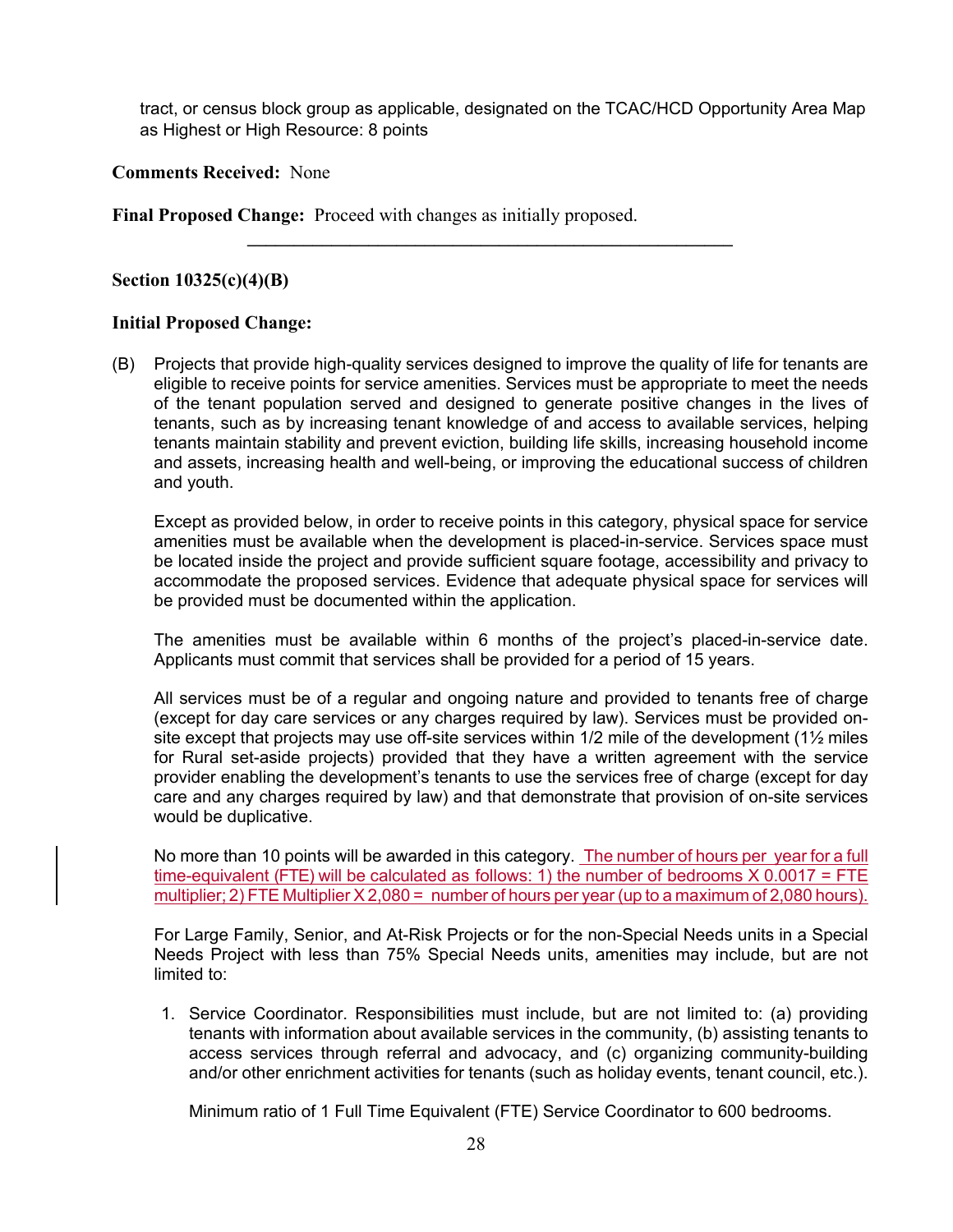tract, or census block group as applicable, designated on the TCAC/HCD Opportunity Area Map as Highest or High Resource: 8 points

**Comments Received:** None

**Final Proposed Change:** Proceed with changes as initially proposed.

---

**Section 10325(c)(4)(B)**

**Initial Proposed Change:**

(B) Projects that provide high-quality services designed to improve the quality of life for tenants are eligible to receive points for service amenities. Services must be appropriate to meet the needs of the tenant population served and designed to generate positive changes in the lives of tenants, such as by increasing tenant knowledge of and access to available services, helping tenants maintain stability and prevent eviction, building life skills, increasing household income and assets, increasing health and well-being, or improving the educational success of children and youth.

Except as provided below, in order to receive points in this category, physical space for service amenities must be available when the development is placed-in-service. Services space must be located inside the project and provide sufficient square footage, accessibility and privacy to accommodate the proposed services. Evidence that adequate physical space for services will be provided must be documented within the application.

The amenities must be available within 6 months of the project's placed-in-service date. Applicants must commit that services shall be provided for a period of 15 years.

All services must be of a regular and ongoing nature and provided to tenants free of charge (except for day care services or any charges required by law). Services must be provided on-site except that projects may use off-site services within 1/2 mile of the development (1½ miles for Rural set-aside projects) provided that they have a written agreement with the service provider enabling the development's tenants to use the services free of charge (except for day care and any charges required by law) and that demonstrate that provision of on-site services would be duplicative.

No more than 10 points will be awarded in this category. The number of hours per year for a full time-equivalent (FTE) will be calculated as follows: 1) the number of bedrooms X 0.0017 = FTE multiplier; 2) FTE Multiplier X 2,080 = number of hours per year (up to a maximum of 2,080 hours).

For Large Family, Senior, and At-Risk Projects or for the non-Special Needs units in a Special Needs Project with less than 75% Special Needs units, amenities may include, but are not limited to:

1. Service Coordinator. Responsibilities must include, but are not limited to: (a) providing tenants with information about available services in the community, (b) assisting tenants to access services through referral and advocacy, and (c) organizing community-building and/or other enrichment activities for tenants (such as holiday events, tenant council, etc.).

   Minimum ratio of 1 Full Time Equivalent (FTE) Service Coordinator to 600 bedrooms.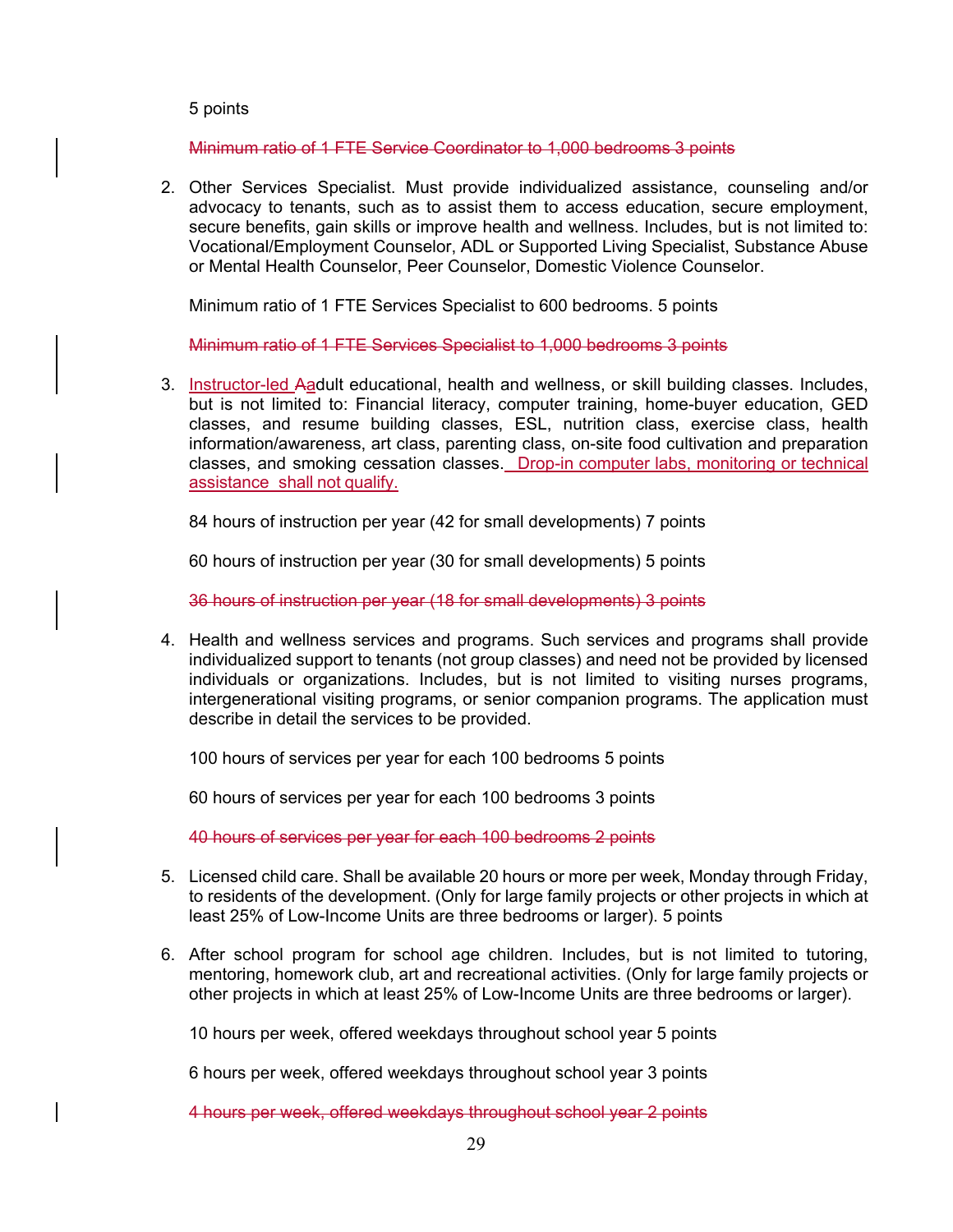5 points

~~Minimum ratio of 1 FTE Service Coordinator to 1,000 bedrooms 3 points~~

2. Other Services Specialist. Must provide individualized assistance, counseling and/or advocacy to tenants, such as to assist them to access education, secure employment, secure benefits, gain skills or improve health and wellness. Includes, but is not limited to: Vocational/Employment Counselor, ADL or Supported Living Specialist, Substance Abuse or Mental Health Counselor, Peer Counselor, Domestic Violence Counselor.

   Minimum ratio of 1 FTE Services Specialist to 600 bedrooms. 5 points

   ~~Minimum ratio of 1 FTE Services Specialist to 1,000 bedrooms 3 points~~

3. Instructor-led ~~A~~adult educational, health and wellness, or skill building classes. Includes, but is not limited to: Financial literacy, computer training, home-buyer education, GED classes, and resume building classes, ESL, nutrition class, exercise class, health information/awareness, art class, parenting class, on-site food cultivation and preparation classes, and smoking cessation classes. Drop-in computer labs, monitoring or technical assistance shall not qualify.

   84 hours of instruction per year (42 for small developments) 7 points

   60 hours of instruction per year (30 for small developments) 5 points

   ~~36 hours of instruction per year (18 for small developments) 3 points~~

4. Health and wellness services and programs. Such services and programs shall provide individualized support to tenants (not group classes) and need not be provided by licensed individuals or organizations. Includes, but is not limited to visiting nurses programs, intergenerational visiting programs, or senior companion programs. The application must describe in detail the services to be provided.

   100 hours of services per year for each 100 bedrooms 5 points

   60 hours of services per year for each 100 bedrooms 3 points

   ~~40 hours of services per year for each 100 bedrooms 2 points~~

5. Licensed child care. Shall be available 20 hours or more per week, Monday through Friday, to residents of the development. (Only for large family projects or other projects in which at least 25% of Low-Income Units are three bedrooms or larger). 5 points

6. After school program for school age children. Includes, but is not limited to tutoring, mentoring, homework club, art and recreational activities. (Only for large family projects or other projects in which at least 25% of Low-Income Units are three bedrooms or larger).

   10 hours per week, offered weekdays throughout school year 5 points

   6 hours per week, offered weekdays throughout school year 3 points

   ~~4 hours per week, offered weekdays throughout school year 2 points~~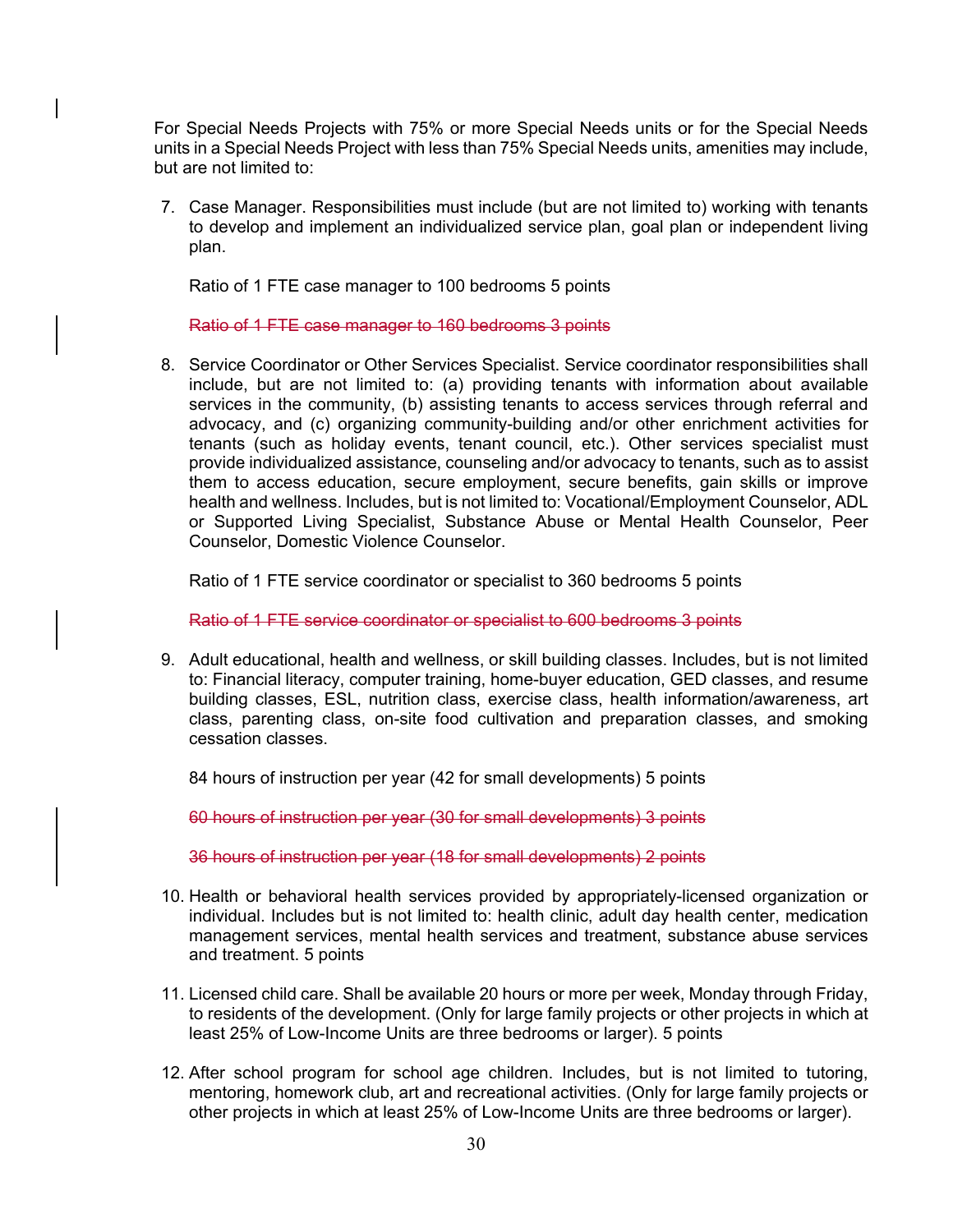For Special Needs Projects with 75% or more Special Needs units or for the Special Needs units in a Special Needs Project with less than 75% Special Needs units, amenities may include, but are not limited to:

7. Case Manager. Responsibilities must include (but are not limited to) working with tenants to develop and implement an individualized service plan, goal plan or independent living plan.

   Ratio of 1 FTE case manager to 100 bedrooms 5 points

   ~~Ratio of 1 FTE case manager to 160 bedrooms 3 points~~

8. Service Coordinator or Other Services Specialist. Service coordinator responsibilities shall include, but are not limited to: (a) providing tenants with information about available services in the community, (b) assisting tenants to access services through referral and advocacy, and (c) organizing community-building and/or other enrichment activities for tenants (such as holiday events, tenant council, etc.). Other services specialist must provide individualized assistance, counseling and/or advocacy to tenants, such as to assist them to access education, secure employment, secure benefits, gain skills or improve health and wellness. Includes, but is not limited to: Vocational/Employment Counselor, ADL or Supported Living Specialist, Substance Abuse or Mental Health Counselor, Peer Counselor, Domestic Violence Counselor.

   Ratio of 1 FTE service coordinator or specialist to 360 bedrooms 5 points

   ~~Ratio of 1 FTE service coordinator or specialist to 600 bedrooms 3 points~~

9. Adult educational, health and wellness, or skill building classes. Includes, but is not limited to: Financial literacy, computer training, home-buyer education, GED classes, and resume building classes, ESL, nutrition class, exercise class, health information/awareness, art class, parenting class, on-site food cultivation and preparation classes, and smoking cessation classes.

   84 hours of instruction per year (42 for small developments) 5 points

   ~~60 hours of instruction per year (30 for small developments) 3 points~~

   ~~36 hours of instruction per year (18 for small developments) 2 points~~

10. Health or behavioral health services provided by appropriately-licensed organization or individual. Includes but is not limited to: health clinic, adult day health center, medication management services, mental health services and treatment, substance abuse services and treatment. 5 points

11. Licensed child care. Shall be available 20 hours or more per week, Monday through Friday, to residents of the development. (Only for large family projects or other projects in which at least 25% of Low-Income Units are three bedrooms or larger). 5 points

12. After school program for school age children. Includes, but is not limited to tutoring, mentoring, homework club, art and recreational activities. (Only for large family projects or other projects in which at least 25% of Low-Income Units are three bedrooms or larger).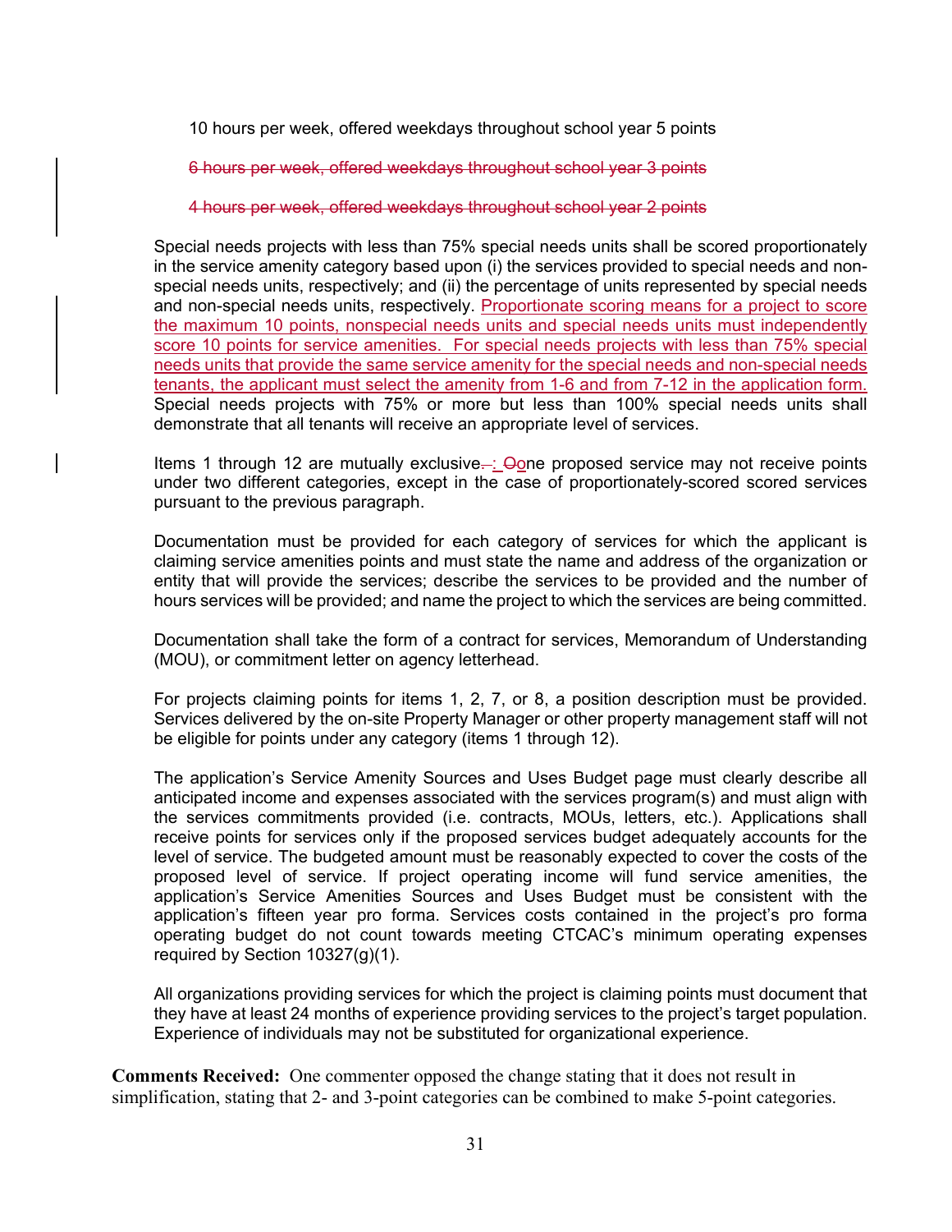10 hours per week, offered weekdays throughout school year 5 points

~~6 hours per week, offered weekdays throughout school year 3 points~~

~~4 hours per week, offered weekdays throughout school year 2 points~~

Special needs projects with less than 75% special needs units shall be scored proportionately in the service amenity category based upon (i) the services provided to special needs and non-special needs units, respectively; and (ii) the percentage of units represented by special needs and non-special needs units, respectively. <u>Proportionate scoring means for a project to score the maximum 10 points, nonspecial needs units and special needs units must independently score 10 points for service amenities. For special needs projects with less than 75% special needs units that provide the same service amenity for the special needs and non-special needs tenants, the applicant must select the amenity from 1-6 and from 7-12 in the application form.</u> Special needs projects with 75% or more but less than 100% special needs units shall demonstrate that all tenants will receive an appropriate level of services.

Items 1 through 12 are mutually exclusive~~.~~<u>:</u> ~~O~~<u>o</u>ne proposed service may not receive points under two different categories, except in the case of proportionately-scored scored services pursuant to the previous paragraph.

Documentation must be provided for each category of services for which the applicant is claiming service amenities points and must state the name and address of the organization or entity that will provide the services; describe the services to be provided and the number of hours services will be provided; and name the project to which the services are being committed.

Documentation shall take the form of a contract for services, Memorandum of Understanding (MOU), or commitment letter on agency letterhead.

For projects claiming points for items 1, 2, 7, or 8, a position description must be provided. Services delivered by the on-site Property Manager or other property management staff will not be eligible for points under any category (items 1 through 12).

The application's Service Amenity Sources and Uses Budget page must clearly describe all anticipated income and expenses associated with the services program(s) and must align with the services commitments provided (i.e. contracts, MOUs, letters, etc.). Applications shall receive points for services only if the proposed services budget adequately accounts for the level of service. The budgeted amount must be reasonably expected to cover the costs of the proposed level of service. If project operating income will fund service amenities, the application's Service Amenities Sources and Uses Budget must be consistent with the application's fifteen year pro forma. Services costs contained in the project's pro forma operating budget do not count towards meeting CTCAC's minimum operating expenses required by Section 10327(g)(1).

All organizations providing services for which the project is claiming points must document that they have at least 24 months of experience providing services to the project's target population. Experience of individuals may not be substituted for organizational experience.

**Comments Received:** One commenter opposed the change stating that it does not result in simplification, stating that 2- and 3-point categories can be combined to make 5-point categories.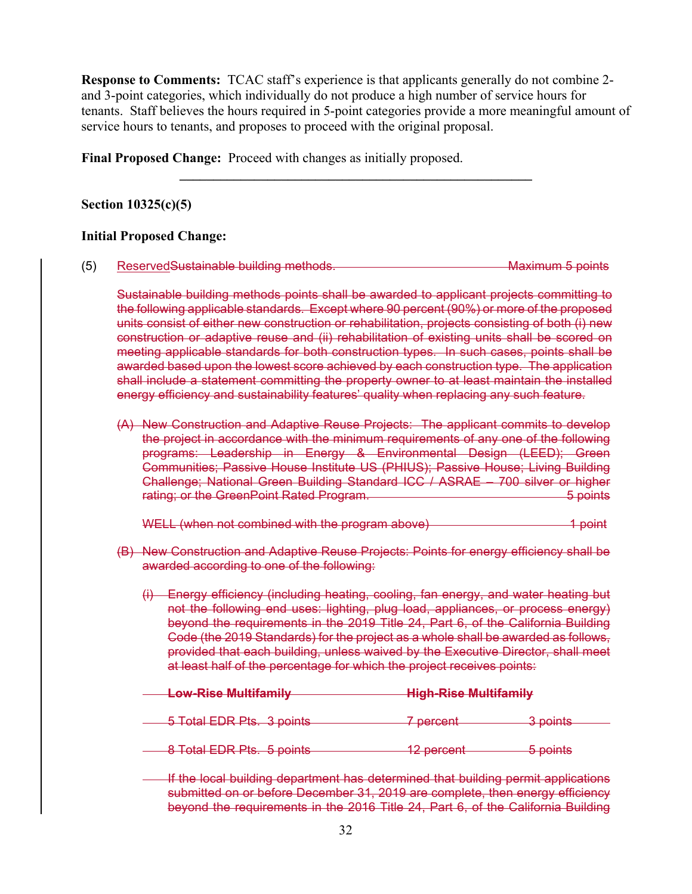**Response to Comments:** TCAC staff's experience is that applicants generally do not combine 2- and 3-point categories, which individually do not produce a high number of service hours for tenants. Staff believes the hours required in 5-point categories provide a more meaningful amount of service hours to tenants, and proposes to proceed with the original proposal.

**Final Proposed Change:** Proceed with changes as initially proposed.

---

**Section 10325(c)(5)**

**Initial Proposed Change:**

(5) Reserved~~Sustainable building methods. Maximum 5 points~~

~~Sustainable building methods points shall be awarded to applicant projects committing to the following applicable standards. Except where 90 percent (90%) or more of the proposed units consist of either new construction or rehabilitation, projects consisting of both (i) new construction or adaptive reuse and (ii) rehabilitation of existing units shall be scored on meeting applicable standards for both construction types. In such cases, points shall be awarded based upon the lowest score achieved by each construction type. The application shall include a statement committing the property owner to at least maintain the installed energy efficiency and sustainability features' quality when replacing any such feature.~~

~~(A) New Construction and Adaptive Reuse Projects: The applicant commits to develop the project in accordance with the minimum requirements of any one of the following programs: Leadership in Energy & Environmental Design (LEED); Green Communities; Passive House Institute US (PHIUS); Passive House; Living Building Challenge; National Green Building Standard ICC / ASRAE – 700 silver or higher rating; or the GreenPoint Rated Program. 5 points~~

~~WELL (when not combined with the program above) 1 point~~

~~(B) New Construction and Adaptive Reuse Projects: Points for energy efficiency shall be awarded according to one of the following:~~

~~(i) Energy efficiency (including heating, cooling, fan energy, and water heating but not the following end uses: lighting, plug load, appliances, or process energy) beyond the requirements in the 2019 Title 24, Part 6, of the California Building Code (the 2019 Standards) for the project as a whole shall be awarded as follows, provided that each building, unless waived by the Executive Director, shall meet at least half of the percentage for which the project receives points:~~

| ~~Low-Rise Multifamily~~ | | ~~High-Rise Multifamily~~ | |
|---|---|---|---|
| ~~5 Total EDR Pts.~~ | ~~3 points~~ | ~~7 percent~~ | ~~3 points~~ |
| ~~8 Total EDR Pts.~~ | ~~5 points~~ | ~~12 percent~~ | ~~5 points~~ |

~~If the local building department has determined that building permit applications submitted on or before December 31, 2019 are complete, then energy efficiency beyond the requirements in the 2016 Title 24, Part 6, of the California Building~~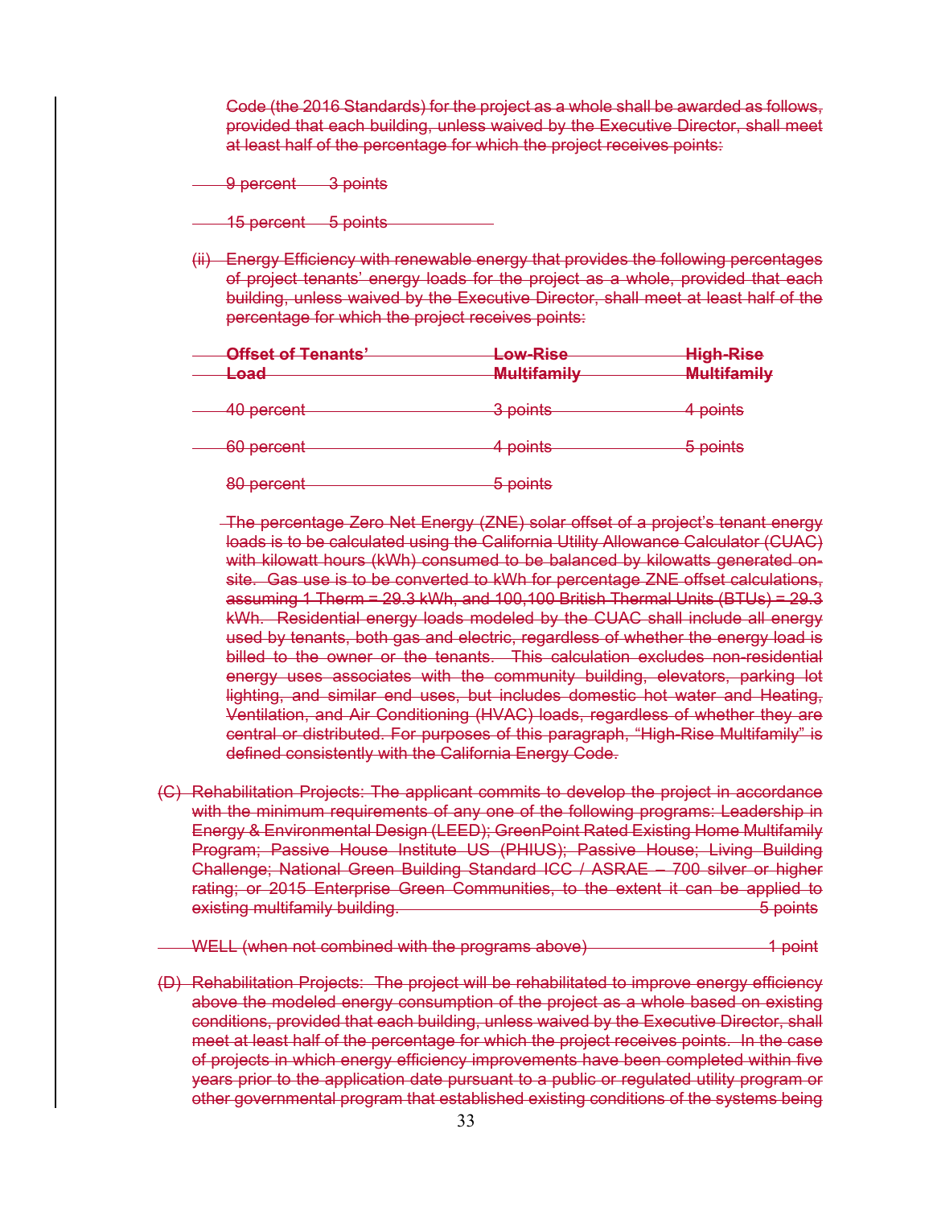~~Code (the 2016 Standards) for the project as a whole shall be awarded as follows, provided that each building, unless waived by the Executive Director, shall meet at least half of the percentage for which the project receives points:~~

~~9 percent 3 points~~

~~15 percent 5 points~~

~~(ii) Energy Efficiency with renewable energy that provides the following percentages of project tenants' energy loads for the project as a whole, provided that each building, unless waived by the Executive Director, shall meet at least half of the percentage for which the project receives points:~~

| ~~Offset of Tenants' Load~~ | ~~Low-Rise Multifamily~~ | ~~High-Rise Multifamily~~ |
|---|---|---|
| ~~40 percent~~ | ~~3 points~~ | ~~4 points~~ |
| ~~60 percent~~ | ~~4 points~~ | ~~5 points~~ |
| ~~80 percent~~ | ~~5 points~~ | |

~~The percentage Zero Net Energy (ZNE) solar offset of a project's tenant energy loads is to be calculated using the California Utility Allowance Calculator (CUAC) with kilowatt hours (kWh) consumed to be balanced by kilowatts generated on-site. Gas use is to be converted to kWh for percentage ZNE offset calculations, assuming 1 Therm = 29.3 kWh, and 100,100 British Thermal Units (BTUs) = 29.3 kWh. Residential energy loads modeled by the CUAC shall include all energy used by tenants, both gas and electric, regardless of whether the energy load is billed to the owner or the tenants. This calculation excludes non-residential energy uses associates with the community building, elevators, parking lot lighting, and similar end uses, but includes domestic hot water and Heating, Ventilation, and Air Conditioning (HVAC) loads, regardless of whether they are central or distributed. For purposes of this paragraph, "High-Rise Multifamily" is defined consistently with the California Energy Code.~~

~~(C) Rehabilitation Projects: The applicant commits to develop the project in accordance with the minimum requirements of any one of the following programs: Leadership in Energy & Environmental Design (LEED); GreenPoint Rated Existing Home Multifamily Program; Passive House Institute US (PHIUS); Passive House; Living Building Challenge; National Green Building Standard ICC / ASRAE – 700 silver or higher rating; or 2015 Enterprise Green Communities, to the extent it can be applied to existing multifamily building. 5 points~~

~~WELL (when not combined with the programs above) 1 point~~

~~(D) Rehabilitation Projects: The project will be rehabilitated to improve energy efficiency above the modeled energy consumption of the project as a whole based on existing conditions, provided that each building, unless waived by the Executive Director, shall meet at least half of the percentage for which the project receives points. In the case of projects in which energy efficiency improvements have been completed within five years prior to the application date pursuant to a public or regulated utility program or other governmental program that established existing conditions of the systems being~~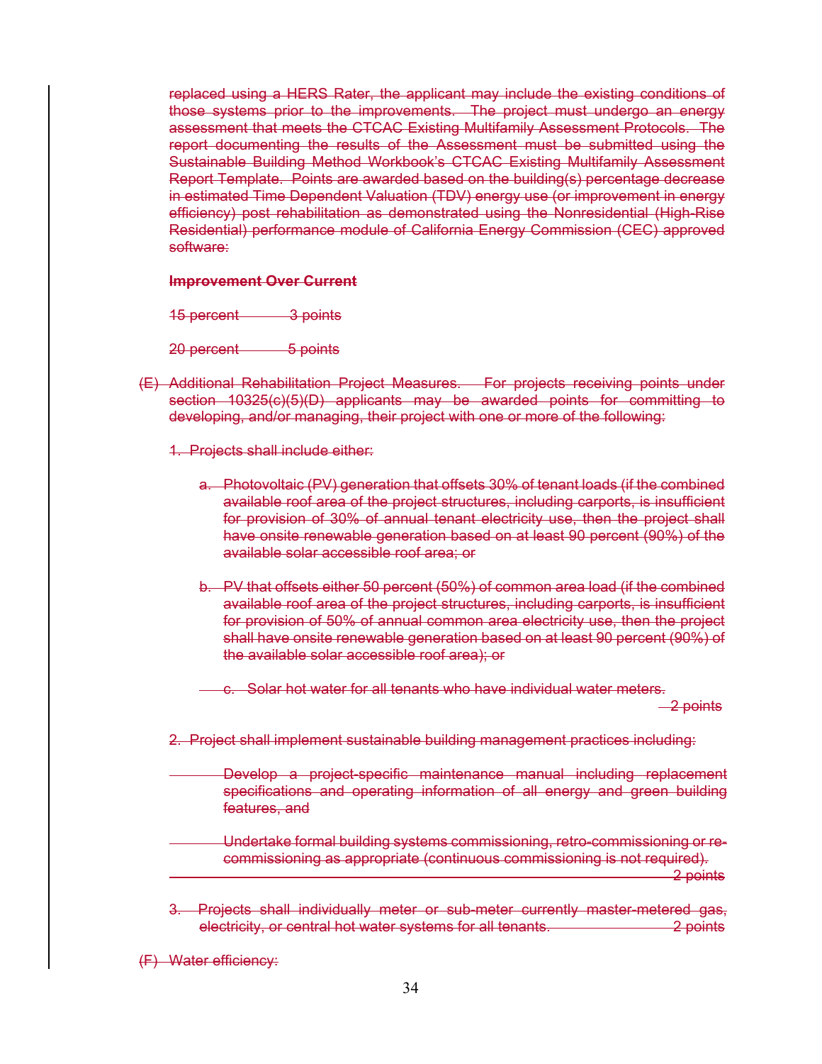~~replaced using a HERS Rater, the applicant may include the existing conditions of those systems prior to the improvements. The project must undergo an energy assessment that meets the CTCAC Existing Multifamily Assessment Protocols. The report documenting the results of the Assessment must be submitted using the Sustainable Building Method Workbook's CTCAC Existing Multifamily Assessment Report Template. Points are awarded based on the building(s) percentage decrease in estimated Time Dependent Valuation (TDV) energy use (or improvement in energy efficiency) post rehabilitation as demonstrated using the Nonresidential (High-Rise Residential) performance module of California Energy Commission (CEC) approved software:~~

~~**Improvement Over Current**~~

~~15 percent 3 points~~

~~20 percent 5 points~~

~~(E) Additional Rehabilitation Project Measures. For projects receiving points under section 10325(c)(5)(D) applicants may be awarded points for committing to developing, and/or managing, their project with one or more of the following:~~

~~1. Projects shall include either:~~

~~a. Photovoltaic (PV) generation that offsets 30% of tenant loads (if the combined available roof area of the project structures, including carports, is insufficient for provision of 30% of annual tenant electricity use, then the project shall have onsite renewable generation based on at least 90 percent (90%) of the available solar accessible roof area; or~~

~~b. PV that offsets either 50 percent (50%) of common area load (if the combined available roof area of the project structures, including carports, is insufficient for provision of 50% of annual common area electricity use, then the project shall have onsite renewable generation based on at least 90 percent (90%) of the available solar accessible roof area); or~~

~~c. Solar hot water for all tenants who have individual water meters. 2 points~~

~~2. Project shall implement sustainable building management practices including:~~

~~Develop a project-specific maintenance manual including replacement specifications and operating information of all energy and green building features, and~~

~~Undertake formal building systems commissioning, retro-commissioning or re-commissioning as appropriate (continuous commissioning is not required). 2 points~~

~~3. Projects shall individually meter or sub-meter currently master-metered gas, electricity, or central hot water systems for all tenants. 2 points~~

~~(F) Water efficiency:~~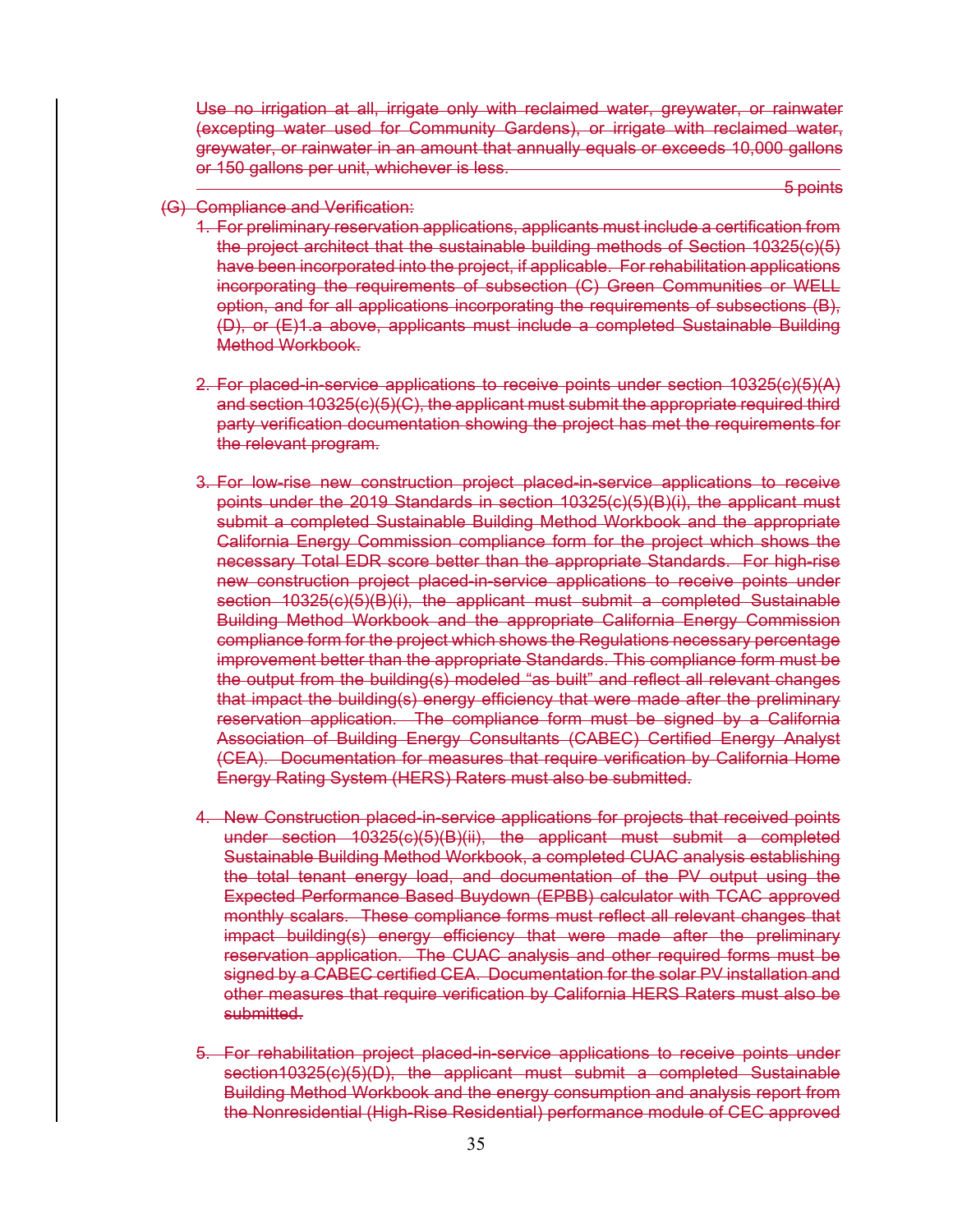~~Use no irrigation at all, irrigate only with reclaimed water, greywater, or rainwater (excepting water used for Community Gardens), or irrigate with reclaimed water, greywater, or rainwater in an amount that annually equals or exceeds 10,000 gallons or 150 gallons per unit, whichever is less.~~

~~5 points~~

~~(G) Compliance and Verification:~~

1. ~~For preliminary reservation applications, applicants must include a certification from the project architect that the sustainable building methods of Section 10325(c)(5) have been incorporated into the project, if applicable. For rehabilitation applications incorporating the requirements of subsection (C) Green Communities or WELL option, and for all applications incorporating the requirements of subsections (B), (D), or (E)1.a above, applicants must include a completed Sustainable Building Method Workbook.~~

2. ~~For placed-in-service applications to receive points under section 10325(c)(5)(A) and section 10325(c)(5)(C), the applicant must submit the appropriate required third party verification documentation showing the project has met the requirements for the relevant program.~~

3. ~~For low-rise new construction project placed-in-service applications to receive points under the 2019 Standards in section 10325(c)(5)(B)(i), the applicant must submit a completed Sustainable Building Method Workbook and the appropriate California Energy Commission compliance form for the project which shows the necessary Total EDR score better than the appropriate Standards. For high-rise new construction project placed-in-service applications to receive points under section 10325(c)(5)(B)(i), the applicant must submit a completed Sustainable Building Method Workbook and the appropriate California Energy Commission compliance form for the project which shows the Regulations necessary percentage improvement better than the appropriate Standards. This compliance form must be the output from the building(s) modeled "as built" and reflect all relevant changes that impact the building(s) energy efficiency that were made after the preliminary reservation application. The compliance form must be signed by a California Association of Building Energy Consultants (CABEC) Certified Energy Analyst (CEA). Documentation for measures that require verification by California Home Energy Rating System (HERS) Raters must also be submitted.~~

4. ~~New Construction placed-in-service applications for projects that received points under section 10325(c)(5)(B)(ii), the applicant must submit a completed Sustainable Building Method Workbook, a completed CUAC analysis establishing the total tenant energy load, and documentation of the PV output using the Expected Performance Based Buydown (EPBB) calculator with TCAC approved monthly scalars. These compliance forms must reflect all relevant changes that impact building(s) energy efficiency that were made after the preliminary reservation application. The CUAC analysis and other required forms must be signed by a CABEC certified CEA. Documentation for the solar PV installation and other measures that require verification by California HERS Raters must also be submitted.~~

5. ~~For rehabilitation project placed-in-service applications to receive points under section10325(c)(5)(D), the applicant must submit a completed Sustainable Building Method Workbook and the energy consumption and analysis report from the Nonresidential (High-Rise Residential) performance module of CEC approved~~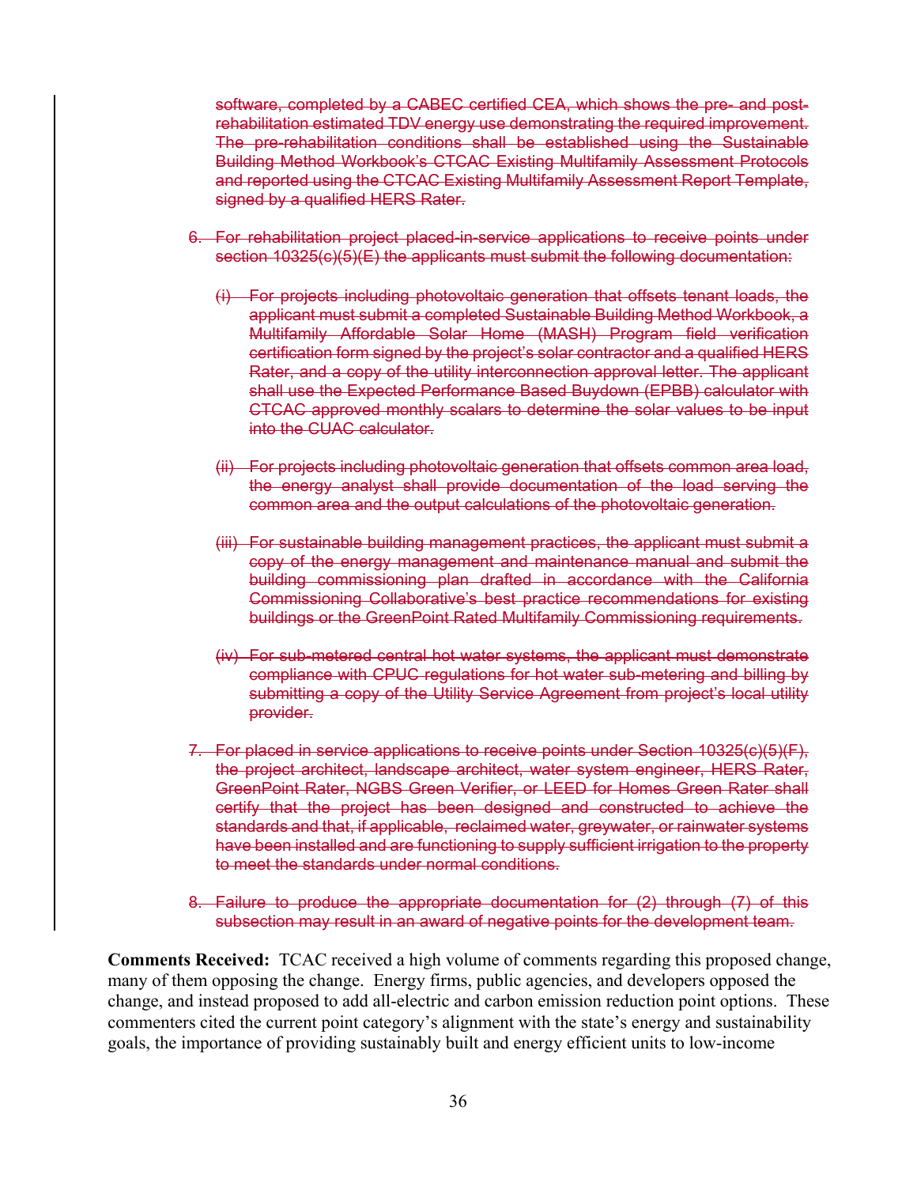~~software, completed by a CABEC certified CEA, which shows the pre- and post-rehabilitation estimated TDV energy use demonstrating the required improvement. The pre-rehabilitation conditions shall be established using the Sustainable Building Method Workbook's CTCAC Existing Multifamily Assessment Protocols and reported using the CTCAC Existing Multifamily Assessment Report Template, signed by a qualified HERS Rater.~~

~~6. For rehabilitation project placed-in-service applications to receive points under section 10325(c)(5)(E) the applicants must submit the following documentation:~~

~~(i) For projects including photovoltaic generation that offsets tenant loads, the applicant must submit a completed Sustainable Building Method Workbook, a Multifamily Affordable Solar Home (MASH) Program field verification certification form signed by the project's solar contractor and a qualified HERS Rater, and a copy of the utility interconnection approval letter. The applicant shall use the Expected Performance Based Buydown (EPBB) calculator with CTCAC approved monthly scalars to determine the solar values to be input into the CUAC calculator.~~

~~(ii) For projects including photovoltaic generation that offsets common area load, the energy analyst shall provide documentation of the load serving the common area and the output calculations of the photovoltaic generation.~~

~~(iii) For sustainable building management practices, the applicant must submit a copy of the energy management and maintenance manual and submit the building commissioning plan drafted in accordance with the California Commissioning Collaborative's best practice recommendations for existing buildings or the GreenPoint Rated Multifamily Commissioning requirements.~~

~~(iv) For sub-metered central hot water systems, the applicant must demonstrate compliance with CPUC regulations for hot water sub-metering and billing by submitting a copy of the Utility Service Agreement from project's local utility provider.~~

~~7. For placed in service applications to receive points under Section 10325(c)(5)(F), the project architect, landscape architect, water system engineer, HERS Rater, GreenPoint Rater, NGBS Green Verifier, or LEED for Homes Green Rater shall certify that the project has been designed and constructed to achieve the standards and that, if applicable, reclaimed water, greywater, or rainwater systems have been installed and are functioning to supply sufficient irrigation to the property to meet the standards under normal conditions.~~

~~8. Failure to produce the appropriate documentation for (2) through (7) of this subsection may result in an award of negative points for the development team.~~

**Comments Received:** TCAC received a high volume of comments regarding this proposed change, many of them opposing the change. Energy firms, public agencies, and developers opposed the change, and instead proposed to add all-electric and carbon emission reduction point options. These commenters cited the current point category's alignment with the state's energy and sustainability goals, the importance of providing sustainably built and energy efficient units to low-income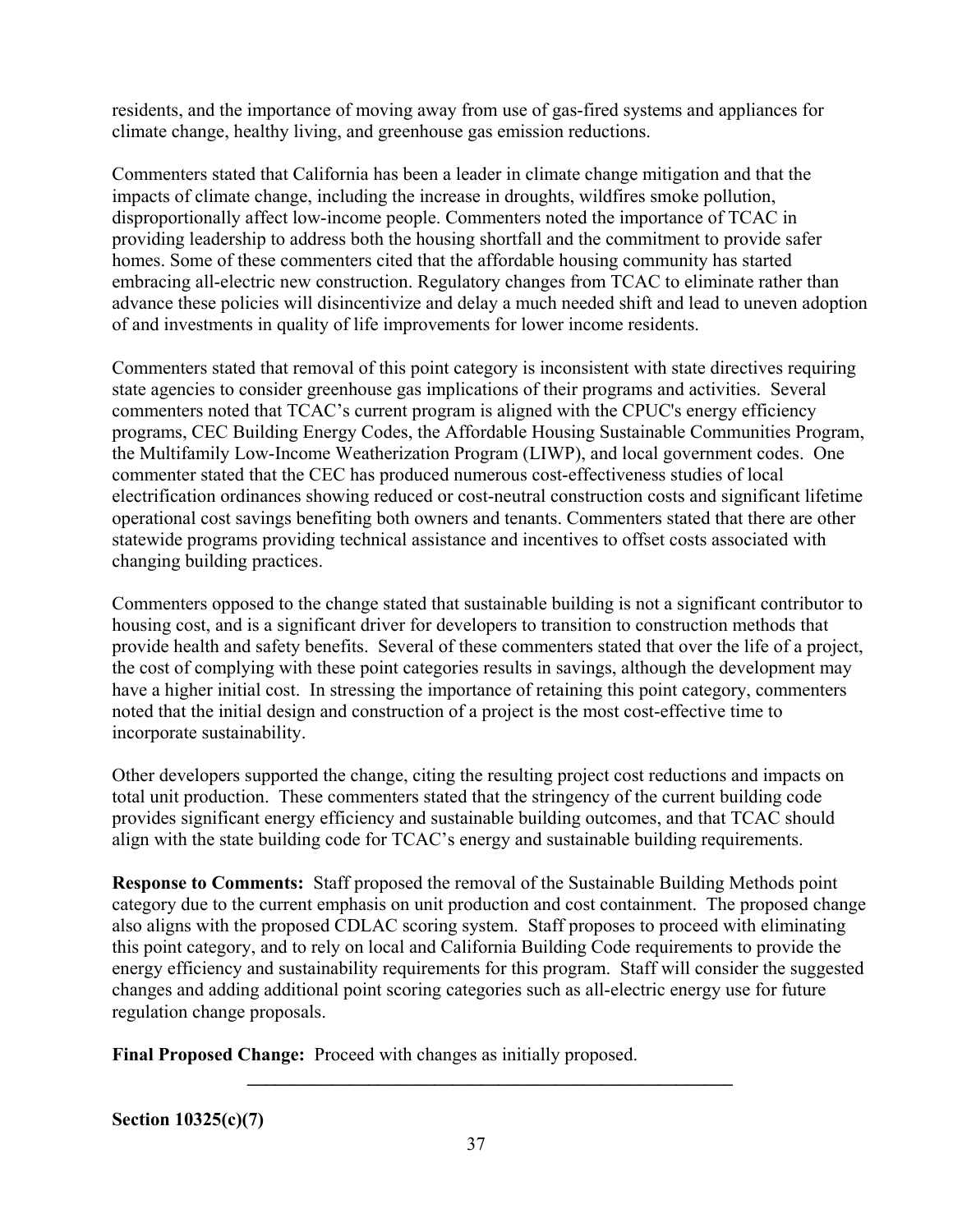residents, and the importance of moving away from use of gas-fired systems and appliances for climate change, healthy living, and greenhouse gas emission reductions.

Commenters stated that California has been a leader in climate change mitigation and that the impacts of climate change, including the increase in droughts, wildfires smoke pollution, disproportionally affect low-income people. Commenters noted the importance of TCAC in providing leadership to address both the housing shortfall and the commitment to provide safer homes. Some of these commenters cited that the affordable housing community has started embracing all-electric new construction. Regulatory changes from TCAC to eliminate rather than advance these policies will disincentivize and delay a much needed shift and lead to uneven adoption of and investments in quality of life improvements for lower income residents.

Commenters stated that removal of this point category is inconsistent with state directives requiring state agencies to consider greenhouse gas implications of their programs and activities. Several commenters noted that TCAC's current program is aligned with the CPUC's energy efficiency programs, CEC Building Energy Codes, the Affordable Housing Sustainable Communities Program, the Multifamily Low-Income Weatherization Program (LIWP), and local government codes. One commenter stated that the CEC has produced numerous cost-effectiveness studies of local electrification ordinances showing reduced or cost-neutral construction costs and significant lifetime operational cost savings benefiting both owners and tenants. Commenters stated that there are other statewide programs providing technical assistance and incentives to offset costs associated with changing building practices.

Commenters opposed to the change stated that sustainable building is not a significant contributor to housing cost, and is a significant driver for developers to transition to construction methods that provide health and safety benefits. Several of these commenters stated that over the life of a project, the cost of complying with these point categories results in savings, although the development may have a higher initial cost. In stressing the importance of retaining this point category, commenters noted that the initial design and construction of a project is the most cost-effective time to incorporate sustainability.

Other developers supported the change, citing the resulting project cost reductions and impacts on total unit production. These commenters stated that the stringency of the current building code provides significant energy efficiency and sustainable building outcomes, and that TCAC should align with the state building code for TCAC's energy and sustainable building requirements.

**Response to Comments:** Staff proposed the removal of the Sustainable Building Methods point category due to the current emphasis on unit production and cost containment. The proposed change also aligns with the proposed CDLAC scoring system. Staff proposes to proceed with eliminating this point category, and to rely on local and California Building Code requirements to provide the energy efficiency and sustainability requirements for this program. Staff will consider the suggested changes and adding additional point scoring categories such as all-electric energy use for future regulation change proposals.

**Final Proposed Change:** Proceed with changes as initially proposed.

---

**Section 10325(c)(7)**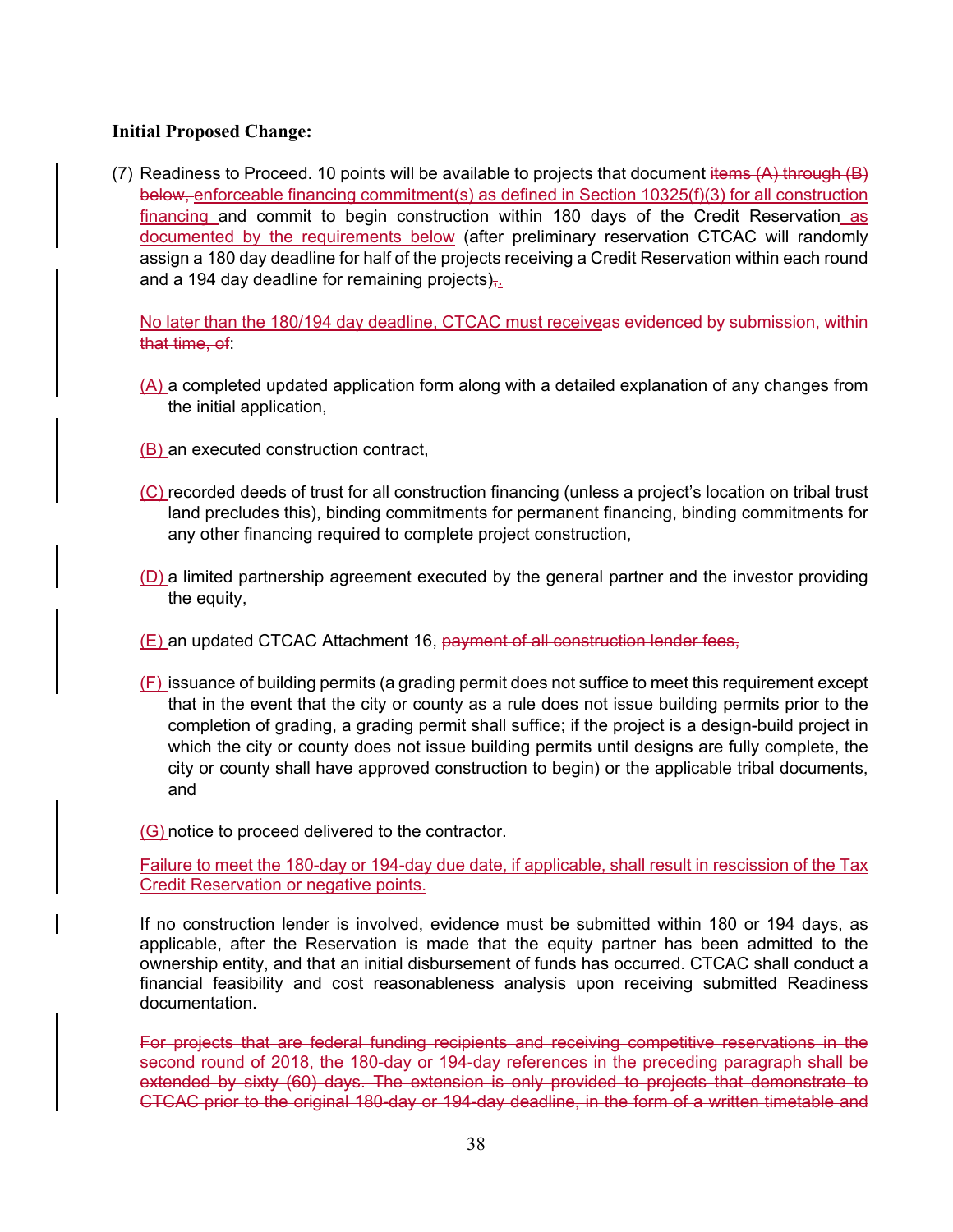**Initial Proposed Change:**

(7) Readiness to Proceed. 10 points will be available to projects that document ~~items (A) through (B) below,~~ enforceable financing commitment(s) as defined in Section 10325(f)(3) for all construction financing and commit to begin construction within 180 days of the Credit Reservation as documented by the requirements below (after preliminary reservation CTCAC will randomly assign a 180 day deadline for half of the projects receiving a Credit Reservation within each round and a 194 day deadline for remaining projects)~~,~~.

No later than the 180/194 day deadline, CTCAC must receive~~as evidenced by submission, within that time, of~~:

(A) a completed updated application form along with a detailed explanation of any changes from the initial application,

(B) an executed construction contract,

(C) recorded deeds of trust for all construction financing (unless a project's location on tribal trust land precludes this), binding commitments for permanent financing, binding commitments for any other financing required to complete project construction,

(D) a limited partnership agreement executed by the general partner and the investor providing the equity,

(E) an updated CTCAC Attachment 16, ~~payment of all construction lender fees,~~

(F) issuance of building permits (a grading permit does not suffice to meet this requirement except that in the event that the city or county as a rule does not issue building permits prior to the completion of grading, a grading permit shall suffice; if the project is a design-build project in which the city or county does not issue building permits until designs are fully complete, the city or county shall have approved construction to begin) or the applicable tribal documents, and

(G) notice to proceed delivered to the contractor.

Failure to meet the 180-day or 194-day due date, if applicable, shall result in rescission of the Tax Credit Reservation or negative points.

If no construction lender is involved, evidence must be submitted within 180 or 194 days, as applicable, after the Reservation is made that the equity partner has been admitted to the ownership entity, and that an initial disbursement of funds has occurred. CTCAC shall conduct a financial feasibility and cost reasonableness analysis upon receiving submitted Readiness documentation.

~~For projects that are federal funding recipients and receiving competitive reservations in the second round of 2018, the 180-day or 194-day references in the preceding paragraph shall be extended by sixty (60) days. The extension is only provided to projects that demonstrate to CTCAC prior to the original 180-day or 194-day deadline, in the form of a written timetable and~~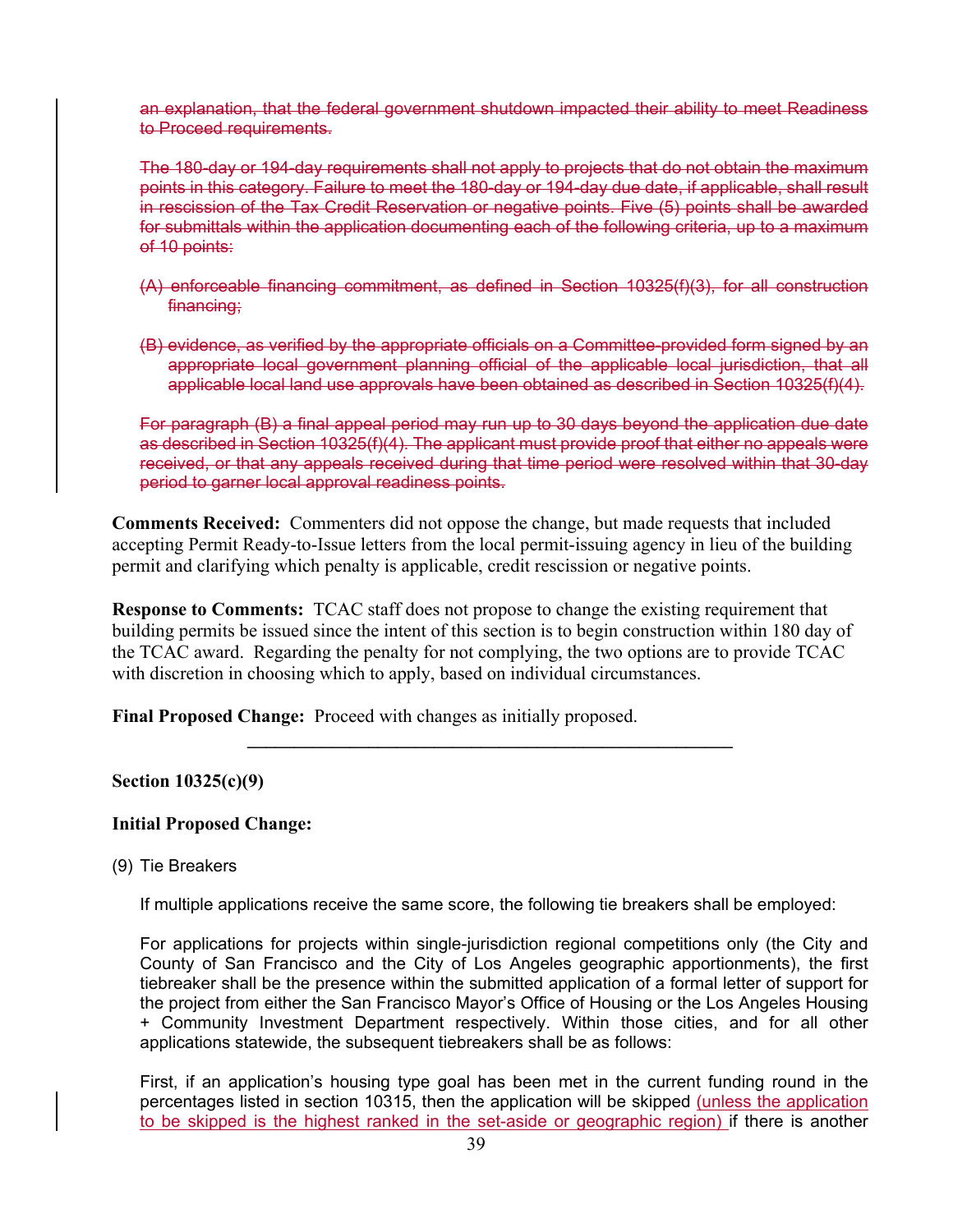~~an explanation, that the federal government shutdown impacted their ability to meet Readiness to Proceed requirements.~~

~~The 180-day or 194-day requirements shall not apply to projects that do not obtain the maximum points in this category. Failure to meet the 180-day or 194-day due date, if applicable, shall result in rescission of the Tax Credit Reservation or negative points. Five (5) points shall be awarded for submittals within the application documenting each of the following criteria, up to a maximum of 10 points:~~

~~(A) enforceable financing commitment, as defined in Section 10325(f)(3), for all construction financing;~~

~~(B) evidence, as verified by the appropriate officials on a Committee-provided form signed by an appropriate local government planning official of the applicable local jurisdiction, that all applicable local land use approvals have been obtained as described in Section 10325(f)(4).~~

~~For paragraph (B) a final appeal period may run up to 30 days beyond the application due date as described in Section 10325(f)(4). The applicant must provide proof that either no appeals were received, or that any appeals received during that time period were resolved within that 30-day period to garner local approval readiness points.~~

**Comments Received:** Commenters did not oppose the change, but made requests that included accepting Permit Ready-to-Issue letters from the local permit-issuing agency in lieu of the building permit and clarifying which penalty is applicable, credit rescission or negative points.

**Response to Comments:** TCAC staff does not propose to change the existing requirement that building permits be issued since the intent of this section is to begin construction within 180 day of the TCAC award. Regarding the penalty for not complying, the two options are to provide TCAC with discretion in choosing which to apply, based on individual circumstances.

**Final Proposed Change:** Proceed with changes as initially proposed.

---

**Section 10325(c)(9)**

**Initial Proposed Change:**

(9) Tie Breakers

If multiple applications receive the same score, the following tie breakers shall be employed:

For applications for projects within single-jurisdiction regional competitions only (the City and County of San Francisco and the City of Los Angeles geographic apportionments), the first tiebreaker shall be the presence within the submitted application of a formal letter of support for the project from either the San Francisco Mayor's Office of Housing or the Los Angeles Housing + Community Investment Department respectively. Within those cities, and for all other applications statewide, the subsequent tiebreakers shall be as follows:

First, if an application's housing type goal has been met in the current funding round in the percentages listed in section 10315, then the application will be skipped <u>(unless the application to be skipped is the highest ranked in the set-aside or geographic region)</u> if there is another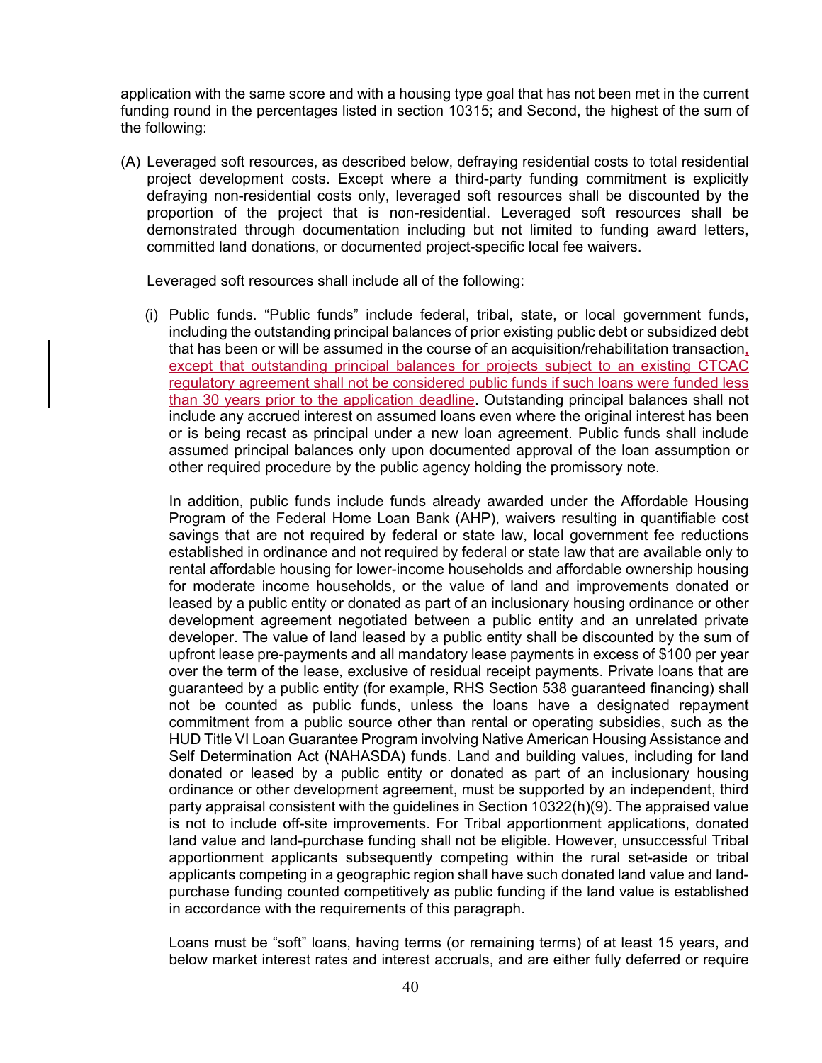application with the same score and with a housing type goal that has not been met in the current funding round in the percentages listed in section 10315; and Second, the highest of the sum of the following:

(A) Leveraged soft resources, as described below, defraying residential costs to total residential project development costs. Except where a third-party funding commitment is explicitly defraying non-residential costs only, leveraged soft resources shall be discounted by the proportion of the project that is non-residential. Leveraged soft resources shall be demonstrated through documentation including but not limited to funding award letters, committed land donations, or documented project-specific local fee waivers.

    Leveraged soft resources shall include all of the following:

    (i) Public funds. "Public funds" include federal, tribal, state, or local government funds, including the outstanding principal balances of prior existing public debt or subsidized debt that has been or will be assumed in the course of an acquisition/rehabilitation transaction, except that outstanding principal balances for projects subject to an existing CTCAC regulatory agreement shall not be considered public funds if such loans were funded less than 30 years prior to the application deadline. Outstanding principal balances shall not include any accrued interest on assumed loans even where the original interest has been or is being recast as principal under a new loan agreement. Public funds shall include assumed principal balances only upon documented approval of the loan assumption or other required procedure by the public agency holding the promissory note.

        In addition, public funds include funds already awarded under the Affordable Housing Program of the Federal Home Loan Bank (AHP), waivers resulting in quantifiable cost savings that are not required by federal or state law, local government fee reductions established in ordinance and not required by federal or state law that are available only to rental affordable housing for lower-income households and affordable ownership housing for moderate income households, or the value of land and improvements donated or leased by a public entity or donated as part of an inclusionary housing ordinance or other development agreement negotiated between a public entity and an unrelated private developer. The value of land leased by a public entity shall be discounted by the sum of upfront lease pre-payments and all mandatory lease payments in excess of $100 per year over the term of the lease, exclusive of residual receipt payments. Private loans that are guaranteed by a public entity (for example, RHS Section 538 guaranteed financing) shall not be counted as public funds, unless the loans have a designated repayment commitment from a public source other than rental or operating subsidies, such as the HUD Title VI Loan Guarantee Program involving Native American Housing Assistance and Self Determination Act (NAHASDA) funds. Land and building values, including for land donated or leased by a public entity or donated as part of an inclusionary housing ordinance or other development agreement, must be supported by an independent, third party appraisal consistent with the guidelines in Section 10322(h)(9). The appraised value is not to include off-site improvements. For Tribal apportionment applications, donated land value and land-purchase funding shall not be eligible. However, unsuccessful Tribal apportionment applicants subsequently competing within the rural set-aside or tribal applicants competing in a geographic region shall have such donated land value and land-purchase funding counted competitively as public funding if the land value is established in accordance with the requirements of this paragraph.

        Loans must be "soft" loans, having terms (or remaining terms) of at least 15 years, and below market interest rates and interest accruals, and are either fully deferred or require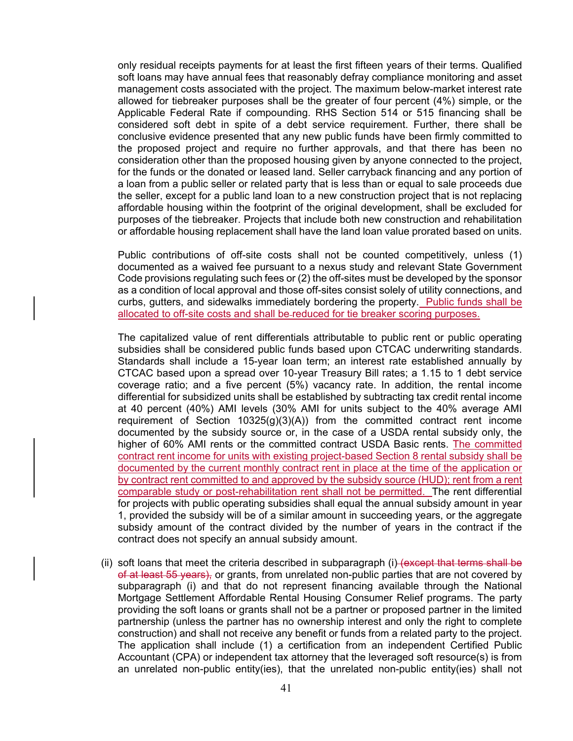only residual receipts payments for at least the first fifteen years of their terms. Qualified soft loans may have annual fees that reasonably defray compliance monitoring and asset management costs associated with the project. The maximum below-market interest rate allowed for tiebreaker purposes shall be the greater of four percent (4%) simple, or the Applicable Federal Rate if compounding. RHS Section 514 or 515 financing shall be considered soft debt in spite of a debt service requirement. Further, there shall be conclusive evidence presented that any new public funds have been firmly committed to the proposed project and require no further approvals, and that there has been no consideration other than the proposed housing given by anyone connected to the project, for the funds or the donated or leased land. Seller carryback financing and any portion of a loan from a public seller or related party that is less than or equal to sale proceeds due the seller, except for a public land loan to a new construction project that is not replacing affordable housing within the footprint of the original development, shall be excluded for purposes of the tiebreaker. Projects that include both new construction and rehabilitation or affordable housing replacement shall have the land loan value prorated based on units.

Public contributions of off-site costs shall not be counted competitively, unless (1) documented as a waived fee pursuant to a nexus study and relevant State Government Code provisions regulating such fees or (2) the off-sites must be developed by the sponsor as a condition of local approval and those off-sites consist solely of utility connections, and curbs, gutters, and sidewalks immediately bordering the property. Public funds shall be allocated to off-site costs and shall be reduced for tie breaker scoring purposes.

The capitalized value of rent differentials attributable to public rent or public operating subsidies shall be considered public funds based upon CTCAC underwriting standards. Standards shall include a 15-year loan term; an interest rate established annually by CTCAC based upon a spread over 10-year Treasury Bill rates; a 1.15 to 1 debt service coverage ratio; and a five percent (5%) vacancy rate. In addition, the rental income differential for subsidized units shall be established by subtracting tax credit rental income at 40 percent (40%) AMI levels (30% AMI for units subject to the 40% average AMI requirement of Section 10325(g)(3)(A)) from the committed contract rent income documented by the subsidy source or, in the case of a USDA rental subsidy only, the higher of 60% AMI rents or the committed contract USDA Basic rents. The committed contract rent income for units with existing project-based Section 8 rental subsidy shall be documented by the current monthly contract rent in place at the time of the application or by contract rent committed to and approved by the subsidy source (HUD); rent from a rent comparable study or post-rehabilitation rent shall not be permitted. The rent differential for projects with public operating subsidies shall equal the annual subsidy amount in year 1, provided the subsidy will be of a similar amount in succeeding years, or the aggregate subsidy amount of the contract divided by the number of years in the contract if the contract does not specify an annual subsidy amount.

(ii) soft loans that meet the criteria described in subparagraph (i) ~~(except that terms shall be of at least 55 years),~~ or grants, from unrelated non-public parties that are not covered by subparagraph (i) and that do not represent financing available through the National Mortgage Settlement Affordable Rental Housing Consumer Relief programs. The party providing the soft loans or grants shall not be a partner or proposed partner in the limited partnership (unless the partner has no ownership interest and only the right to complete construction) and shall not receive any benefit or funds from a related party to the project. The application shall include (1) a certification from an independent Certified Public Accountant (CPA) or independent tax attorney that the leveraged soft resource(s) is from an unrelated non-public entity(ies), that the unrelated non-public entity(ies) shall not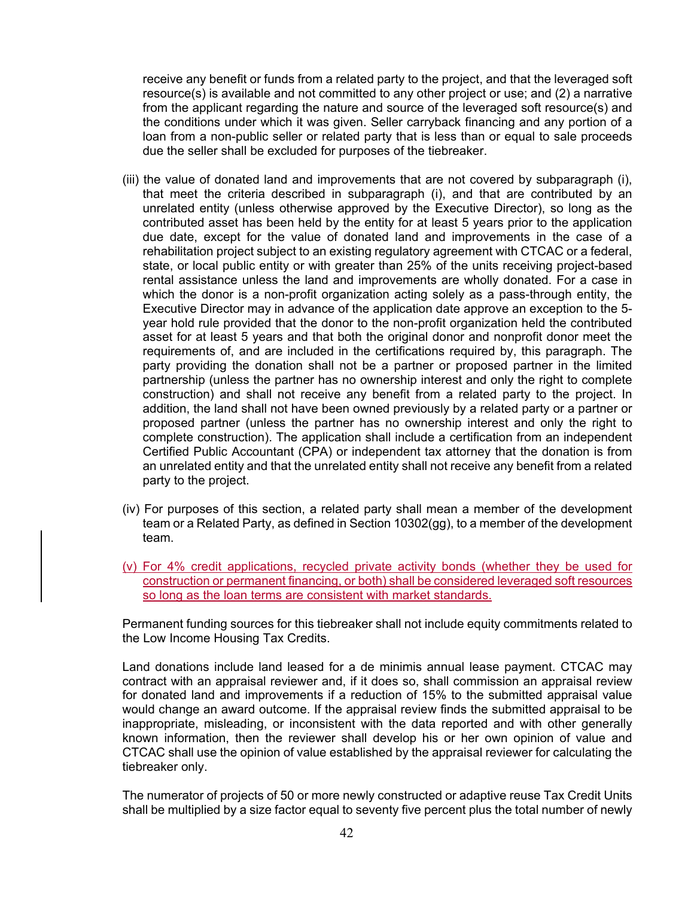receive any benefit or funds from a related party to the project, and that the leveraged soft resource(s) is available and not committed to any other project or use; and (2) a narrative from the applicant regarding the nature and source of the leveraged soft resource(s) and the conditions under which it was given. Seller carryback financing and any portion of a loan from a non-public seller or related party that is less than or equal to sale proceeds due the seller shall be excluded for purposes of the tiebreaker.

(iii) the value of donated land and improvements that are not covered by subparagraph (i), that meet the criteria described in subparagraph (i), and that are contributed by an unrelated entity (unless otherwise approved by the Executive Director), so long as the contributed asset has been held by the entity for at least 5 years prior to the application due date, except for the value of donated land and improvements in the case of a rehabilitation project subject to an existing regulatory agreement with CTCAC or a federal, state, or local public entity or with greater than 25% of the units receiving project-based rental assistance unless the land and improvements are wholly donated. For a case in which the donor is a non-profit organization acting solely as a pass-through entity, the Executive Director may in advance of the application date approve an exception to the 5-year hold rule provided that the donor to the non-profit organization held the contributed asset for at least 5 years and that both the original donor and nonprofit donor meet the requirements of, and are included in the certifications required by, this paragraph. The party providing the donation shall not be a partner or proposed partner in the limited partnership (unless the partner has no ownership interest and only the right to complete construction) and shall not receive any benefit from a related party to the project. In addition, the land shall not have been owned previously by a related party or a partner or proposed partner (unless the partner has no ownership interest and only the right to complete construction). The application shall include a certification from an independent Certified Public Accountant (CPA) or independent tax attorney that the donation is from an unrelated entity and that the unrelated entity shall not receive any benefit from a related party to the project.

(iv) For purposes of this section, a related party shall mean a member of the development team or a Related Party, as defined in Section 10302(gg), to a member of the development team.

(v) For 4% credit applications, recycled private activity bonds (whether they be used for construction or permanent financing, or both) shall be considered leveraged soft resources so long as the loan terms are consistent with market standards.

Permanent funding sources for this tiebreaker shall not include equity commitments related to the Low Income Housing Tax Credits.

Land donations include land leased for a de minimis annual lease payment. CTCAC may contract with an appraisal reviewer and, if it does so, shall commission an appraisal review for donated land and improvements if a reduction of 15% to the submitted appraisal value would change an award outcome. If the appraisal review finds the submitted appraisal to be inappropriate, misleading, or inconsistent with the data reported and with other generally known information, then the reviewer shall develop his or her own opinion of value and CTCAC shall use the opinion of value established by the appraisal reviewer for calculating the tiebreaker only.

The numerator of projects of 50 or more newly constructed or adaptive reuse Tax Credit Units shall be multiplied by a size factor equal to seventy five percent plus the total number of newly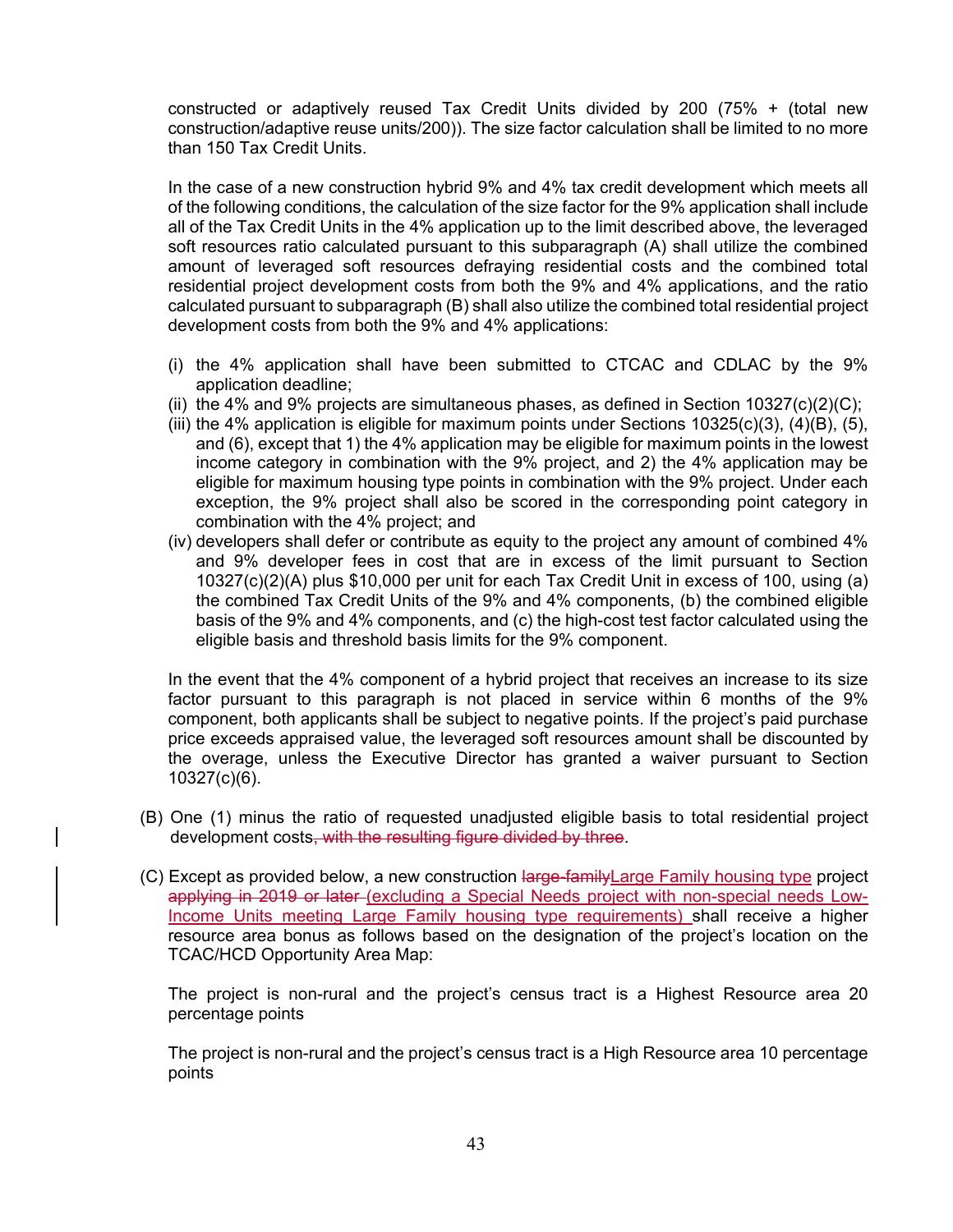constructed or adaptively reused Tax Credit Units divided by 200 (75% + (total new construction/adaptive reuse units/200)). The size factor calculation shall be limited to no more than 150 Tax Credit Units.

In the case of a new construction hybrid 9% and 4% tax credit development which meets all of the following conditions, the calculation of the size factor for the 9% application shall include all of the Tax Credit Units in the 4% application up to the limit described above, the leveraged soft resources ratio calculated pursuant to this subparagraph (A) shall utilize the combined amount of leveraged soft resources defraying residential costs and the combined total residential project development costs from both the 9% and 4% applications, and the ratio calculated pursuant to subparagraph (B) shall also utilize the combined total residential project development costs from both the 9% and 4% applications:

(i) the 4% application shall have been submitted to CTCAC and CDLAC by the 9% application deadline;
(ii) the 4% and 9% projects are simultaneous phases, as defined in Section 10327(c)(2)(C);
(iii) the 4% application is eligible for maximum points under Sections 10325(c)(3), (4)(B), (5), and (6), except that 1) the 4% application may be eligible for maximum points in the lowest income category in combination with the 9% project, and 2) the 4% application may be eligible for maximum housing type points in combination with the 9% project. Under each exception, the 9% project shall also be scored in the corresponding point category in combination with the 4% project; and
(iv) developers shall defer or contribute as equity to the project any amount of combined 4% and 9% developer fees in cost that are in excess of the limit pursuant to Section 10327(c)(2)(A) plus $10,000 per unit for each Tax Credit Unit in excess of 100, using (a) the combined Tax Credit Units of the 9% and 4% components, (b) the combined eligible basis of the 9% and 4% components, and (c) the high-cost test factor calculated using the eligible basis and threshold basis limits for the 9% component.

In the event that the 4% component of a hybrid project that receives an increase to its size factor pursuant to this paragraph is not placed in service within 6 months of the 9% component, both applicants shall be subject to negative points. If the project's paid purchase price exceeds appraised value, the leveraged soft resources amount shall be discounted by the overage, unless the Executive Director has granted a waiver pursuant to Section 10327(c)(6).

(B) One (1) minus the ratio of requested unadjusted eligible basis to total residential project development costs~~, with the resulting figure divided by three~~.

(C) Except as provided below, a new construction ~~large-family~~<u>Large Family housing type</u> project ~~applying in 2019 or later~~ <u>(excluding a Special Needs project with non-special needs Low-Income Units meeting Large Family housing type requirements)</u> shall receive a higher resource area bonus as follows based on the designation of the project's location on the TCAC/HCD Opportunity Area Map:

The project is non-rural and the project's census tract is a Highest Resource area 20 percentage points

The project is non-rural and the project's census tract is a High Resource area 10 percentage points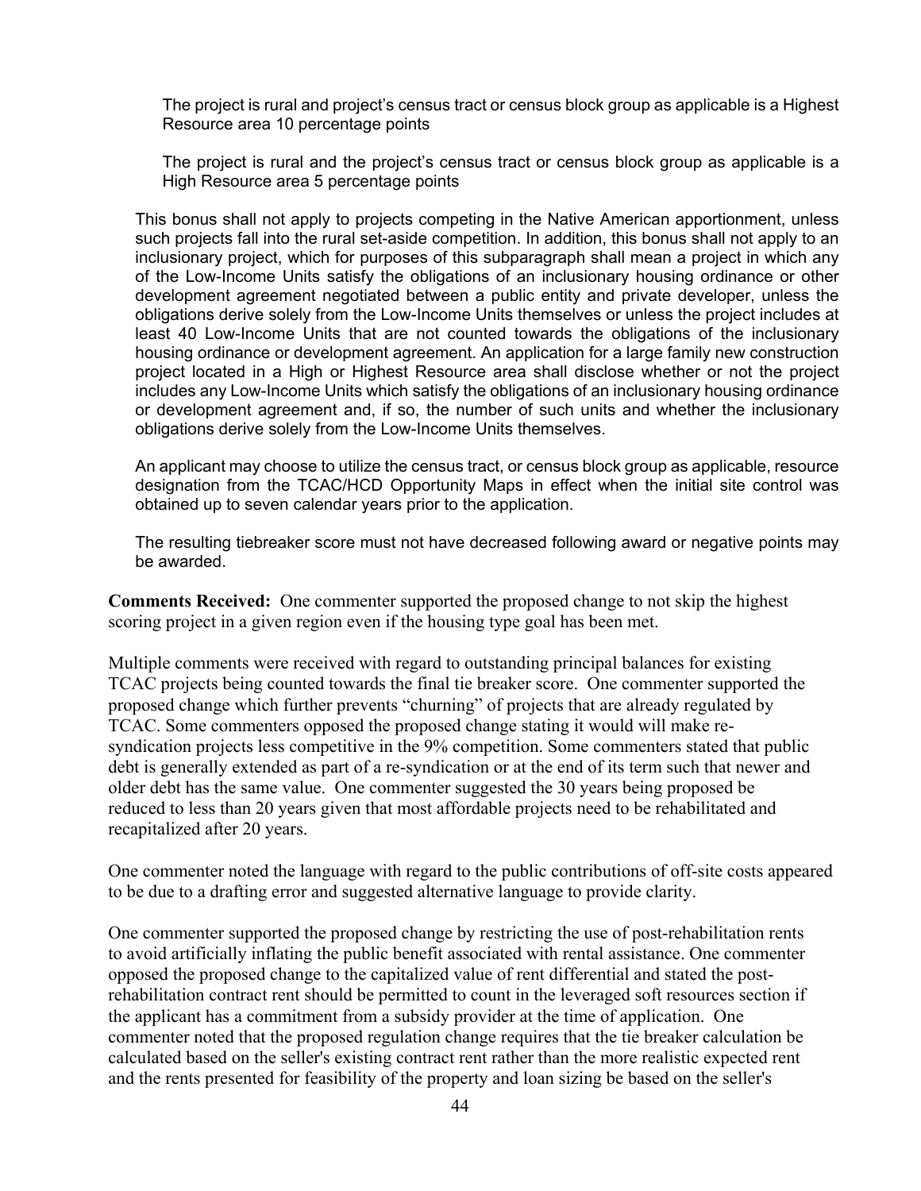The project is rural and project's census tract or census block group as applicable is a Highest Resource area 10 percentage points

The project is rural and the project's census tract or census block group as applicable is a High Resource area 5 percentage points

This bonus shall not apply to projects competing in the Native American apportionment, unless such projects fall into the rural set-aside competition. In addition, this bonus shall not apply to an inclusionary project, which for purposes of this subparagraph shall mean a project in which any of the Low-Income Units satisfy the obligations of an inclusionary housing ordinance or other development agreement negotiated between a public entity and private developer, unless the obligations derive solely from the Low-Income Units themselves or unless the project includes at least 40 Low-Income Units that are not counted towards the obligations of the inclusionary housing ordinance or development agreement. An application for a large family new construction project located in a High or Highest Resource area shall disclose whether or not the project includes any Low-Income Units which satisfy the obligations of an inclusionary housing ordinance or development agreement and, if so, the number of such units and whether the inclusionary obligations derive solely from the Low-Income Units themselves.

An applicant may choose to utilize the census tract, or census block group as applicable, resource designation from the TCAC/HCD Opportunity Maps in effect when the initial site control was obtained up to seven calendar years prior to the application.

The resulting tiebreaker score must not have decreased following award or negative points may be awarded.

**Comments Received:** One commenter supported the proposed change to not skip the highest scoring project in a given region even if the housing type goal has been met.

Multiple comments were received with regard to outstanding principal balances for existing TCAC projects being counted towards the final tie breaker score. One commenter supported the proposed change which further prevents "churning" of projects that are already regulated by TCAC. Some commenters opposed the proposed change stating it would will make re-syndication projects less competitive in the 9% competition. Some commenters stated that public debt is generally extended as part of a re-syndication or at the end of its term such that newer and older debt has the same value. One commenter suggested the 30 years being proposed be reduced to less than 20 years given that most affordable projects need to be rehabilitated and recapitalized after 20 years.

One commenter noted the language with regard to the public contributions of off-site costs appeared to be due to a drafting error and suggested alternative language to provide clarity.

One commenter supported the proposed change by restricting the use of post-rehabilitation rents to avoid artificially inflating the public benefit associated with rental assistance. One commenter opposed the proposed change to the capitalized value of rent differential and stated the post-rehabilitation contract rent should be permitted to count in the leveraged soft resources section if the applicant has a commitment from a subsidy provider at the time of application. One commenter noted that the proposed regulation change requires that the tie breaker calculation be calculated based on the seller's existing contract rent rather than the more realistic expected rent and the rents presented for feasibility of the property and loan sizing be based on the seller's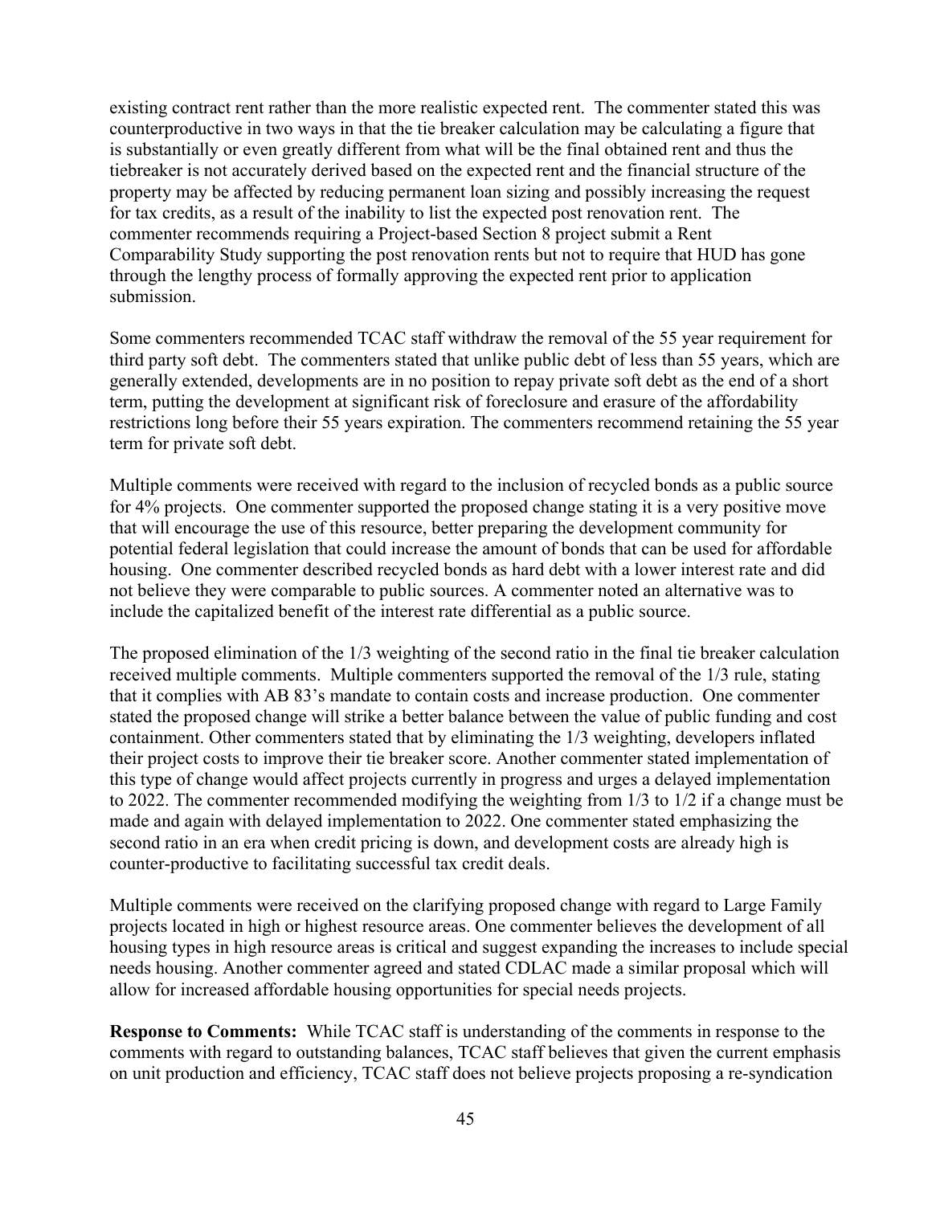existing contract rent rather than the more realistic expected rent. The commenter stated this was counterproductive in two ways in that the tie breaker calculation may be calculating a figure that is substantially or even greatly different from what will be the final obtained rent and thus the tiebreaker is not accurately derived based on the expected rent and the financial structure of the property may be affected by reducing permanent loan sizing and possibly increasing the request for tax credits, as a result of the inability to list the expected post renovation rent. The commenter recommends requiring a Project-based Section 8 project submit a Rent Comparability Study supporting the post renovation rents but not to require that HUD has gone through the lengthy process of formally approving the expected rent prior to application submission.

Some commenters recommended TCAC staff withdraw the removal of the 55 year requirement for third party soft debt. The commenters stated that unlike public debt of less than 55 years, which are generally extended, developments are in no position to repay private soft debt as the end of a short term, putting the development at significant risk of foreclosure and erasure of the affordability restrictions long before their 55 years expiration. The commenters recommend retaining the 55 year term for private soft debt.

Multiple comments were received with regard to the inclusion of recycled bonds as a public source for 4% projects. One commenter supported the proposed change stating it is a very positive move that will encourage the use of this resource, better preparing the development community for potential federal legislation that could increase the amount of bonds that can be used for affordable housing. One commenter described recycled bonds as hard debt with a lower interest rate and did not believe they were comparable to public sources. A commenter noted an alternative was to include the capitalized benefit of the interest rate differential as a public source.

The proposed elimination of the 1/3 weighting of the second ratio in the final tie breaker calculation received multiple comments. Multiple commenters supported the removal of the 1/3 rule, stating that it complies with AB 83's mandate to contain costs and increase production. One commenter stated the proposed change will strike a better balance between the value of public funding and cost containment. Other commenters stated that by eliminating the 1/3 weighting, developers inflated their project costs to improve their tie breaker score. Another commenter stated implementation of this type of change would affect projects currently in progress and urges a delayed implementation to 2022. The commenter recommended modifying the weighting from 1/3 to 1/2 if a change must be made and again with delayed implementation to 2022. One commenter stated emphasizing the second ratio in an era when credit pricing is down, and development costs are already high is counter-productive to facilitating successful tax credit deals.

Multiple comments were received on the clarifying proposed change with regard to Large Family projects located in high or highest resource areas. One commenter believes the development of all housing types in high resource areas is critical and suggest expanding the increases to include special needs housing. Another commenter agreed and stated CDLAC made a similar proposal which will allow for increased affordable housing opportunities for special needs projects.

**Response to Comments:** While TCAC staff is understanding of the comments in response to the comments with regard to outstanding balances, TCAC staff believes that given the current emphasis on unit production and efficiency, TCAC staff does not believe projects proposing a re-syndication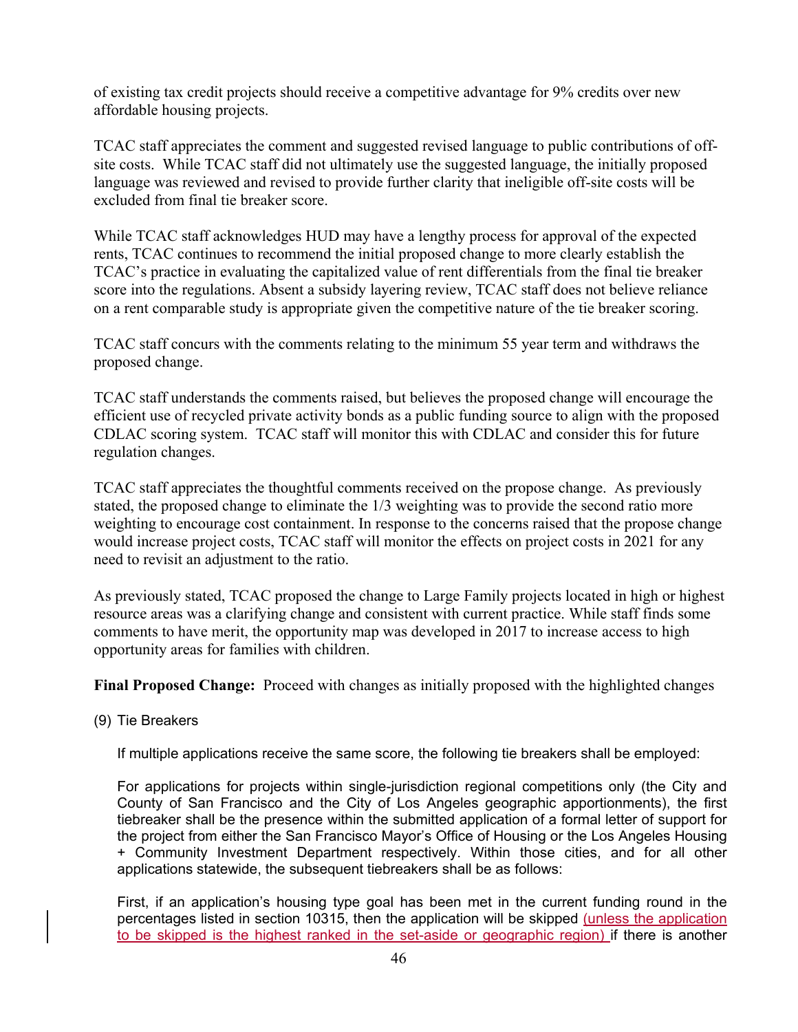of existing tax credit projects should receive a competitive advantage for 9% credits over new affordable housing projects.

TCAC staff appreciates the comment and suggested revised language to public contributions of off-site costs. While TCAC staff did not ultimately use the suggested language, the initially proposed language was reviewed and revised to provide further clarity that ineligible off-site costs will be excluded from final tie breaker score.

While TCAC staff acknowledges HUD may have a lengthy process for approval of the expected rents, TCAC continues to recommend the initial proposed change to more clearly establish the TCAC's practice in evaluating the capitalized value of rent differentials from the final tie breaker score into the regulations. Absent a subsidy layering review, TCAC staff does not believe reliance on a rent comparable study is appropriate given the competitive nature of the tie breaker scoring.

TCAC staff concurs with the comments relating to the minimum 55 year term and withdraws the proposed change.

TCAC staff understands the comments raised, but believes the proposed change will encourage the efficient use of recycled private activity bonds as a public funding source to align with the proposed CDLAC scoring system. TCAC staff will monitor this with CDLAC and consider this for future regulation changes.

TCAC staff appreciates the thoughtful comments received on the propose change. As previously stated, the proposed change to eliminate the 1/3 weighting was to provide the second ratio more weighting to encourage cost containment. In response to the concerns raised that the propose change would increase project costs, TCAC staff will monitor the effects on project costs in 2021 for any need to revisit an adjustment to the ratio.

As previously stated, TCAC proposed the change to Large Family projects located in high or highest resource areas was a clarifying change and consistent with current practice. While staff finds some comments to have merit, the opportunity map was developed in 2017 to increase access to high opportunity areas for families with children.

**Final Proposed Change:** Proceed with changes as initially proposed with the highlighted changes

(9) Tie Breakers

If multiple applications receive the same score, the following tie breakers shall be employed:

For applications for projects within single-jurisdiction regional competitions only (the City and County of San Francisco and the City of Los Angeles geographic apportionments), the first tiebreaker shall be the presence within the submitted application of a formal letter of support for the project from either the San Francisco Mayor's Office of Housing or the Los Angeles Housing + Community Investment Department respectively. Within those cities, and for all other applications statewide, the subsequent tiebreakers shall be as follows:

First, if an application's housing type goal has been met in the current funding round in the percentages listed in section 10315, then the application will be skipped (unless the application to be skipped is the highest ranked in the set-aside or geographic region) if there is another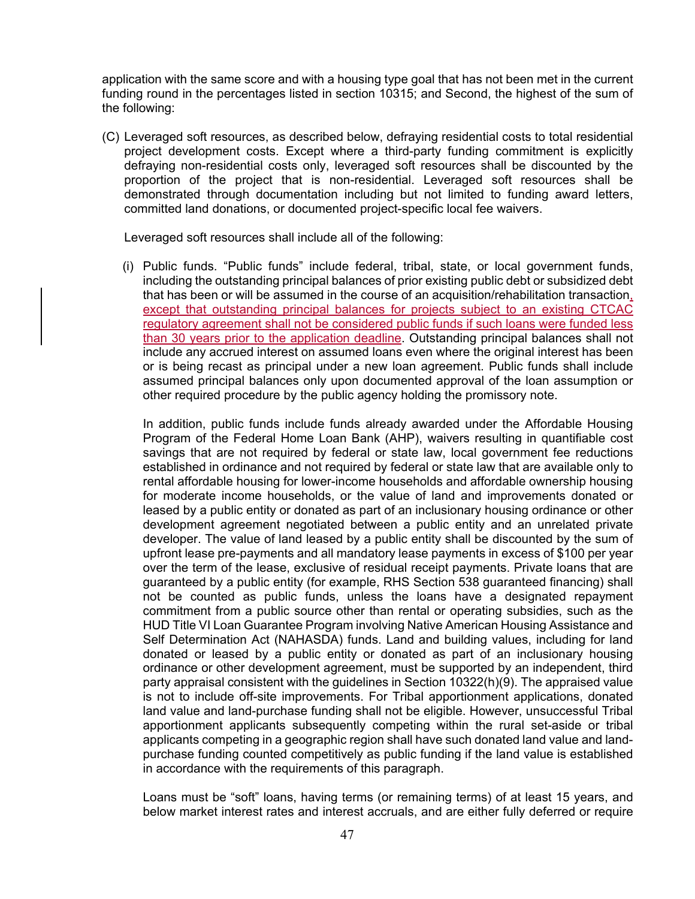application with the same score and with a housing type goal that has not been met in the current funding round in the percentages listed in section 10315; and Second, the highest of the sum of the following:

(C) Leveraged soft resources, as described below, defraying residential costs to total residential project development costs. Except where a third-party funding commitment is explicitly defraying non-residential costs only, leveraged soft resources shall be discounted by the proportion of the project that is non-residential. Leveraged soft resources shall be demonstrated through documentation including but not limited to funding award letters, committed land donations, or documented project-specific local fee waivers.

Leveraged soft resources shall include all of the following:

(i) Public funds. "Public funds" include federal, tribal, state, or local government funds, including the outstanding principal balances of prior existing public debt or subsidized debt that has been or will be assumed in the course of an acquisition/rehabilitation transaction, except that outstanding principal balances for projects subject to an existing CTCAC regulatory agreement shall not be considered public funds if such loans were funded less than 30 years prior to the application deadline. Outstanding principal balances shall not include any accrued interest on assumed loans even where the original interest has been or is being recast as principal under a new loan agreement. Public funds shall include assumed principal balances only upon documented approval of the loan assumption or other required procedure by the public agency holding the promissory note.

In addition, public funds include funds already awarded under the Affordable Housing Program of the Federal Home Loan Bank (AHP), waivers resulting in quantifiable cost savings that are not required by federal or state law, local government fee reductions established in ordinance and not required by federal or state law that are available only to rental affordable housing for lower-income households and affordable ownership housing for moderate income households, or the value of land and improvements donated or leased by a public entity or donated as part of an inclusionary housing ordinance or other development agreement negotiated between a public entity and an unrelated private developer. The value of land leased by a public entity shall be discounted by the sum of upfront lease pre-payments and all mandatory lease payments in excess of $100 per year over the term of the lease, exclusive of residual receipt payments. Private loans that are guaranteed by a public entity (for example, RHS Section 538 guaranteed financing) shall not be counted as public funds, unless the loans have a designated repayment commitment from a public source other than rental or operating subsidies, such as the HUD Title VI Loan Guarantee Program involving Native American Housing Assistance and Self Determination Act (NAHASDA) funds. Land and building values, including for land donated or leased by a public entity or donated as part of an inclusionary housing ordinance or other development agreement, must be supported by an independent, third party appraisal consistent with the guidelines in Section 10322(h)(9). The appraised value is not to include off-site improvements. For Tribal apportionment applications, donated land value and land-purchase funding shall not be eligible. However, unsuccessful Tribal apportionment applicants subsequently competing within the rural set-aside or tribal applicants competing in a geographic region shall have such donated land value and land-purchase funding counted competitively as public funding if the land value is established in accordance with the requirements of this paragraph.

Loans must be "soft" loans, having terms (or remaining terms) of at least 15 years, and below market interest rates and interest accruals, and are either fully deferred or require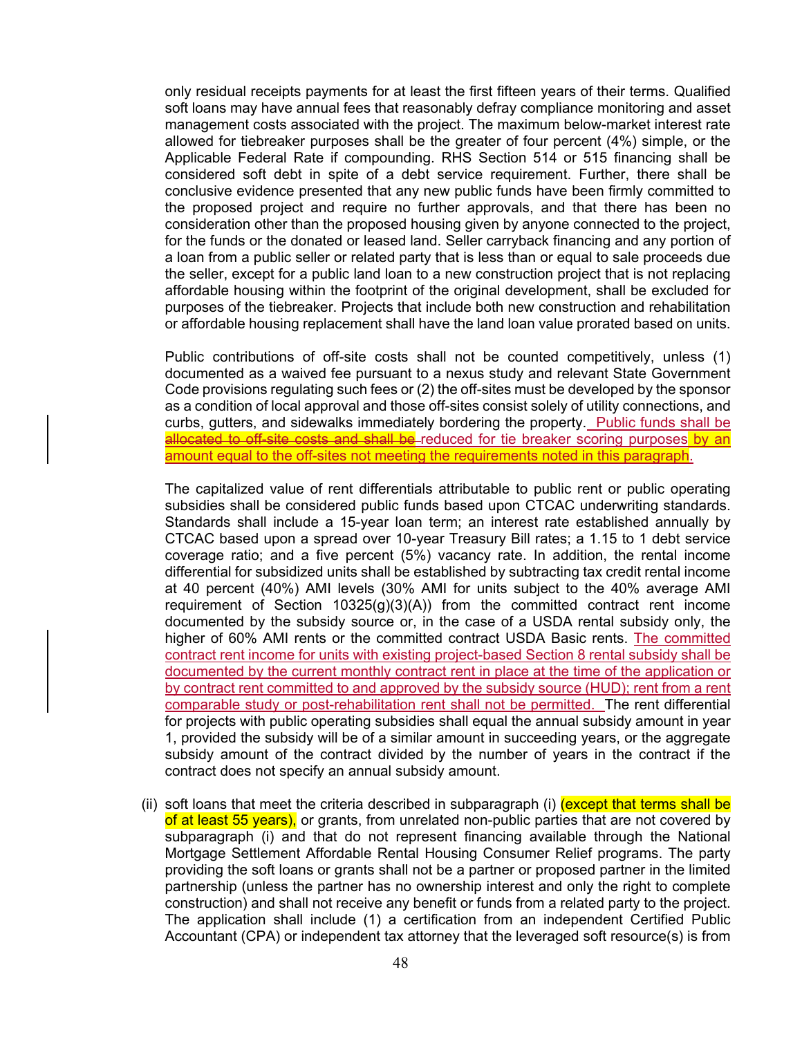only residual receipts payments for at least the first fifteen years of their terms. Qualified soft loans may have annual fees that reasonably defray compliance monitoring and asset management costs associated with the project. The maximum below-market interest rate allowed for tiebreaker purposes shall be the greater of four percent (4%) simple, or the Applicable Federal Rate if compounding. RHS Section 514 or 515 financing shall be considered soft debt in spite of a debt service requirement. Further, there shall be conclusive evidence presented that any new public funds have been firmly committed to the proposed project and require no further approvals, and that there has been no consideration other than the proposed housing given by anyone connected to the project, for the funds or the donated or leased land. Seller carryback financing and any portion of a loan from a public seller or related party that is less than or equal to sale proceeds due the seller, except for a public land loan to a new construction project that is not replacing affordable housing within the footprint of the original development, shall be excluded for purposes of the tiebreaker. Projects that include both new construction and rehabilitation or affordable housing replacement shall have the land loan value prorated based on units.

Public contributions of off-site costs shall not be counted competitively, unless (1) documented as a waived fee pursuant to a nexus study and relevant State Government Code provisions regulating such fees or (2) the off-sites must be developed by the sponsor as a condition of local approval and those off-sites consist solely of utility connections, and curbs, gutters, and sidewalks immediately bordering the property. Public funds shall be ~~allocated to off-site costs and shall be~~ reduced for tie breaker scoring purposes by an amount equal to the off-sites not meeting the requirements noted in this paragraph.

The capitalized value of rent differentials attributable to public rent or public operating subsidies shall be considered public funds based upon CTCAC underwriting standards. Standards shall include a 15-year loan term; an interest rate established annually by CTCAC based upon a spread over 10-year Treasury Bill rates; a 1.15 to 1 debt service coverage ratio; and a five percent (5%) vacancy rate. In addition, the rental income differential for subsidized units shall be established by subtracting tax credit rental income at 40 percent (40%) AMI levels (30% AMI for units subject to the 40% average AMI requirement of Section 10325(g)(3)(A)) from the committed contract rent income documented by the subsidy source or, in the case of a USDA rental subsidy only, the higher of 60% AMI rents or the committed contract USDA Basic rents. The committed contract rent income for units with existing project-based Section 8 rental subsidy shall be documented by the current monthly contract rent in place at the time of the application or by contract rent committed to and approved by the subsidy source (HUD); rent from a rent comparable study or post-rehabilitation rent shall not be permitted. The rent differential for projects with public operating subsidies shall equal the annual subsidy amount in year 1, provided the subsidy will be of a similar amount in succeeding years, or the aggregate subsidy amount of the contract divided by the number of years in the contract if the contract does not specify an annual subsidy amount.

(ii) soft loans that meet the criteria described in subparagraph (i) (except that terms shall be of at least 55 years), or grants, from unrelated non-public parties that are not covered by subparagraph (i) and that do not represent financing available through the National Mortgage Settlement Affordable Rental Housing Consumer Relief programs. The party providing the soft loans or grants shall not be a partner or proposed partner in the limited partnership (unless the partner has no ownership interest and only the right to complete construction) and shall not receive any benefit or funds from a related party to the project. The application shall include (1) a certification from an independent Certified Public Accountant (CPA) or independent tax attorney that the leveraged soft resource(s) is from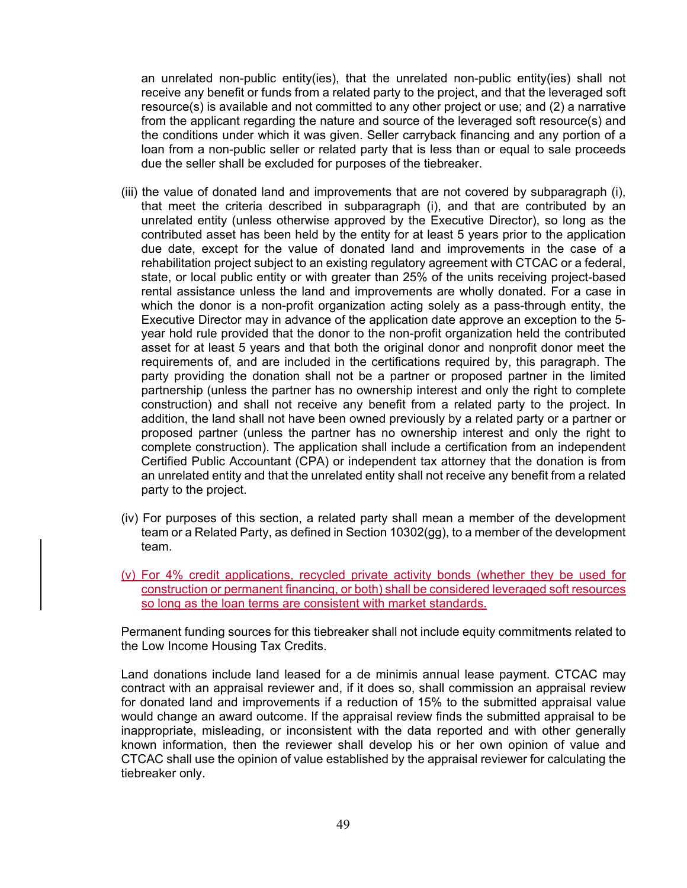an unrelated non-public entity(ies), that the unrelated non-public entity(ies) shall not receive any benefit or funds from a related party to the project, and that the leveraged soft resource(s) is available and not committed to any other project or use; and (2) a narrative from the applicant regarding the nature and source of the leveraged soft resource(s) and the conditions under which it was given. Seller carryback financing and any portion of a loan from a non-public seller or related party that is less than or equal to sale proceeds due the seller shall be excluded for purposes of the tiebreaker.

(iii) the value of donated land and improvements that are not covered by subparagraph (i), that meet the criteria described in subparagraph (i), and that are contributed by an unrelated entity (unless otherwise approved by the Executive Director), so long as the contributed asset has been held by the entity for at least 5 years prior to the application due date, except for the value of donated land and improvements in the case of a rehabilitation project subject to an existing regulatory agreement with CTCAC or a federal, state, or local public entity or with greater than 25% of the units receiving project-based rental assistance unless the land and improvements are wholly donated. For a case in which the donor is a non-profit organization acting solely as a pass-through entity, the Executive Director may in advance of the application date approve an exception to the 5-year hold rule provided that the donor to the non-profit organization held the contributed asset for at least 5 years and that both the original donor and nonprofit donor meet the requirements of, and are included in the certifications required by, this paragraph. The party providing the donation shall not be a partner or proposed partner in the limited partnership (unless the partner has no ownership interest and only the right to complete construction) and shall not receive any benefit from a related party to the project. In addition, the land shall not have been owned previously by a related party or a partner or proposed partner (unless the partner has no ownership interest and only the right to complete construction). The application shall include a certification from an independent Certified Public Accountant (CPA) or independent tax attorney that the donation is from an unrelated entity and that the unrelated entity shall not receive any benefit from a related party to the project.

(iv) For purposes of this section, a related party shall mean a member of the development team or a Related Party, as defined in Section 10302(gg), to a member of the development team.

(v) For 4% credit applications, recycled private activity bonds (whether they be used for construction or permanent financing, or both) shall be considered leveraged soft resources so long as the loan terms are consistent with market standards.

Permanent funding sources for this tiebreaker shall not include equity commitments related to the Low Income Housing Tax Credits.

Land donations include land leased for a de minimis annual lease payment. CTCAC may contract with an appraisal reviewer and, if it does so, shall commission an appraisal review for donated land and improvements if a reduction of 15% to the submitted appraisal value would change an award outcome. If the appraisal review finds the submitted appraisal to be inappropriate, misleading, or inconsistent with the data reported and with other generally known information, then the reviewer shall develop his or her own opinion of value and CTCAC shall use the opinion of value established by the appraisal reviewer for calculating the tiebreaker only.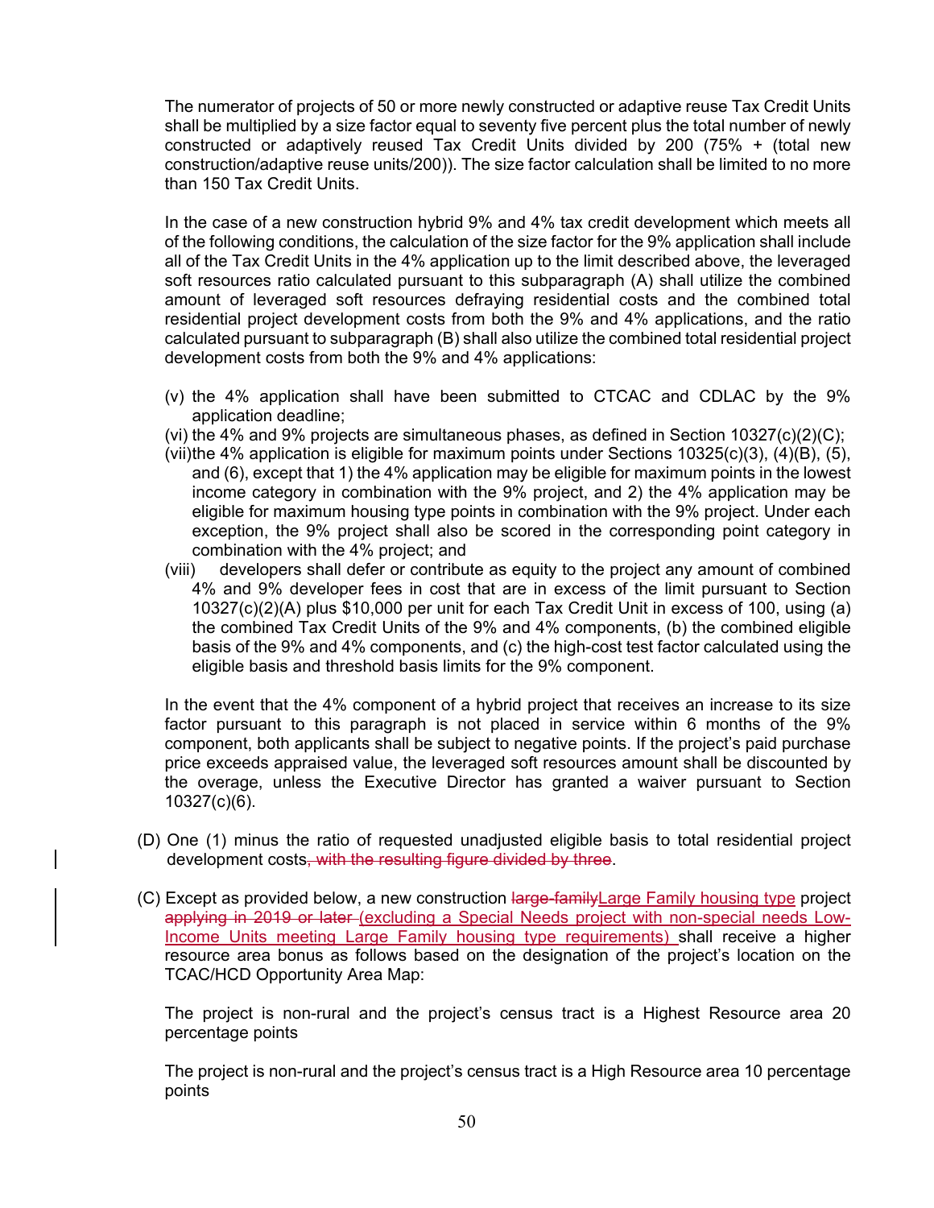The numerator of projects of 50 or more newly constructed or adaptive reuse Tax Credit Units shall be multiplied by a size factor equal to seventy five percent plus the total number of newly constructed or adaptively reused Tax Credit Units divided by 200 (75% + (total new construction/adaptive reuse units/200)). The size factor calculation shall be limited to no more than 150 Tax Credit Units.

In the case of a new construction hybrid 9% and 4% tax credit development which meets all of the following conditions, the calculation of the size factor for the 9% application shall include all of the Tax Credit Units in the 4% application up to the limit described above, the leveraged soft resources ratio calculated pursuant to this subparagraph (A) shall utilize the combined amount of leveraged soft resources defraying residential costs and the combined total residential project development costs from both the 9% and 4% applications, and the ratio calculated pursuant to subparagraph (B) shall also utilize the combined total residential project development costs from both the 9% and 4% applications:

(v) the 4% application shall have been submitted to CTCAC and CDLAC by the 9% application deadline;

(vi) the 4% and 9% projects are simultaneous phases, as defined in Section 10327(c)(2)(C);

(vii) the 4% application is eligible for maximum points under Sections 10325(c)(3), (4)(B), (5), and (6), except that 1) the 4% application may be eligible for maximum points in the lowest income category in combination with the 9% project, and 2) the 4% application may be eligible for maximum housing type points in combination with the 9% project. Under each exception, the 9% project shall also be scored in the corresponding point category in combination with the 4% project; and

(viii) developers shall defer or contribute as equity to the project any amount of combined 4% and 9% developer fees in cost that are in excess of the limit pursuant to Section 10327(c)(2)(A) plus $10,000 per unit for each Tax Credit Unit in excess of 100, using (a) the combined Tax Credit Units of the 9% and 4% components, (b) the combined eligible basis of the 9% and 4% components, and (c) the high-cost test factor calculated using the eligible basis and threshold basis limits for the 9% component.

In the event that the 4% component of a hybrid project that receives an increase to its size factor pursuant to this paragraph is not placed in service within 6 months of the 9% component, both applicants shall be subject to negative points. If the project's paid purchase price exceeds appraised value, the leveraged soft resources amount shall be discounted by the overage, unless the Executive Director has granted a waiver pursuant to Section 10327(c)(6).

(D) One (1) minus the ratio of requested unadjusted eligible basis to total residential project development costs~~, with the resulting figure divided by three~~.

(C) Except as provided below, a new construction ~~large-family~~Large Family housing type project ~~applying in 2019 or later~~ (excluding a Special Needs project with non-special needs Low-Income Units meeting Large Family housing type requirements) shall receive a higher resource area bonus as follows based on the designation of the project's location on the TCAC/HCD Opportunity Area Map:

The project is non-rural and the project's census tract is a Highest Resource area 20 percentage points

The project is non-rural and the project's census tract is a High Resource area 10 percentage points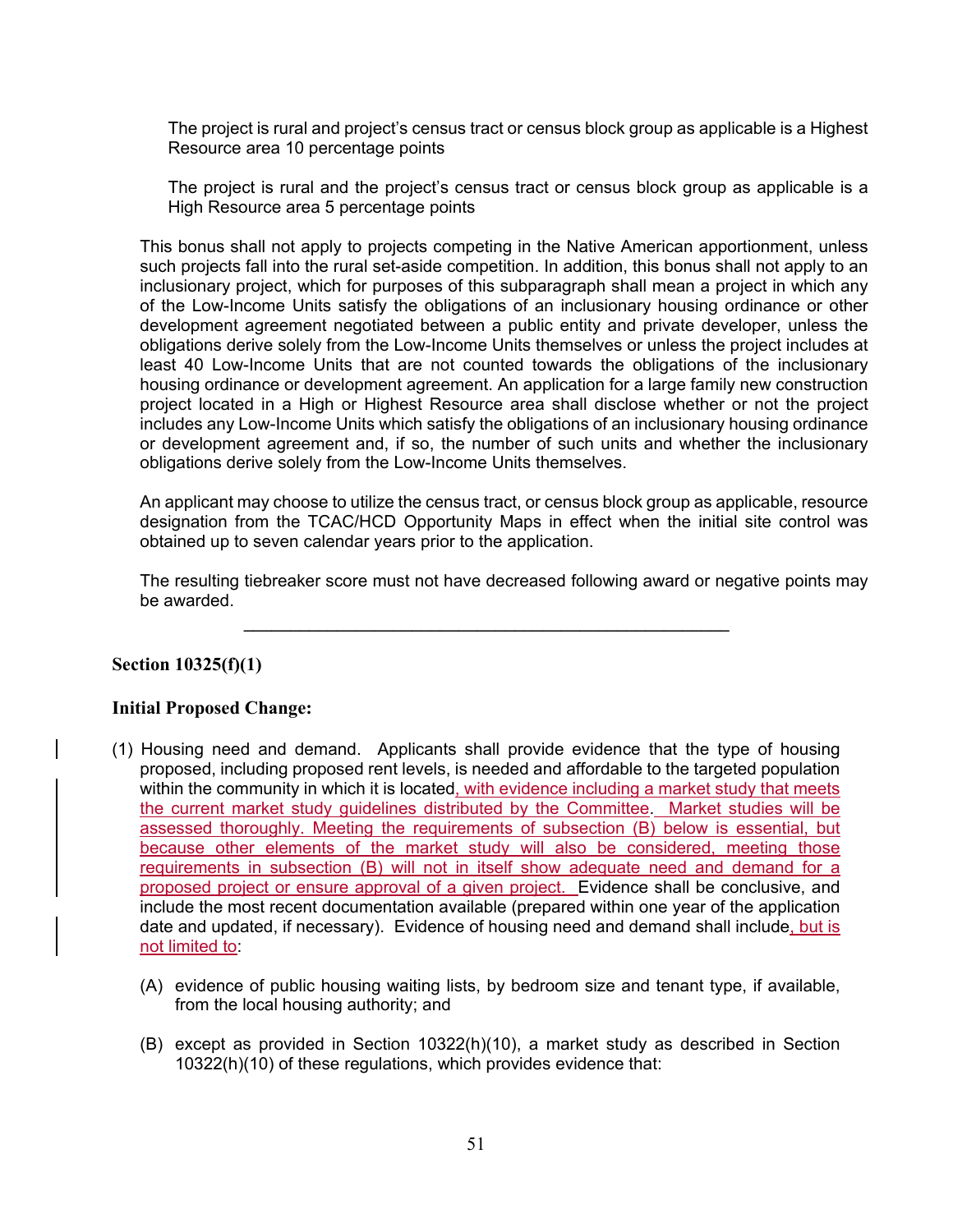The project is rural and project's census tract or census block group as applicable is a Highest Resource area 10 percentage points

The project is rural and the project's census tract or census block group as applicable is a High Resource area 5 percentage points

This bonus shall not apply to projects competing in the Native American apportionment, unless such projects fall into the rural set-aside competition. In addition, this bonus shall not apply to an inclusionary project, which for purposes of this subparagraph shall mean a project in which any of the Low-Income Units satisfy the obligations of an inclusionary housing ordinance or other development agreement negotiated between a public entity and private developer, unless the obligations derive solely from the Low-Income Units themselves or unless the project includes at least 40 Low-Income Units that are not counted towards the obligations of the inclusionary housing ordinance or development agreement. An application for a large family new construction project located in a High or Highest Resource area shall disclose whether or not the project includes any Low-Income Units which satisfy the obligations of an inclusionary housing ordinance or development agreement and, if so, the number of such units and whether the inclusionary obligations derive solely from the Low-Income Units themselves.

An applicant may choose to utilize the census tract, or census block group as applicable, resource designation from the TCAC/HCD Opportunity Maps in effect when the initial site control was obtained up to seven calendar years prior to the application.

The resulting tiebreaker score must not have decreased following award or negative points may be awarded.

---

**Section 10325(f)(1)**

**Initial Proposed Change:**

(1) Housing need and demand. Applicants shall provide evidence that the type of housing proposed, including proposed rent levels, is needed and affordable to the targeted population within the community in which it is located, with evidence including a market study that meets the current market study guidelines distributed by the Committee. Market studies will be assessed thoroughly. Meeting the requirements of subsection (B) below is essential, but because other elements of the market study will also be considered, meeting those requirements in subsection (B) will not in itself show adequate need and demand for a proposed project or ensure approval of a given project. Evidence shall be conclusive, and include the most recent documentation available (prepared within one year of the application date and updated, if necessary). Evidence of housing need and demand shall include, but is not limited to:

(A) evidence of public housing waiting lists, by bedroom size and tenant type, if available, from the local housing authority; and

(B) except as provided in Section 10322(h)(10), a market study as described in Section 10322(h)(10) of these regulations, which provides evidence that: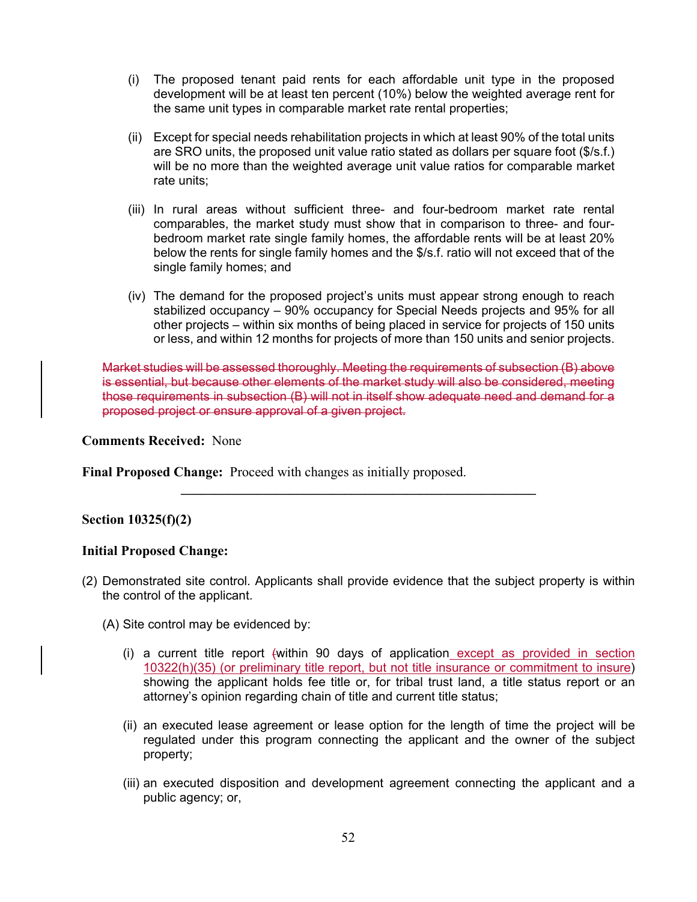(i) The proposed tenant paid rents for each affordable unit type in the proposed development will be at least ten percent (10%) below the weighted average rent for the same unit types in comparable market rate rental properties;

(ii) Except for special needs rehabilitation projects in which at least 90% of the total units are SRO units, the proposed unit value ratio stated as dollars per square foot ($/s.f.) will be no more than the weighted average unit value ratios for comparable market rate units;

(iii) In rural areas without sufficient three- and four-bedroom market rate rental comparables, the market study must show that in comparison to three- and four-bedroom market rate single family homes, the affordable rents will be at least 20% below the rents for single family homes and the $/s.f. ratio will not exceed that of the single family homes; and

(iv) The demand for the proposed project's units must appear strong enough to reach stabilized occupancy – 90% occupancy for Special Needs projects and 95% for all other projects – within six months of being placed in service for projects of 150 units or less, and within 12 months for projects of more than 150 units and senior projects.

~~Market studies will be assessed thoroughly. Meeting the requirements of subsection (B) above is essential, but because other elements of the market study will also be considered, meeting those requirements in subsection (B) will not in itself show adequate need and demand for a proposed project or ensure approval of a given project.~~

**Comments Received:** None

**Final Proposed Change:** Proceed with changes as initially proposed.

---

**Section 10325(f)(2)**

**Initial Proposed Change:**

(2) Demonstrated site control. Applicants shall provide evidence that the subject property is within the control of the applicant.

(A) Site control may be evidenced by:

(i) a current title report ~~(~~within 90 days of application except as provided in section 10322(h)(35) (or preliminary title report, but not title insurance or commitment to insure) showing the applicant holds fee title or, for tribal trust land, a title status report or an attorney's opinion regarding chain of title and current title status;

(ii) an executed lease agreement or lease option for the length of time the project will be regulated under this program connecting the applicant and the owner of the subject property;

(iii) an executed disposition and development agreement connecting the applicant and a public agency; or,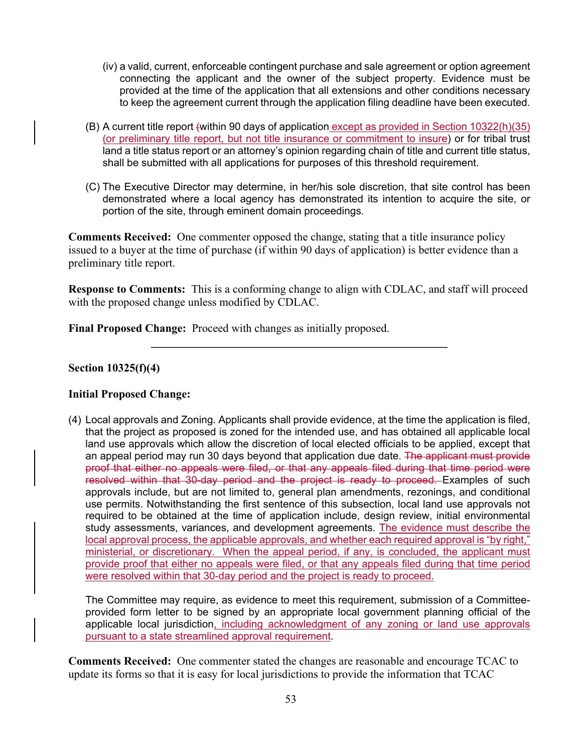(iv) a valid, current, enforceable contingent purchase and sale agreement or option agreement connecting the applicant and the owner of the subject property. Evidence must be provided at the time of the application that all extensions and other conditions necessary to keep the agreement current through the application filing deadline have been executed.

(B) A current title report ~~(~~within 90 days of application except as provided in Section 10322(h)(35) (or preliminary title report, but not title insurance or commitment to insure) or for tribal trust land a title status report or an attorney's opinion regarding chain of title and current title status, shall be submitted with all applications for purposes of this threshold requirement.

(C) The Executive Director may determine, in her/his sole discretion, that site control has been demonstrated where a local agency has demonstrated its intention to acquire the site, or portion of the site, through eminent domain proceedings.

**Comments Received:** One commenter opposed the change, stating that a title insurance policy issued to a buyer at the time of purchase (if within 90 days of application) is better evidence than a preliminary title report.

**Response to Comments:** This is a conforming change to align with CDLAC, and staff will proceed with the proposed change unless modified by CDLAC.

**Final Proposed Change:** Proceed with changes as initially proposed.

---

**Section 10325(f)(4)**

**Initial Proposed Change:**

(4) Local approvals and Zoning. Applicants shall provide evidence, at the time the application is filed, that the project as proposed is zoned for the intended use, and has obtained all applicable local land use approvals which allow the discretion of local elected officials to be applied, except that an appeal period may run 30 days beyond that application due date. ~~The applicant must provide proof that either no appeals were filed, or that any appeals filed during that time period were resolved within that 30-day period and the project is ready to proceed.~~ Examples of such approvals include, but are not limited to, general plan amendments, rezonings, and conditional use permits. Notwithstanding the first sentence of this subsection, local land use approvals not required to be obtained at the time of application include, design review, initial environmental study assessments, variances, and development agreements. The evidence must describe the local approval process, the applicable approvals, and whether each required approval is "by right," ministerial, or discretionary. When the appeal period, if any, is concluded, the applicant must provide proof that either no appeals were filed, or that any appeals filed during that time period were resolved within that 30-day period and the project is ready to proceed.

The Committee may require, as evidence to meet this requirement, submission of a Committee-provided form letter to be signed by an appropriate local government planning official of the applicable local jurisdiction, including acknowledgment of any zoning or land use approvals pursuant to a state streamlined approval requirement.

**Comments Received:** One commenter stated the changes are reasonable and encourage TCAC to update its forms so that it is easy for local jurisdictions to provide the information that TCAC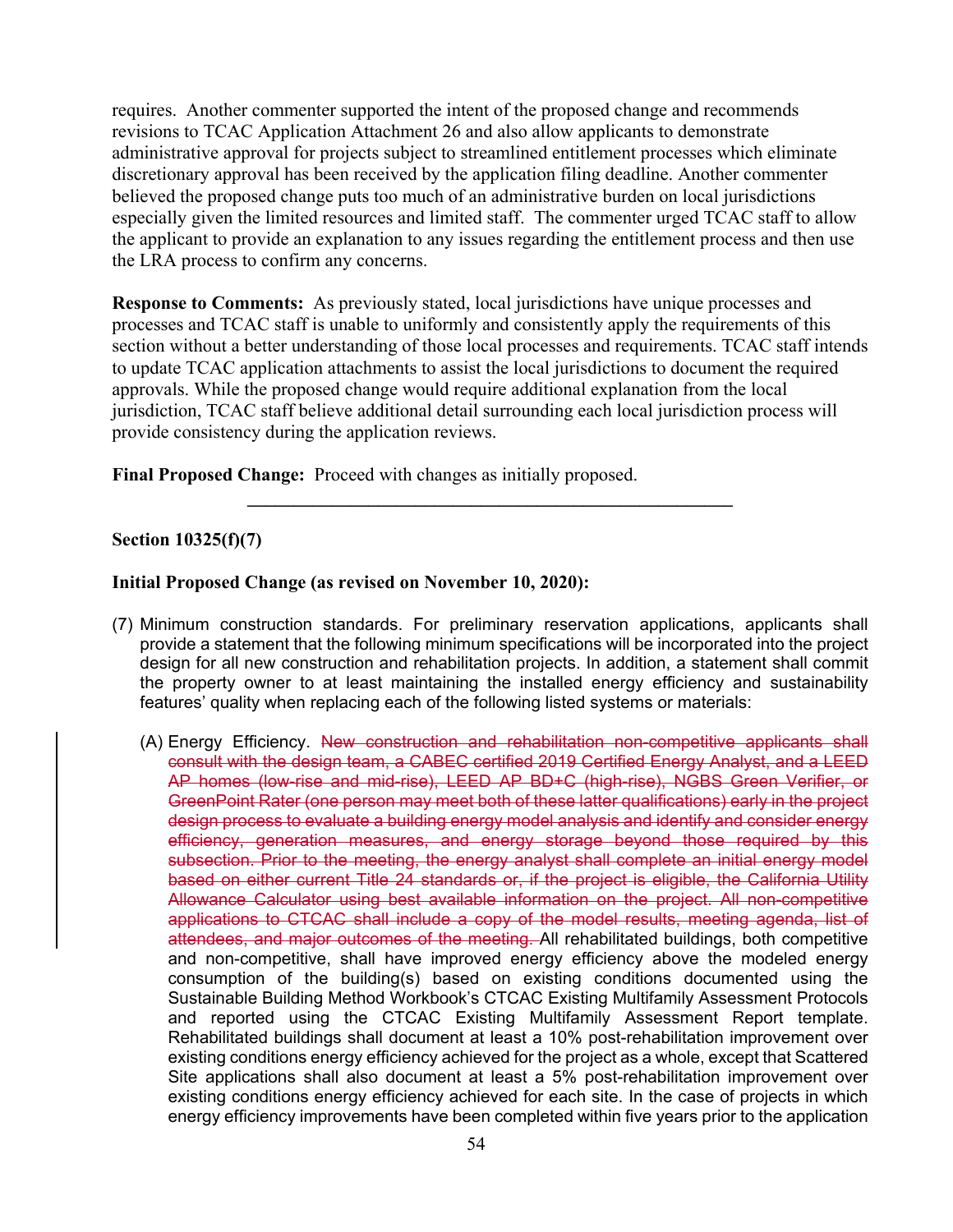requires. Another commenter supported the intent of the proposed change and recommends revisions to TCAC Application Attachment 26 and also allow applicants to demonstrate administrative approval for projects subject to streamlined entitlement processes which eliminate discretionary approval has been received by the application filing deadline. Another commenter believed the proposed change puts too much of an administrative burden on local jurisdictions especially given the limited resources and limited staff. The commenter urged TCAC staff to allow the applicant to provide an explanation to any issues regarding the entitlement process and then use the LRA process to confirm any concerns.

**Response to Comments:** As previously stated, local jurisdictions have unique processes and processes and TCAC staff is unable to uniformly and consistently apply the requirements of this section without a better understanding of those local processes and requirements. TCAC staff intends to update TCAC application attachments to assist the local jurisdictions to document the required approvals. While the proposed change would require additional explanation from the local jurisdiction, TCAC staff believe additional detail surrounding each local jurisdiction process will provide consistency during the application reviews.

**Final Proposed Change:** Proceed with changes as initially proposed.

---

**Section 10325(f)(7)**

**Initial Proposed Change (as revised on November 10, 2020):**

(7) Minimum construction standards. For preliminary reservation applications, applicants shall provide a statement that the following minimum specifications will be incorporated into the project design for all new construction and rehabilitation projects. In addition, a statement shall commit the property owner to at least maintaining the installed energy efficiency and sustainability features' quality when replacing each of the following listed systems or materials:

(A) Energy Efficiency. ~~New construction and rehabilitation non-competitive applicants shall consult with the design team, a CABEC certified 2019 Certified Energy Analyst, and a LEED AP homes (low-rise and mid-rise), LEED AP BD+C (high-rise), NGBS Green Verifier, or GreenPoint Rater (one person may meet both of these latter qualifications) early in the project design process to evaluate a building energy model analysis and identify and consider energy efficiency, generation measures, and energy storage beyond those required by this subsection. Prior to the meeting, the energy analyst shall complete an initial energy model based on either current Title 24 standards or, if the project is eligible, the California Utility Allowance Calculator using best available information on the project. All non-competitive applications to CTCAC shall include a copy of the model results, meeting agenda, list of attendees, and major outcomes of the meeting.~~ All rehabilitated buildings, both competitive and non-competitive, shall have improved energy efficiency above the modeled energy consumption of the building(s) based on existing conditions documented using the Sustainable Building Method Workbook's CTCAC Existing Multifamily Assessment Protocols and reported using the CTCAC Existing Multifamily Assessment Report template. Rehabilitated buildings shall document at least a 10% post-rehabilitation improvement over existing conditions energy efficiency achieved for the project as a whole, except that Scattered Site applications shall also document at least a 5% post-rehabilitation improvement over existing conditions energy efficiency achieved for each site. In the case of projects in which energy efficiency improvements have been completed within five years prior to the application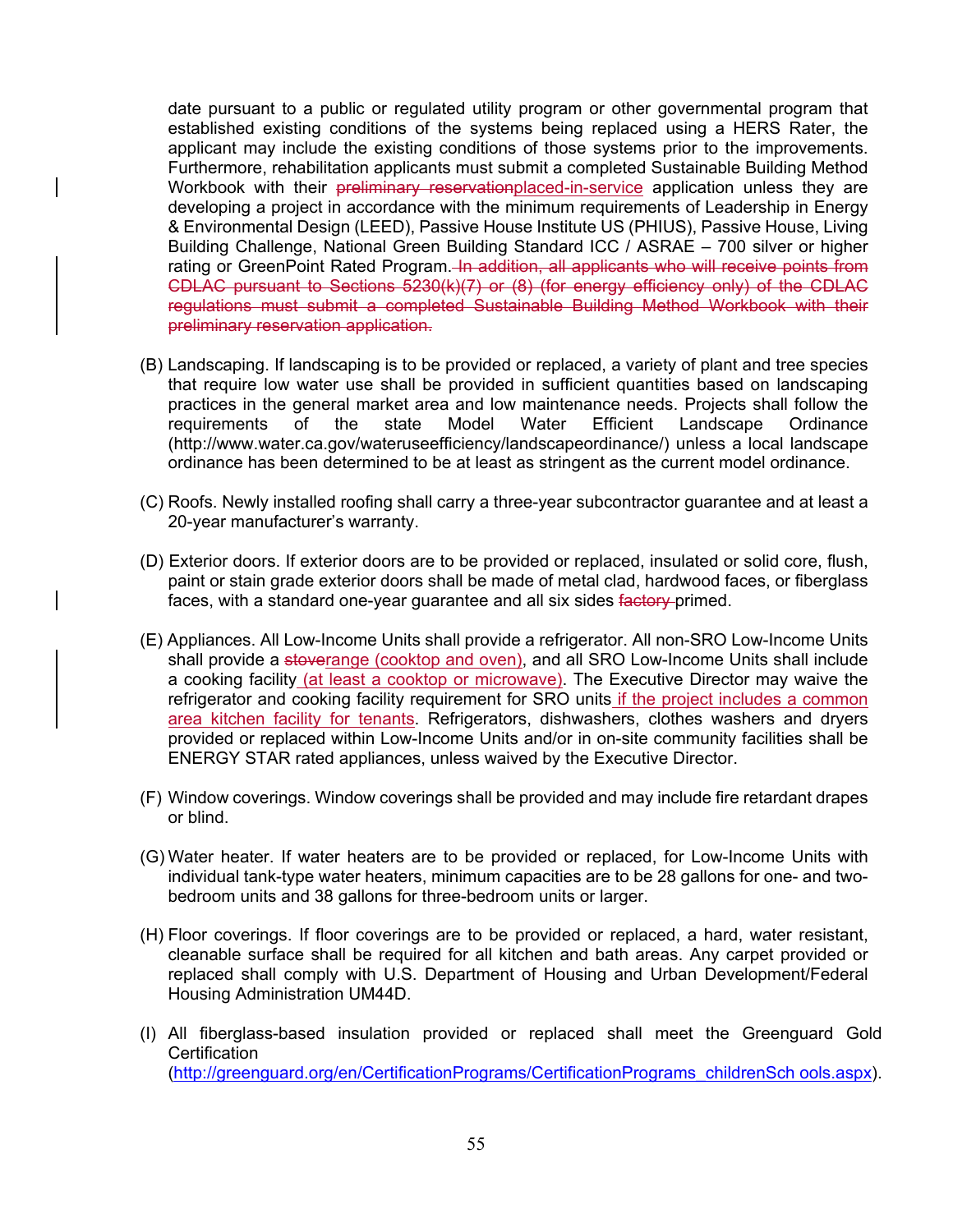date pursuant to a public or regulated utility program or other governmental program that established existing conditions of the systems being replaced using a HERS Rater, the applicant may include the existing conditions of those systems prior to the improvements. Furthermore, rehabilitation applicants must submit a completed Sustainable Building Method Workbook with their ~~preliminary reservation~~placed-in-service application unless they are developing a project in accordance with the minimum requirements of Leadership in Energy & Environmental Design (LEED), Passive House Institute US (PHIUS), Passive House, Living Building Challenge, National Green Building Standard ICC / ASRAE – 700 silver or higher rating or GreenPoint Rated Program. ~~In addition, all applicants who will receive points from CDLAC pursuant to Sections 5230(k)(7) or (8) (for energy efficiency only) of the CDLAC regulations must submit a completed Sustainable Building Method Workbook with their preliminary reservation application.~~

(B) Landscaping. If landscaping is to be provided or replaced, a variety of plant and tree species that require low water use shall be provided in sufficient quantities based on landscaping practices in the general market area and low maintenance needs. Projects shall follow the requirements of the state Model Water Efficient Landscape Ordinance (http://www.water.ca.gov/wateruseefficiency/landscapeordinance/) unless a local landscape ordinance has been determined to be at least as stringent as the current model ordinance.

(C) Roofs. Newly installed roofing shall carry a three-year subcontractor guarantee and at least a 20-year manufacturer's warranty.

(D) Exterior doors. If exterior doors are to be provided or replaced, insulated or solid core, flush, paint or stain grade exterior doors shall be made of metal clad, hardwood faces, or fiberglass faces, with a standard one-year guarantee and all six sides ~~factory~~ primed.

(E) Appliances. All Low-Income Units shall provide a refrigerator. All non-SRO Low-Income Units shall provide a ~~stove~~range (cooktop and oven), and all SRO Low-Income Units shall include a cooking facility (at least a cooktop or microwave). The Executive Director may waive the refrigerator and cooking facility requirement for SRO units if the project includes a common area kitchen facility for tenants. Refrigerators, dishwashers, clothes washers and dryers provided or replaced within Low-Income Units and/or in on-site community facilities shall be ENERGY STAR rated appliances, unless waived by the Executive Director.

(F) Window coverings. Window coverings shall be provided and may include fire retardant drapes or blind.

(G) Water heater. If water heaters are to be provided or replaced, for Low-Income Units with individual tank-type water heaters, minimum capacities are to be 28 gallons for one- and two-bedroom units and 38 gallons for three-bedroom units or larger.

(H) Floor coverings. If floor coverings are to be provided or replaced, a hard, water resistant, cleanable surface shall be required for all kitchen and bath areas. Any carpet provided or replaced shall comply with U.S. Department of Housing and Urban Development/Federal Housing Administration UM44D.

(I) All fiberglass-based insulation provided or replaced shall meet the Greenguard Gold Certification (http://greenguard.org/en/CertificationPrograms/CertificationPrograms_childrenSch ools.aspx).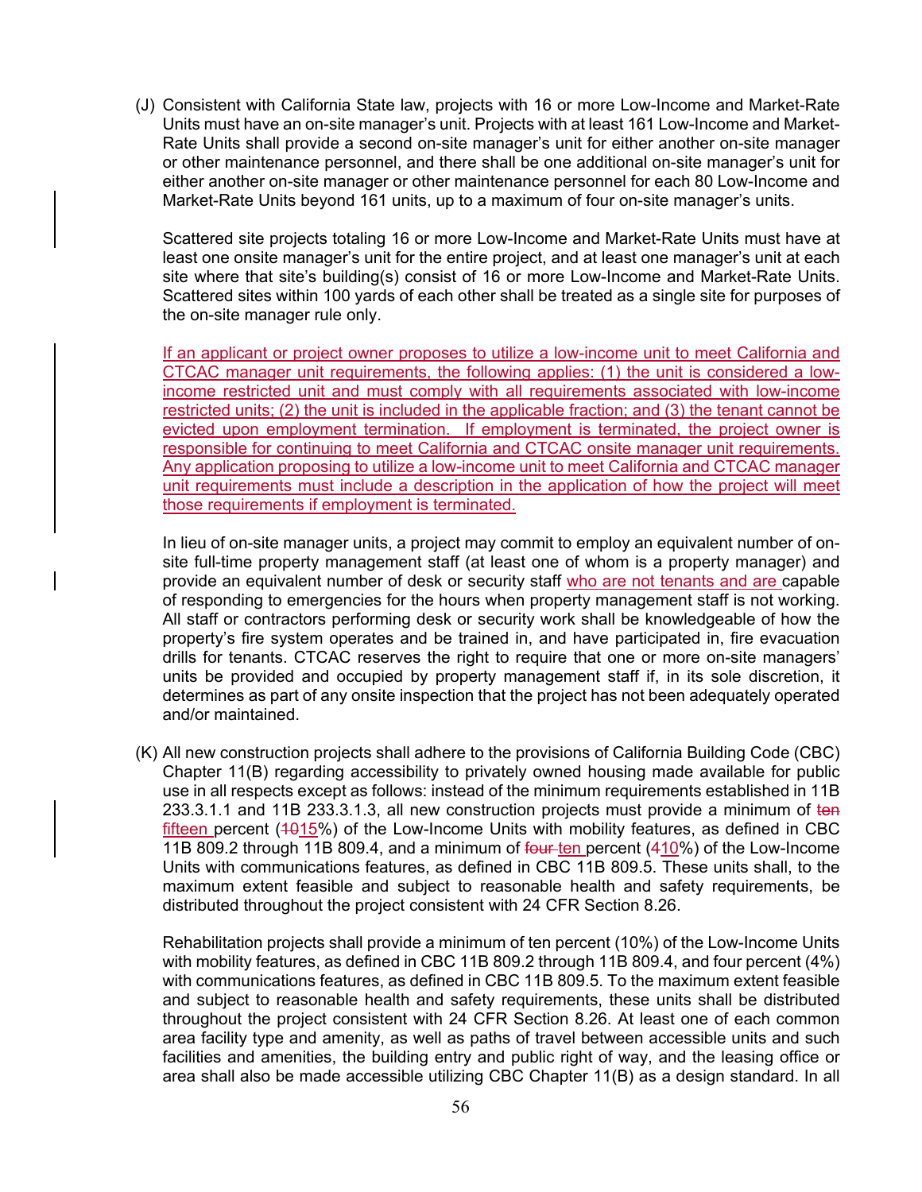(J) Consistent with California State law, projects with 16 or more Low-Income and Market-Rate Units must have an on-site manager's unit. Projects with at least 161 Low-Income and Market-Rate Units shall provide a second on-site manager's unit for either another on-site manager or other maintenance personnel, and there shall be one additional on-site manager's unit for either another on-site manager or other maintenance personnel for each 80 Low-Income and Market-Rate Units beyond 161 units, up to a maximum of four on-site manager's units.

Scattered site projects totaling 16 or more Low-Income and Market-Rate Units must have at least one onsite manager's unit for the entire project, and at least one manager's unit at each site where that site's building(s) consist of 16 or more Low-Income and Market-Rate Units. Scattered sites within 100 yards of each other shall be treated as a single site for purposes of the on-site manager rule only.

If an applicant or project owner proposes to utilize a low-income unit to meet California and CTCAC manager unit requirements, the following applies: (1) the unit is considered a low-income restricted unit and must comply with all requirements associated with low-income restricted units; (2) the unit is included in the applicable fraction; and (3) the tenant cannot be evicted upon employment termination. If employment is terminated, the project owner is responsible for continuing to meet California and CTCAC onsite manager unit requirements. Any application proposing to utilize a low-income unit to meet California and CTCAC manager unit requirements must include a description in the application of how the project will meet those requirements if employment is terminated.

In lieu of on-site manager units, a project may commit to employ an equivalent number of on-site full-time property management staff (at least one of whom is a property manager) and provide an equivalent number of desk or security staff who are not tenants and are capable of responding to emergencies for the hours when property management staff is not working. All staff or contractors performing desk or security work shall be knowledgeable of how the property's fire system operates and be trained in, and have participated in, fire evacuation drills for tenants. CTCAC reserves the right to require that one or more on-site managers' units be provided and occupied by property management staff if, in its sole discretion, it determines as part of any onsite inspection that the project has not been adequately operated and/or maintained.

(K) All new construction projects shall adhere to the provisions of California Building Code (CBC) Chapter 11(B) regarding accessibility to privately owned housing made available for public use in all respects except as follows: instead of the minimum requirements established in 11B 233.3.1.1 and 11B 233.3.1.3, all new construction projects must provide a minimum of ~~ten~~ fifteen percent (~~10~~15%) of the Low-Income Units with mobility features, as defined in CBC 11B 809.2 through 11B 809.4, and a minimum of ~~four~~ ten percent (~~4~~10%) of the Low-Income Units with communications features, as defined in CBC 11B 809.5. These units shall, to the maximum extent feasible and subject to reasonable health and safety requirements, be distributed throughout the project consistent with 24 CFR Section 8.26.

Rehabilitation projects shall provide a minimum of ten percent (10%) of the Low-Income Units with mobility features, as defined in CBC 11B 809.2 through 11B 809.4, and four percent (4%) with communications features, as defined in CBC 11B 809.5. To the maximum extent feasible and subject to reasonable health and safety requirements, these units shall be distributed throughout the project consistent with 24 CFR Section 8.26. At least one of each common area facility type and amenity, as well as paths of travel between accessible units and such facilities and amenities, the building entry and public right of way, and the leasing office or area shall also be made accessible utilizing CBC Chapter 11(B) as a design standard. In all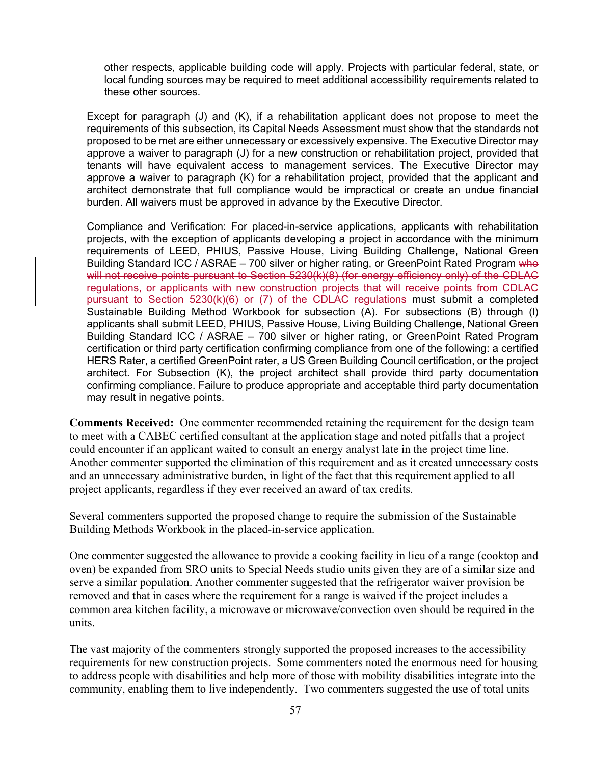other respects, applicable building code will apply. Projects with particular federal, state, or local funding sources may be required to meet additional accessibility requirements related to these other sources.

Except for paragraph (J) and (K), if a rehabilitation applicant does not propose to meet the requirements of this subsection, its Capital Needs Assessment must show that the standards not proposed to be met are either unnecessary or excessively expensive. The Executive Director may approve a waiver to paragraph (J) for a new construction or rehabilitation project, provided that tenants will have equivalent access to management services. The Executive Director may approve a waiver to paragraph (K) for a rehabilitation project, provided that the applicant and architect demonstrate that full compliance would be impractical or create an undue financial burden. All waivers must be approved in advance by the Executive Director.

Compliance and Verification: For placed-in-service applications, applicants with rehabilitation projects, with the exception of applicants developing a project in accordance with the minimum requirements of LEED, PHIUS, Passive House, Living Building Challenge, National Green Building Standard ICC / ASRAE – 700 silver or higher rating, or GreenPoint Rated Program ~~who will not receive points pursuant to Section 5230(k)(8) (for energy efficiency only) of the CDLAC regulations, or applicants with new construction projects that will receive points from CDLAC pursuant to Section 5230(k)(6) or (7) of the CDLAC regulations~~ must submit a completed Sustainable Building Method Workbook for subsection (A). For subsections (B) through (I) applicants shall submit LEED, PHIUS, Passive House, Living Building Challenge, National Green Building Standard ICC / ASRAE – 700 silver or higher rating, or GreenPoint Rated Program certification or third party certification confirming compliance from one of the following: a certified HERS Rater, a certified GreenPoint rater, a US Green Building Council certification, or the project architect. For Subsection (K), the project architect shall provide third party documentation confirming compliance. Failure to produce appropriate and acceptable third party documentation may result in negative points.

**Comments Received:** One commenter recommended retaining the requirement for the design team to meet with a CABEC certified consultant at the application stage and noted pitfalls that a project could encounter if an applicant waited to consult an energy analyst late in the project time line. Another commenter supported the elimination of this requirement and as it created unnecessary costs and an unnecessary administrative burden, in light of the fact that this requirement applied to all project applicants, regardless if they ever received an award of tax credits.

Several commenters supported the proposed change to require the submission of the Sustainable Building Methods Workbook in the placed-in-service application.

One commenter suggested the allowance to provide a cooking facility in lieu of a range (cooktop and oven) be expanded from SRO units to Special Needs studio units given they are of a similar size and serve a similar population. Another commenter suggested that the refrigerator waiver provision be removed and that in cases where the requirement for a range is waived if the project includes a common area kitchen facility, a microwave or microwave/convection oven should be required in the units.

The vast majority of the commenters strongly supported the proposed increases to the accessibility requirements for new construction projects. Some commenters noted the enormous need for housing to address people with disabilities and help more of those with mobility disabilities integrate into the community, enabling them to live independently. Two commenters suggested the use of total units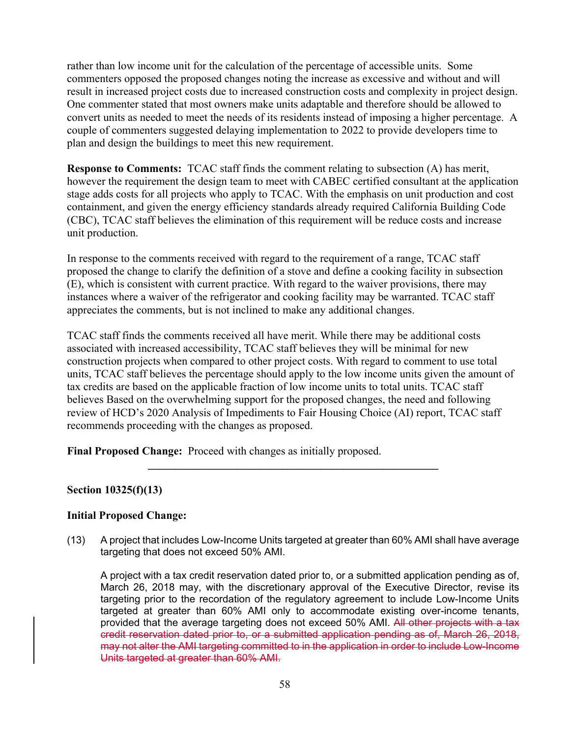rather than low income unit for the calculation of the percentage of accessible units. Some commenters opposed the proposed changes noting the increase as excessive and without and will result in increased project costs due to increased construction costs and complexity in project design. One commenter stated that most owners make units adaptable and therefore should be allowed to convert units as needed to meet the needs of its residents instead of imposing a higher percentage. A couple of commenters suggested delaying implementation to 2022 to provide developers time to plan and design the buildings to meet this new requirement.

**Response to Comments:** TCAC staff finds the comment relating to subsection (A) has merit, however the requirement the design team to meet with CABEC certified consultant at the application stage adds costs for all projects who apply to TCAC. With the emphasis on unit production and cost containment, and given the energy efficiency standards already required California Building Code (CBC), TCAC staff believes the elimination of this requirement will be reduce costs and increase unit production.

In response to the comments received with regard to the requirement of a range, TCAC staff proposed the change to clarify the definition of a stove and define a cooking facility in subsection (E), which is consistent with current practice. With regard to the waiver provisions, there may instances where a waiver of the refrigerator and cooking facility may be warranted. TCAC staff appreciates the comments, but is not inclined to make any additional changes.

TCAC staff finds the comments received all have merit. While there may be additional costs associated with increased accessibility, TCAC staff believes they will be minimal for new construction projects when compared to other project costs. With regard to comment to use total units, TCAC staff believes the percentage should apply to the low income units given the amount of tax credits are based on the applicable fraction of low income units to total units. TCAC staff believes Based on the overwhelming support for the proposed changes, the need and following review of HCD's 2020 Analysis of Impediments to Fair Housing Choice (AI) report, TCAC staff recommends proceeding with the changes as proposed.

**Final Proposed Change:** Proceed with changes as initially proposed.

---

**Section 10325(f)(13)**

**Initial Proposed Change:**

(13) A project that includes Low-Income Units targeted at greater than 60% AMI shall have average targeting that does not exceed 50% AMI.

A project with a tax credit reservation dated prior to, or a submitted application pending as of, March 26, 2018 may, with the discretionary approval of the Executive Director, revise its targeting prior to the recordation of the regulatory agreement to include Low-Income Units targeted at greater than 60% AMI only to accommodate existing over-income tenants, provided that the average targeting does not exceed 50% AMI. ~~All other projects with a tax credit reservation dated prior to, or a submitted application pending as of, March 26, 2018, may not alter the AMI targeting committed to in the application in order to include Low-Income Units targeted at greater than 60% AMI.~~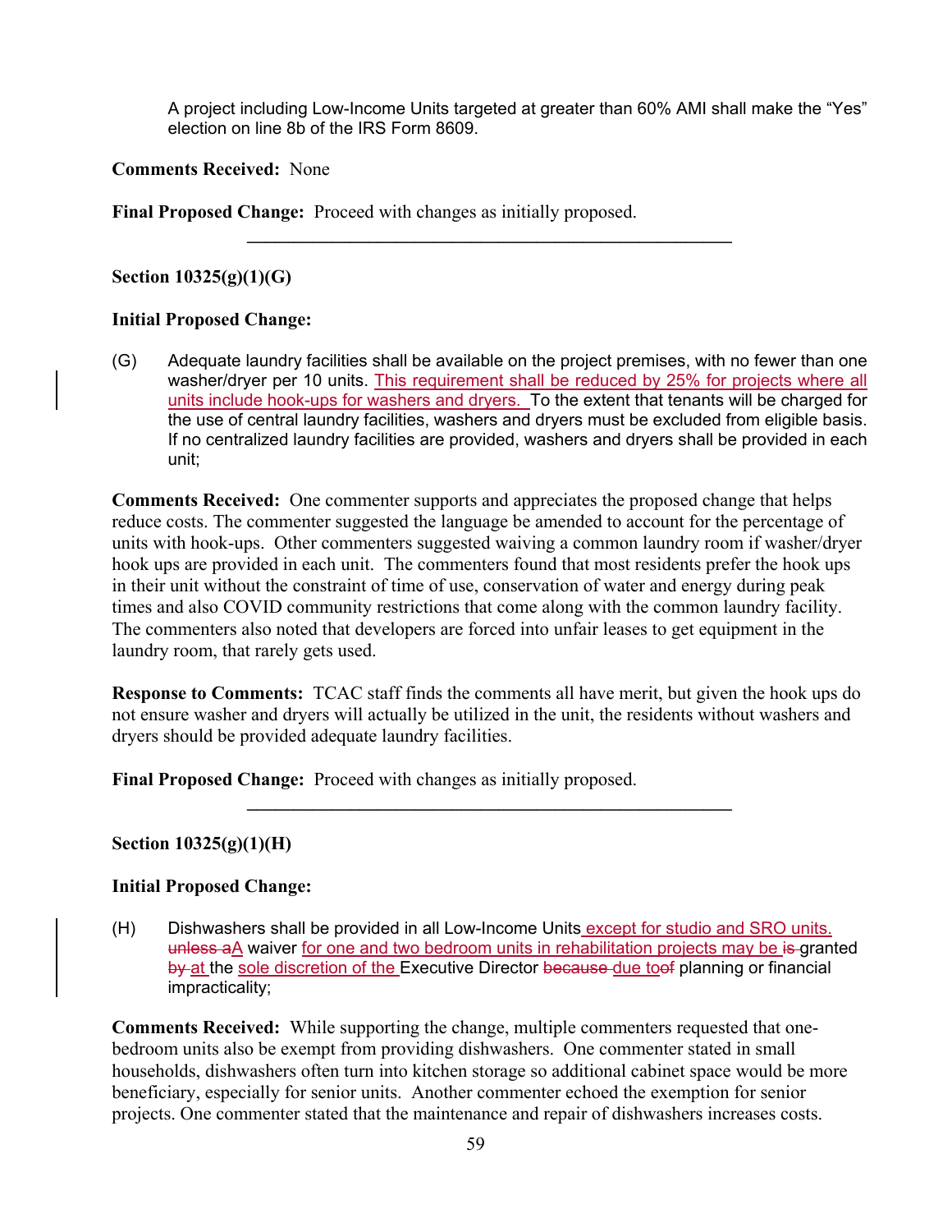A project including Low-Income Units targeted at greater than 60% AMI shall make the "Yes" election on line 8b of the IRS Form 8609.

**Comments Received:** None

**Final Proposed Change:** Proceed with changes as initially proposed.

---

**Section 10325(g)(1)(G)**

**Initial Proposed Change:**

(G) Adequate laundry facilities shall be available on the project premises, with no fewer than one washer/dryer per 10 units. <u>This requirement shall be reduced by 25% for projects where all units include hook-ups for washers and dryers.</u> To the extent that tenants will be charged for the use of central laundry facilities, washers and dryers must be excluded from eligible basis. If no centralized laundry facilities are provided, washers and dryers shall be provided in each unit;

**Comments Received:** One commenter supports and appreciates the proposed change that helps reduce costs. The commenter suggested the language be amended to account for the percentage of units with hook-ups. Other commenters suggested waiving a common laundry room if washer/dryer hook ups are provided in each unit. The commenters found that most residents prefer the hook ups in their unit without the constraint of time of use, conservation of water and energy during peak times and also COVID community restrictions that come along with the common laundry facility. The commenters also noted that developers are forced into unfair leases to get equipment in the laundry room, that rarely gets used.

**Response to Comments:** TCAC staff finds the comments all have merit, but given the hook ups do not ensure washer and dryers will actually be utilized in the unit, the residents without washers and dryers should be provided adequate laundry facilities.

**Final Proposed Change:** Proceed with changes as initially proposed.

---

**Section 10325(g)(1)(H)**

**Initial Proposed Change:**

(H) Dishwashers shall be provided in all Low-Income Units<u> except for studio and SRO units.</u> ~~unless a~~<u>A</u> waiver <u>for one and two bedroom units in rehabilitation projects may be</u> ~~is~~ granted ~~by~~ <u>at</u> the <u>sole discretion of the</u> Executive Director ~~because~~ <u>due to</u>~~of~~ planning or financial impracticality;

**Comments Received:** While supporting the change, multiple commenters requested that one-bedroom units also be exempt from providing dishwashers. One commenter stated in small households, dishwashers often turn into kitchen storage so additional cabinet space would be more beneficiary, especially for senior units. Another commenter echoed the exemption for senior projects. One commenter stated that the maintenance and repair of dishwashers increases costs.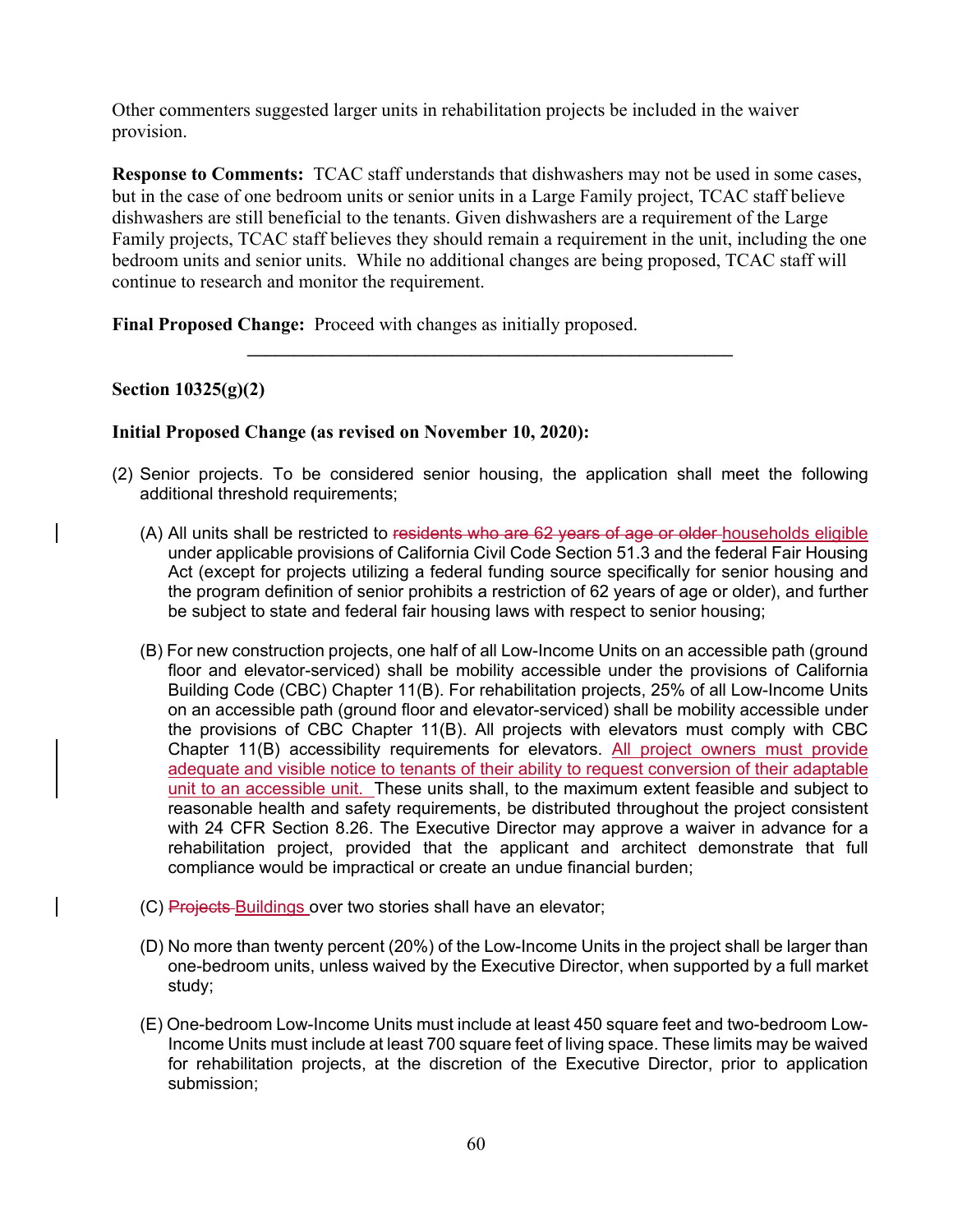Other commenters suggested larger units in rehabilitation projects be included in the waiver provision.

**Response to Comments:** TCAC staff understands that dishwashers may not be used in some cases, but in the case of one bedroom units or senior units in a Large Family project, TCAC staff believe dishwashers are still beneficial to the tenants. Given dishwashers are a requirement of the Large Family projects, TCAC staff believes they should remain a requirement in the unit, including the one bedroom units and senior units. While no additional changes are being proposed, TCAC staff will continue to research and monitor the requirement.

**Final Proposed Change:** Proceed with changes as initially proposed.

---

**Section 10325(g)(2)**

**Initial Proposed Change (as revised on November 10, 2020):**

(2) Senior projects. To be considered senior housing, the application shall meet the following additional threshold requirements;

(A) All units shall be restricted to ~~residents who are 62 years of age or older~~ households eligible under applicable provisions of California Civil Code Section 51.3 and the federal Fair Housing Act (except for projects utilizing a federal funding source specifically for senior housing and the program definition of senior prohibits a restriction of 62 years of age or older), and further be subject to state and federal fair housing laws with respect to senior housing;

(B) For new construction projects, one half of all Low-Income Units on an accessible path (ground floor and elevator-serviced) shall be mobility accessible under the provisions of California Building Code (CBC) Chapter 11(B). For rehabilitation projects, 25% of all Low-Income Units on an accessible path (ground floor and elevator-serviced) shall be mobility accessible under the provisions of CBC Chapter 11(B). All projects with elevators must comply with CBC Chapter 11(B) accessibility requirements for elevators. All project owners must provide adequate and visible notice to tenants of their ability to request conversion of their adaptable unit to an accessible unit. These units shall, to the maximum extent feasible and subject to reasonable health and safety requirements, be distributed throughout the project consistent with 24 CFR Section 8.26. The Executive Director may approve a waiver in advance for a rehabilitation project, provided that the applicant and architect demonstrate that full compliance would be impractical or create an undue financial burden;

(C) ~~Projects~~ Buildings over two stories shall have an elevator;

(D) No more than twenty percent (20%) of the Low-Income Units in the project shall be larger than one-bedroom units, unless waived by the Executive Director, when supported by a full market study;

(E) One-bedroom Low-Income Units must include at least 450 square feet and two-bedroom Low-Income Units must include at least 700 square feet of living space. These limits may be waived for rehabilitation projects, at the discretion of the Executive Director, prior to application submission;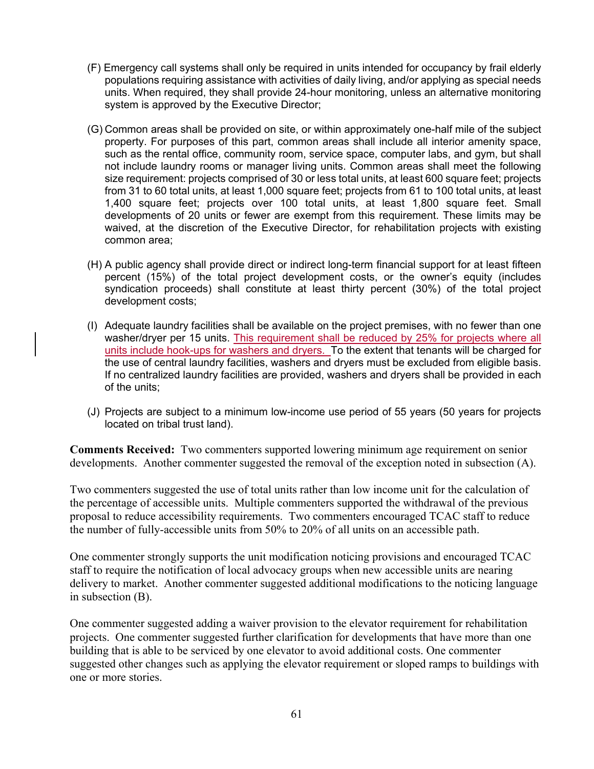(F) Emergency call systems shall only be required in units intended for occupancy by frail elderly populations requiring assistance with activities of daily living, and/or applying as special needs units. When required, they shall provide 24-hour monitoring, unless an alternative monitoring system is approved by the Executive Director;

(G) Common areas shall be provided on site, or within approximately one-half mile of the subject property. For purposes of this part, common areas shall include all interior amenity space, such as the rental office, community room, service space, computer labs, and gym, but shall not include laundry rooms or manager living units. Common areas shall meet the following size requirement: projects comprised of 30 or less total units, at least 600 square feet; projects from 31 to 60 total units, at least 1,000 square feet; projects from 61 to 100 total units, at least 1,400 square feet; projects over 100 total units, at least 1,800 square feet. Small developments of 20 units or fewer are exempt from this requirement. These limits may be waived, at the discretion of the Executive Director, for rehabilitation projects with existing common area;

(H) A public agency shall provide direct or indirect long-term financial support for at least fifteen percent (15%) of the total project development costs, or the owner's equity (includes syndication proceeds) shall constitute at least thirty percent (30%) of the total project development costs;

(I) Adequate laundry facilities shall be available on the project premises, with no fewer than one washer/dryer per 15 units. This requirement shall be reduced by 25% for projects where all units include hook-ups for washers and dryers. To the extent that tenants will be charged for the use of central laundry facilities, washers and dryers must be excluded from eligible basis. If no centralized laundry facilities are provided, washers and dryers shall be provided in each of the units;

(J) Projects are subject to a minimum low-income use period of 55 years (50 years for projects located on tribal trust land).

**Comments Received:** Two commenters supported lowering minimum age requirement on senior developments. Another commenter suggested the removal of the exception noted in subsection (A).

Two commenters suggested the use of total units rather than low income unit for the calculation of the percentage of accessible units. Multiple commenters supported the withdrawal of the previous proposal to reduce accessibility requirements. Two commenters encouraged TCAC staff to reduce the number of fully-accessible units from 50% to 20% of all units on an accessible path.

One commenter strongly supports the unit modification noticing provisions and encouraged TCAC staff to require the notification of local advocacy groups when new accessible units are nearing delivery to market. Another commenter suggested additional modifications to the noticing language in subsection (B).

One commenter suggested adding a waiver provision to the elevator requirement for rehabilitation projects. One commenter suggested further clarification for developments that have more than one building that is able to be serviced by one elevator to avoid additional costs. One commenter suggested other changes such as applying the elevator requirement or sloped ramps to buildings with one or more stories.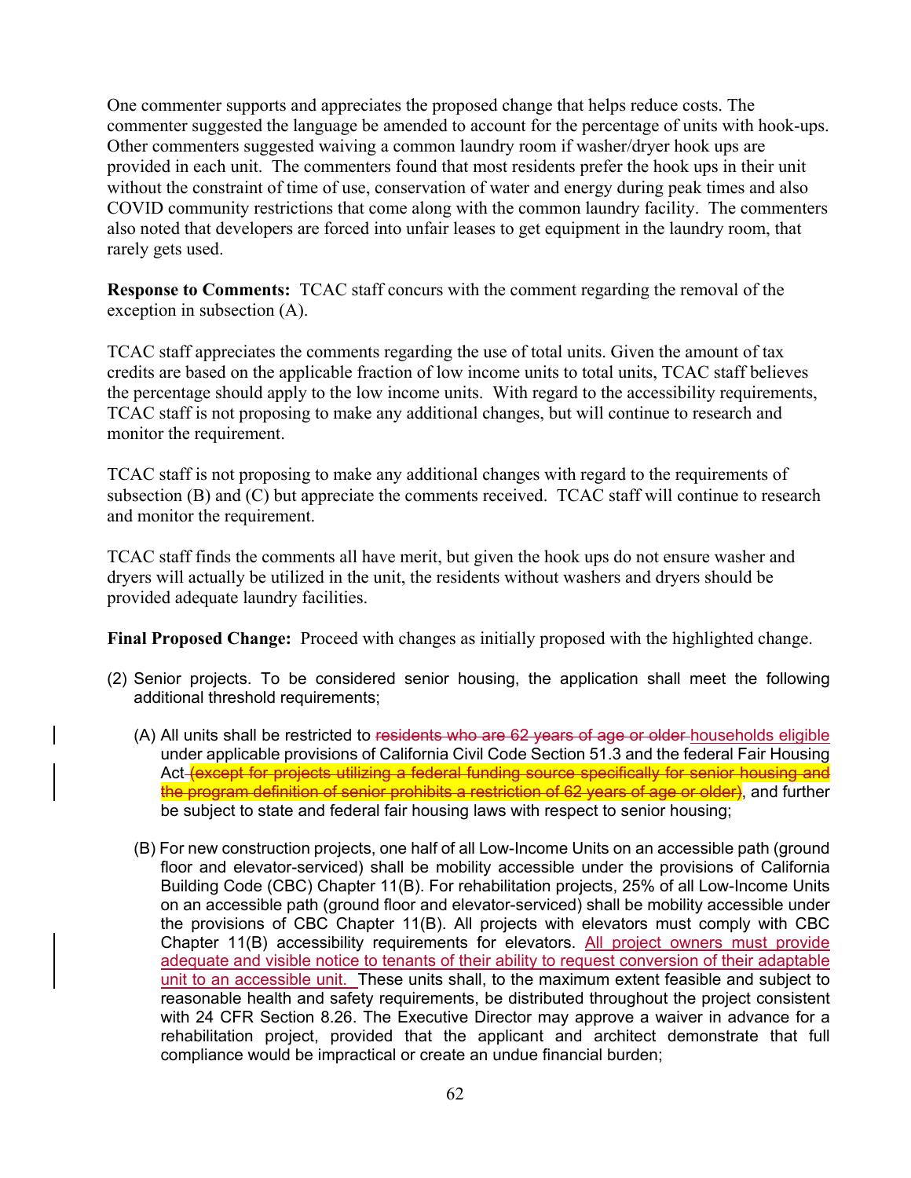One commenter supports and appreciates the proposed change that helps reduce costs. The commenter suggested the language be amended to account for the percentage of units with hook-ups. Other commenters suggested waiving a common laundry room if washer/dryer hook ups are provided in each unit. The commenters found that most residents prefer the hook ups in their unit without the constraint of time of use, conservation of water and energy during peak times and also COVID community restrictions that come along with the common laundry facility. The commenters also noted that developers are forced into unfair leases to get equipment in the laundry room, that rarely gets used.

**Response to Comments:** TCAC staff concurs with the comment regarding the removal of the exception in subsection (A).

TCAC staff appreciates the comments regarding the use of total units. Given the amount of tax credits are based on the applicable fraction of low income units to total units, TCAC staff believes the percentage should apply to the low income units. With regard to the accessibility requirements, TCAC staff is not proposing to make any additional changes, but will continue to research and monitor the requirement.

TCAC staff is not proposing to make any additional changes with regard to the requirements of subsection (B) and (C) but appreciate the comments received. TCAC staff will continue to research and monitor the requirement.

TCAC staff finds the comments all have merit, but given the hook ups do not ensure washer and dryers will actually be utilized in the unit, the residents without washers and dryers should be provided adequate laundry facilities.

**Final Proposed Change:** Proceed with changes as initially proposed with the highlighted change.

(2) Senior projects. To be considered senior housing, the application shall meet the following additional threshold requirements;

(A) All units shall be restricted to ~~residents who are 62 years of age or older~~ households eligible under applicable provisions of California Civil Code Section 51.3 and the federal Fair Housing Act ~~(except for projects utilizing a federal funding source specifically for senior housing and the program definition of senior prohibits a restriction of 62 years of age or older)~~, and further be subject to state and federal fair housing laws with respect to senior housing;

(B) For new construction projects, one half of all Low-Income Units on an accessible path (ground floor and elevator-serviced) shall be mobility accessible under the provisions of California Building Code (CBC) Chapter 11(B). For rehabilitation projects, 25% of all Low-Income Units on an accessible path (ground floor and elevator-serviced) shall be mobility accessible under the provisions of CBC Chapter 11(B). All projects with elevators must comply with CBC Chapter 11(B) accessibility requirements for elevators. All project owners must provide adequate and visible notice to tenants of their ability to request conversion of their adaptable unit to an accessible unit. These units shall, to the maximum extent feasible and subject to reasonable health and safety requirements, be distributed throughout the project consistent with 24 CFR Section 8.26. The Executive Director may approve a waiver in advance for a rehabilitation project, provided that the applicant and architect demonstrate that full compliance would be impractical or create an undue financial burden;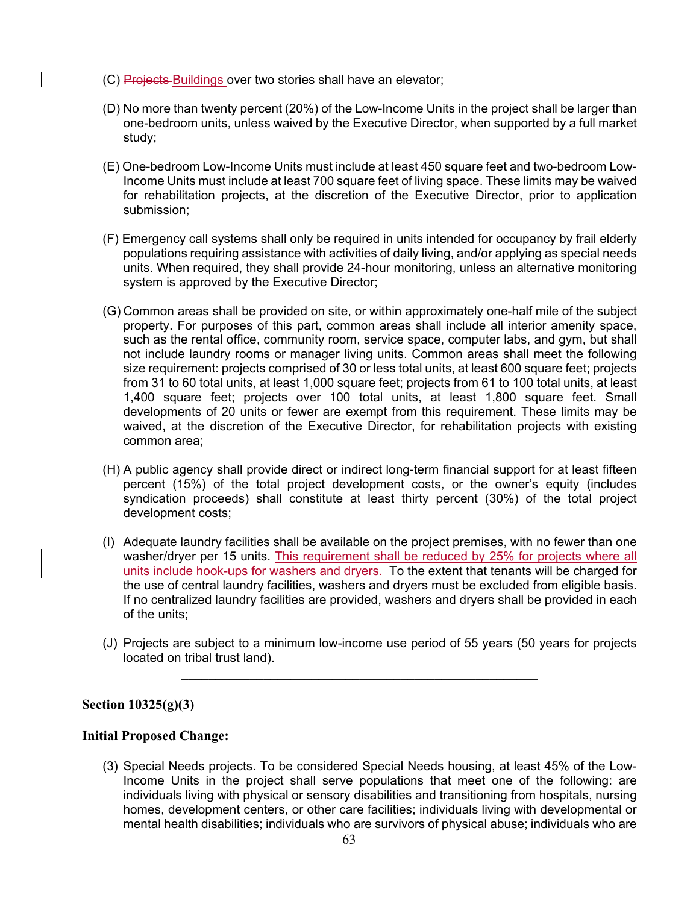(C) ~~Projects~~ Buildings over two stories shall have an elevator;

(D) No more than twenty percent (20%) of the Low-Income Units in the project shall be larger than one-bedroom units, unless waived by the Executive Director, when supported by a full market study;

(E) One-bedroom Low-Income Units must include at least 450 square feet and two-bedroom Low-Income Units must include at least 700 square feet of living space. These limits may be waived for rehabilitation projects, at the discretion of the Executive Director, prior to application submission;

(F) Emergency call systems shall only be required in units intended for occupancy by frail elderly populations requiring assistance with activities of daily living, and/or applying as special needs units. When required, they shall provide 24-hour monitoring, unless an alternative monitoring system is approved by the Executive Director;

(G) Common areas shall be provided on site, or within approximately one-half mile of the subject property. For purposes of this part, common areas shall include all interior amenity space, such as the rental office, community room, service space, computer labs, and gym, but shall not include laundry rooms or manager living units. Common areas shall meet the following size requirement: projects comprised of 30 or less total units, at least 600 square feet; projects from 31 to 60 total units, at least 1,000 square feet; projects from 61 to 100 total units, at least 1,400 square feet; projects over 100 total units, at least 1,800 square feet. Small developments of 20 units or fewer are exempt from this requirement. These limits may be waived, at the discretion of the Executive Director, for rehabilitation projects with existing common area;

(H) A public agency shall provide direct or indirect long-term financial support for at least fifteen percent (15%) of the total project development costs, or the owner's equity (includes syndication proceeds) shall constitute at least thirty percent (30%) of the total project development costs;

(I) Adequate laundry facilities shall be available on the project premises, with no fewer than one washer/dryer per 15 units. <u>This requirement shall be reduced by 25% for projects where all units include hook-ups for washers and dryers.</u> To the extent that tenants will be charged for the use of central laundry facilities, washers and dryers must be excluded from eligible basis. If no centralized laundry facilities are provided, washers and dryers shall be provided in each of the units;

(J) Projects are subject to a minimum low-income use period of 55 years (50 years for projects located on tribal trust land).

---

**Section 10325(g)(3)**

**Initial Proposed Change:**

(3) Special Needs projects. To be considered Special Needs housing, at least 45% of the Low-Income Units in the project shall serve populations that meet one of the following: are individuals living with physical or sensory disabilities and transitioning from hospitals, nursing homes, development centers, or other care facilities; individuals living with developmental or mental health disabilities; individuals who are survivors of physical abuse; individuals who are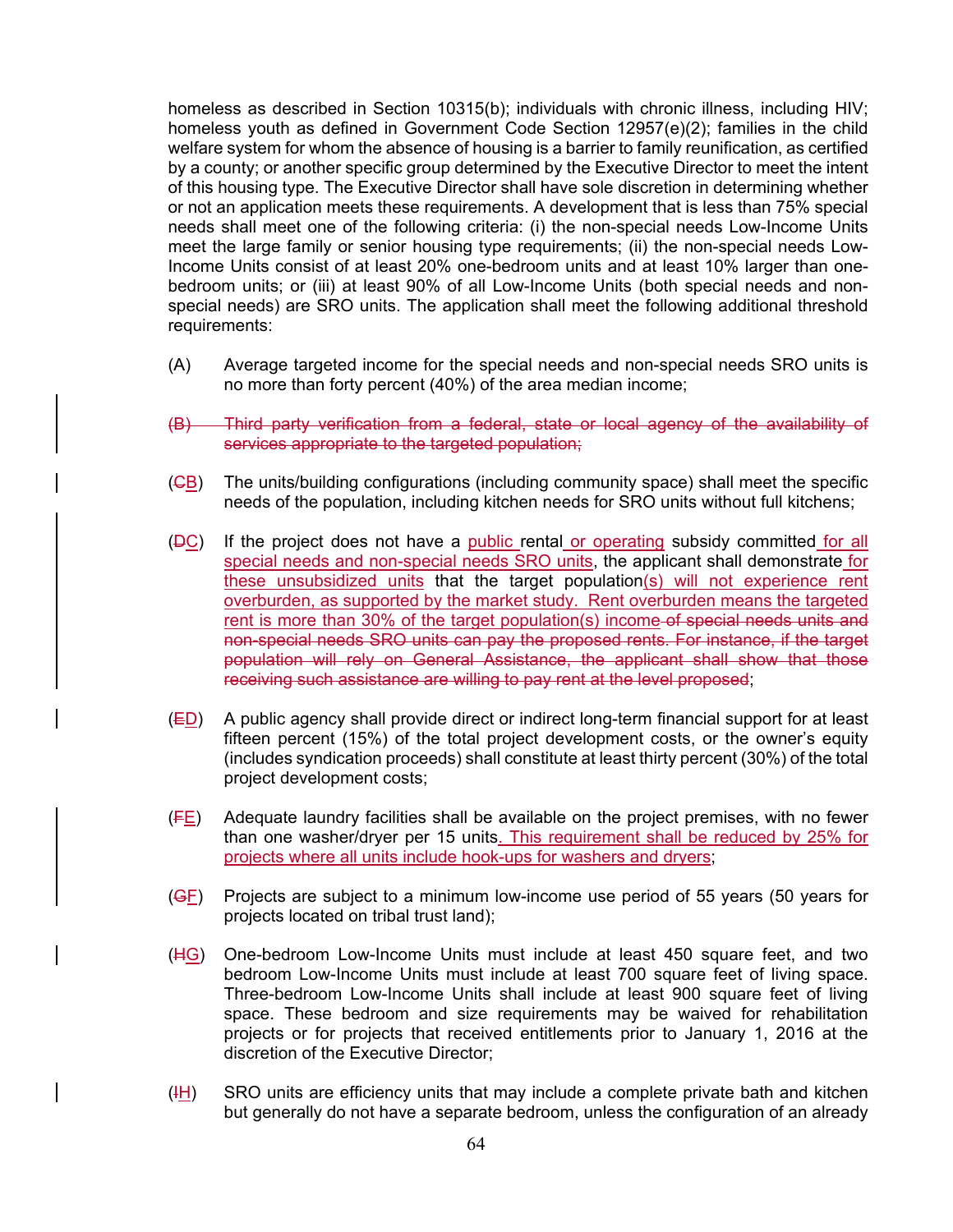homeless as described in Section 10315(b); individuals with chronic illness, including HIV; homeless youth as defined in Government Code Section 12957(e)(2); families in the child welfare system for whom the absence of housing is a barrier to family reunification, as certified by a county; or another specific group determined by the Executive Director to meet the intent of this housing type. The Executive Director shall have sole discretion in determining whether or not an application meets these requirements. A development that is less than 75% special needs shall meet one of the following criteria: (i) the non-special needs Low-Income Units meet the large family or senior housing type requirements; (ii) the non-special needs Low-Income Units consist of at least 20% one-bedroom units and at least 10% larger than one-bedroom units; or (iii) at least 90% of all Low-Income Units (both special needs and non-special needs) are SRO units. The application shall meet the following additional threshold requirements:

(A) Average targeted income for the special needs and non-special needs SRO units is no more than forty percent (40%) of the area median income;

~~(B) Third party verification from a federal, state or local agency of the availability of services appropriate to the targeted population;~~

(~~C~~B) The units/building configurations (including community space) shall meet the specific needs of the population, including kitchen needs for SRO units without full kitchens;

(~~D~~C) If the project does not have a public rental or operating subsidy committed for all special needs and non-special needs SRO units, the applicant shall demonstrate for these unsubsidized units that the target population(s) will not experience rent overburden, as supported by the market study. Rent overburden means the targeted rent is more than 30% of the target population(s) income ~~of special needs units and non-special needs SRO units can pay the proposed rents. For instance, if the target population will rely on General Assistance, the applicant shall show that those receiving such assistance are willing to pay rent at the level proposed~~;

(~~E~~D) A public agency shall provide direct or indirect long-term financial support for at least fifteen percent (15%) of the total project development costs, or the owner's equity (includes syndication proceeds) shall constitute at least thirty percent (30%) of the total project development costs;

(~~F~~E) Adequate laundry facilities shall be available on the project premises, with no fewer than one washer/dryer per 15 units. This requirement shall be reduced by 25% for projects where all units include hook-ups for washers and dryers;

(~~G~~F) Projects are subject to a minimum low-income use period of 55 years (50 years for projects located on tribal trust land);

(~~H~~G) One-bedroom Low-Income Units must include at least 450 square feet, and two bedroom Low-Income Units must include at least 700 square feet of living space. Three-bedroom Low-Income Units shall include at least 900 square feet of living space. These bedroom and size requirements may be waived for rehabilitation projects or for projects that received entitlements prior to January 1, 2016 at the discretion of the Executive Director;

(~~I~~H) SRO units are efficiency units that may include a complete private bath and kitchen but generally do not have a separate bedroom, unless the configuration of an already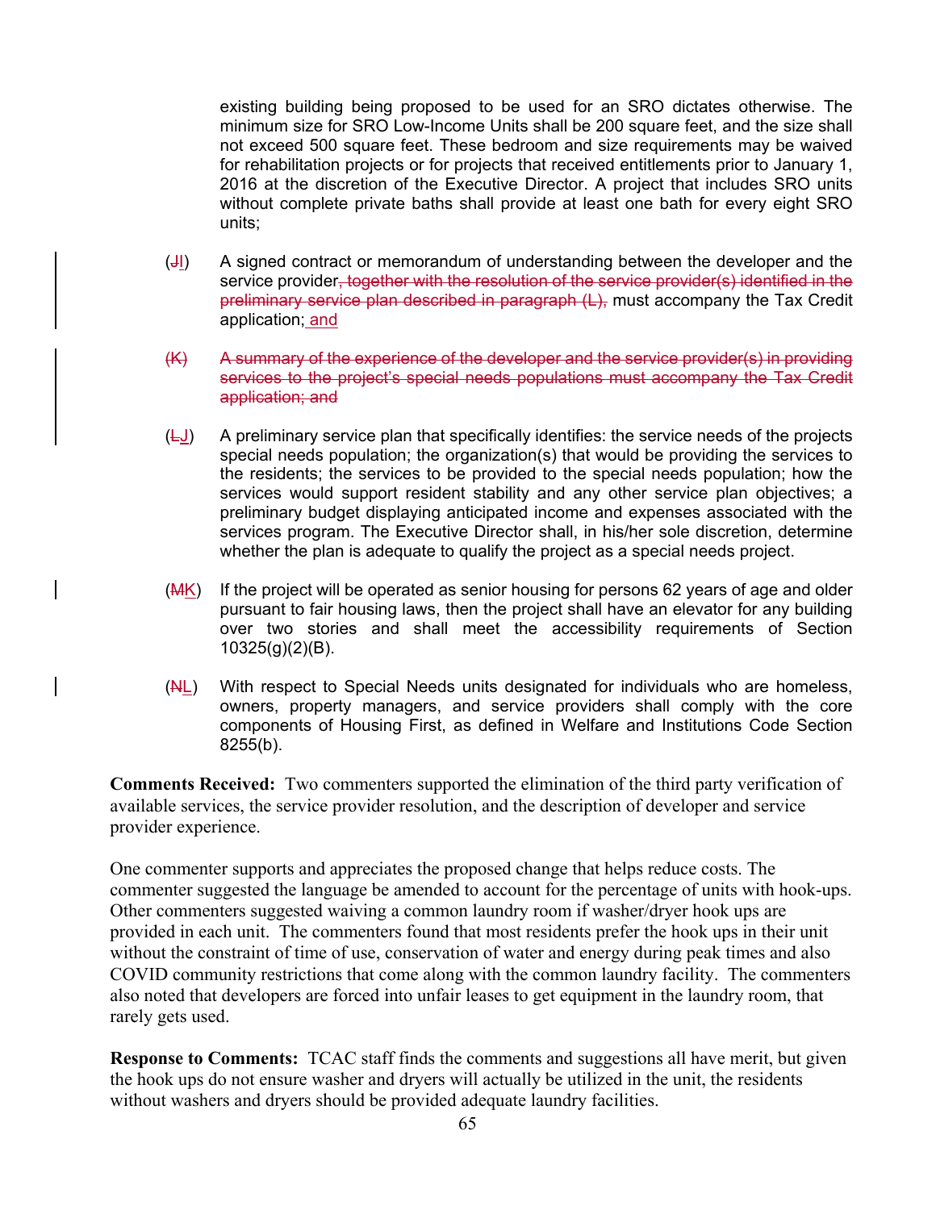existing building being proposed to be used for an SRO dictates otherwise. The minimum size for SRO Low-Income Units shall be 200 square feet, and the size shall not exceed 500 square feet. These bedroom and size requirements may be waived for rehabilitation projects or for projects that received entitlements prior to January 1, 2016 at the discretion of the Executive Director. A project that includes SRO units without complete private baths shall provide at least one bath for every eight SRO units;

(~~J~~I) A signed contract or memorandum of understanding between the developer and the service provider~~, together with the resolution of the service provider(s) identified in the preliminary service plan described in paragraph (L),~~ must accompany the Tax Credit application; and

~~(K) A summary of the experience of the developer and the service provider(s) in providing services to the project's special needs populations must accompany the Tax Credit application; and~~

(~~L~~J) A preliminary service plan that specifically identifies: the service needs of the projects special needs population; the organization(s) that would be providing the services to the residents; the services to be provided to the special needs population; how the services would support resident stability and any other service plan objectives; a preliminary budget displaying anticipated income and expenses associated with the services program. The Executive Director shall, in his/her sole discretion, determine whether the plan is adequate to qualify the project as a special needs project.

(~~M~~K) If the project will be operated as senior housing for persons 62 years of age and older pursuant to fair housing laws, then the project shall have an elevator for any building over two stories and shall meet the accessibility requirements of Section 10325(g)(2)(B).

(~~N~~L) With respect to Special Needs units designated for individuals who are homeless, owners, property managers, and service providers shall comply with the core components of Housing First, as defined in Welfare and Institutions Code Section 8255(b).

**Comments Received:** Two commenters supported the elimination of the third party verification of available services, the service provider resolution, and the description of developer and service provider experience.

One commenter supports and appreciates the proposed change that helps reduce costs. The commenter suggested the language be amended to account for the percentage of units with hook-ups. Other commenters suggested waiving a common laundry room if washer/dryer hook ups are provided in each unit. The commenters found that most residents prefer the hook ups in their unit without the constraint of time of use, conservation of water and energy during peak times and also COVID community restrictions that come along with the common laundry facility. The commenters also noted that developers are forced into unfair leases to get equipment in the laundry room, that rarely gets used.

**Response to Comments:** TCAC staff finds the comments and suggestions all have merit, but given the hook ups do not ensure washer and dryers will actually be utilized in the unit, the residents without washers and dryers should be provided adequate laundry facilities.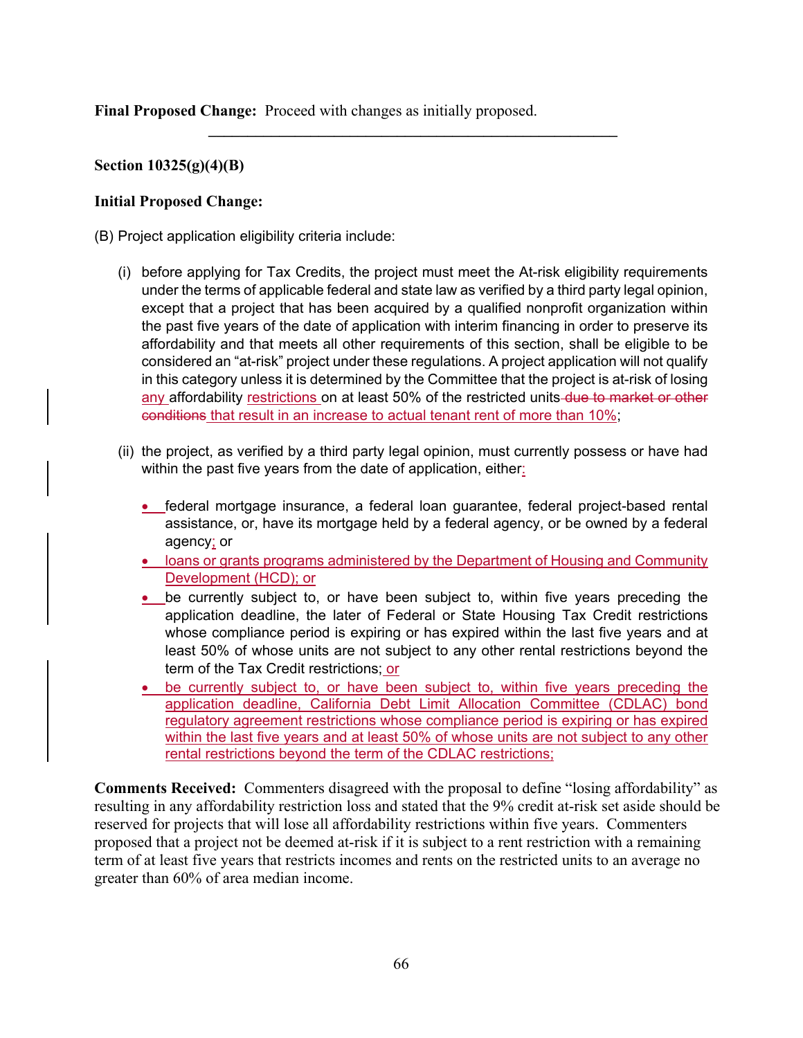**Final Proposed Change:** Proceed with changes as initially proposed.

---

**Section 10325(g)(4)(B)**

**Initial Proposed Change:**

(B) Project application eligibility criteria include:

(i) before applying for Tax Credits, the project must meet the At-risk eligibility requirements under the terms of applicable federal and state law as verified by a third party legal opinion, except that a project that has been acquired by a qualified nonprofit organization within the past five years of the date of application with interim financing in order to preserve its affordability and that meets all other requirements of this section, shall be eligible to be considered an "at-risk" project under these regulations. A project application will not qualify in this category unless it is determined by the Committee that the project is at-risk of losing any affordability restrictions on at least 50% of the restricted units ~~due to market or other conditions~~ that result in an increase to actual tenant rent of more than 10%;

(ii) the project, as verified by a third party legal opinion, must currently possess or have had within the past five years from the date of application, either:

- federal mortgage insurance, a federal loan guarantee, federal project-based rental assistance, or, have its mortgage held by a federal agency, or be owned by a federal agency; or
- loans or grants programs administered by the Department of Housing and Community Development (HCD); or
- be currently subject to, or have been subject to, within five years preceding the application deadline, the later of Federal or State Housing Tax Credit restrictions whose compliance period is expiring or has expired within the last five years and at least 50% of whose units are not subject to any other rental restrictions beyond the term of the Tax Credit restrictions; or
- be currently subject to, or have been subject to, within five years preceding the application deadline, California Debt Limit Allocation Committee (CDLAC) bond regulatory agreement restrictions whose compliance period is expiring or has expired within the last five years and at least 50% of whose units are not subject to any other rental restrictions beyond the term of the CDLAC restrictions;

**Comments Received:** Commenters disagreed with the proposal to define "losing affordability" as resulting in any affordability restriction loss and stated that the 9% credit at-risk set aside should be reserved for projects that will lose all affordability restrictions within five years. Commenters proposed that a project not be deemed at-risk if it is subject to a rent restriction with a remaining term of at least five years that restricts incomes and rents on the restricted units to an average no greater than 60% of area median income.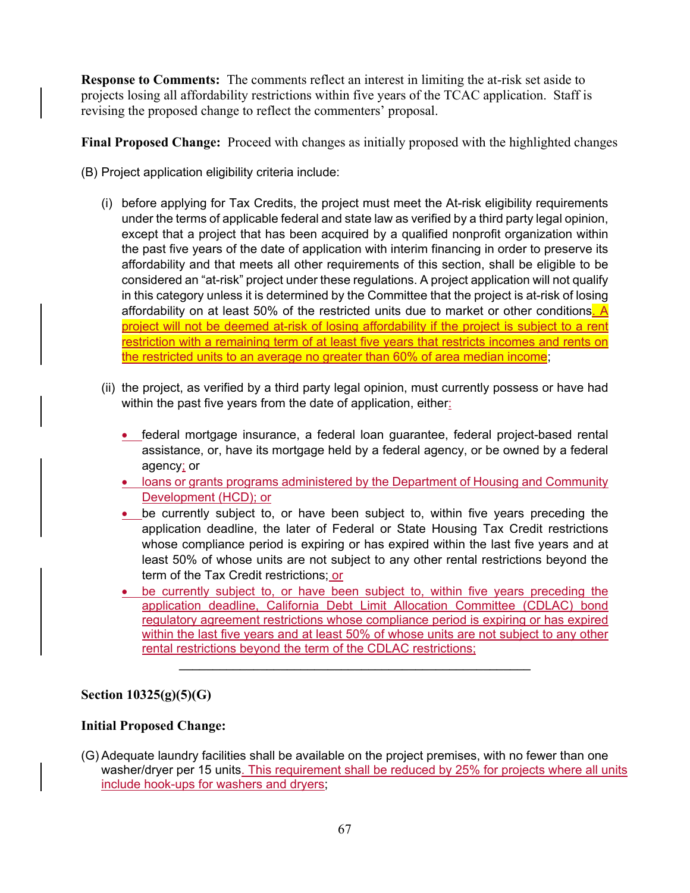**Response to Comments:** The comments reflect an interest in limiting the at-risk set aside to projects losing all affordability restrictions within five years of the TCAC application. Staff is revising the proposed change to reflect the commenters' proposal.

**Final Proposed Change:** Proceed with changes as initially proposed with the highlighted changes

(B) Project application eligibility criteria include:

(i) before applying for Tax Credits, the project must meet the At-risk eligibility requirements under the terms of applicable federal and state law as verified by a third party legal opinion, except that a project that has been acquired by a qualified nonprofit organization within the past five years of the date of application with interim financing in order to preserve its affordability and that meets all other requirements of this section, shall be eligible to be considered an "at-risk" project under these regulations. A project application will not qualify in this category unless it is determined by the Committee that the project is at-risk of losing affordability on at least 50% of the restricted units due to market or other conditions. A project will not be deemed at-risk of losing affordability if the project is subject to a rent restriction with a remaining term of at least five years that restricts incomes and rents on the restricted units to an average no greater than 60% of area median income;

(ii) the project, as verified by a third party legal opinion, must currently possess or have had within the past five years from the date of application, either:

- federal mortgage insurance, a federal loan guarantee, federal project-based rental assistance, or, have its mortgage held by a federal agency, or be owned by a federal agency; or
- loans or grants programs administered by the Department of Housing and Community Development (HCD); or
- be currently subject to, or have been subject to, within five years preceding the application deadline, the later of Federal or State Housing Tax Credit restrictions whose compliance period is expiring or has expired within the last five years and at least 50% of whose units are not subject to any other rental restrictions beyond the term of the Tax Credit restrictions; or
- be currently subject to, or have been subject to, within five years preceding the application deadline, California Debt Limit Allocation Committee (CDLAC) bond regulatory agreement restrictions whose compliance period is expiring or has expired within the last five years and at least 50% of whose units are not subject to any other rental restrictions beyond the term of the CDLAC restrictions;

---

**Section 10325(g)(5)(G)**

**Initial Proposed Change:**

(G) Adequate laundry facilities shall be available on the project premises, with no fewer than one washer/dryer per 15 units. This requirement shall be reduced by 25% for projects where all units include hook-ups for washers and dryers;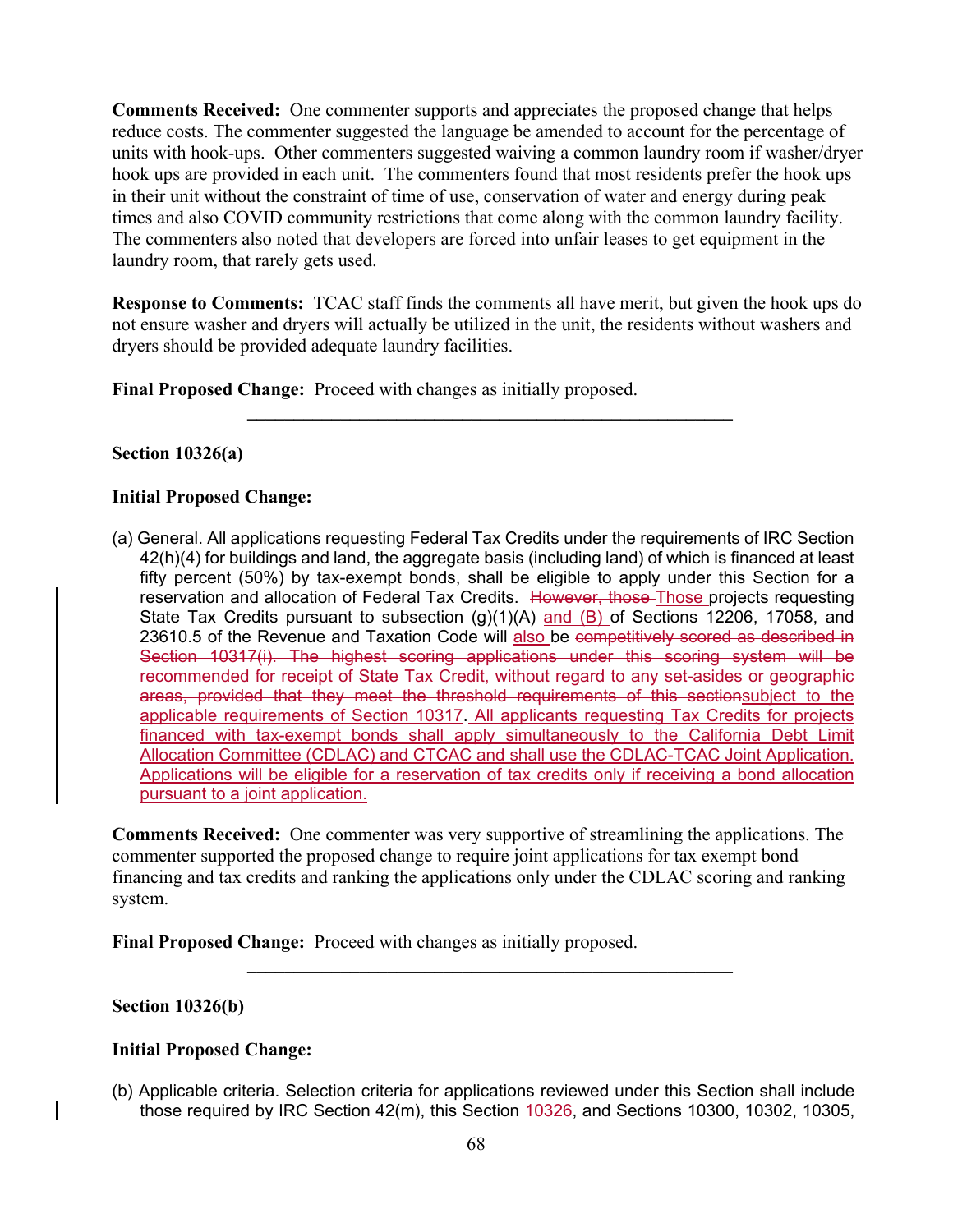**Comments Received:** One commenter supports and appreciates the proposed change that helps reduce costs. The commenter suggested the language be amended to account for the percentage of units with hook-ups. Other commenters suggested waiving a common laundry room if washer/dryer hook ups are provided in each unit. The commenters found that most residents prefer the hook ups in their unit without the constraint of time of use, conservation of water and energy during peak times and also COVID community restrictions that come along with the common laundry facility. The commenters also noted that developers are forced into unfair leases to get equipment in the laundry room, that rarely gets used.

**Response to Comments:** TCAC staff finds the comments all have merit, but given the hook ups do not ensure washer and dryers will actually be utilized in the unit, the residents without washers and dryers should be provided adequate laundry facilities.

**Final Proposed Change:** Proceed with changes as initially proposed.

---

**Section 10326(a)**

**Initial Proposed Change:**

(a) General. All applications requesting Federal Tax Credits under the requirements of IRC Section 42(h)(4) for buildings and land, the aggregate basis (including land) of which is financed at least fifty percent (50%) by tax-exempt bonds, shall be eligible to apply under this Section for a reservation and allocation of Federal Tax Credits. ~~However, those~~ Those projects requesting State Tax Credits pursuant to subsection (g)(1)(A) and (B) of Sections 12206, 17058, and 23610.5 of the Revenue and Taxation Code will also be ~~competitively scored as described in Section 10317(i). The highest scoring applications under this scoring system will be recommended for receipt of State Tax Credit, without regard to any set-asides or geographic areas, provided that they meet the threshold requirements of this section~~subject to the applicable requirements of Section 10317. All applicants requesting Tax Credits for projects financed with tax-exempt bonds shall apply simultaneously to the California Debt Limit Allocation Committee (CDLAC) and CTCAC and shall use the CDLAC-TCAC Joint Application. Applications will be eligible for a reservation of tax credits only if receiving a bond allocation pursuant to a joint application.

**Comments Received:** One commenter was very supportive of streamlining the applications. The commenter supported the proposed change to require joint applications for tax exempt bond financing and tax credits and ranking the applications only under the CDLAC scoring and ranking system.

**Final Proposed Change:** Proceed with changes as initially proposed.

---

**Section 10326(b)**

**Initial Proposed Change:**

(b) Applicable criteria. Selection criteria for applications reviewed under this Section shall include those required by IRC Section 42(m), this Section 10326, and Sections 10300, 10302, 10305,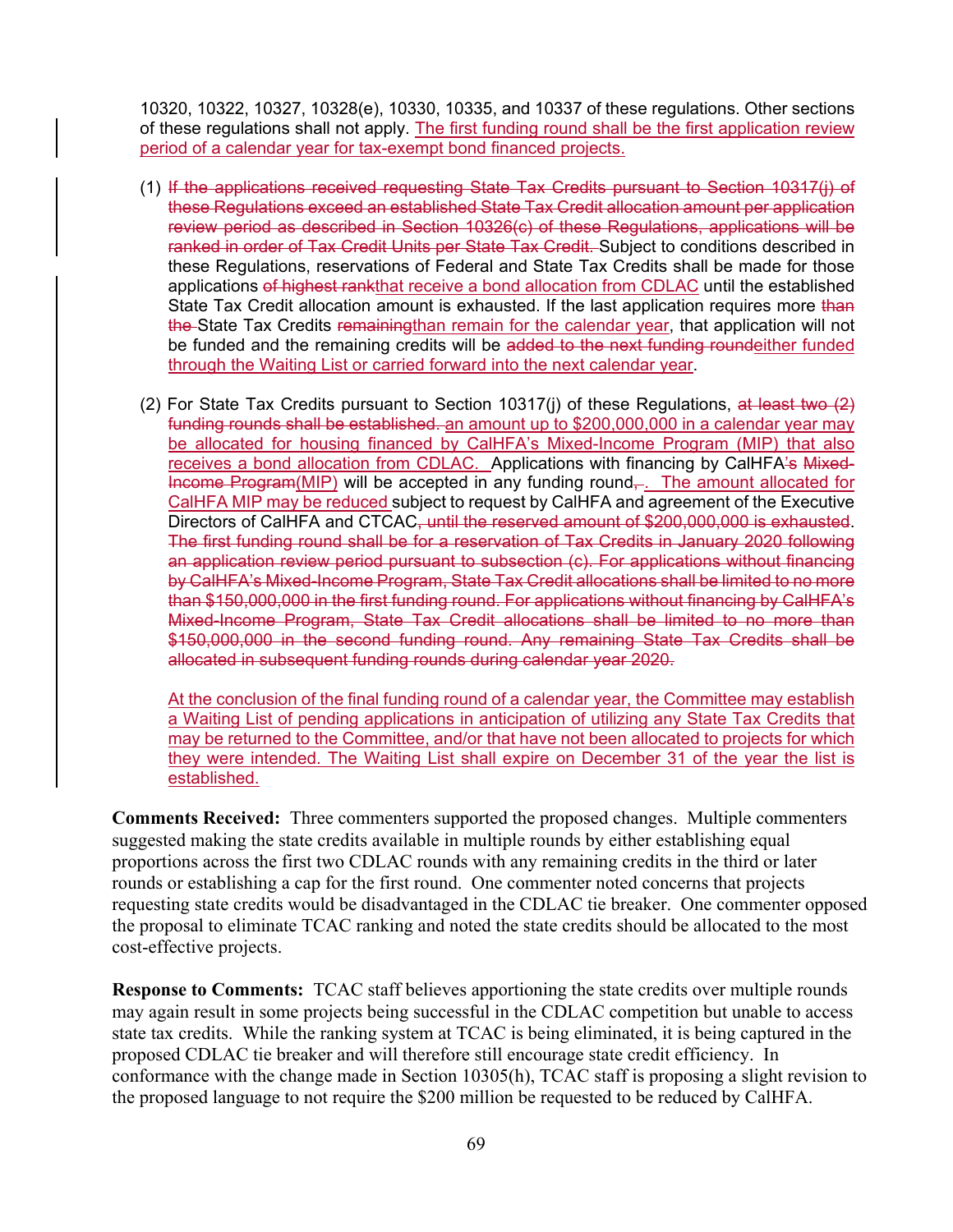10320, 10322, 10327, 10328(e), 10330, 10335, and 10337 of these regulations. Other sections of these regulations shall not apply. The first funding round shall be the first application review period of a calendar year for tax-exempt bond financed projects.

(1) ~~If the applications received requesting State Tax Credits pursuant to Section 10317(j) of these Regulations exceed an established State Tax Credit allocation amount per application review period as described in Section 10326(c) of these Regulations, applications will be ranked in order of Tax Credit Units per State Tax Credit.~~ Subject to conditions described in these Regulations, reservations of Federal and State Tax Credits shall be made for those applications ~~of highest rank~~that receive a bond allocation from CDLAC until the established State Tax Credit allocation amount is exhausted. If the last application requires more ~~than the~~ State Tax Credits ~~remaining~~than remain for the calendar year, that application will not be funded and the remaining credits will be ~~added to the next funding round~~either funded through the Waiting List or carried forward into the next calendar year.

(2) For State Tax Credits pursuant to Section 10317(j) of these Regulations, ~~at least two (2) funding rounds shall be established.~~ an amount up to $200,000,000 in a calendar year may be allocated for housing financed by CalHFA's Mixed-Income Program (MIP) that also receives a bond allocation from CDLAC. Applications with financing by CalHFA~~'s Mixed-Income Program~~(MIP) will be accepted in any funding round~~,~~. The amount allocated for CalHFA MIP may be reduced subject to request by CalHFA and agreement of the Executive Directors of CalHFA and CTCAC~~, until the reserved amount of $200,000,000 is exhausted~~. ~~The first funding round shall be for a reservation of Tax Credits in January 2020 following an application review period pursuant to subsection (c). For applications without financing by CalHFA's Mixed-Income Program, State Tax Credit allocations shall be limited to no more than $150,000,000 in the first funding round. For applications without financing by CalHFA's Mixed-Income Program, State Tax Credit allocations shall be limited to no more than $150,000,000 in the second funding round. Any remaining State Tax Credits shall be allocated in subsequent funding rounds during calendar year 2020.~~

At the conclusion of the final funding round of a calendar year, the Committee may establish a Waiting List of pending applications in anticipation of utilizing any State Tax Credits that may be returned to the Committee, and/or that have not been allocated to projects for which they were intended. The Waiting List shall expire on December 31 of the year the list is established.

**Comments Received:** Three commenters supported the proposed changes. Multiple commenters suggested making the state credits available in multiple rounds by either establishing equal proportions across the first two CDLAC rounds with any remaining credits in the third or later rounds or establishing a cap for the first round. One commenter noted concerns that projects requesting state credits would be disadvantaged in the CDLAC tie breaker. One commenter opposed the proposal to eliminate TCAC ranking and noted the state credits should be allocated to the most cost-effective projects.

**Response to Comments:** TCAC staff believes apportioning the state credits over multiple rounds may again result in some projects being successful in the CDLAC competition but unable to access state tax credits. While the ranking system at TCAC is being eliminated, it is being captured in the proposed CDLAC tie breaker and will therefore still encourage state credit efficiency. In conformance with the change made in Section 10305(h), TCAC staff is proposing a slight revision to the proposed language to not require the $200 million be requested to be reduced by CalHFA.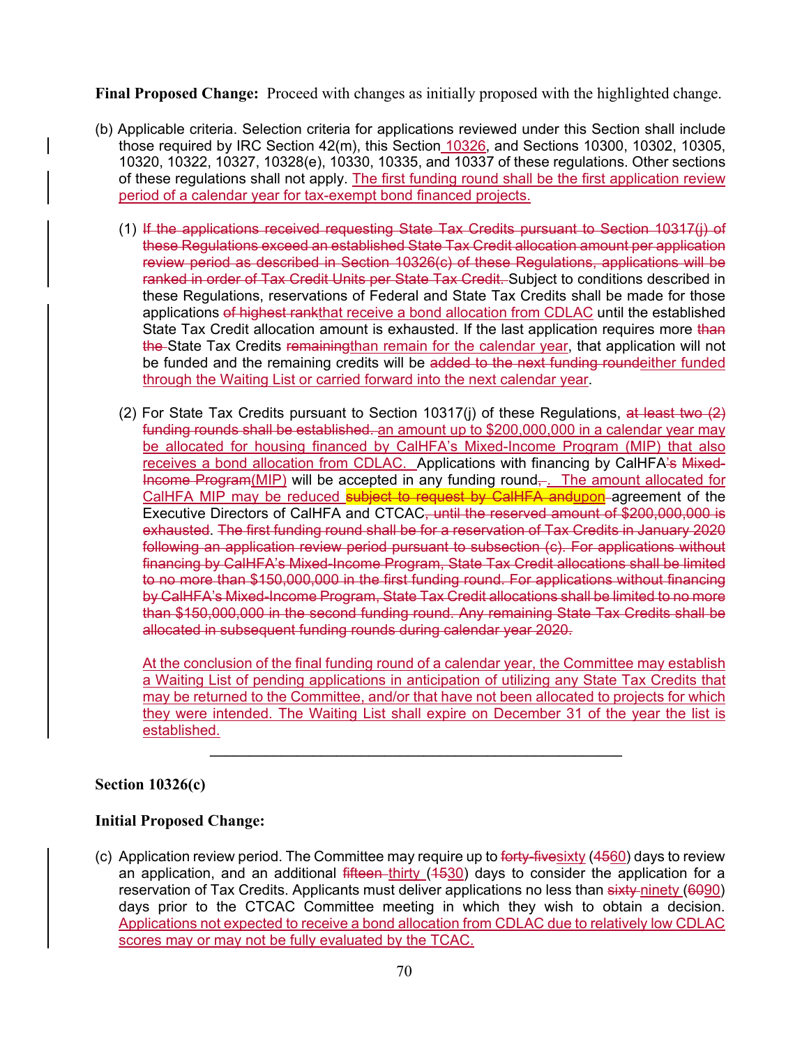**Final Proposed Change:** Proceed with changes as initially proposed with the highlighted change.

(b) Applicable criteria. Selection criteria for applications reviewed under this Section shall include those required by IRC Section 42(m), this Section 10326, and Sections 10300, 10302, 10305, 10320, 10322, 10327, 10328(e), 10330, 10335, and 10337 of these regulations. Other sections of these regulations shall not apply. The first funding round shall be the first application review period of a calendar year for tax-exempt bond financed projects.

(1) ~~If the applications received requesting State Tax Credits pursuant to Section 10317(j) of these Regulations exceed an established State Tax Credit allocation amount per application review period as described in Section 10326(c) of these Regulations, applications will be ranked in order of Tax Credit Units per State Tax Credit.~~ Subject to conditions described in these Regulations, reservations of Federal and State Tax Credits shall be made for those applications ~~of highest rank~~that receive a bond allocation from CDLAC until the established State Tax Credit allocation amount is exhausted. If the last application requires more ~~than the~~ State Tax Credits ~~remaining~~than remain for the calendar year, that application will not be funded and the remaining credits will be ~~added to the next funding round~~either funded through the Waiting List or carried forward into the next calendar year.

(2) For State Tax Credits pursuant to Section 10317(j) of these Regulations, ~~at least two (2) funding rounds shall be established.~~ an amount up to $200,000,000 in a calendar year may be allocated for housing financed by CalHFA's Mixed-Income Program (MIP) that also receives a bond allocation from CDLAC. Applications with financing by CalHFA~~'s Mixed-Income Program~~(MIP) will be accepted in any funding round~~,~~. The amount allocated for CalHFA MIP may be reduced ~~subject to request by CalHFA and~~upon agreement of the Executive Directors of CalHFA and CTCAC~~, until the reserved amount of $200,000,000 is exhausted~~. ~~The first funding round shall be for a reservation of Tax Credits in January 2020 following an application review period pursuant to subsection (c). For applications without financing by CalHFA's Mixed-Income Program, State Tax Credit allocations shall be limited to no more than $150,000,000 in the first funding round. For applications without financing by CalHFA's Mixed-Income Program, State Tax Credit allocations shall be limited to no more than $150,000,000 in the second funding round. Any remaining State Tax Credits shall be allocated in subsequent funding rounds during calendar year 2020.~~

At the conclusion of the final funding round of a calendar year, the Committee may establish a Waiting List of pending applications in anticipation of utilizing any State Tax Credits that may be returned to the Committee, and/or that have not been allocated to projects for which they were intended. The Waiting List shall expire on December 31 of the year the list is established.

---

**Section 10326(c)**

**Initial Proposed Change:**

(c) Application review period. The Committee may require up to ~~forty-five~~sixty (~~45~~60) days to review an application, and an additional ~~fifteen~~ thirty (~~15~~30) days to consider the application for a reservation of Tax Credits. Applicants must deliver applications no less than ~~sixty~~ ninety (~~60~~90) days prior to the CTCAC Committee meeting in which they wish to obtain a decision. Applications not expected to receive a bond allocation from CDLAC due to relatively low CDLAC scores may or may not be fully evaluated by the TCAC.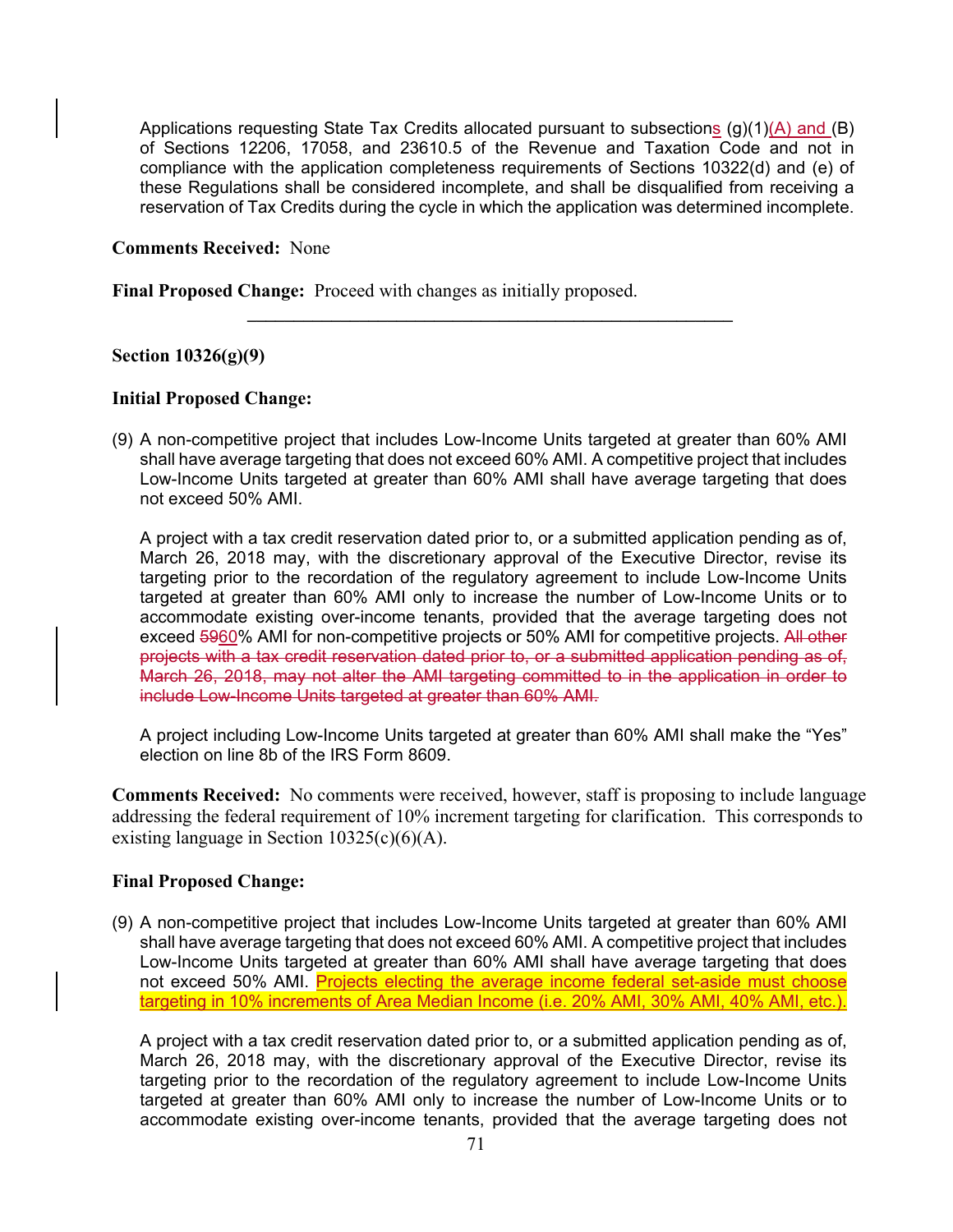Applications requesting State Tax Credits allocated pursuant to subsections (g)(1)(A) and (B) of Sections 12206, 17058, and 23610.5 of the Revenue and Taxation Code and not in compliance with the application completeness requirements of Sections 10322(d) and (e) of these Regulations shall be considered incomplete, and shall be disqualified from receiving a reservation of Tax Credits during the cycle in which the application was determined incomplete.

**Comments Received:** None

**Final Proposed Change:** Proceed with changes as initially proposed.

---

**Section 10326(g)(9)**

**Initial Proposed Change:**

(9) A non-competitive project that includes Low-Income Units targeted at greater than 60% AMI shall have average targeting that does not exceed 60% AMI. A competitive project that includes Low-Income Units targeted at greater than 60% AMI shall have average targeting that does not exceed 50% AMI.

A project with a tax credit reservation dated prior to, or a submitted application pending as of, March 26, 2018 may, with the discretionary approval of the Executive Director, revise its targeting prior to the recordation of the regulatory agreement to include Low-Income Units targeted at greater than 60% AMI only to increase the number of Low-Income Units or to accommodate existing over-income tenants, provided that the average targeting does not exceed ~~59~~60% AMI for non-competitive projects or 50% AMI for competitive projects. ~~All other projects with a tax credit reservation dated prior to, or a submitted application pending as of, March 26, 2018, may not alter the AMI targeting committed to in the application in order to include Low-Income Units targeted at greater than 60% AMI.~~

A project including Low-Income Units targeted at greater than 60% AMI shall make the "Yes" election on line 8b of the IRS Form 8609.

**Comments Received:** No comments were received, however, staff is proposing to include language addressing the federal requirement of 10% increment targeting for clarification. This corresponds to existing language in Section 10325(c)(6)(A).

**Final Proposed Change:**

(9) A non-competitive project that includes Low-Income Units targeted at greater than 60% AMI shall have average targeting that does not exceed 60% AMI. A competitive project that includes Low-Income Units targeted at greater than 60% AMI shall have average targeting that does not exceed 50% AMI. Projects electing the average income federal set-aside must choose targeting in 10% increments of Area Median Income (i.e. 20% AMI, 30% AMI, 40% AMI, etc.).

A project with a tax credit reservation dated prior to, or a submitted application pending as of, March 26, 2018 may, with the discretionary approval of the Executive Director, revise its targeting prior to the recordation of the regulatory agreement to include Low-Income Units targeted at greater than 60% AMI only to increase the number of Low-Income Units or to accommodate existing over-income tenants, provided that the average targeting does not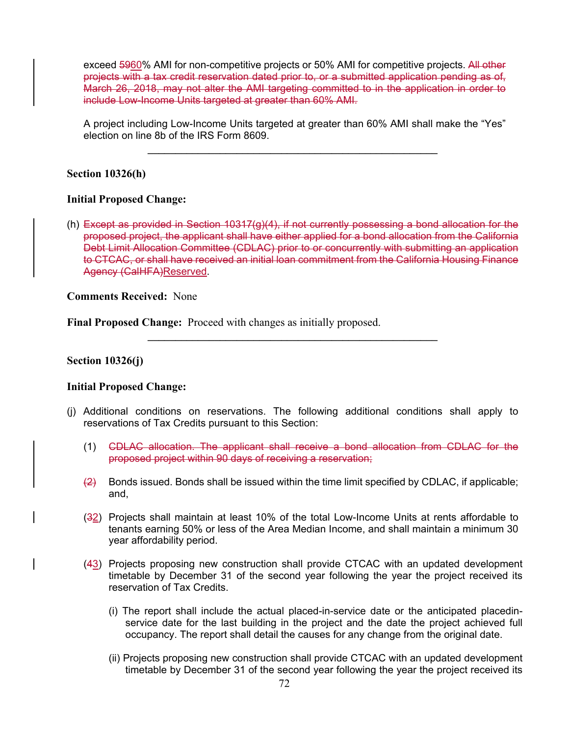exceed ~~59~~60% AMI for non-competitive projects or 50% AMI for competitive projects. ~~All other projects with a tax credit reservation dated prior to, or a submitted application pending as of, March 26, 2018, may not alter the AMI targeting committed to in the application in order to include Low-Income Units targeted at greater than 60% AMI.~~

A project including Low-Income Units targeted at greater than 60% AMI shall make the "Yes" election on line 8b of the IRS Form 8609.

---

**Section 10326(h)**

**Initial Proposed Change:**

(h) ~~Except as provided in Section 10317(g)(4), if not currently possessing a bond allocation for the proposed project, the applicant shall have either applied for a bond allocation from the California Debt Limit Allocation Committee (CDLAC) prior to or concurrently with submitting an application to CTCAC, or shall have received an initial loan commitment from the California Housing Finance Agency (CalHFA)~~<u>Reserved</u>.

**Comments Received:** None

**Final Proposed Change:** Proceed with changes as initially proposed.

---

**Section 10326(j)**

**Initial Proposed Change:**

(j) Additional conditions on reservations. The following additional conditions shall apply to reservations of Tax Credits pursuant to this Section:

(1) ~~CDLAC allocation. The applicant shall receive a bond allocation from CDLAC for the proposed project within 90 days of receiving a reservation;~~

~~(2)~~ Bonds issued. Bonds shall be issued within the time limit specified by CDLAC, if applicable; and,

(~~3~~<u>2</u>) Projects shall maintain at least 10% of the total Low-Income Units at rents affordable to tenants earning 50% or less of the Area Median Income, and shall maintain a minimum 30 year affordability period.

(~~4~~<u>3</u>) Projects proposing new construction shall provide CTCAC with an updated development timetable by December 31 of the second year following the year the project received its reservation of Tax Credits.

(i) The report shall include the actual placed-in-service date or the anticipated placedin-service date for the last building in the project and the date the project achieved full occupancy. The report shall detail the causes for any change from the original date.

(ii) Projects proposing new construction shall provide CTCAC with an updated development timetable by December 31 of the second year following the year the project received its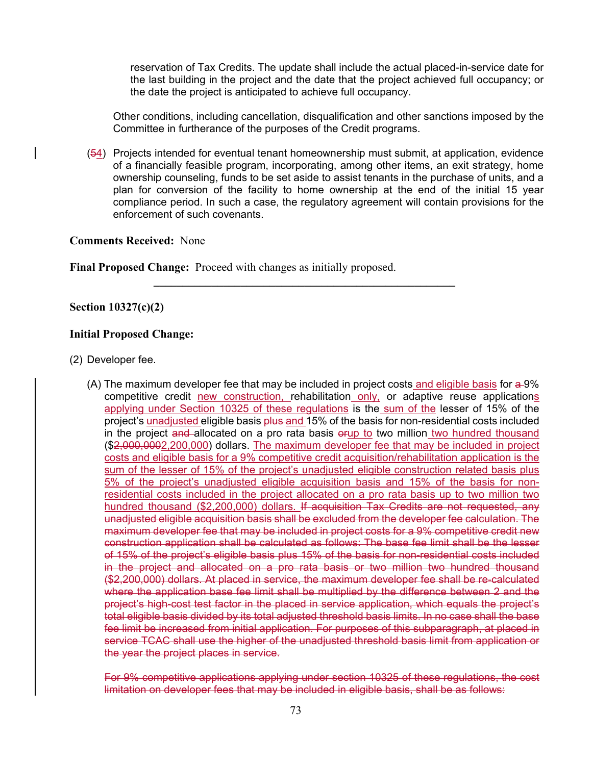reservation of Tax Credits. The update shall include the actual placed-in-service date for the last building in the project and the date that the project achieved full occupancy; or the date the project is anticipated to achieve full occupancy.

Other conditions, including cancellation, disqualification and other sanctions imposed by the Committee in furtherance of the purposes of the Credit programs.

(~~5~~4) Projects intended for eventual tenant homeownership must submit, at application, evidence of a financially feasible program, incorporating, among other items, an exit strategy, home ownership counseling, funds to be set aside to assist tenants in the purchase of units, and a plan for conversion of the facility to home ownership at the end of the initial 15 year compliance period. In such a case, the regulatory agreement will contain provisions for the enforcement of such covenants.

**Comments Received:** None

**Final Proposed Change:** Proceed with changes as initially proposed.

---

**Section 10327(c)(2)**

**Initial Proposed Change:**

(2) Developer fee.

(A) The maximum developer fee that may be included in project costs and eligible basis for ~~a~~ 9% competitive credit new construction, rehabilitation only, or adaptive reuse applications applying under Section 10325 of these regulations is the sum of the lesser of 15% of the project's unadjusted eligible basis ~~plus~~ and 15% of the basis for non-residential costs included in the project ~~and~~ allocated on a pro rata basis ~~or~~up to two million two hundred thousand ($~~2,000,000~~2,200,000) dollars. The maximum developer fee that may be included in project costs and eligible basis for a 9% competitive credit acquisition/rehabilitation application is the sum of the lesser of 15% of the project's unadjusted eligible construction related basis plus 5% of the project's unadjusted eligible acquisition basis and 15% of the basis for non-residential costs included in the project allocated on a pro rata basis up to two million two hundred thousand ($2,200,000) dollars. ~~If acquisition Tax Credits are not requested, any unadjusted eligible acquisition basis shall be excluded from the developer fee calculation. The maximum developer fee that may be included in project costs for a 9% competitive credit new construction application shall be calculated as follows: The base fee limit shall be the lesser of 15% of the project's eligible basis plus 15% of the basis for non-residential costs included in the project and allocated on a pro rata basis or two million two hundred thousand ($2,200,000) dollars. At placed in service, the maximum developer fee shall be re-calculated where the application base fee limit shall be multiplied by the difference between 2 and the project's high-cost test factor in the placed in service application, which equals the project's total eligible basis divided by its total adjusted threshold basis limits. In no case shall the base fee limit be increased from initial application. For purposes of this subparagraph, at placed in service TCAC shall use the higher of the unadjusted threshold basis limit from application or the year the project places in service.~~

~~For 9% competitive applications applying under section 10325 of these regulations, the cost limitation on developer fees that may be included in eligible basis, shall be as follows:~~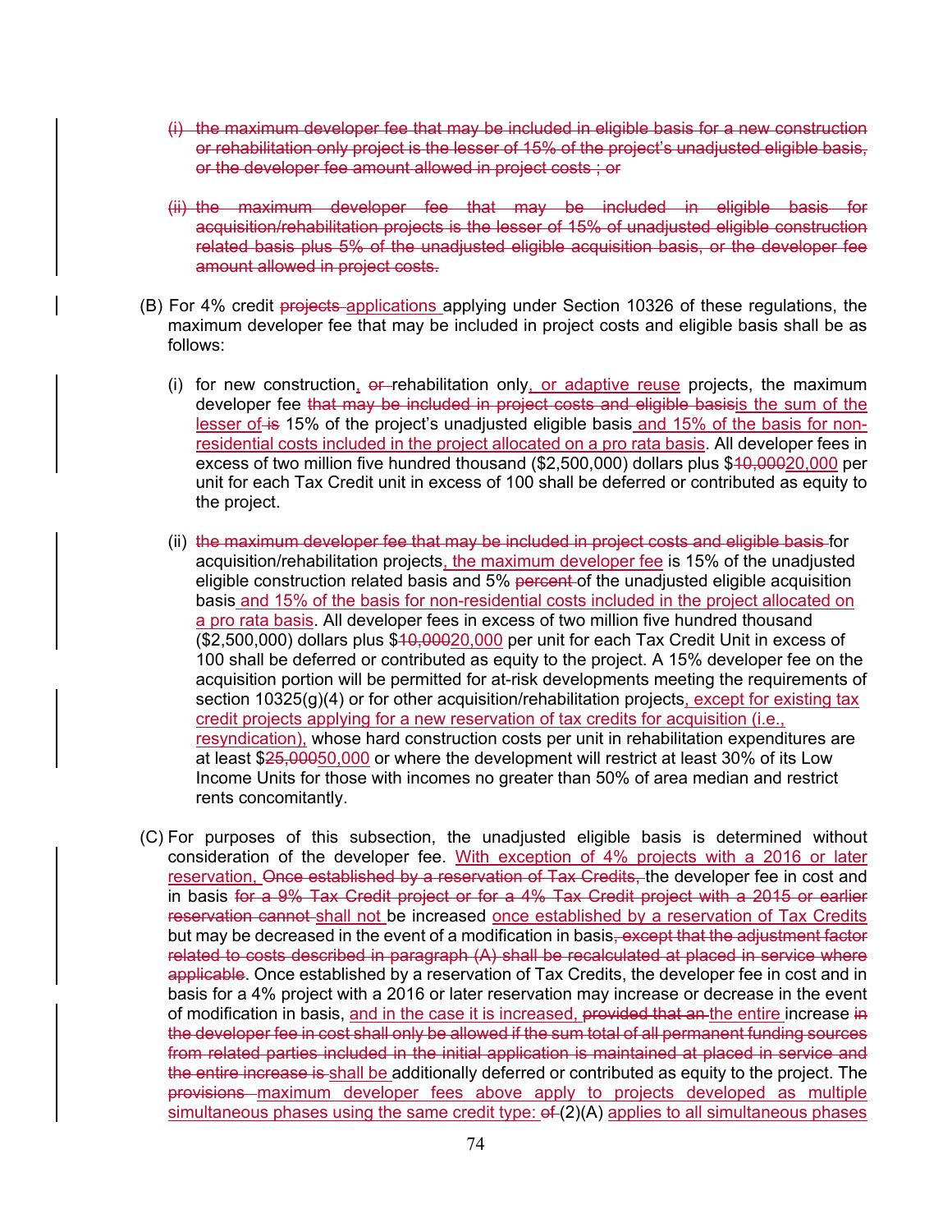(i) ~~the maximum developer fee that may be included in eligible basis for a new construction or rehabilitation only project is the lesser of 15% of the project's unadjusted eligible basis, or the developer fee amount allowed in project costs ; or~~

(ii) ~~the maximum developer fee that may be included in eligible basis for acquisition/rehabilitation projects is the lesser of 15% of unadjusted eligible construction related basis plus 5% of the unadjusted eligible acquisition basis, or the developer fee amount allowed in project costs.~~

(B) For 4% credit ~~projects~~ <u>applications</u> applying under Section 10326 of these regulations, the maximum developer fee that may be included in project costs and eligible basis shall be as follows:

(i) for new construction<u>,</u> ~~or~~ rehabilitation only<u>, or adaptive reuse</u> projects, the maximum developer fee ~~that may be included in project costs and eligible basis~~<u>is the sum of the lesser of</u> ~~is~~ 15% of the project's unadjusted eligible basis <u>and 15% of the basis for non-residential costs included in the project allocated on a pro rata basis</u>. All developer fees in excess of two million five hundred thousand ($2,500,000) dollars plus $~~10,000~~<u>20,000</u> per unit for each Tax Credit unit in excess of 100 shall be deferred or contributed as equity to the project.

(ii) ~~the maximum developer fee that may be included in project costs and eligible basis~~ for acquisition/rehabilitation projects<u>, the maximum developer fee</u> is 15% of the unadjusted eligible construction related basis and 5% ~~percent~~ of the unadjusted eligible acquisition basis <u>and 15% of the basis for non-residential costs included in the project allocated on a pro rata basis</u>. All developer fees in excess of two million five hundred thousand ($2,500,000) dollars plus $~~10,000~~<u>20,000</u> per unit for each Tax Credit Unit in excess of 100 shall be deferred or contributed as equity to the project. A 15% developer fee on the acquisition portion will be permitted for at-risk developments meeting the requirements of section 10325(g)(4) or for other acquisition/rehabilitation projects<u>, except for existing tax credit projects applying for a new reservation of tax credits for acquisition (i.e., resyndication),</u> whose hard construction costs per unit in rehabilitation expenditures are at least $~~25,000~~<u>50,000</u> or where the development will restrict at least 30% of its Low Income Units for those with incomes no greater than 50% of area median and restrict rents concomitantly.

(C) For purposes of this subsection, the unadjusted eligible basis is determined without consideration of the developer fee. <u>With exception of 4% projects with a 2016 or later reservation,</u> ~~Once established by a reservation of Tax Credits,~~ the developer fee in cost and in basis ~~for a 9% Tax Credit project or for a 4% Tax Credit project with a 2015 or earlier reservation cannot~~ <u>shall not</u> be increased <u>once established by a reservation of Tax Credits</u> but may be decreased in the event of a modification in basis~~, except that the adjustment factor related to costs described in paragraph (A) shall be recalculated at placed in service where applicable~~. Once established by a reservation of Tax Credits, the developer fee in cost and in basis for a 4% project with a 2016 or later reservation may increase or decrease in the event of modification in basis, <u>and in the case it is increased,</u> ~~provided that an~~ <u>the entire</u> increase ~~in the developer fee in cost shall only be allowed if the sum total of all permanent funding sources from related parties included in the initial application is maintained at placed in service and the entire increase is~~ <u>shall be</u> additionally deferred or contributed as equity to the project. The ~~provisions~~ <u>maximum developer fees above apply to projects developed as multiple simultaneous phases using the same credit type:</u> ~~of~~ (2)(A) <u>applies to all simultaneous phases</u>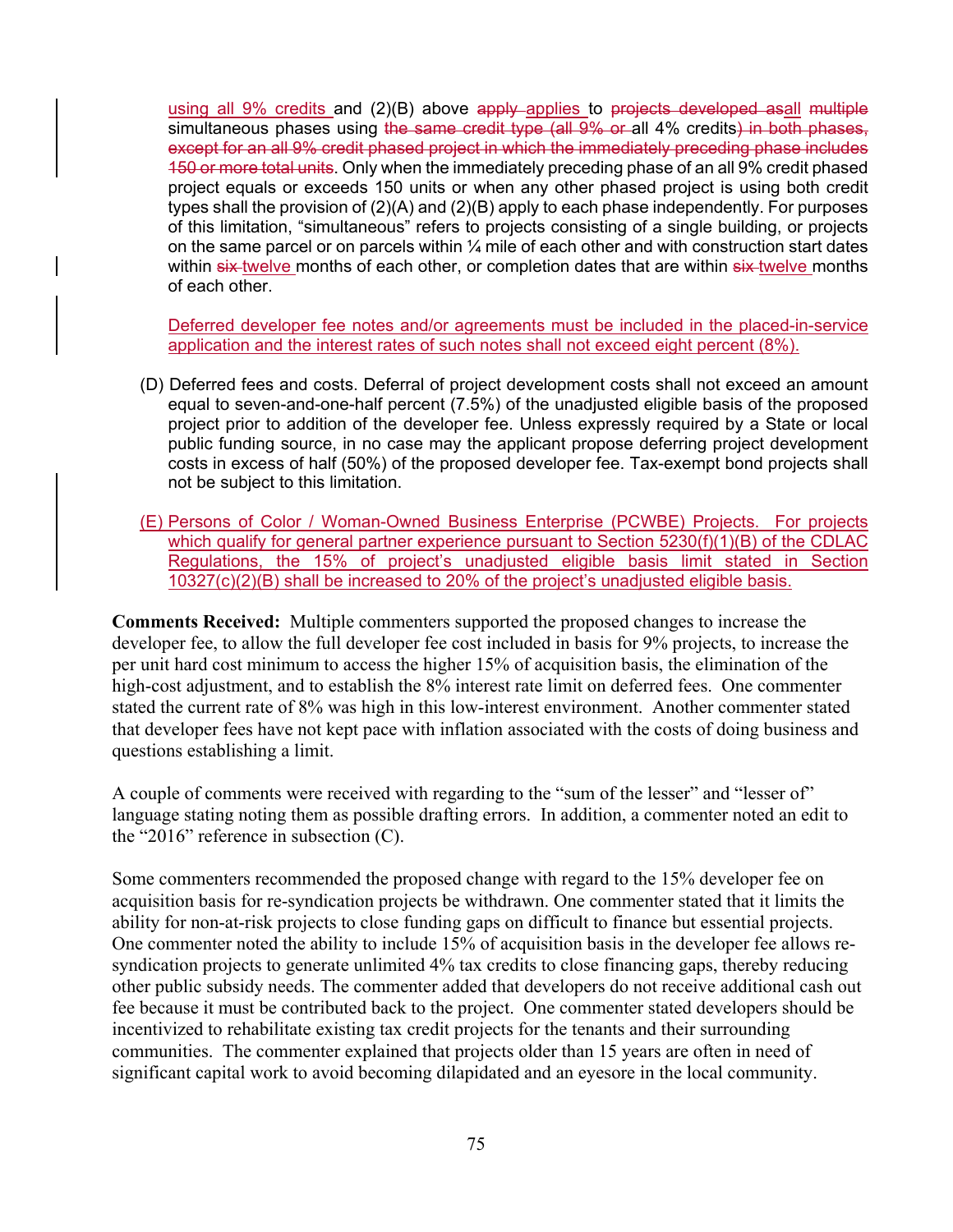using all 9% credits and (2)(B) above ~~apply~~ applies to ~~projects developed as~~all ~~multiple~~ simultaneous phases using ~~the same credit type (all 9% or~~ all 4% credits~~) in both phases, except for an all 9% credit phased project in which the immediately preceding phase includes 150 or more total units~~. Only when the immediately preceding phase of an all 9% credit phased project equals or exceeds 150 units or when any other phased project is using both credit types shall the provision of (2)(A) and (2)(B) apply to each phase independently. For purposes of this limitation, "simultaneous" refers to projects consisting of a single building, or projects on the same parcel or on parcels within ¼ mile of each other and with construction start dates within ~~six~~ twelve months of each other, or completion dates that are within ~~six~~ twelve months of each other.

Deferred developer fee notes and/or agreements must be included in the placed-in-service application and the interest rates of such notes shall not exceed eight percent (8%).

(D) Deferred fees and costs. Deferral of project development costs shall not exceed an amount equal to seven-and-one-half percent (7.5%) of the unadjusted eligible basis of the proposed project prior to addition of the developer fee. Unless expressly required by a State or local public funding source, in no case may the applicant propose deferring project development costs in excess of half (50%) of the proposed developer fee. Tax-exempt bond projects shall not be subject to this limitation.

(E) Persons of Color / Woman-Owned Business Enterprise (PCWBE) Projects. For projects which qualify for general partner experience pursuant to Section 5230(f)(1)(B) of the CDLAC Regulations, the 15% of project's unadjusted eligible basis limit stated in Section 10327(c)(2)(B) shall be increased to 20% of the project's unadjusted eligible basis.

**Comments Received:** Multiple commenters supported the proposed changes to increase the developer fee, to allow the full developer fee cost included in basis for 9% projects, to increase the per unit hard cost minimum to access the higher 15% of acquisition basis, the elimination of the high-cost adjustment, and to establish the 8% interest rate limit on deferred fees. One commenter stated the current rate of 8% was high in this low-interest environment. Another commenter stated that developer fees have not kept pace with inflation associated with the costs of doing business and questions establishing a limit.

A couple of comments were received with regarding to the "sum of the lesser" and "lesser of" language stating noting them as possible drafting errors. In addition, a commenter noted an edit to the "2016" reference in subsection (C).

Some commenters recommended the proposed change with regard to the 15% developer fee on acquisition basis for re-syndication projects be withdrawn. One commenter stated that it limits the ability for non-at-risk projects to close funding gaps on difficult to finance but essential projects. One commenter noted the ability to include 15% of acquisition basis in the developer fee allows re-syndication projects to generate unlimited 4% tax credits to close financing gaps, thereby reducing other public subsidy needs. The commenter added that developers do not receive additional cash out fee because it must be contributed back to the project. One commenter stated developers should be incentivized to rehabilitate existing tax credit projects for the tenants and their surrounding communities. The commenter explained that projects older than 15 years are often in need of significant capital work to avoid becoming dilapidated and an eyesore in the local community.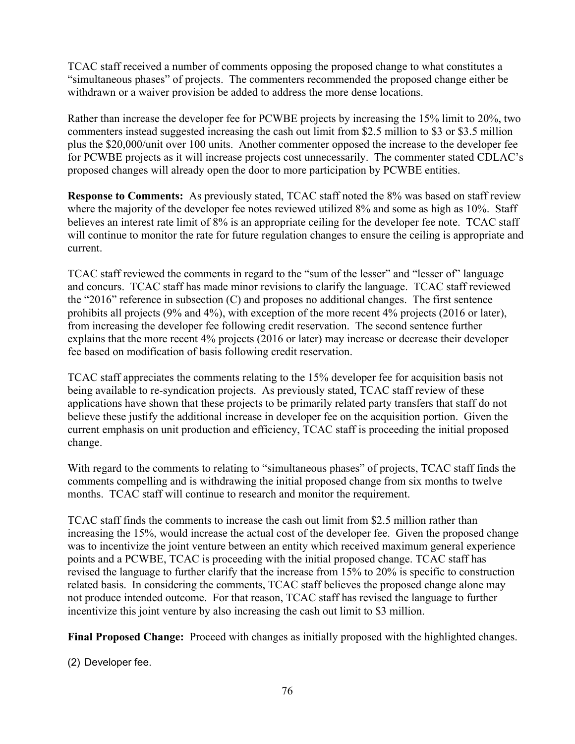TCAC staff received a number of comments opposing the proposed change to what constitutes a "simultaneous phases" of projects. The commenters recommended the proposed change either be withdrawn or a waiver provision be added to address the more dense locations.

Rather than increase the developer fee for PCWBE projects by increasing the 15% limit to 20%, two commenters instead suggested increasing the cash out limit from \$2.5 million to \$3 or \$3.5 million plus the \$20,000/unit over 100 units. Another commenter opposed the increase to the developer fee for PCWBE projects as it will increase projects cost unnecessarily. The commenter stated CDLAC's proposed changes will already open the door to more participation by PCWBE entities.

**Response to Comments:** As previously stated, TCAC staff noted the 8% was based on staff review where the majority of the developer fee notes reviewed utilized 8% and some as high as 10%. Staff believes an interest rate limit of 8% is an appropriate ceiling for the developer fee note. TCAC staff will continue to monitor the rate for future regulation changes to ensure the ceiling is appropriate and current.

TCAC staff reviewed the comments in regard to the "sum of the lesser" and "lesser of" language and concurs. TCAC staff has made minor revisions to clarify the language. TCAC staff reviewed the "2016" reference in subsection (C) and proposes no additional changes. The first sentence prohibits all projects (9% and 4%), with exception of the more recent 4% projects (2016 or later), from increasing the developer fee following credit reservation. The second sentence further explains that the more recent 4% projects (2016 or later) may increase or decrease their developer fee based on modification of basis following credit reservation.

TCAC staff appreciates the comments relating to the 15% developer fee for acquisition basis not being available to re-syndication projects. As previously stated, TCAC staff review of these applications have shown that these projects to be primarily related party transfers that staff do not believe these justify the additional increase in developer fee on the acquisition portion. Given the current emphasis on unit production and efficiency, TCAC staff is proceeding the initial proposed change.

With regard to the comments to relating to "simultaneous phases" of projects, TCAC staff finds the comments compelling and is withdrawing the initial proposed change from six months to twelve months. TCAC staff will continue to research and monitor the requirement.

TCAC staff finds the comments to increase the cash out limit from \$2.5 million rather than increasing the 15%, would increase the actual cost of the developer fee. Given the proposed change was to incentivize the joint venture between an entity which received maximum general experience points and a PCWBE, TCAC is proceeding with the initial proposed change. TCAC staff has revised the language to further clarify that the increase from 15% to 20% is specific to construction related basis. In considering the comments, TCAC staff believes the proposed change alone may not produce intended outcome. For that reason, TCAC staff has revised the language to further incentivize this joint venture by also increasing the cash out limit to \$3 million.

**Final Proposed Change:** Proceed with changes as initially proposed with the highlighted changes.

(2) Developer fee.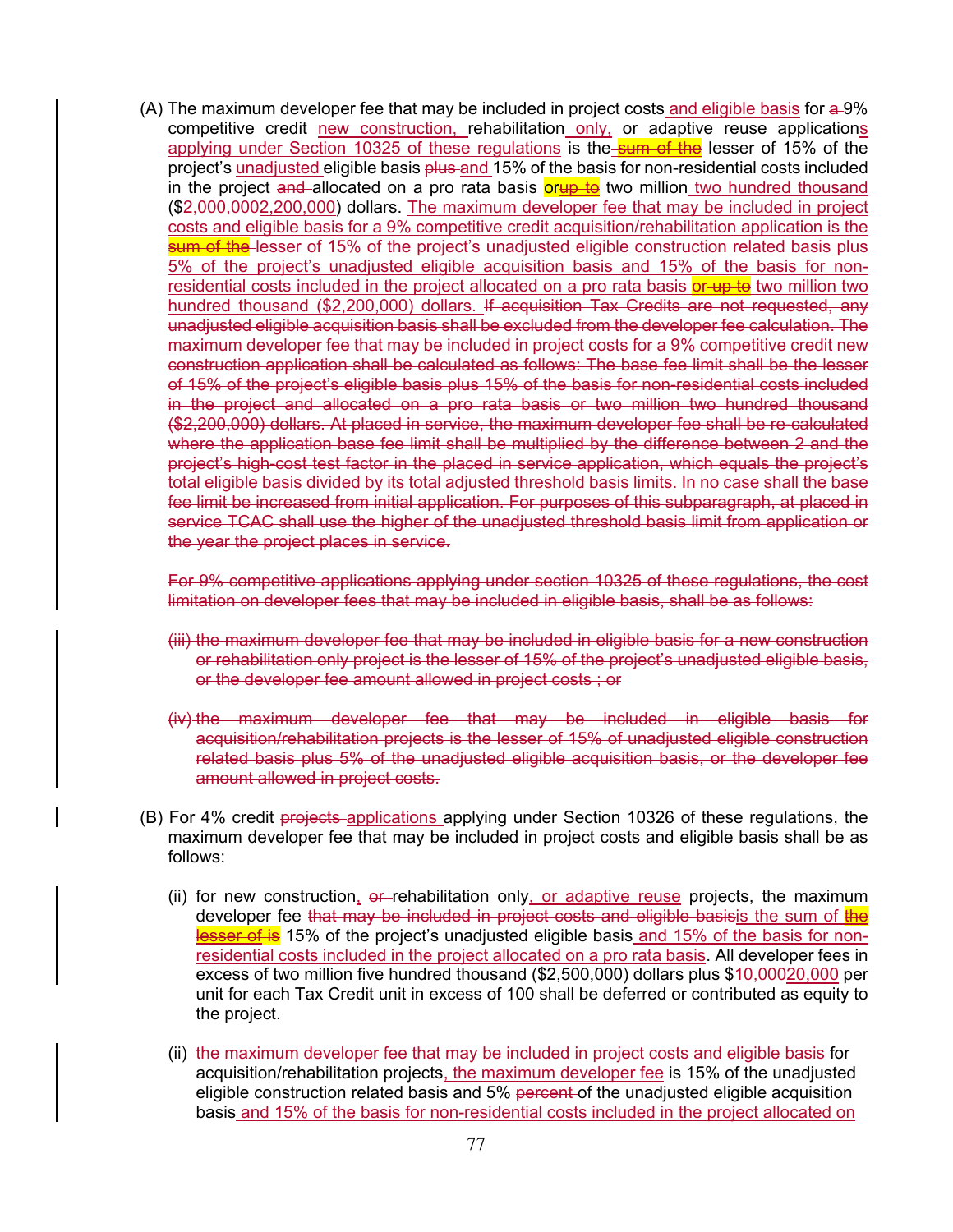(A) The maximum developer fee that may be included in project costs and eligible basis for a 9% competitive credit new construction, rehabilitation only, or adaptive reuse applications applying under Section 10325 of these regulations is the sum of the lesser of 15% of the project's unadjusted eligible basis plus and 15% of the basis for non-residential costs included in the project and allocated on a pro rata basis orup to two million two hundred thousand ($2,000,0002,200,000) dollars. The maximum developer fee that may be included in project costs and eligible basis for a 9% competitive credit acquisition/rehabilitation application is the sum of the lesser of 15% of the project's unadjusted eligible construction related basis plus 5% of the project's unadjusted eligible acquisition basis and 15% of the basis for non-residential costs included in the project allocated on a pro rata basis or up to two million two hundred thousand ($2,200,000) dollars. If acquisition Tax Credits are not requested, any unadjusted eligible acquisition basis shall be excluded from the developer fee calculation. The maximum developer fee that may be included in project costs for a 9% competitive credit new construction application shall be calculated as follows: The base fee limit shall be the lesser of 15% of the project's eligible basis plus 15% of the basis for non-residential costs included in the project and allocated on a pro rata basis or two million two hundred thousand ($2,200,000) dollars. At placed in service, the maximum developer fee shall be re-calculated where the application base fee limit shall be multiplied by the difference between 2 and the project's high-cost test factor in the placed in service application, which equals the project's total eligible basis divided by its total adjusted threshold basis limits. In no case shall the base fee limit be increased from initial application. For purposes of this subparagraph, at placed in service TCAC shall use the higher of the unadjusted threshold basis limit from application or the year the project places in service.

For 9% competitive applications applying under section 10325 of these regulations, the cost limitation on developer fees that may be included in eligible basis, shall be as follows:

(iii) the maximum developer fee that may be included in eligible basis for a new construction or rehabilitation only project is the lesser of 15% of the project's unadjusted eligible basis, or the developer fee amount allowed in project costs ; or

(iv) the maximum developer fee that may be included in eligible basis for acquisition/rehabilitation projects is the lesser of 15% of unadjusted eligible construction related basis plus 5% of the unadjusted eligible acquisition basis, or the developer fee amount allowed in project costs.

(B) For 4% credit projects applications applying under Section 10326 of these regulations, the maximum developer fee that may be included in project costs and eligible basis shall be as follows:

(ii) for new construction, or rehabilitation only, or adaptive reuse projects, the maximum developer fee that may be included in project costs and eligible basisis the sum of the lesser of is 15% of the project's unadjusted eligible basis and 15% of the basis for non-residential costs included in the project allocated on a pro rata basis. All developer fees in excess of two million five hundred thousand ($2,500,000) dollars plus $10,00020,000 per unit for each Tax Credit unit in excess of 100 shall be deferred or contributed as equity to the project.

(ii) the maximum developer fee that may be included in project costs and eligible basis for acquisition/rehabilitation projects, the maximum developer fee is 15% of the unadjusted eligible construction related basis and 5% percent of the unadjusted eligible acquisition basis and 15% of the basis for non-residential costs included in the project allocated on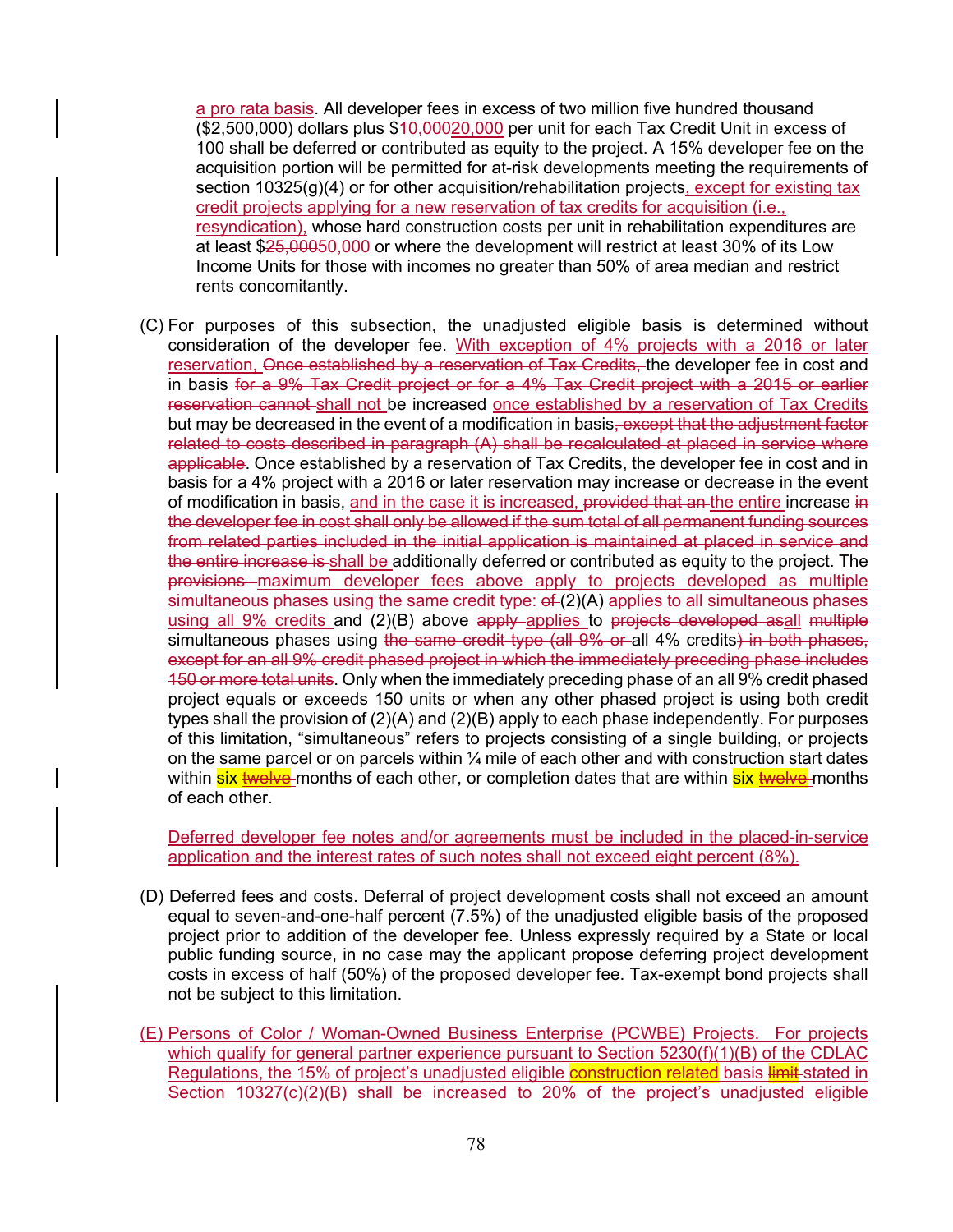a pro rata basis. All developer fees in excess of two million five hundred thousand ($2,500,000) dollars plus $10,00020,000 per unit for each Tax Credit Unit in excess of 100 shall be deferred or contributed as equity to the project. A 15% developer fee on the acquisition portion will be permitted for at-risk developments meeting the requirements of section 10325(g)(4) or for other acquisition/rehabilitation projects, except for existing tax credit projects applying for a new reservation of tax credits for acquisition (i.e., resyndication), whose hard construction costs per unit in rehabilitation expenditures are at least $25,00050,000 or where the development will restrict at least 30% of its Low Income Units for those with incomes no greater than 50% of area median and restrict rents concomitantly.

(C) For purposes of this subsection, the unadjusted eligible basis is determined without consideration of the developer fee. With exception of 4% projects with a 2016 or later reservation, Once established by a reservation of Tax Credits, the developer fee in cost and in basis for a 9% Tax Credit project or for a 4% Tax Credit project with a 2015 or earlier reservation cannot shall not be increased once established by a reservation of Tax Credits but may be decreased in the event of a modification in basis, except that the adjustment factor related to costs described in paragraph (A) shall be recalculated at placed in service where applicable. Once established by a reservation of Tax Credits, the developer fee in cost and in basis for a 4% project with a 2016 or later reservation may increase or decrease in the event of modification in basis, and in the case it is increased, provided that an the entire increase in the developer fee in cost shall only be allowed if the sum total of all permanent funding sources from related parties included in the initial application is maintained at placed in service and the entire increase is shall be additionally deferred or contributed as equity to the project. The provisions maximum developer fees above apply to projects developed as multiple simultaneous phases using the same credit type: of (2)(A) applies to all simultaneous phases using all 9% credits and (2)(B) above apply applies to projects developed asall multiple simultaneous phases using the same credit type (all 9% or all 4% credits) in both phases, except for an all 9% credit phased project in which the immediately preceding phase includes 150 or more total units. Only when the immediately preceding phase of an all 9% credit phased project equals or exceeds 150 units or when any other phased project is using both credit types shall the provision of (2)(A) and (2)(B) apply to each phase independently. For purposes of this limitation, “simultaneous” refers to projects consisting of a single building, or projects on the same parcel or on parcels within ¼ mile of each other and with construction start dates within six twelve months of each other, or completion dates that are within six twelve months of each other.

Deferred developer fee notes and/or agreements must be included in the placed-in-service application and the interest rates of such notes shall not exceed eight percent (8%).

(D) Deferred fees and costs. Deferral of project development costs shall not exceed an amount equal to seven-and-one-half percent (7.5%) of the unadjusted eligible basis of the proposed project prior to addition of the developer fee. Unless expressly required by a State or local public funding source, in no case may the applicant propose deferring project development costs in excess of half (50%) of the proposed developer fee. Tax-exempt bond projects shall not be subject to this limitation.

(E) Persons of Color / Woman-Owned Business Enterprise (PCWBE) Projects. For projects which qualify for general partner experience pursuant to Section 5230(f)(1)(B) of the CDLAC Regulations, the 15% of project's unadjusted eligible construction related basis limit stated in Section 10327(c)(2)(B) shall be increased to 20% of the project's unadjusted eligible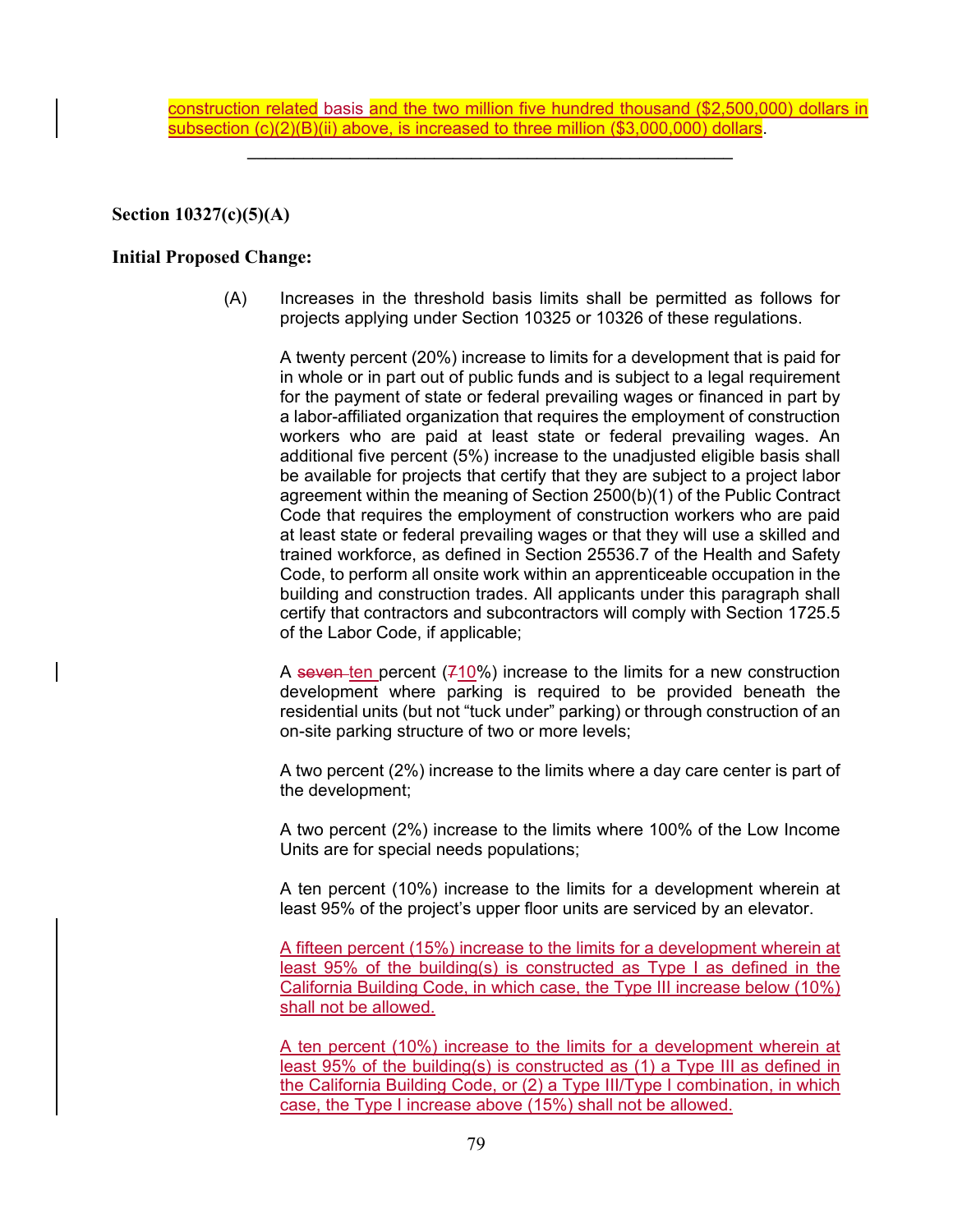construction related basis and the two million five hundred thousand ($2,500,000) dollars in subsection (c)(2)(B)(ii) above, is increased to three million ($3,000,000) dollars.

---

**Section 10327(c)(5)(A)**

**Initial Proposed Change:**

(A) Increases in the threshold basis limits shall be permitted as follows for projects applying under Section 10325 or 10326 of these regulations.

A twenty percent (20%) increase to limits for a development that is paid for in whole or in part out of public funds and is subject to a legal requirement for the payment of state or federal prevailing wages or financed in part by a labor-affiliated organization that requires the employment of construction workers who are paid at least state or federal prevailing wages. An additional five percent (5%) increase to the unadjusted eligible basis shall be available for projects that certify that they are subject to a project labor agreement within the meaning of Section 2500(b)(1) of the Public Contract Code that requires the employment of construction workers who are paid at least state or federal prevailing wages or that they will use a skilled and trained workforce, as defined in Section 25536.7 of the Health and Safety Code, to perform all onsite work within an apprenticeable occupation in the building and construction trades. All applicants under this paragraph shall certify that contractors and subcontractors will comply with Section 1725.5 of the Labor Code, if applicable;

A ~~seven~~ ten percent (~~7~~10%) increase to the limits for a new construction development where parking is required to be provided beneath the residential units (but not "tuck under" parking) or through construction of an on-site parking structure of two or more levels;

A two percent (2%) increase to the limits where a day care center is part of the development;

A two percent (2%) increase to the limits where 100% of the Low Income Units are for special needs populations;

A ten percent (10%) increase to the limits for a development wherein at least 95% of the project's upper floor units are serviced by an elevator.

A fifteen percent (15%) increase to the limits for a development wherein at least 95% of the building(s) is constructed as Type I as defined in the California Building Code, in which case, the Type III increase below (10%) shall not be allowed.

A ten percent (10%) increase to the limits for a development wherein at least 95% of the building(s) is constructed as (1) a Type III as defined in the California Building Code, or (2) a Type III/Type I combination, in which case, the Type I increase above (15%) shall not be allowed.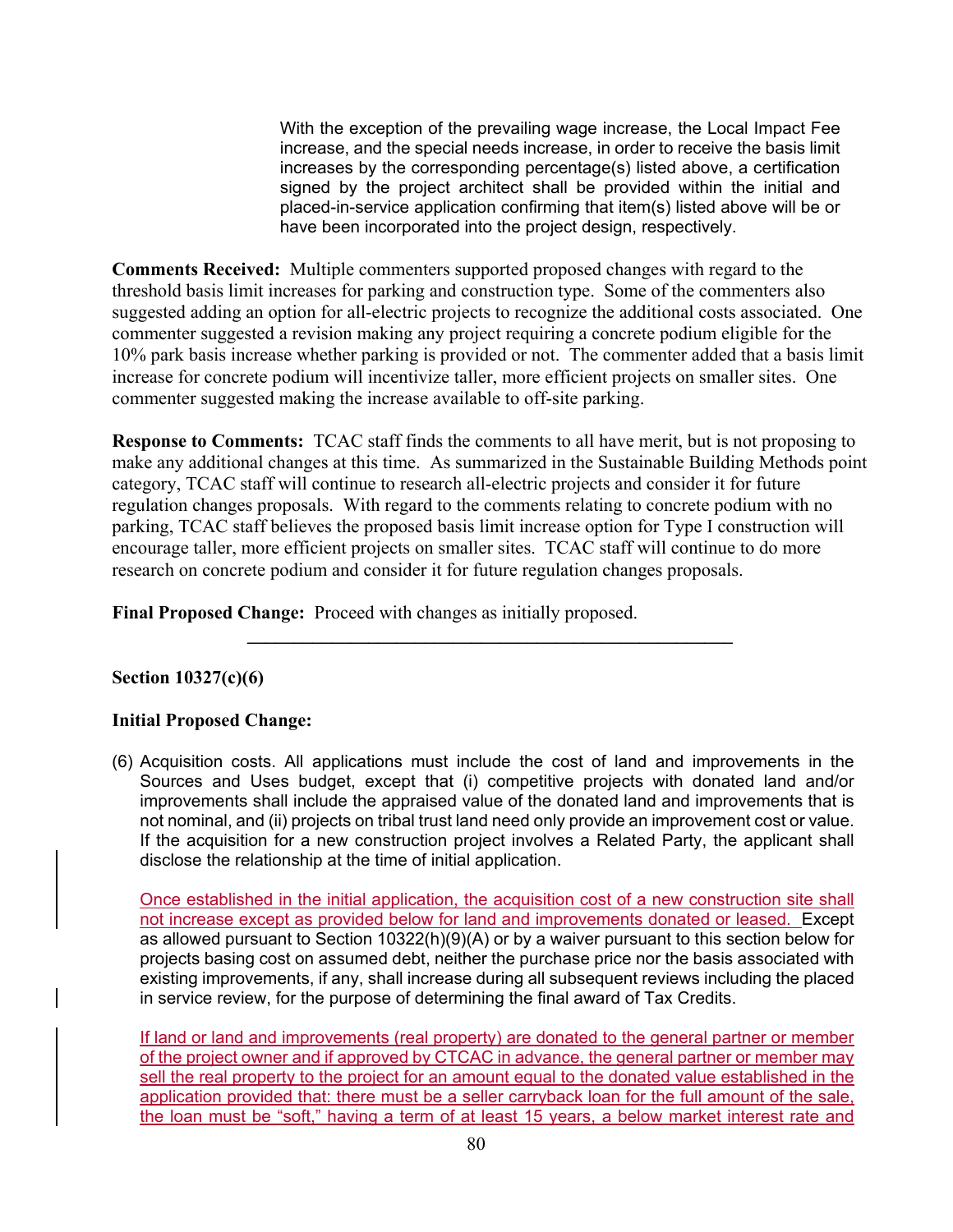With the exception of the prevailing wage increase, the Local Impact Fee increase, and the special needs increase, in order to receive the basis limit increases by the corresponding percentage(s) listed above, a certification signed by the project architect shall be provided within the initial and placed-in-service application confirming that item(s) listed above will be or have been incorporated into the project design, respectively.

**Comments Received:** Multiple commenters supported proposed changes with regard to the threshold basis limit increases for parking and construction type. Some of the commenters also suggested adding an option for all-electric projects to recognize the additional costs associated. One commenter suggested a revision making any project requiring a concrete podium eligible for the 10% park basis increase whether parking is provided or not. The commenter added that a basis limit increase for concrete podium will incentivize taller, more efficient projects on smaller sites. One commenter suggested making the increase available to off-site parking.

**Response to Comments:** TCAC staff finds the comments to all have merit, but is not proposing to make any additional changes at this time. As summarized in the Sustainable Building Methods point category, TCAC staff will continue to research all-electric projects and consider it for future regulation changes proposals. With regard to the comments relating to concrete podium with no parking, TCAC staff believes the proposed basis limit increase option for Type I construction will encourage taller, more efficient projects on smaller sites. TCAC staff will continue to do more research on concrete podium and consider it for future regulation changes proposals.

**Final Proposed Change:** Proceed with changes as initially proposed.

---

**Section 10327(c)(6)**

**Initial Proposed Change:**

(6) Acquisition costs. All applications must include the cost of land and improvements in the Sources and Uses budget, except that (i) competitive projects with donated land and/or improvements shall include the appraised value of the donated land and improvements that is not nominal, and (ii) projects on tribal trust land need only provide an improvement cost or value. If the acquisition for a new construction project involves a Related Party, the applicant shall disclose the relationship at the time of initial application.

Once established in the initial application, the acquisition cost of a new construction site shall not increase except as provided below for land and improvements donated or leased. Except as allowed pursuant to Section 10322(h)(9)(A) or by a waiver pursuant to this section below for projects basing cost on assumed debt, neither the purchase price nor the basis associated with existing improvements, if any, shall increase during all subsequent reviews including the placed in service review, for the purpose of determining the final award of Tax Credits.

If land or land and improvements (real property) are donated to the general partner or member of the project owner and if approved by CTCAC in advance, the general partner or member may sell the real property to the project for an amount equal to the donated value established in the application provided that: there must be a seller carryback loan for the full amount of the sale, the loan must be "soft," having a term of at least 15 years, a below market interest rate and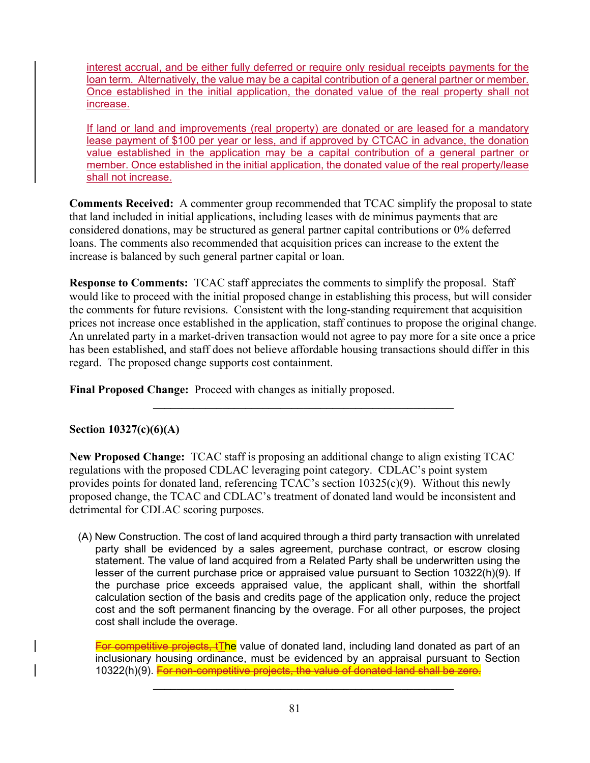interest accrual, and be either fully deferred or require only residual receipts payments for the loan term. Alternatively, the value may be a capital contribution of a general partner or member. Once established in the initial application, the donated value of the real property shall not increase.

If land or land and improvements (real property) are donated or are leased for a mandatory lease payment of $100 per year or less, and if approved by CTCAC in advance, the donation value established in the application may be a capital contribution of a general partner or member. Once established in the initial application, the donated value of the real property/lease shall not increase.

**Comments Received:** A commenter group recommended that TCAC simplify the proposal to state that land included in initial applications, including leases with de minimus payments that are considered donations, may be structured as general partner capital contributions or 0% deferred loans. The comments also recommended that acquisition prices can increase to the extent the increase is balanced by such general partner capital or loan.

**Response to Comments:** TCAC staff appreciates the comments to simplify the proposal. Staff would like to proceed with the initial proposed change in establishing this process, but will consider the comments for future revisions. Consistent with the long-standing requirement that acquisition prices not increase once established in the application, staff continues to propose the original change. An unrelated party in a market-driven transaction would not agree to pay more for a site once a price has been established, and staff does not believe affordable housing transactions should differ in this regard. The proposed change supports cost containment.

**Final Proposed Change:** Proceed with changes as initially proposed.

---

**Section 10327(c)(6)(A)**

**New Proposed Change:** TCAC staff is proposing an additional change to align existing TCAC regulations with the proposed CDLAC leveraging point category. CDLAC's point system provides points for donated land, referencing TCAC's section 10325(c)(9). Without this newly proposed change, the TCAC and CDLAC's treatment of donated land would be inconsistent and detrimental for CDLAC scoring purposes.

(A) New Construction. The cost of land acquired through a third party transaction with unrelated party shall be evidenced by a sales agreement, purchase contract, or escrow closing statement. The value of land acquired from a Related Party shall be underwritten using the lesser of the current purchase price or appraised value pursuant to Section 10322(h)(9). If the purchase price exceeds appraised value, the applicant shall, within the shortfall calculation section of the basis and credits page of the application only, reduce the project cost and the soft permanent financing by the overage. For all other purposes, the project cost shall include the overage.

~~For competitive projects, t~~The value of donated land, including land donated as part of an inclusionary housing ordinance, must be evidenced by an appraisal pursuant to Section 10322(h)(9). ~~For non-competitive projects, the value of donated land shall be zero.~~

---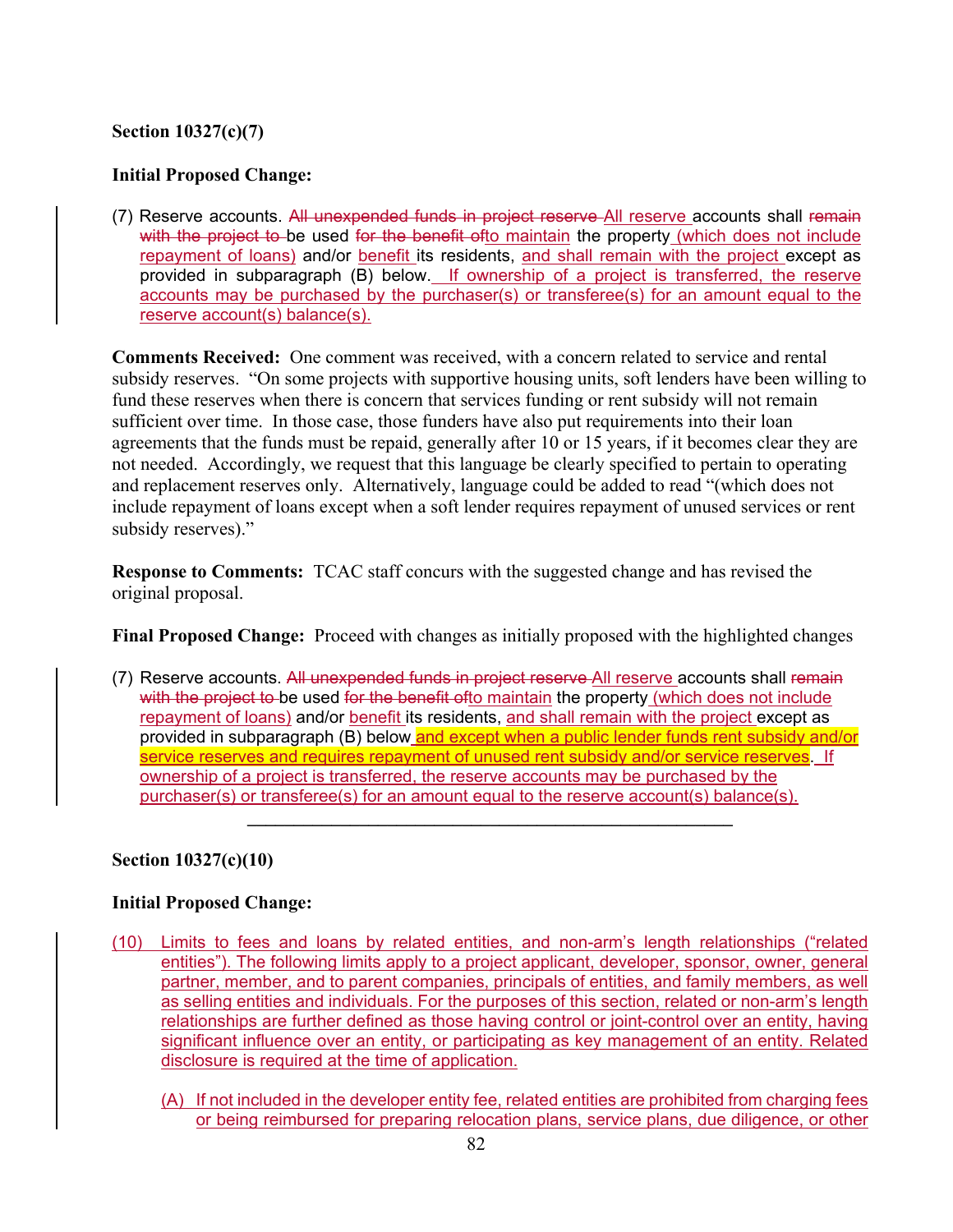**Section 10327(c)(7)**

**Initial Proposed Change:**

(7) Reserve accounts. ~~All unexpended funds in project reserve~~ All reserve accounts shall ~~remain with the project to~~ be used ~~for the benefit of~~to maintain the property (which does not include repayment of loans) and/or benefit its residents, and shall remain with the project except as provided in subparagraph (B) below. If ownership of a project is transferred, the reserve accounts may be purchased by the purchaser(s) or transferee(s) for an amount equal to the reserve account(s) balance(s).

**Comments Received:** One comment was received, with a concern related to service and rental subsidy reserves. "On some projects with supportive housing units, soft lenders have been willing to fund these reserves when there is concern that services funding or rent subsidy will not remain sufficient over time. In those case, those funders have also put requirements into their loan agreements that the funds must be repaid, generally after 10 or 15 years, if it becomes clear they are not needed. Accordingly, we request that this language be clearly specified to pertain to operating and replacement reserves only. Alternatively, language could be added to read "(which does not include repayment of loans except when a soft lender requires repayment of unused services or rent subsidy reserves)."

**Response to Comments:** TCAC staff concurs with the suggested change and has revised the original proposal.

**Final Proposed Change:** Proceed with changes as initially proposed with the highlighted changes

(7) Reserve accounts. ~~All unexpended funds in project reserve~~ All reserve accounts shall ~~remain with the project to~~ be used ~~for the benefit of~~to maintain the property (which does not include repayment of loans) and/or benefit its residents, and shall remain with the project except as provided in subparagraph (B) below and except when a public lender funds rent subsidy and/or service reserves and requires repayment of unused rent subsidy and/or service reserves. If ownership of a project is transferred, the reserve accounts may be purchased by the purchaser(s) or transferee(s) for an amount equal to the reserve account(s) balance(s).

---

**Section 10327(c)(10)**

**Initial Proposed Change:**

(10) Limits to fees and loans by related entities, and non-arm's length relationships ("related entities"). The following limits apply to a project applicant, developer, sponsor, owner, general partner, member, and to parent companies, principals of entities, and family members, as well as selling entities and individuals. For the purposes of this section, related or non-arm's length relationships are further defined as those having control or joint-control over an entity, having significant influence over an entity, or participating as key management of an entity. Related disclosure is required at the time of application.

(A) If not included in the developer entity fee, related entities are prohibited from charging fees or being reimbursed for preparing relocation plans, service plans, due diligence, or other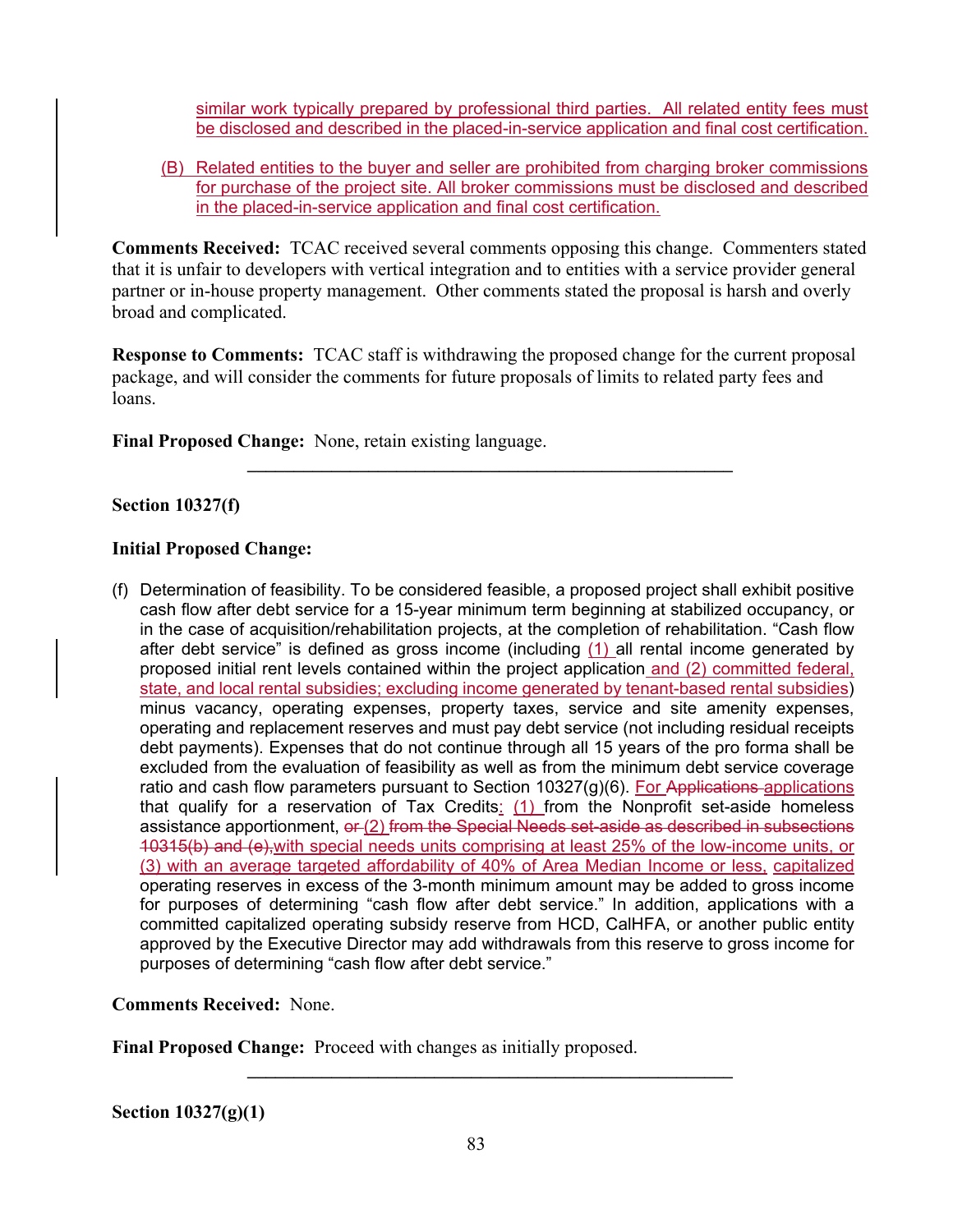similar work typically prepared by professional third parties. All related entity fees must be disclosed and described in the placed-in-service application and final cost certification.

(B) Related entities to the buyer and seller are prohibited from charging broker commissions for purchase of the project site. All broker commissions must be disclosed and described in the placed-in-service application and final cost certification.

**Comments Received:** TCAC received several comments opposing this change. Commenters stated that it is unfair to developers with vertical integration and to entities with a service provider general partner or in-house property management. Other comments stated the proposal is harsh and overly broad and complicated.

**Response to Comments:** TCAC staff is withdrawing the proposed change for the current proposal package, and will consider the comments for future proposals of limits to related party fees and loans.

**Final Proposed Change:** None, retain existing language.

---

**Section 10327(f)**

**Initial Proposed Change:**

(f) Determination of feasibility. To be considered feasible, a proposed project shall exhibit positive cash flow after debt service for a 15-year minimum term beginning at stabilized occupancy, or in the case of acquisition/rehabilitation projects, at the completion of rehabilitation. "Cash flow after debt service" is defined as gross income (including (1) all rental income generated by proposed initial rent levels contained within the project application and (2) committed federal, state, and local rental subsidies; excluding income generated by tenant-based rental subsidies) minus vacancy, operating expenses, property taxes, service and site amenity expenses, operating and replacement reserves and must pay debt service (not including residual receipts debt payments). Expenses that do not continue through all 15 years of the pro forma shall be excluded from the evaluation of feasibility as well as from the minimum debt service coverage ratio and cash flow parameters pursuant to Section 10327(g)(6). For ~~Applications~~ applications that qualify for a reservation of Tax Credits: (1) from the Nonprofit set-aside homeless assistance apportionment, ~~or~~ (2) ~~from the Special Needs set-aside as described in subsections 10315(b) and (e),~~ with special needs units comprising at least 25% of the low-income units, or (3) with an average targeted affordability of 40% of Area Median Income or less, capitalized operating reserves in excess of the 3-month minimum amount may be added to gross income for purposes of determining "cash flow after debt service." In addition, applications with a committed capitalized operating subsidy reserve from HCD, CalHFA, or another public entity approved by the Executive Director may add withdrawals from this reserve to gross income for purposes of determining "cash flow after debt service."

**Comments Received:** None.

**Final Proposed Change:** Proceed with changes as initially proposed.

---

**Section 10327(g)(1)**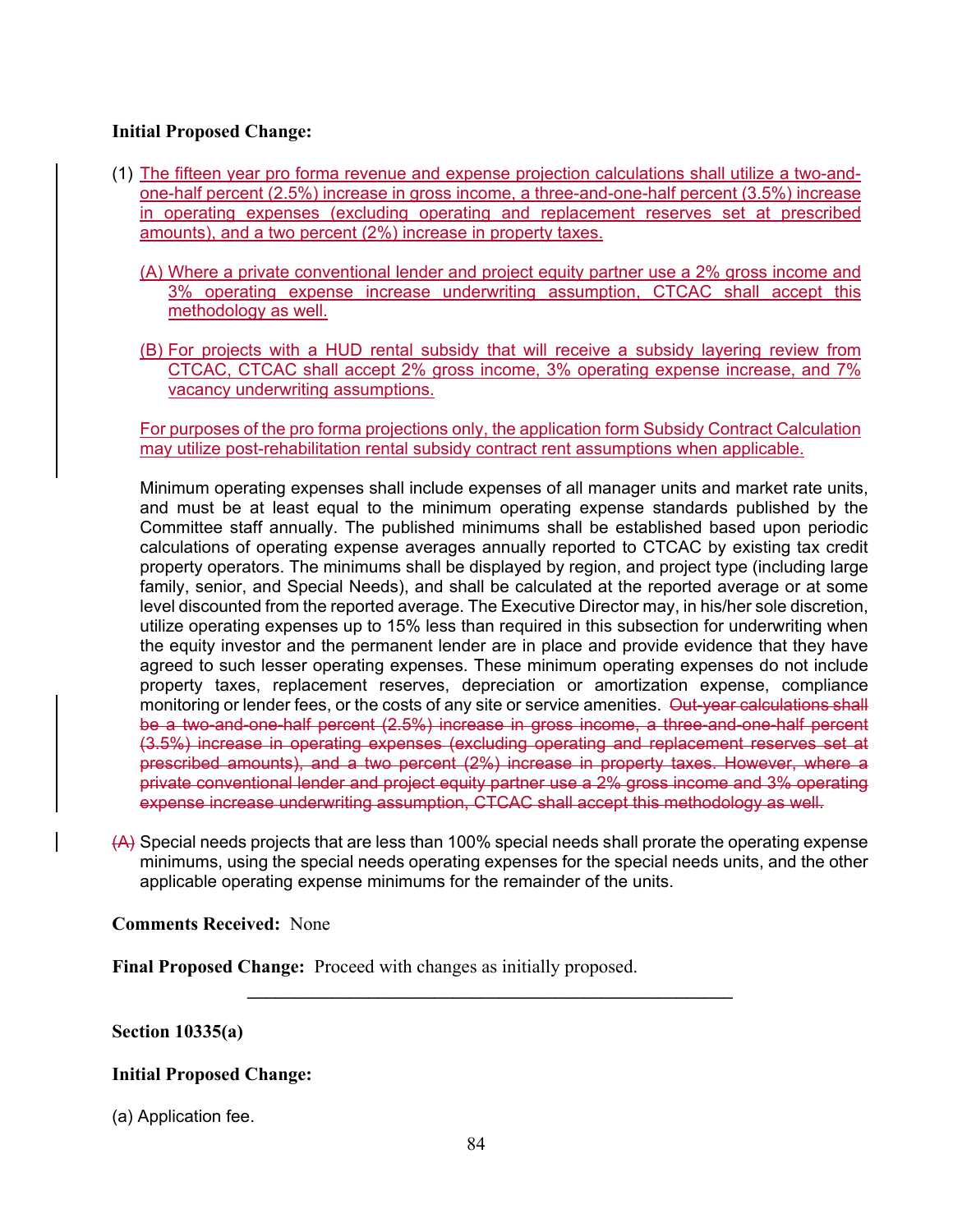**Initial Proposed Change:**

(1) The fifteen year pro forma revenue and expense projection calculations shall utilize a two-and-one-half percent (2.5%) increase in gross income, a three-and-one-half percent (3.5%) increase in operating expenses (excluding operating and replacement reserves set at prescribed amounts), and a two percent (2%) increase in property taxes.

(A) Where a private conventional lender and project equity partner use a 2% gross income and 3% operating expense increase underwriting assumption, CTCAC shall accept this methodology as well.

(B) For projects with a HUD rental subsidy that will receive a subsidy layering review from CTCAC, CTCAC shall accept 2% gross income, 3% operating expense increase, and 7% vacancy underwriting assumptions.

For purposes of the pro forma projections only, the application form Subsidy Contract Calculation may utilize post-rehabilitation rental subsidy contract rent assumptions when applicable.

Minimum operating expenses shall include expenses of all manager units and market rate units, and must be at least equal to the minimum operating expense standards published by the Committee staff annually. The published minimums shall be established based upon periodic calculations of operating expense averages annually reported to CTCAC by existing tax credit property operators. The minimums shall be displayed by region, and project type (including large family, senior, and Special Needs), and shall be calculated at the reported average or at some level discounted from the reported average. The Executive Director may, in his/her sole discretion, utilize operating expenses up to 15% less than required in this subsection for underwriting when the equity investor and the permanent lender are in place and provide evidence that they have agreed to such lesser operating expenses. These minimum operating expenses do not include property taxes, replacement reserves, depreciation or amortization expense, compliance monitoring or lender fees, or the costs of any site or service amenities. ~~Out-year calculations shall be a two-and-one-half percent (2.5%) increase in gross income, a three-and-one-half percent (3.5%) increase in operating expenses (excluding operating and replacement reserves set at prescribed amounts), and a two percent (2%) increase in property taxes. However, where a private conventional lender and project equity partner use a 2% gross income and 3% operating expense increase underwriting assumption, CTCAC shall accept this methodology as well.~~

~~(A)~~ Special needs projects that are less than 100% special needs shall prorate the operating expense minimums, using the special needs operating expenses for the special needs units, and the other applicable operating expense minimums for the remainder of the units.

**Comments Received:** None

**Final Proposed Change:** Proceed with changes as initially proposed.

---

**Section 10335(a)**

**Initial Proposed Change:**

(a) Application fee.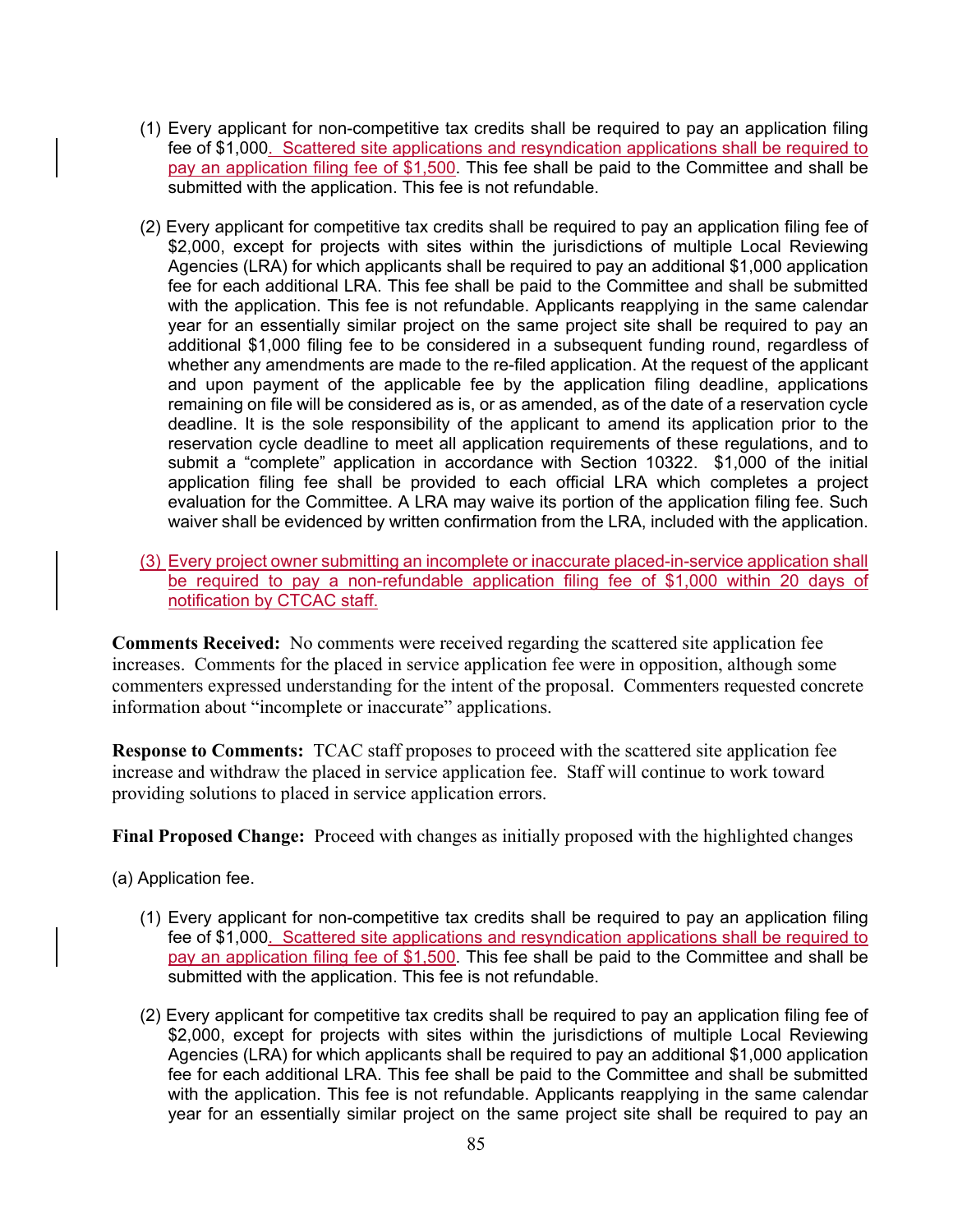(1) Every applicant for non-competitive tax credits shall be required to pay an application filing fee of $1,000. Scattered site applications and resyndication applications shall be required to pay an application filing fee of $1,500. This fee shall be paid to the Committee and shall be submitted with the application. This fee is not refundable.

(2) Every applicant for competitive tax credits shall be required to pay an application filing fee of $2,000, except for projects with sites within the jurisdictions of multiple Local Reviewing Agencies (LRA) for which applicants shall be required to pay an additional $1,000 application fee for each additional LRA. This fee shall be paid to the Committee and shall be submitted with the application. This fee is not refundable. Applicants reapplying in the same calendar year for an essentially similar project on the same project site shall be required to pay an additional $1,000 filing fee to be considered in a subsequent funding round, regardless of whether any amendments are made to the re-filed application. At the request of the applicant and upon payment of the applicable fee by the application filing deadline, applications remaining on file will be considered as is, or as amended, as of the date of a reservation cycle deadline. It is the sole responsibility of the applicant to amend its application prior to the reservation cycle deadline to meet all application requirements of these regulations, and to submit a "complete" application in accordance with Section 10322. $1,000 of the initial application filing fee shall be provided to each official LRA which completes a project evaluation for the Committee. A LRA may waive its portion of the application filing fee. Such waiver shall be evidenced by written confirmation from the LRA, included with the application.

(3) Every project owner submitting an incomplete or inaccurate placed-in-service application shall be required to pay a non-refundable application filing fee of $1,000 within 20 days of notification by CTCAC staff.

**Comments Received:** No comments were received regarding the scattered site application fee increases. Comments for the placed in service application fee were in opposition, although some commenters expressed understanding for the intent of the proposal. Commenters requested concrete information about "incomplete or inaccurate" applications.

**Response to Comments:** TCAC staff proposes to proceed with the scattered site application fee increase and withdraw the placed in service application fee. Staff will continue to work toward providing solutions to placed in service application errors.

**Final Proposed Change:** Proceed with changes as initially proposed with the highlighted changes

(a) Application fee.

(1) Every applicant for non-competitive tax credits shall be required to pay an application filing fee of $1,000. Scattered site applications and resyndication applications shall be required to pay an application filing fee of $1,500. This fee shall be paid to the Committee and shall be submitted with the application. This fee is not refundable.

(2) Every applicant for competitive tax credits shall be required to pay an application filing fee of $2,000, except for projects with sites within the jurisdictions of multiple Local Reviewing Agencies (LRA) for which applicants shall be required to pay an additional $1,000 application fee for each additional LRA. This fee shall be paid to the Committee and shall be submitted with the application. This fee is not refundable. Applicants reapplying in the same calendar year for an essentially similar project on the same project site shall be required to pay an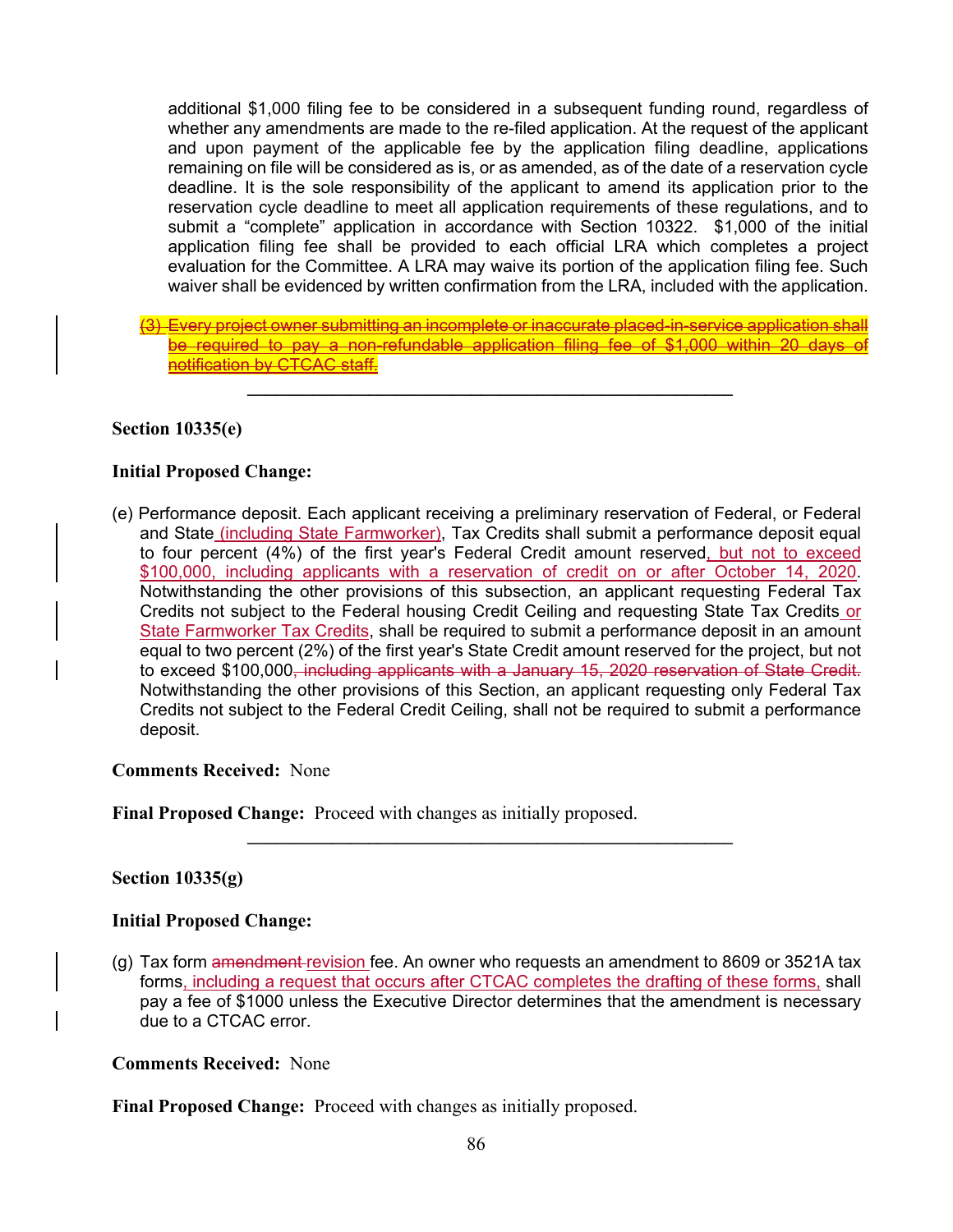additional $1,000 filing fee to be considered in a subsequent funding round, regardless of whether any amendments are made to the re-filed application. At the request of the applicant and upon payment of the applicable fee by the application filing deadline, applications remaining on file will be considered as is, or as amended, as of the date of a reservation cycle deadline. It is the sole responsibility of the applicant to amend its application prior to the reservation cycle deadline to meet all application requirements of these regulations, and to submit a "complete" application in accordance with Section 10322. $1,000 of the initial application filing fee shall be provided to each official LRA which completes a project evaluation for the Committee. A LRA may waive its portion of the application filing fee. Such waiver shall be evidenced by written confirmation from the LRA, included with the application.

~~(3) Every project owner submitting an incomplete or inaccurate placed-in-service application shall be required to pay a non-refundable application filing fee of $1,000 within 20 days of notification by CTCAC staff.~~

---

**Section 10335(e)**

**Initial Proposed Change:**

(e) Performance deposit. Each applicant receiving a preliminary reservation of Federal, or Federal and State (including State Farmworker), Tax Credits shall submit a performance deposit equal to four percent (4%) of the first year's Federal Credit amount reserved, but not to exceed $100,000, including applicants with a reservation of credit on or after October 14, 2020. Notwithstanding the other provisions of this subsection, an applicant requesting Federal Tax Credits not subject to the Federal housing Credit Ceiling and requesting State Tax Credits or State Farmworker Tax Credits, shall be required to submit a performance deposit in an amount equal to two percent (2%) of the first year's State Credit amount reserved for the project, but not to exceed $100,000~~, including applicants with a January 15, 2020 reservation of State Credit.~~ Notwithstanding the other provisions of this Section, an applicant requesting only Federal Tax Credits not subject to the Federal Credit Ceiling, shall not be required to submit a performance deposit.

**Comments Received:** None

**Final Proposed Change:** Proceed with changes as initially proposed.

---

**Section 10335(g)**

**Initial Proposed Change:**

(g) Tax form ~~amendment~~ revision fee. An owner who requests an amendment to 8609 or 3521A tax forms, including a request that occurs after CTCAC completes the drafting of these forms, shall pay a fee of $1000 unless the Executive Director determines that the amendment is necessary due to a CTCAC error.

**Comments Received:** None

**Final Proposed Change:** Proceed with changes as initially proposed.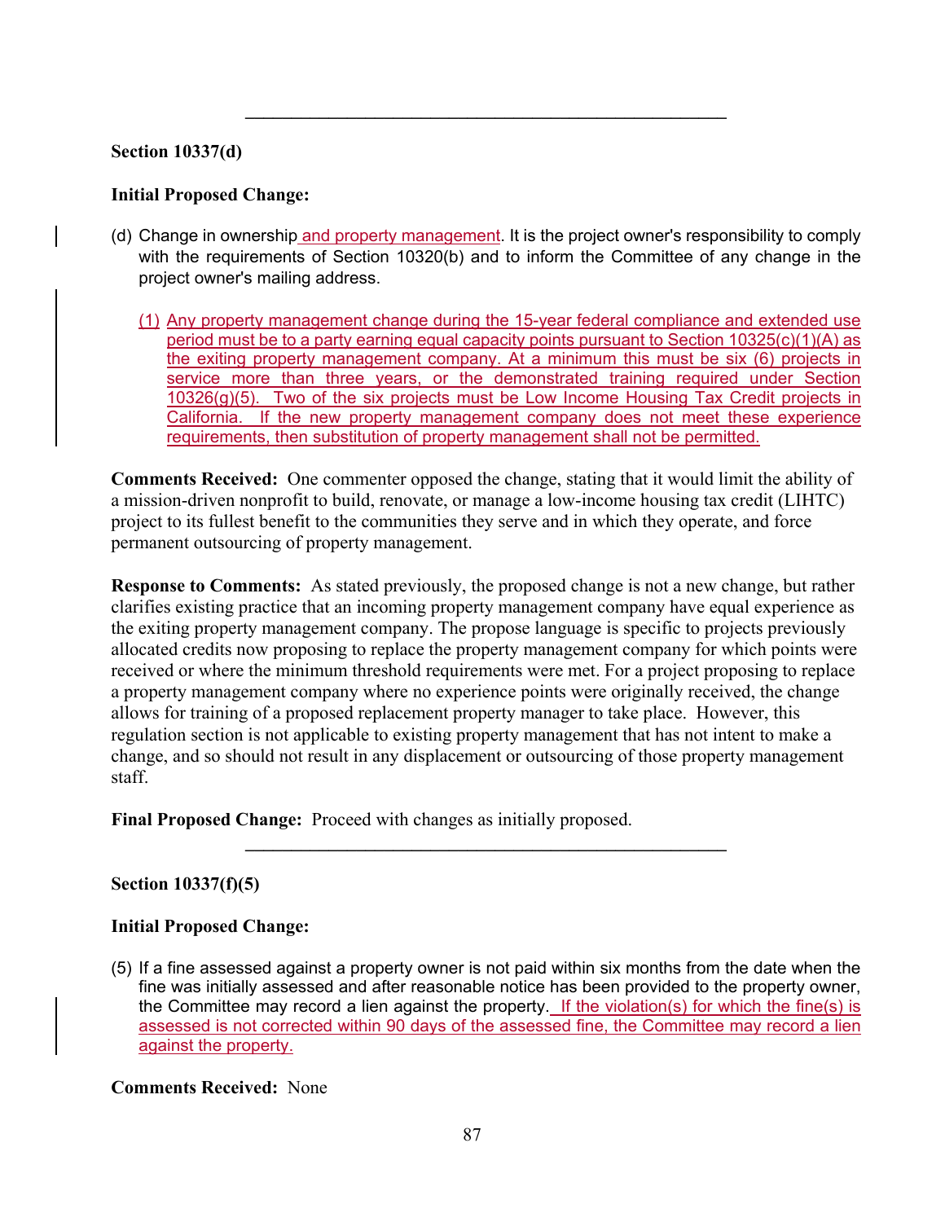---

**Section 10337(d)**

**Initial Proposed Change:**

(d) Change in ownership and property management. It is the project owner's responsibility to comply with the requirements of Section 10320(b) and to inform the Committee of any change in the project owner's mailing address.

(1) Any property management change during the 15-year federal compliance and extended use period must be to a party earning equal capacity points pursuant to Section 10325(c)(1)(A) as the exiting property management company. At a minimum this must be six (6) projects in service more than three years, or the demonstrated training required under Section 10326(g)(5). Two of the six projects must be Low Income Housing Tax Credit projects in California. If the new property management company does not meet these experience requirements, then substitution of property management shall not be permitted.

**Comments Received:** One commenter opposed the change, stating that it would limit the ability of a mission-driven nonprofit to build, renovate, or manage a low-income housing tax credit (LIHTC) project to its fullest benefit to the communities they serve and in which they operate, and force permanent outsourcing of property management.

**Response to Comments:** As stated previously, the proposed change is not a new change, but rather clarifies existing practice that an incoming property management company have equal experience as the exiting property management company. The propose language is specific to projects previously allocated credits now proposing to replace the property management company for which points were received or where the minimum threshold requirements were met. For a project proposing to replace a property management company where no experience points were originally received, the change allows for training of a proposed replacement property manager to take place. However, this regulation section is not applicable to existing property management that has not intent to make a change, and so should not result in any displacement or outsourcing of those property management staff.

**Final Proposed Change:** Proceed with changes as initially proposed.

---

**Section 10337(f)(5)**

**Initial Proposed Change:**

(5) If a fine assessed against a property owner is not paid within six months from the date when the fine was initially assessed and after reasonable notice has been provided to the property owner, the Committee may record a lien against the property. If the violation(s) for which the fine(s) is assessed is not corrected within 90 days of the assessed fine, the Committee may record a lien against the property.

**Comments Received:** None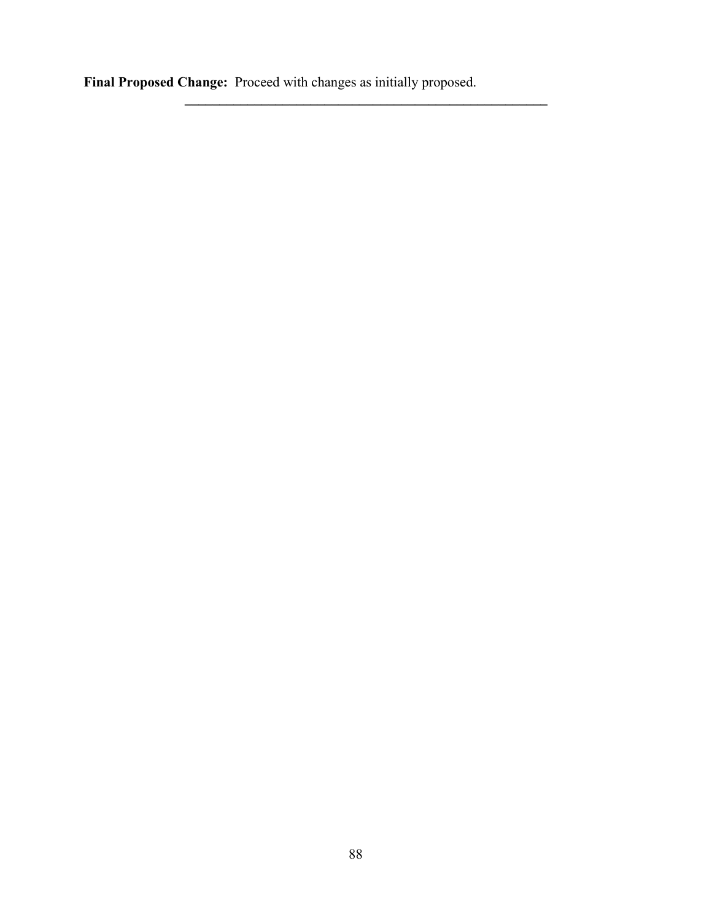**Final Proposed Change:** Proceed with changes as initially proposed.

---